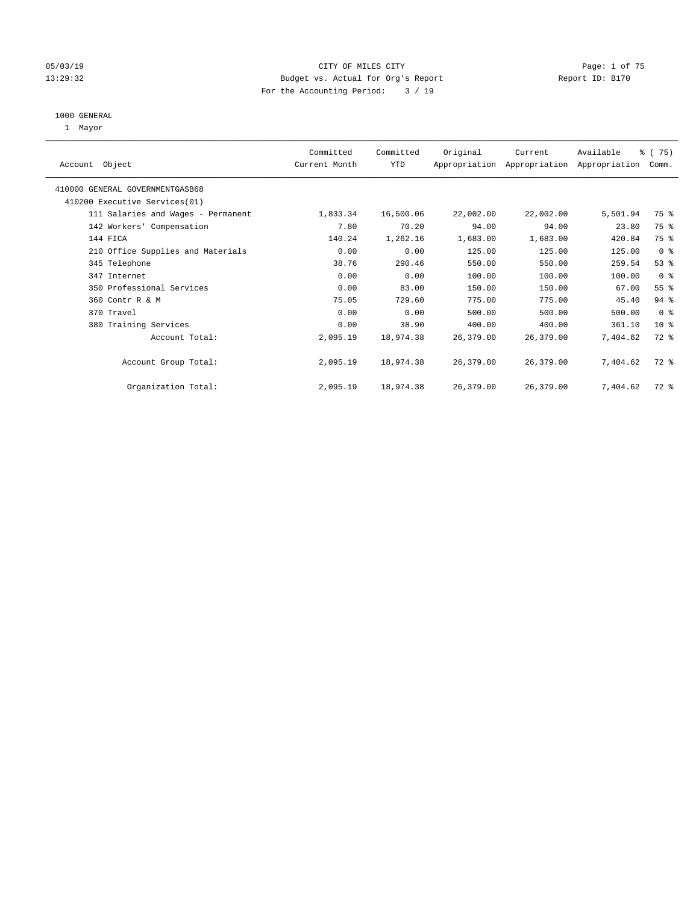# CITY OF MILES CITY

Budget vs. Actual for Org's Report

For the Accounting Period: 3 / 19

05/03/19
13:29:32

Report ID: B170

1000 GENERAL

1 Mayor

| Account Object | Committed Current Month | Committed YTD | Original Appropriation | Current Appropriation | Available Appropriation | % ( 75) Comm. |
|---|---|---|---|---|---|---|
| 410000 GENERAL GOVERNMENTGASB68 | | | | | | |
| 410200 Executive Services(01) | | | | | | |
| 111 Salaries and Wages - Permanent | 1,833.34 | 16,500.06 | 22,002.00 | 22,002.00 | 5,501.94 | 75 % |
| 142 Workers' Compensation | 7.80 | 70.20 | 94.00 | 94.00 | 23.80 | 75 % |
| 144 FICA | 140.24 | 1,262.16 | 1,683.00 | 1,683.00 | 420.84 | 75 % |
| 210 Office Supplies and Materials | 0.00 | 0.00 | 125.00 | 125.00 | 125.00 | 0 % |
| 345 Telephone | 38.76 | 290.46 | 550.00 | 550.00 | 259.54 | 53 % |
| 347 Internet | 0.00 | 0.00 | 100.00 | 100.00 | 100.00 | 0 % |
| 350 Professional Services | 0.00 | 83.00 | 150.00 | 150.00 | 67.00 | 55 % |
| 360 Contr R & M | 75.05 | 729.60 | 775.00 | 775.00 | 45.40 | 94 % |
| 370 Travel | 0.00 | 0.00 | 500.00 | 500.00 | 500.00 | 0 % |
| 380 Training Services | 0.00 | 38.90 | 400.00 | 400.00 | 361.10 | 10 % |
| Account Total: | 2,095.19 | 18,974.38 | 26,379.00 | 26,379.00 | 7,404.62 | 72 % |
| Account Group Total: | 2,095.19 | 18,974.38 | 26,379.00 | 26,379.00 | 7,404.62 | 72 % |
| Organization Total: | 2,095.19 | 18,974.38 | 26,379.00 | 26,379.00 | 7,404.62 | 72 % |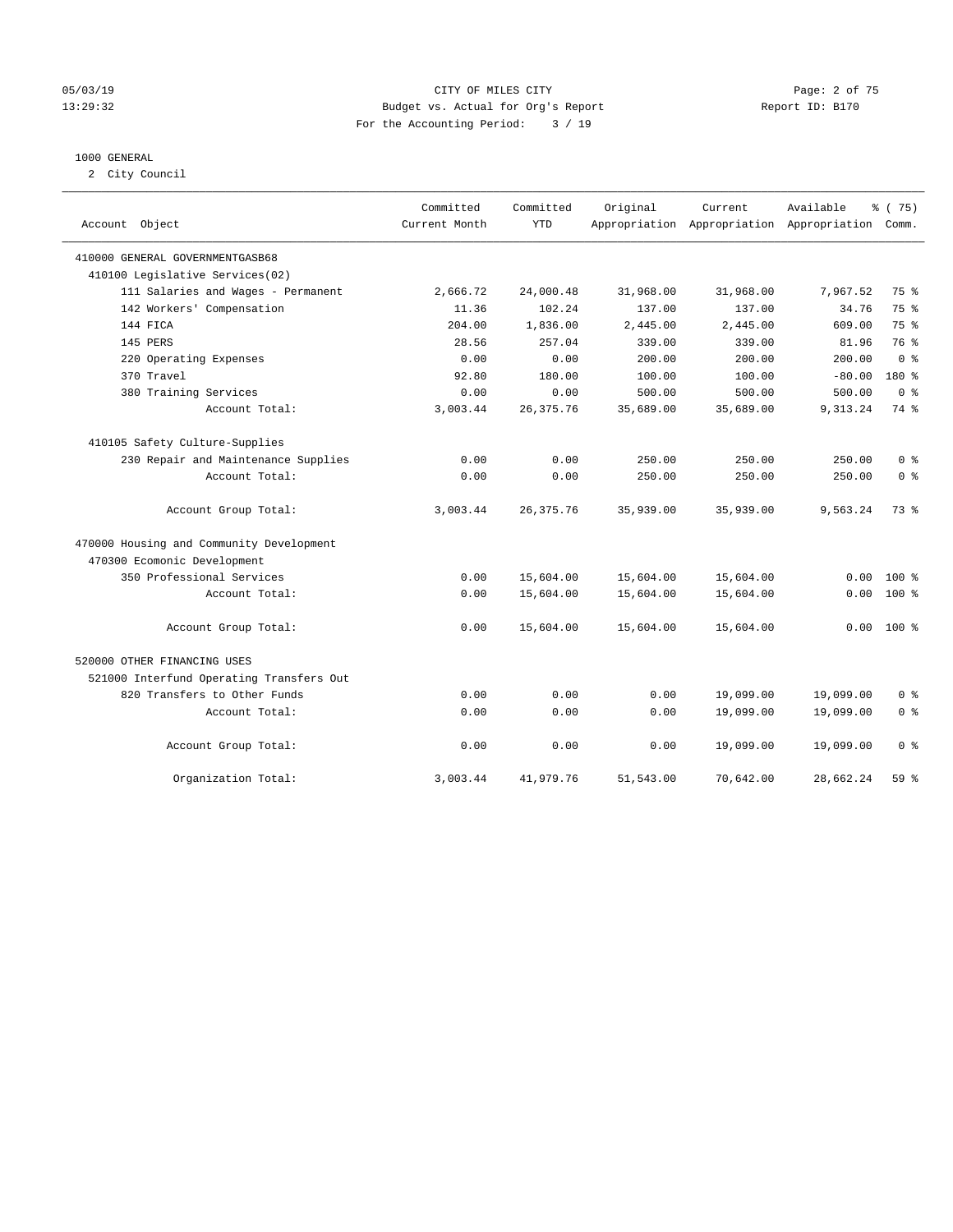CITY OF MILES CITY
Budget vs. Actual for Org's Report
For the Accounting Period: 3 / 19

05/03/19
13:29:32
Report ID: B170

1000 GENERAL
2 City Council

| Account Object | Committed Current Month | Committed YTD | Original Appropriation | Current Appropriation | Available Appropriation | % ( 75) Comm. |
|---|---|---|---|---|---|---|
| 410000 GENERAL GOVERNMENTGASB68 | | | | | | |
| 410100 Legislative Services(02) | | | | | | |
| 111 Salaries and Wages - Permanent | 2,666.72 | 24,000.48 | 31,968.00 | 31,968.00 | 7,967.52 | 75 % |
| 142 Workers' Compensation | 11.36 | 102.24 | 137.00 | 137.00 | 34.76 | 75 % |
| 144 FICA | 204.00 | 1,836.00 | 2,445.00 | 2,445.00 | 609.00 | 75 % |
| 145 PERS | 28.56 | 257.04 | 339.00 | 339.00 | 81.96 | 76 % |
| 220 Operating Expenses | 0.00 | 0.00 | 200.00 | 200.00 | 200.00 | 0 % |
| 370 Travel | 92.80 | 180.00 | 100.00 | 100.00 | -80.00 | 180 % |
| 380 Training Services | 0.00 | 0.00 | 500.00 | 500.00 | 500.00 | 0 % |
| Account Total: | 3,003.44 | 26,375.76 | 35,689.00 | 35,689.00 | 9,313.24 | 74 % |
| 410105 Safety Culture-Supplies | | | | | | |
| 230 Repair and Maintenance Supplies | 0.00 | 0.00 | 250.00 | 250.00 | 250.00 | 0 % |
| Account Total: | 0.00 | 0.00 | 250.00 | 250.00 | 250.00 | 0 % |
| Account Group Total: | 3,003.44 | 26,375.76 | 35,939.00 | 35,939.00 | 9,563.24 | 73 % |
| 470000 Housing and Community Development | | | | | | |
| 470300 Ecomonic Development | | | | | | |
| 350 Professional Services | 0.00 | 15,604.00 | 15,604.00 | 15,604.00 | 0.00 | 100 % |
| Account Total: | 0.00 | 15,604.00 | 15,604.00 | 15,604.00 | 0.00 | 100 % |
| Account Group Total: | 0.00 | 15,604.00 | 15,604.00 | 15,604.00 | 0.00 | 100 % |
| 520000 OTHER FINANCING USES | | | | | | |
| 521000 Interfund Operating Transfers Out | | | | | | |
| 820 Transfers to Other Funds | 0.00 | 0.00 | 0.00 | 19,099.00 | 19,099.00 | 0 % |
| Account Total: | 0.00 | 0.00 | 0.00 | 19,099.00 | 19,099.00 | 0 % |
| Account Group Total: | 0.00 | 0.00 | 0.00 | 19,099.00 | 19,099.00 | 0 % |
| Organization Total: | 3,003.44 | 41,979.76 | 51,543.00 | 70,642.00 | 28,662.24 | 59 % |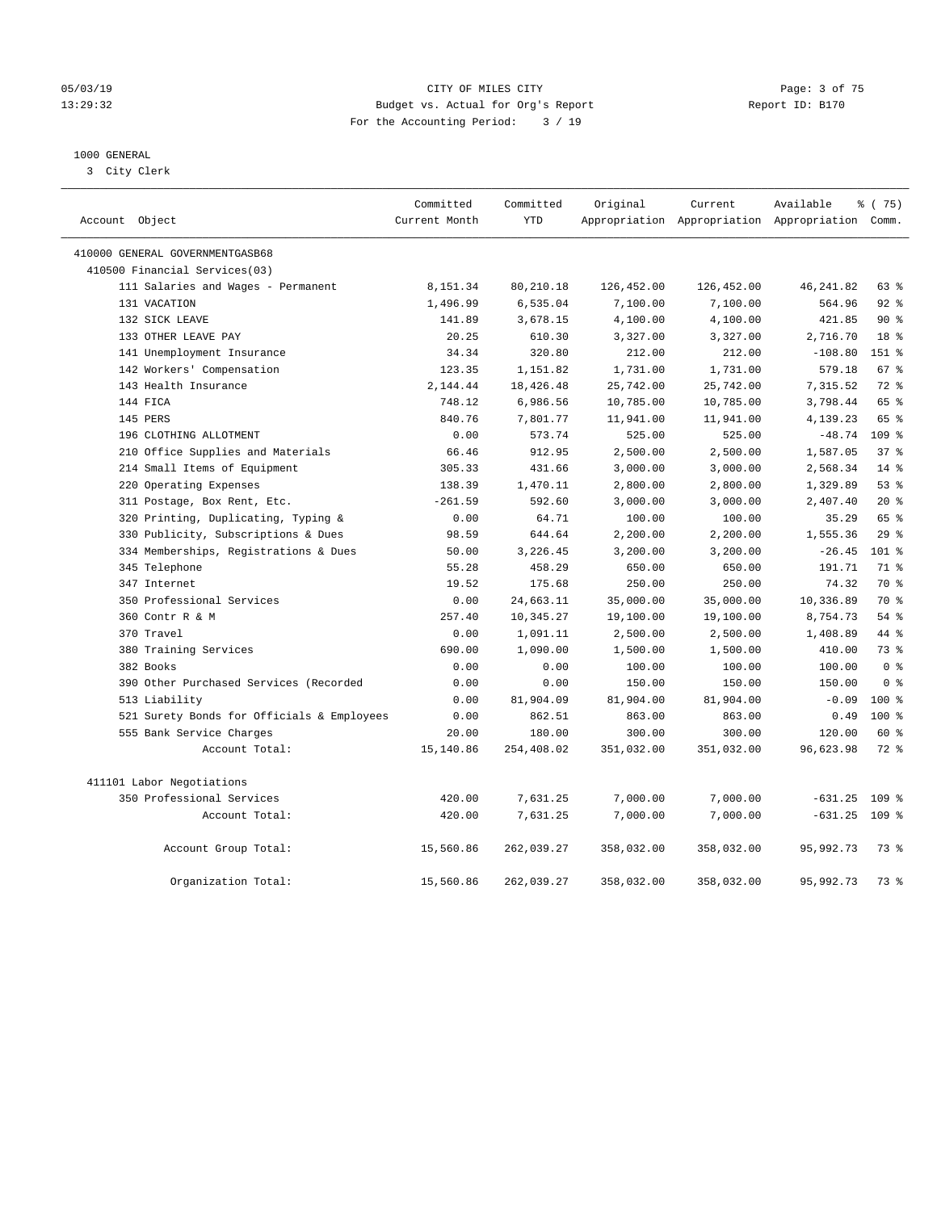CITY OF MILES CITY
Budget vs. Actual for Org's Report
For the Accounting Period: 3 / 19

05/03/19
13:29:32

Report ID: B170

1000 GENERAL
3 City Clerk

| Account Object | Committed Current Month | Committed YTD | Original Appropriation | Current Appropriation | Available Appropriation | % ( 75) Comm. |
|---|---|---|---|---|---|---|
| 410000 GENERAL GOVERNMENTGASB68 | | | | | | |
| 410500 Financial Services(03) | | | | | | |
| 111 Salaries and Wages - Permanent | 8,151.34 | 80,210.18 | 126,452.00 | 126,452.00 | 46,241.82 | 63 % |
| 131 VACATION | 1,496.99 | 6,535.04 | 7,100.00 | 7,100.00 | 564.96 | 92 % |
| 132 SICK LEAVE | 141.89 | 3,678.15 | 4,100.00 | 4,100.00 | 421.85 | 90 % |
| 133 OTHER LEAVE PAY | 20.25 | 610.30 | 3,327.00 | 3,327.00 | 2,716.70 | 18 % |
| 141 Unemployment Insurance | 34.34 | 320.80 | 212.00 | 212.00 | -108.80 | 151 % |
| 142 Workers' Compensation | 123.35 | 1,151.82 | 1,731.00 | 1,731.00 | 579.18 | 67 % |
| 143 Health Insurance | 2,144.44 | 18,426.48 | 25,742.00 | 25,742.00 | 7,315.52 | 72 % |
| 144 FICA | 748.12 | 6,986.56 | 10,785.00 | 10,785.00 | 3,798.44 | 65 % |
| 145 PERS | 840.76 | 7,801.77 | 11,941.00 | 11,941.00 | 4,139.23 | 65 % |
| 196 CLOTHING ALLOTMENT | 0.00 | 573.74 | 525.00 | 525.00 | -48.74 | 109 % |
| 210 Office Supplies and Materials | 66.46 | 912.95 | 2,500.00 | 2,500.00 | 1,587.05 | 37 % |
| 214 Small Items of Equipment | 305.33 | 431.66 | 3,000.00 | 3,000.00 | 2,568.34 | 14 % |
| 220 Operating Expenses | 138.39 | 1,470.11 | 2,800.00 | 2,800.00 | 1,329.89 | 53 % |
| 311 Postage, Box Rent, Etc. | -261.59 | 592.60 | 3,000.00 | 3,000.00 | 2,407.40 | 20 % |
| 320 Printing, Duplicating, Typing & | 0.00 | 64.71 | 100.00 | 100.00 | 35.29 | 65 % |
| 330 Publicity, Subscriptions & Dues | 98.59 | 644.64 | 2,200.00 | 2,200.00 | 1,555.36 | 29 % |
| 334 Memberships, Registrations & Dues | 50.00 | 3,226.45 | 3,200.00 | 3,200.00 | -26.45 | 101 % |
| 345 Telephone | 55.28 | 458.29 | 650.00 | 650.00 | 191.71 | 71 % |
| 347 Internet | 19.52 | 175.68 | 250.00 | 250.00 | 74.32 | 70 % |
| 350 Professional Services | 0.00 | 24,663.11 | 35,000.00 | 35,000.00 | 10,336.89 | 70 % |
| 360 Contr R & M | 257.40 | 10,345.27 | 19,100.00 | 19,100.00 | 8,754.73 | 54 % |
| 370 Travel | 0.00 | 1,091.11 | 2,500.00 | 2,500.00 | 1,408.89 | 44 % |
| 380 Training Services | 690.00 | 1,090.00 | 1,500.00 | 1,500.00 | 410.00 | 73 % |
| 382 Books | 0.00 | 0.00 | 100.00 | 100.00 | 100.00 | 0 % |
| 390 Other Purchased Services (Recorded | 0.00 | 0.00 | 150.00 | 150.00 | 150.00 | 0 % |
| 513 Liability | 0.00 | 81,904.09 | 81,904.00 | 81,904.00 | -0.09 | 100 % |
| 521 Surety Bonds for Officials & Employees | 0.00 | 862.51 | 863.00 | 863.00 | 0.49 | 100 % |
| 555 Bank Service Charges | 20.00 | 180.00 | 300.00 | 300.00 | 120.00 | 60 % |
| Account Total: | 15,140.86 | 254,408.02 | 351,032.00 | 351,032.00 | 96,623.98 | 72 % |
| 411101 Labor Negotiations | | | | | | |
| 350 Professional Services | 420.00 | 7,631.25 | 7,000.00 | 7,000.00 | -631.25 | 109 % |
| Account Total: | 420.00 | 7,631.25 | 7,000.00 | 7,000.00 | -631.25 | 109 % |
| Account Group Total: | 15,560.86 | 262,039.27 | 358,032.00 | 358,032.00 | 95,992.73 | 73 % |
| Organization Total: | 15,560.86 | 262,039.27 | 358,032.00 | 358,032.00 | 95,992.73 | 73 % |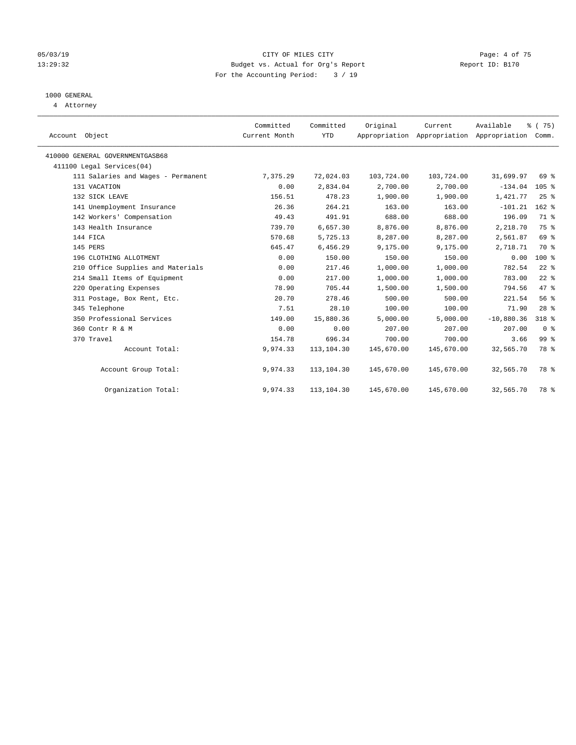CITY OF MILES CITY
Budget vs. Actual for Org's Report
For the Accounting Period: 3 / 19

05/03/19
13:29:32

Report ID: B170

1000 GENERAL
4 Attorney

| Account Object | Committed Current Month | Committed YTD | Original Appropriation | Current Appropriation | Available Appropriation | % ( 75) Comm. |
|---|---|---|---|---|---|---|
| 410000 GENERAL GOVERNMENTGASB68 | | | | | | |
| 411100 Legal Services(04) | | | | | | |
| 111 Salaries and Wages - Permanent | 7,375.29 | 72,024.03 | 103,724.00 | 103,724.00 | 31,699.97 | 69 % |
| 131 VACATION | 0.00 | 2,834.04 | 2,700.00 | 2,700.00 | -134.04 | 105 % |
| 132 SICK LEAVE | 156.51 | 478.23 | 1,900.00 | 1,900.00 | 1,421.77 | 25 % |
| 141 Unemployment Insurance | 26.36 | 264.21 | 163.00 | 163.00 | -101.21 | 162 % |
| 142 Workers' Compensation | 49.43 | 491.91 | 688.00 | 688.00 | 196.09 | 71 % |
| 143 Health Insurance | 739.70 | 6,657.30 | 8,876.00 | 8,876.00 | 2,218.70 | 75 % |
| 144 FICA | 570.68 | 5,725.13 | 8,287.00 | 8,287.00 | 2,561.87 | 69 % |
| 145 PERS | 645.47 | 6,456.29 | 9,175.00 | 9,175.00 | 2,718.71 | 70 % |
| 196 CLOTHING ALLOTMENT | 0.00 | 150.00 | 150.00 | 150.00 | 0.00 | 100 % |
| 210 Office Supplies and Materials | 0.00 | 217.46 | 1,000.00 | 1,000.00 | 782.54 | 22 % |
| 214 Small Items of Equipment | 0.00 | 217.00 | 1,000.00 | 1,000.00 | 783.00 | 22 % |
| 220 Operating Expenses | 78.90 | 705.44 | 1,500.00 | 1,500.00 | 794.56 | 47 % |
| 311 Postage, Box Rent, Etc. | 20.70 | 278.46 | 500.00 | 500.00 | 221.54 | 56 % |
| 345 Telephone | 7.51 | 28.10 | 100.00 | 100.00 | 71.90 | 28 % |
| 350 Professional Services | 149.00 | 15,880.36 | 5,000.00 | 5,000.00 | -10,880.36 | 318 % |
| 360 Contr R & M | 0.00 | 0.00 | 207.00 | 207.00 | 207.00 | 0 % |
| 370 Travel | 154.78 | 696.34 | 700.00 | 700.00 | 3.66 | 99 % |
| Account Total: | 9,974.33 | 113,104.30 | 145,670.00 | 145,670.00 | 32,565.70 | 78 % |
| Account Group Total: | 9,974.33 | 113,104.30 | 145,670.00 | 145,670.00 | 32,565.70 | 78 % |
| Organization Total: | 9,974.33 | 113,104.30 | 145,670.00 | 145,670.00 | 32,565.70 | 78 % |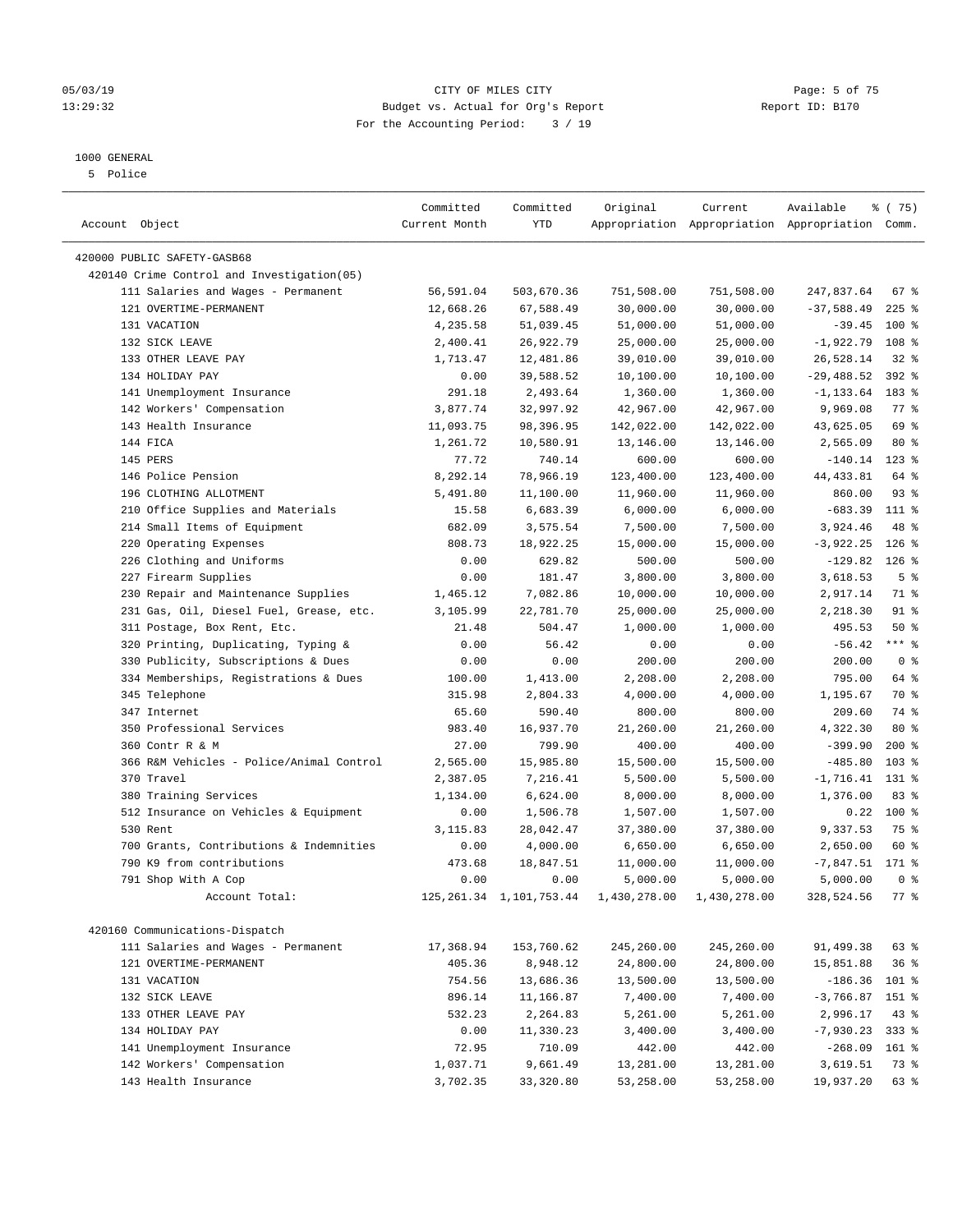CITY OF MILES CITY
Budget vs. Actual for Org's Report
For the Accounting Period: 3 / 19

1000 GENERAL
5 Police

| Account Object | Committed Current Month | Committed YTD | Original Appropriation | Current Appropriation | Available Appropriation | % ( 75) Comm. |
|---|---|---|---|---|---|---|
| 420000 PUBLIC SAFETY-GASB68 | | | | | | |
| 420140 Crime Control and Investigation(05) | | | | | | |
| 111 Salaries and Wages - Permanent | 56,591.04 | 503,670.36 | 751,508.00 | 751,508.00 | 247,837.64 | 67 % |
| 121 OVERTIME-PERMANENT | 12,668.26 | 67,588.49 | 30,000.00 | 30,000.00 | -37,588.49 | 225 % |
| 131 VACATION | 4,235.58 | 51,039.45 | 51,000.00 | 51,000.00 | -39.45 | 100 % |
| 132 SICK LEAVE | 2,400.41 | 26,922.79 | 25,000.00 | 25,000.00 | -1,922.79 | 108 % |
| 133 OTHER LEAVE PAY | 1,713.47 | 12,481.86 | 39,010.00 | 39,010.00 | 26,528.14 | 32 % |
| 134 HOLIDAY PAY | 0.00 | 39,588.52 | 10,100.00 | 10,100.00 | -29,488.52 | 392 % |
| 141 Unemployment Insurance | 291.18 | 2,493.64 | 1,360.00 | 1,360.00 | -1,133.64 | 183 % |
| 142 Workers' Compensation | 3,877.74 | 32,997.92 | 42,967.00 | 42,967.00 | 9,969.08 | 77 % |
| 143 Health Insurance | 11,093.75 | 98,396.95 | 142,022.00 | 142,022.00 | 43,625.05 | 69 % |
| 144 FICA | 1,261.72 | 10,580.91 | 13,146.00 | 13,146.00 | 2,565.09 | 80 % |
| 145 PERS | 77.72 | 740.14 | 600.00 | 600.00 | -140.14 | 123 % |
| 146 Police Pension | 8,292.14 | 78,966.19 | 123,400.00 | 123,400.00 | 44,433.81 | 64 % |
| 196 CLOTHING ALLOTMENT | 5,491.80 | 11,100.00 | 11,960.00 | 11,960.00 | 860.00 | 93 % |
| 210 Office Supplies and Materials | 15.58 | 6,683.39 | 6,000.00 | 6,000.00 | -683.39 | 111 % |
| 214 Small Items of Equipment | 682.09 | 3,575.54 | 7,500.00 | 7,500.00 | 3,924.46 | 48 % |
| 220 Operating Expenses | 808.73 | 18,922.25 | 15,000.00 | 15,000.00 | -3,922.25 | 126 % |
| 226 Clothing and Uniforms | 0.00 | 629.82 | 500.00 | 500.00 | -129.82 | 126 % |
| 227 Firearm Supplies | 0.00 | 181.47 | 3,800.00 | 3,800.00 | 3,618.53 | 5 % |
| 230 Repair and Maintenance Supplies | 1,465.12 | 7,082.86 | 10,000.00 | 10,000.00 | 2,917.14 | 71 % |
| 231 Gas, Oil, Diesel Fuel, Grease, etc. | 3,105.99 | 22,781.70 | 25,000.00 | 25,000.00 | 2,218.30 | 91 % |
| 311 Postage, Box Rent, Etc. | 21.48 | 504.47 | 1,000.00 | 1,000.00 | 495.53 | 50 % |
| 320 Printing, Duplicating, Typing & | 0.00 | 56.42 | 0.00 | 0.00 | -56.42 | *** % |
| 330 Publicity, Subscriptions & Dues | 0.00 | 0.00 | 200.00 | 200.00 | 200.00 | 0 % |
| 334 Memberships, Registrations & Dues | 100.00 | 1,413.00 | 2,208.00 | 2,208.00 | 795.00 | 64 % |
| 345 Telephone | 315.98 | 2,804.33 | 4,000.00 | 4,000.00 | 1,195.67 | 70 % |
| 347 Internet | 65.60 | 590.40 | 800.00 | 800.00 | 209.60 | 74 % |
| 350 Professional Services | 983.40 | 16,937.70 | 21,260.00 | 21,260.00 | 4,322.30 | 80 % |
| 360 Contr R & M | 27.00 | 799.90 | 400.00 | 400.00 | -399.90 | 200 % |
| 366 R&M Vehicles - Police/Animal Control | 2,565.00 | 15,985.80 | 15,500.00 | 15,500.00 | -485.80 | 103 % |
| 370 Travel | 2,387.05 | 7,216.41 | 5,500.00 | 5,500.00 | -1,716.41 | 131 % |
| 380 Training Services | 1,134.00 | 6,624.00 | 8,000.00 | 8,000.00 | 1,376.00 | 83 % |
| 512 Insurance on Vehicles & Equipment | 0.00 | 1,506.78 | 1,507.00 | 1,507.00 | 0.22 | 100 % |
| 530 Rent | 3,115.83 | 28,042.47 | 37,380.00 | 37,380.00 | 9,337.53 | 75 % |
| 700 Grants, Contributions & Indemnities | 0.00 | 4,000.00 | 6,650.00 | 6,650.00 | 2,650.00 | 60 % |
| 790 K9 from contributions | 473.68 | 18,847.51 | 11,000.00 | 11,000.00 | -7,847.51 | 171 % |
| 791 Shop With A Cop | 0.00 | 0.00 | 5,000.00 | 5,000.00 | 5,000.00 | 0 % |
| Account Total: | 125,261.34 | 1,101,753.44 | 1,430,278.00 | 1,430,278.00 | 328,524.56 | 77 % |
| 420160 Communications-Dispatch | | | | | | |
| 111 Salaries and Wages - Permanent | 17,368.94 | 153,760.62 | 245,260.00 | 245,260.00 | 91,499.38 | 63 % |
| 121 OVERTIME-PERMANENT | 405.36 | 8,948.12 | 24,800.00 | 24,800.00 | 15,851.88 | 36 % |
| 131 VACATION | 754.56 | 13,686.36 | 13,500.00 | 13,500.00 | -186.36 | 101 % |
| 132 SICK LEAVE | 896.14 | 11,166.87 | 7,400.00 | 7,400.00 | -3,766.87 | 151 % |
| 133 OTHER LEAVE PAY | 532.23 | 2,264.83 | 5,261.00 | 5,261.00 | 2,996.17 | 43 % |
| 134 HOLIDAY PAY | 0.00 | 11,330.23 | 3,400.00 | 3,400.00 | -7,930.23 | 333 % |
| 141 Unemployment Insurance | 72.95 | 710.09 | 442.00 | 442.00 | -268.09 | 161 % |
| 142 Workers' Compensation | 1,037.71 | 9,661.49 | 13,281.00 | 13,281.00 | 3,619.51 | 73 % |
| 143 Health Insurance | 3,702.35 | 33,320.80 | 53,258.00 | 53,258.00 | 19,937.20 | 63 % |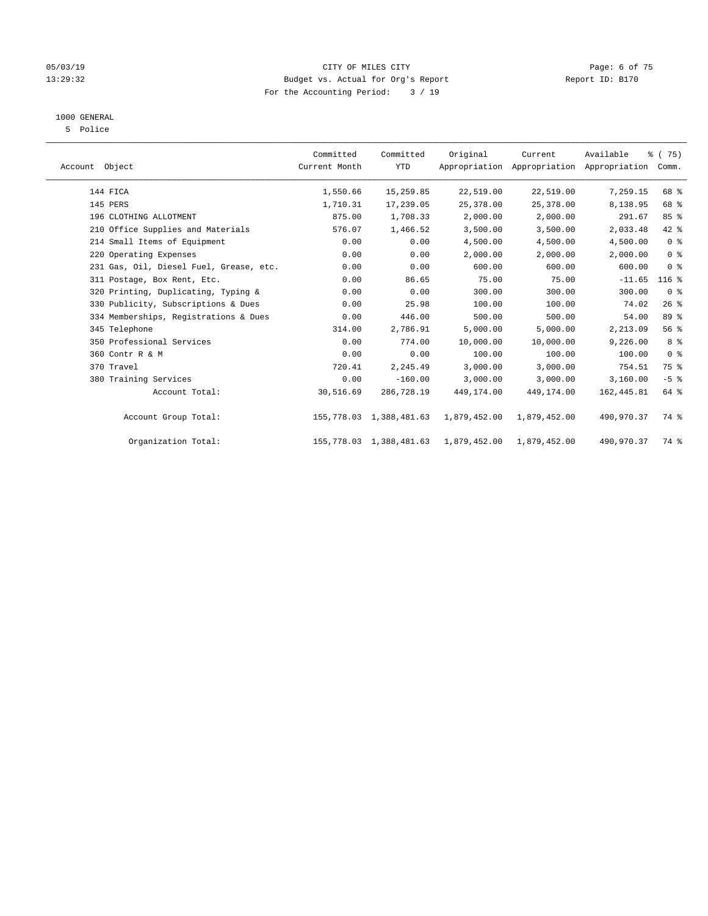05/03/19 CITY OF MILES CITY
13:29:32 Budget vs. Actual for Org's Report Report ID: B170
For the Accounting Period: 3 / 19

1000 GENERAL
5 Police

| Account Object | Committed Current Month | Committed YTD | Original Appropriation | Current Appropriation | Available Appropriation | % ( 75) Comm. |
|---|---|---|---|---|---|---|
| 144 FICA | 1,550.66 | 15,259.85 | 22,519.00 | 22,519.00 | 7,259.15 | 68 % |
| 145 PERS | 1,710.31 | 17,239.05 | 25,378.00 | 25,378.00 | 8,138.95 | 68 % |
| 196 CLOTHING ALLOTMENT | 875.00 | 1,708.33 | 2,000.00 | 2,000.00 | 291.67 | 85 % |
| 210 Office Supplies and Materials | 576.07 | 1,466.52 | 3,500.00 | 3,500.00 | 2,033.48 | 42 % |
| 214 Small Items of Equipment | 0.00 | 0.00 | 4,500.00 | 4,500.00 | 4,500.00 | 0 % |
| 220 Operating Expenses | 0.00 | 0.00 | 2,000.00 | 2,000.00 | 2,000.00 | 0 % |
| 231 Gas, Oil, Diesel Fuel, Grease, etc. | 0.00 | 0.00 | 600.00 | 600.00 | 600.00 | 0 % |
| 311 Postage, Box Rent, Etc. | 0.00 | 86.65 | 75.00 | 75.00 | -11.65 | 116 % |
| 320 Printing, Duplicating, Typing & | 0.00 | 0.00 | 300.00 | 300.00 | 300.00 | 0 % |
| 330 Publicity, Subscriptions & Dues | 0.00 | 25.98 | 100.00 | 100.00 | 74.02 | 26 % |
| 334 Memberships, Registrations & Dues | 0.00 | 446.00 | 500.00 | 500.00 | 54.00 | 89 % |
| 345 Telephone | 314.00 | 2,786.91 | 5,000.00 | 5,000.00 | 2,213.09 | 56 % |
| 350 Professional Services | 0.00 | 774.00 | 10,000.00 | 10,000.00 | 9,226.00 | 8 % |
| 360 Contr R & M | 0.00 | 0.00 | 100.00 | 100.00 | 100.00 | 0 % |
| 370 Travel | 720.41 | 2,245.49 | 3,000.00 | 3,000.00 | 754.51 | 75 % |
| 380 Training Services | 0.00 | -160.00 | 3,000.00 | 3,000.00 | 3,160.00 | -5 % |
| Account Total: | 30,516.69 | 286,728.19 | 449,174.00 | 449,174.00 | 162,445.81 | 64 % |
| Account Group Total: | 155,778.03 | 1,388,481.63 | 1,879,452.00 | 1,879,452.00 | 490,970.37 | 74 % |
| Organization Total: | 155,778.03 | 1,388,481.63 | 1,879,452.00 | 1,879,452.00 | 490,970.37 | 74 % |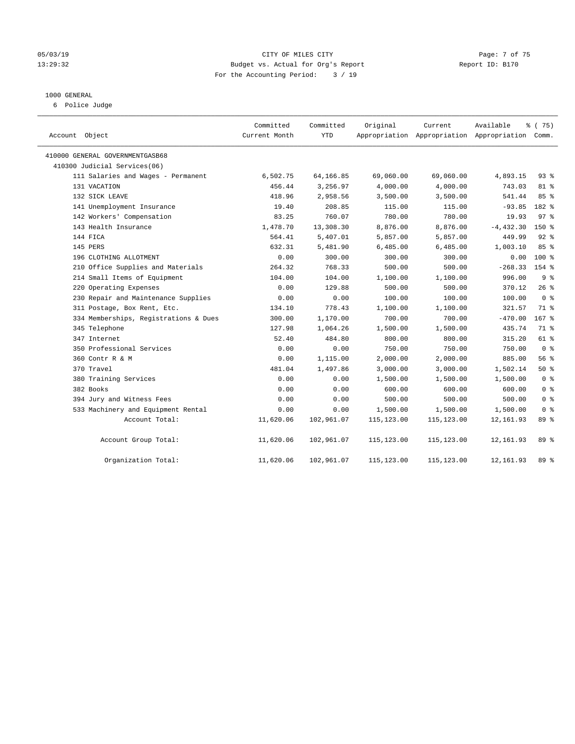CITY OF MILES CITY
Budget vs. Actual for Org's Report
For the Accounting Period: 3 / 19

05/03/19
13:29:32

Report ID: B170

1000 GENERAL
6 Police Judge

| Account Object | Committed Current Month | Committed YTD | Original Appropriation | Current Appropriation | Available Appropriation | % ( 75) Comm. |
|---|---|---|---|---|---|---|
| 410000 GENERAL GOVERNMENTGASB68 | | | | | | |
| 410300 Judicial Services(06) | | | | | | |
| 111 Salaries and Wages - Permanent | 6,502.75 | 64,166.85 | 69,060.00 | 69,060.00 | 4,893.15 | 93 % |
| 131 VACATION | 456.44 | 3,256.97 | 4,000.00 | 4,000.00 | 743.03 | 81 % |
| 132 SICK LEAVE | 418.96 | 2,958.56 | 3,500.00 | 3,500.00 | 541.44 | 85 % |
| 141 Unemployment Insurance | 19.40 | 208.85 | 115.00 | 115.00 | -93.85 | 182 % |
| 142 Workers' Compensation | 83.25 | 760.07 | 780.00 | 780.00 | 19.93 | 97 % |
| 143 Health Insurance | 1,478.70 | 13,308.30 | 8,876.00 | 8,876.00 | -4,432.30 | 150 % |
| 144 FICA | 564.41 | 5,407.01 | 5,857.00 | 5,857.00 | 449.99 | 92 % |
| 145 PERS | 632.31 | 5,481.90 | 6,485.00 | 6,485.00 | 1,003.10 | 85 % |
| 196 CLOTHING ALLOTMENT | 0.00 | 300.00 | 300.00 | 300.00 | 0.00 | 100 % |
| 210 Office Supplies and Materials | 264.32 | 768.33 | 500.00 | 500.00 | -268.33 | 154 % |
| 214 Small Items of Equipment | 104.00 | 104.00 | 1,100.00 | 1,100.00 | 996.00 | 9 % |
| 220 Operating Expenses | 0.00 | 129.88 | 500.00 | 500.00 | 370.12 | 26 % |
| 230 Repair and Maintenance Supplies | 0.00 | 0.00 | 100.00 | 100.00 | 100.00 | 0 % |
| 311 Postage, Box Rent, Etc. | 134.10 | 778.43 | 1,100.00 | 1,100.00 | 321.57 | 71 % |
| 334 Memberships, Registrations & Dues | 300.00 | 1,170.00 | 700.00 | 700.00 | -470.00 | 167 % |
| 345 Telephone | 127.98 | 1,064.26 | 1,500.00 | 1,500.00 | 435.74 | 71 % |
| 347 Internet | 52.40 | 484.80 | 800.00 | 800.00 | 315.20 | 61 % |
| 350 Professional Services | 0.00 | 0.00 | 750.00 | 750.00 | 750.00 | 0 % |
| 360 Contr R & M | 0.00 | 1,115.00 | 2,000.00 | 2,000.00 | 885.00 | 56 % |
| 370 Travel | 481.04 | 1,497.86 | 3,000.00 | 3,000.00 | 1,502.14 | 50 % |
| 380 Training Services | 0.00 | 0.00 | 1,500.00 | 1,500.00 | 1,500.00 | 0 % |
| 382 Books | 0.00 | 0.00 | 600.00 | 600.00 | 600.00 | 0 % |
| 394 Jury and Witness Fees | 0.00 | 0.00 | 500.00 | 500.00 | 500.00 | 0 % |
| 533 Machinery and Equipment Rental | 0.00 | 0.00 | 1,500.00 | 1,500.00 | 1,500.00 | 0 % |
| Account Total: | 11,620.06 | 102,961.07 | 115,123.00 | 115,123.00 | 12,161.93 | 89 % |
| Account Group Total: | 11,620.06 | 102,961.07 | 115,123.00 | 115,123.00 | 12,161.93 | 89 % |
| Organization Total: | 11,620.06 | 102,961.07 | 115,123.00 | 115,123.00 | 12,161.93 | 89 % |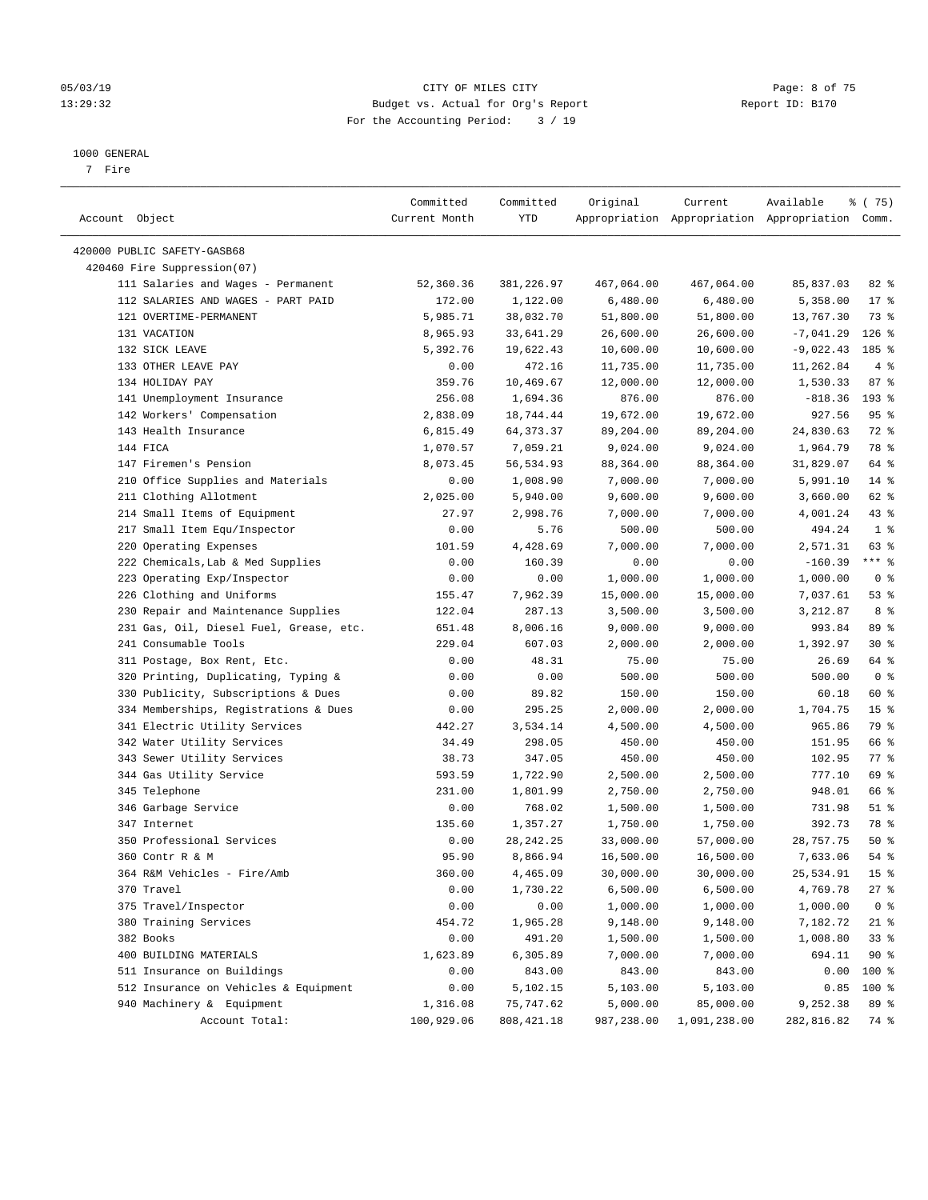CITY OF MILES CITY
Budget vs. Actual for Org's Report
For the Accounting Period: 3 / 19

05/03/19
13:29:32

Report ID: B170

1000 GENERAL
7 Fire

| Account Object | Committed Current Month | Committed YTD | Original Appropriation | Current Appropriation | Available Appropriation | % ( 75) Comm. |
|---|---|---|---|---|---|---|
| 420000 PUBLIC SAFETY-GASB68 | | | | | | |
| 420460 Fire Suppression(07) | | | | | | |
| 111 Salaries and Wages - Permanent | 52,360.36 | 381,226.97 | 467,064.00 | 467,064.00 | 85,837.03 | 82 % |
| 112 SALARIES AND WAGES - PART PAID | 172.00 | 1,122.00 | 6,480.00 | 6,480.00 | 5,358.00 | 17 % |
| 121 OVERTIME-PERMANENT | 5,985.71 | 38,032.70 | 51,800.00 | 51,800.00 | 13,767.30 | 73 % |
| 131 VACATION | 8,965.93 | 33,641.29 | 26,600.00 | 26,600.00 | -7,041.29 | 126 % |
| 132 SICK LEAVE | 5,392.76 | 19,622.43 | 10,600.00 | 10,600.00 | -9,022.43 | 185 % |
| 133 OTHER LEAVE PAY | 0.00 | 472.16 | 11,735.00 | 11,735.00 | 11,262.84 | 4 % |
| 134 HOLIDAY PAY | 359.76 | 10,469.67 | 12,000.00 | 12,000.00 | 1,530.33 | 87 % |
| 141 Unemployment Insurance | 256.08 | 1,694.36 | 876.00 | 876.00 | -818.36 | 193 % |
| 142 Workers' Compensation | 2,838.09 | 18,744.44 | 19,672.00 | 19,672.00 | 927.56 | 95 % |
| 143 Health Insurance | 6,815.49 | 64,373.37 | 89,204.00 | 89,204.00 | 24,830.63 | 72 % |
| 144 FICA | 1,070.57 | 7,059.21 | 9,024.00 | 9,024.00 | 1,964.79 | 78 % |
| 147 Firemen's Pension | 8,073.45 | 56,534.93 | 88,364.00 | 88,364.00 | 31,829.07 | 64 % |
| 210 Office Supplies and Materials | 0.00 | 1,008.90 | 7,000.00 | 7,000.00 | 5,991.10 | 14 % |
| 211 Clothing Allotment | 2,025.00 | 5,940.00 | 9,600.00 | 9,600.00 | 3,660.00 | 62 % |
| 214 Small Items of Equipment | 27.97 | 2,998.76 | 7,000.00 | 7,000.00 | 4,001.24 | 43 % |
| 217 Small Item Equ/Inspector | 0.00 | 5.76 | 500.00 | 500.00 | 494.24 | 1 % |
| 220 Operating Expenses | 101.59 | 4,428.69 | 7,000.00 | 7,000.00 | 2,571.31 | 63 % |
| 222 Chemicals,Lab & Med Supplies | 0.00 | 160.39 | 0.00 | 0.00 | -160.39 | *** % |
| 223 Operating Exp/Inspector | 0.00 | 0.00 | 1,000.00 | 1,000.00 | 1,000.00 | 0 % |
| 226 Clothing and Uniforms | 155.47 | 7,962.39 | 15,000.00 | 15,000.00 | 7,037.61 | 53 % |
| 230 Repair and Maintenance Supplies | 122.04 | 287.13 | 3,500.00 | 3,500.00 | 3,212.87 | 8 % |
| 231 Gas, Oil, Diesel Fuel, Grease, etc. | 651.48 | 8,006.16 | 9,000.00 | 9,000.00 | 993.84 | 89 % |
| 241 Consumable Tools | 229.04 | 607.03 | 2,000.00 | 2,000.00 | 1,392.97 | 30 % |
| 311 Postage, Box Rent, Etc. | 0.00 | 48.31 | 75.00 | 75.00 | 26.69 | 64 % |
| 320 Printing, Duplicating, Typing & | 0.00 | 0.00 | 500.00 | 500.00 | 500.00 | 0 % |
| 330 Publicity, Subscriptions & Dues | 0.00 | 89.82 | 150.00 | 150.00 | 60.18 | 60 % |
| 334 Memberships, Registrations & Dues | 0.00 | 295.25 | 2,000.00 | 2,000.00 | 1,704.75 | 15 % |
| 341 Electric Utility Services | 442.27 | 3,534.14 | 4,500.00 | 4,500.00 | 965.86 | 79 % |
| 342 Water Utility Services | 34.49 | 298.05 | 450.00 | 450.00 | 151.95 | 66 % |
| 343 Sewer Utility Services | 38.73 | 347.05 | 450.00 | 450.00 | 102.95 | 77 % |
| 344 Gas Utility Service | 593.59 | 1,722.90 | 2,500.00 | 2,500.00 | 777.10 | 69 % |
| 345 Telephone | 231.00 | 1,801.99 | 2,750.00 | 2,750.00 | 948.01 | 66 % |
| 346 Garbage Service | 0.00 | 768.02 | 1,500.00 | 1,500.00 | 731.98 | 51 % |
| 347 Internet | 135.60 | 1,357.27 | 1,750.00 | 1,750.00 | 392.73 | 78 % |
| 350 Professional Services | 0.00 | 28,242.25 | 33,000.00 | 57,000.00 | 28,757.75 | 50 % |
| 360 Contr R & M | 95.90 | 8,866.94 | 16,500.00 | 16,500.00 | 7,633.06 | 54 % |
| 364 R&M Vehicles - Fire/Amb | 360.00 | 4,465.09 | 30,000.00 | 30,000.00 | 25,534.91 | 15 % |
| 370 Travel | 0.00 | 1,730.22 | 6,500.00 | 6,500.00 | 4,769.78 | 27 % |
| 375 Travel/Inspector | 0.00 | 0.00 | 1,000.00 | 1,000.00 | 1,000.00 | 0 % |
| 380 Training Services | 454.72 | 1,965.28 | 9,148.00 | 9,148.00 | 7,182.72 | 21 % |
| 382 Books | 0.00 | 491.20 | 1,500.00 | 1,500.00 | 1,008.80 | 33 % |
| 400 BUILDING MATERIALS | 1,623.89 | 6,305.89 | 7,000.00 | 7,000.00 | 694.11 | 90 % |
| 511 Insurance on Buildings | 0.00 | 843.00 | 843.00 | 843.00 | 0.00 | 100 % |
| 512 Insurance on Vehicles & Equipment | 0.00 | 5,102.15 | 5,103.00 | 5,103.00 | 0.85 | 100 % |
| 940 Machinery & Equipment | 1,316.08 | 75,747.62 | 5,000.00 | 85,000.00 | 9,252.38 | 89 % |
| Account Total: | 100,929.06 | 808,421.18 | 987,238.00 | 1,091,238.00 | 282,816.82 | 74 % |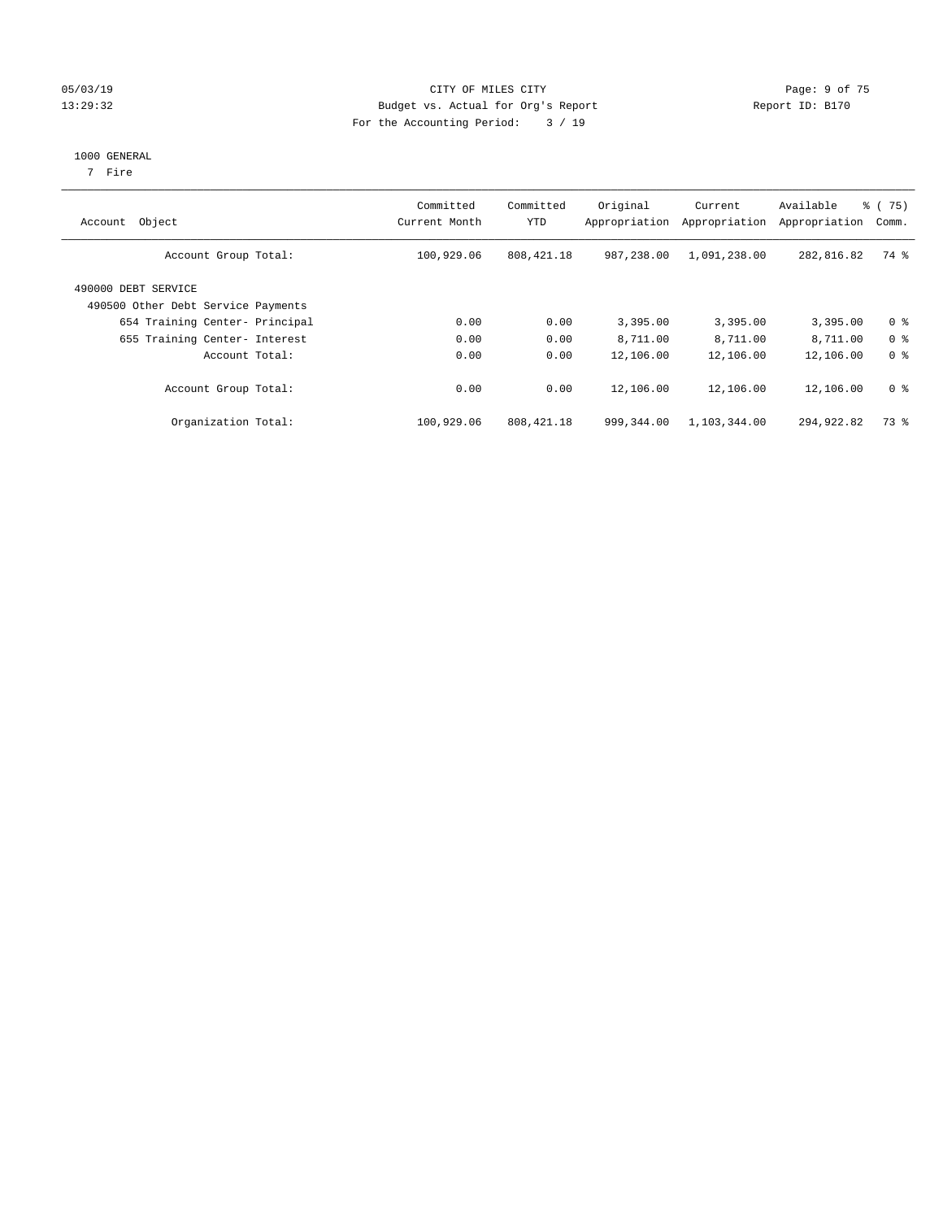CITY OF MILES CITY
Budget vs. Actual for Org's Report
For the Accounting Period: 3 / 19

05/03/19
13:29:32

Report ID: B170

1000 GENERAL
7 Fire

| Account Object | Committed Current Month | Committed YTD | Original Appropriation | Current Appropriation | Available Appropriation | % ( 75) Comm. |
|---|---|---|---|---|---|---|
| Account Group Total: | 100,929.06 | 808,421.18 | 987,238.00 | 1,091,238.00 | 282,816.82 | 74 % |
| 490000 DEBT SERVICE | | | | | | |
| 490500 Other Debt Service Payments | | | | | | |
| 654 Training Center- Principal | 0.00 | 0.00 | 3,395.00 | 3,395.00 | 3,395.00 | 0 % |
| 655 Training Center- Interest | 0.00 | 0.00 | 8,711.00 | 8,711.00 | 8,711.00 | 0 % |
| Account Total: | 0.00 | 0.00 | 12,106.00 | 12,106.00 | 12,106.00 | 0 % |
| Account Group Total: | 0.00 | 0.00 | 12,106.00 | 12,106.00 | 12,106.00 | 0 % |
| Organization Total: | 100,929.06 | 808,421.18 | 999,344.00 | 1,103,344.00 | 294,922.82 | 73 % |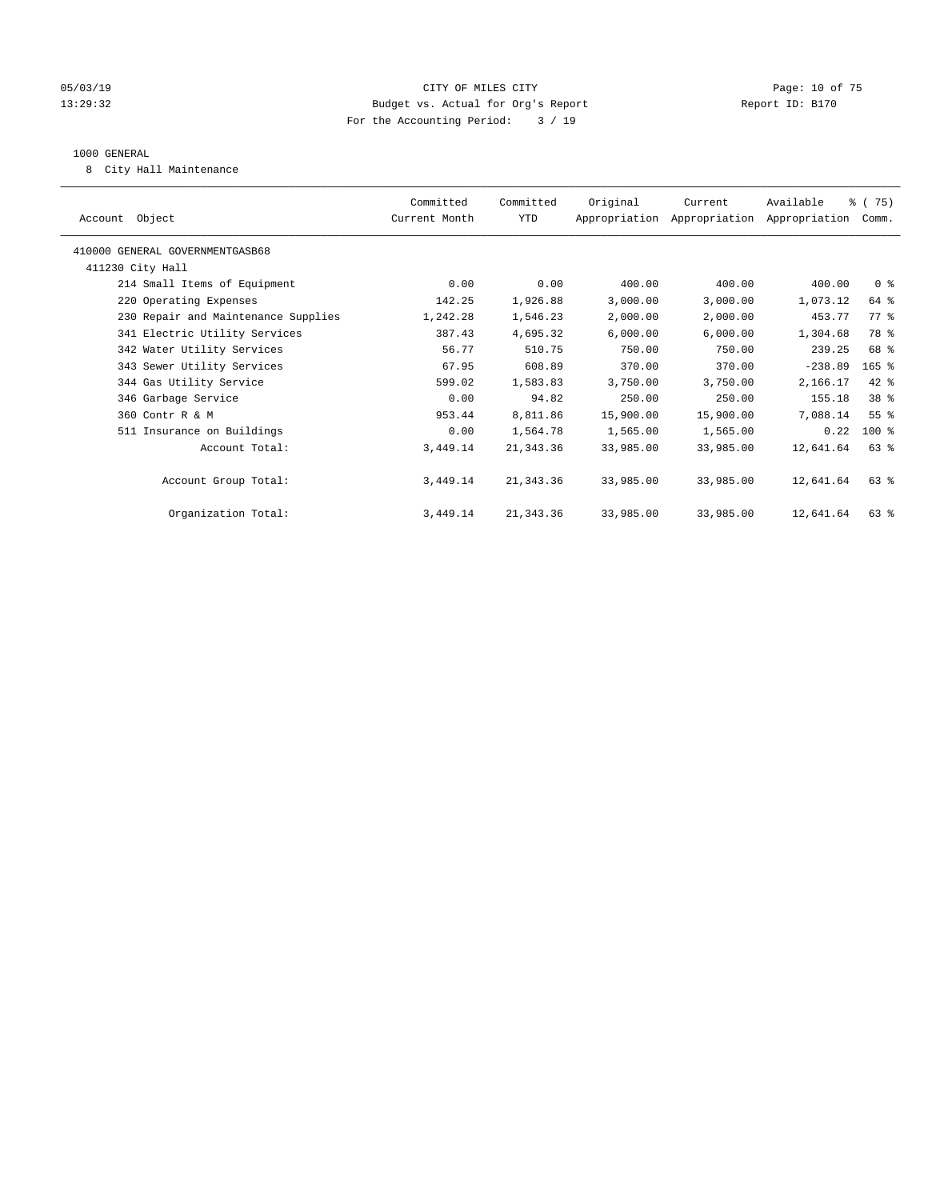CITY OF MILES CITY
Budget vs. Actual for Org's Report
For the Accounting Period: 3 / 19

05/03/19
13:29:32

Report ID: B170

## 1000 GENERAL

8 City Hall Maintenance

| Account Object | Committed Current Month | Committed YTD | Original Appropriation | Current Appropriation | Available Appropriation | % ( 75) Comm. |
|---|---|---|---|---|---|---|
| 410000 GENERAL GOVERNMENTGASB68 | | | | | | |
| 411230 City Hall | | | | | | |
| 214 Small Items of Equipment | 0.00 | 0.00 | 400.00 | 400.00 | 400.00 | 0 % |
| 220 Operating Expenses | 142.25 | 1,926.88 | 3,000.00 | 3,000.00 | 1,073.12 | 64 % |
| 230 Repair and Maintenance Supplies | 1,242.28 | 1,546.23 | 2,000.00 | 2,000.00 | 453.77 | 77 % |
| 341 Electric Utility Services | 387.43 | 4,695.32 | 6,000.00 | 6,000.00 | 1,304.68 | 78 % |
| 342 Water Utility Services | 56.77 | 510.75 | 750.00 | 750.00 | 239.25 | 68 % |
| 343 Sewer Utility Services | 67.95 | 608.89 | 370.00 | 370.00 | -238.89 | 165 % |
| 344 Gas Utility Service | 599.02 | 1,583.83 | 3,750.00 | 3,750.00 | 2,166.17 | 42 % |
| 346 Garbage Service | 0.00 | 94.82 | 250.00 | 250.00 | 155.18 | 38 % |
| 360 Contr R & M | 953.44 | 8,811.86 | 15,900.00 | 15,900.00 | 7,088.14 | 55 % |
| 511 Insurance on Buildings | 0.00 | 1,564.78 | 1,565.00 | 1,565.00 | 0.22 | 100 % |
| Account Total: | 3,449.14 | 21,343.36 | 33,985.00 | 33,985.00 | 12,641.64 | 63 % |
| Account Group Total: | 3,449.14 | 21,343.36 | 33,985.00 | 33,985.00 | 12,641.64 | 63 % |
| Organization Total: | 3,449.14 | 21,343.36 | 33,985.00 | 33,985.00 | 12,641.64 | 63 % |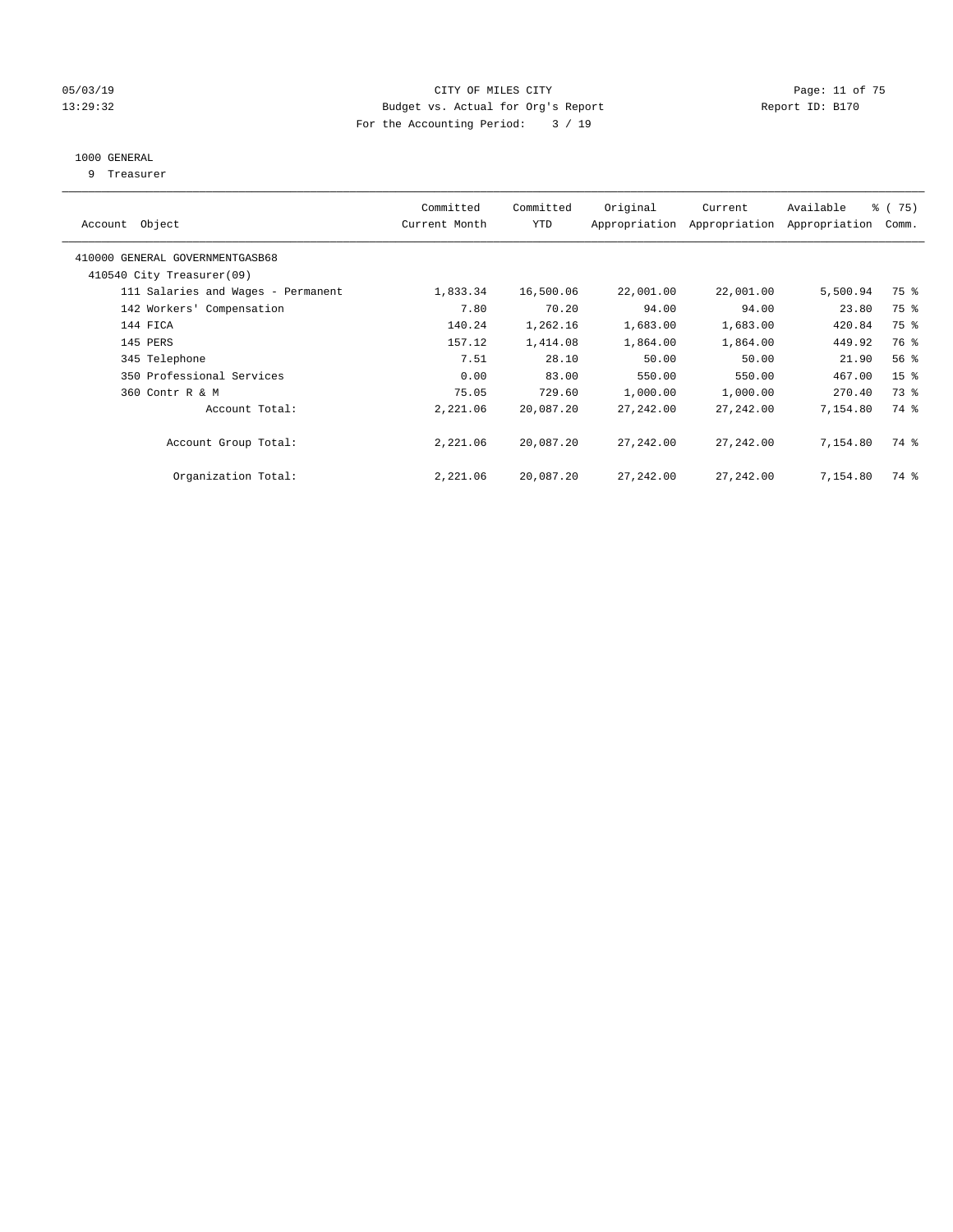CITY OF MILES CITY

Budget vs. Actual for Org's Report

For the Accounting Period: 3 / 19

05/03/19
13:29:32

Report ID: B170

1000 GENERAL

9 Treasurer

| Account Object | Committed Current Month | Committed YTD | Original Appropriation | Current Appropriation | Available Appropriation | % ( 75) Comm. |
|---|---|---|---|---|---|---|
| 410000 GENERAL GOVERNMENTGASB68 | | | | | | |
| 410540 City Treasurer(09) | | | | | | |
| 111 Salaries and Wages - Permanent | 1,833.34 | 16,500.06 | 22,001.00 | 22,001.00 | 5,500.94 | 75 % |
| 142 Workers' Compensation | 7.80 | 70.20 | 94.00 | 94.00 | 23.80 | 75 % |
| 144 FICA | 140.24 | 1,262.16 | 1,683.00 | 1,683.00 | 420.84 | 75 % |
| 145 PERS | 157.12 | 1,414.08 | 1,864.00 | 1,864.00 | 449.92 | 76 % |
| 345 Telephone | 7.51 | 28.10 | 50.00 | 50.00 | 21.90 | 56 % |
| 350 Professional Services | 0.00 | 83.00 | 550.00 | 550.00 | 467.00 | 15 % |
| 360 Contr R & M | 75.05 | 729.60 | 1,000.00 | 1,000.00 | 270.40 | 73 % |
| Account Total: | 2,221.06 | 20,087.20 | 27,242.00 | 27,242.00 | 7,154.80 | 74 % |
| Account Group Total: | 2,221.06 | 20,087.20 | 27,242.00 | 27,242.00 | 7,154.80 | 74 % |
| Organization Total: | 2,221.06 | 20,087.20 | 27,242.00 | 27,242.00 | 7,154.80 | 74 % |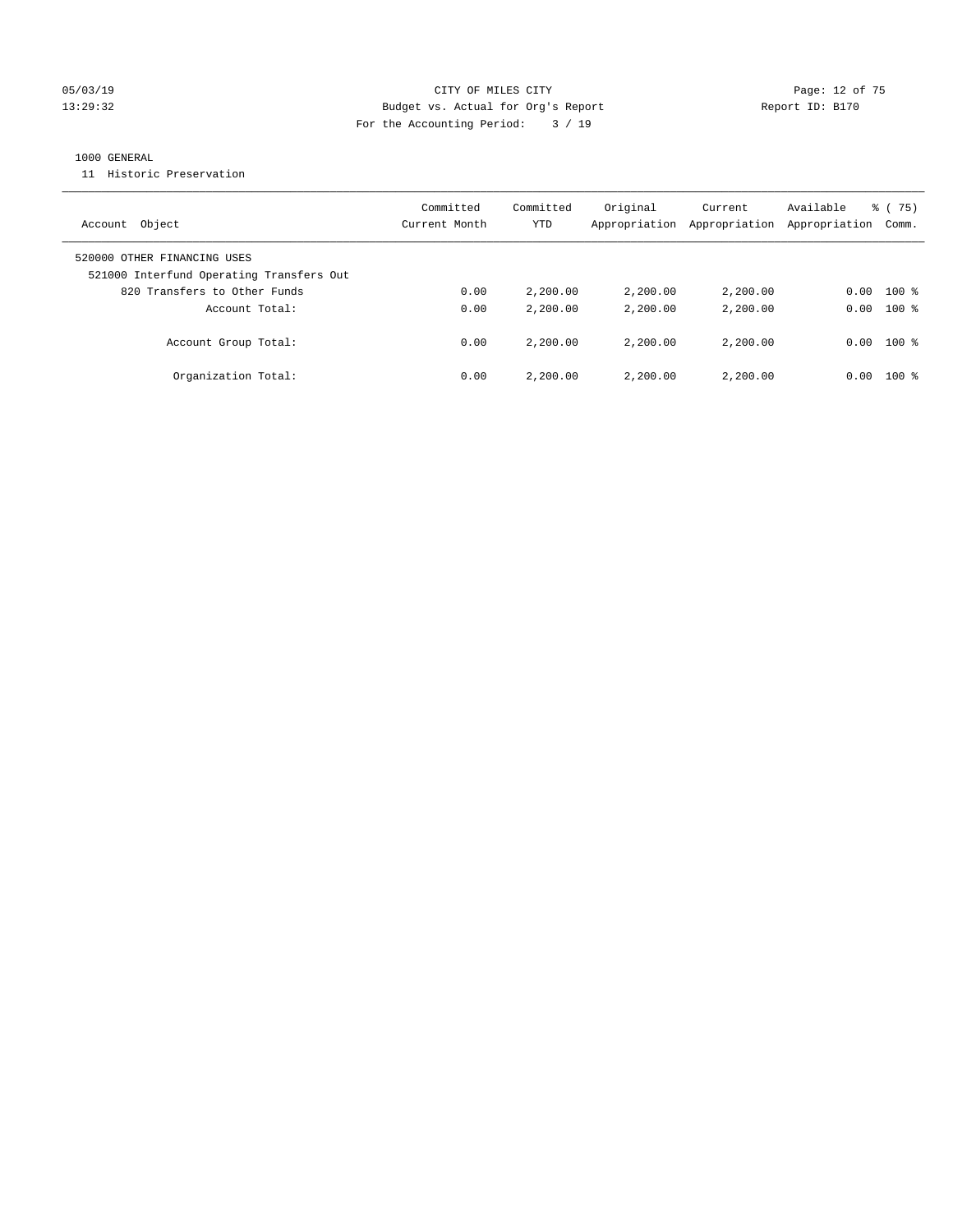CITY OF MILES CITY
Budget vs. Actual for Org's Report
For the Accounting Period: 3 / 19

05/03/19
13:29:32

Report ID: B170

1000 GENERAL

11 Historic Preservation

| Account Object | Committed Current Month | Committed YTD | Original Appropriation | Current Appropriation | Available Appropriation | % ( 75) Comm. |
|---|---|---|---|---|---|---|
| 520000 OTHER FINANCING USES | | | | | | |
| 521000 Interfund Operating Transfers Out | | | | | | |
| 820 Transfers to Other Funds | 0.00 | 2,200.00 | 2,200.00 | 2,200.00 | 0.00 | 100 % |
| Account Total: | 0.00 | 2,200.00 | 2,200.00 | 2,200.00 | 0.00 | 100 % |
| Account Group Total: | 0.00 | 2,200.00 | 2,200.00 | 2,200.00 | 0.00 | 100 % |
| Organization Total: | 0.00 | 2,200.00 | 2,200.00 | 2,200.00 | 0.00 | 100 % |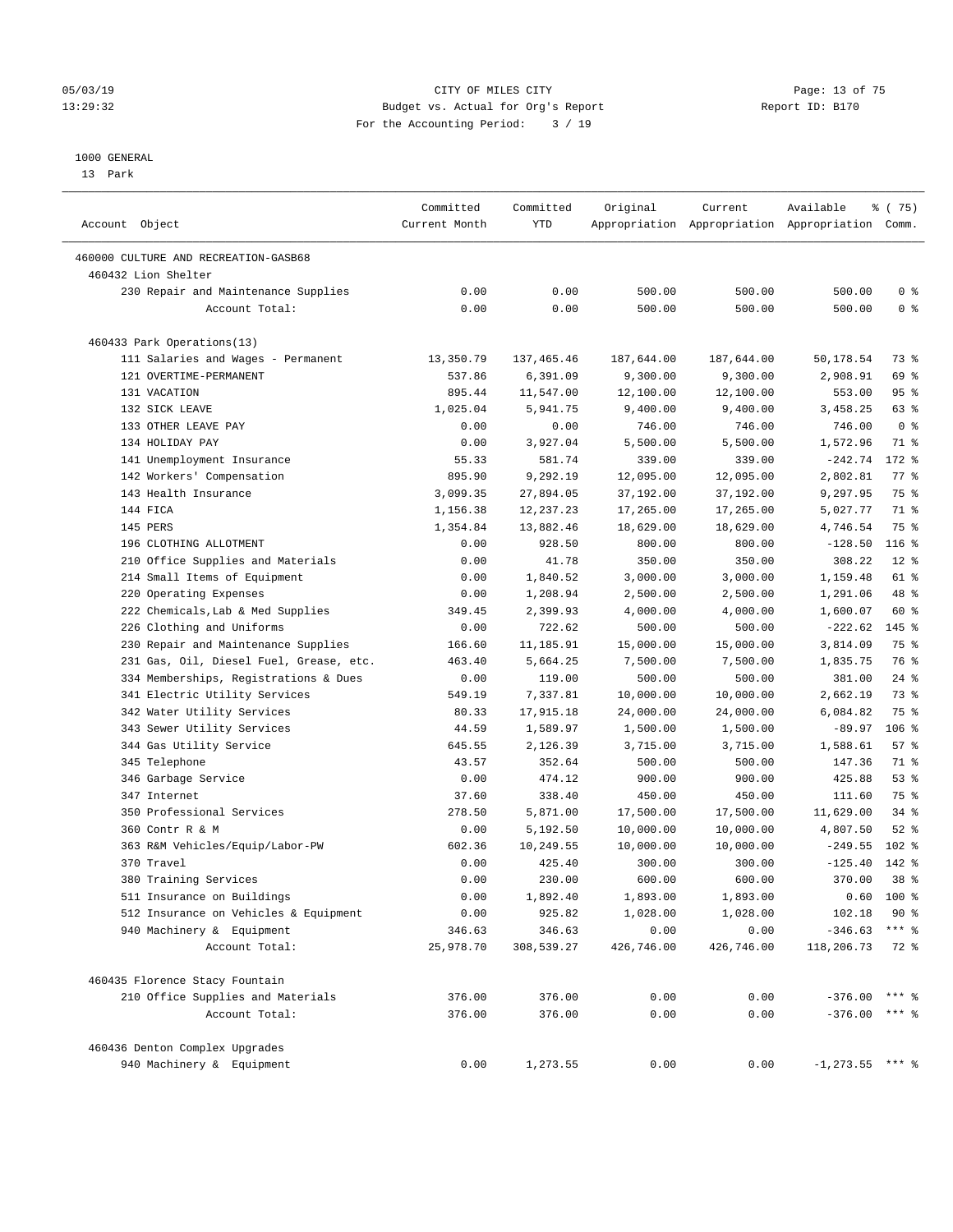05/03/19 CITY OF MILES CITY
13:29:32 Budget vs. Actual for Org's Report Report ID: B170
For the Accounting Period: 3 / 19

1000 GENERAL
13 Park

| Account Object | Committed Current Month | Committed YTD | Original Appropriation | Current Appropriation | Available Appropriation | % ( 75) Comm. |
|---|---|---|---|---|---|---|
| 460000 CULTURE AND RECREATION-GASB68 | | | | | | |
| 460432 Lion Shelter | | | | | | |
| 230 Repair and Maintenance Supplies | 0.00 | 0.00 | 500.00 | 500.00 | 500.00 | 0 % |
| Account Total: | 0.00 | 0.00 | 500.00 | 500.00 | 500.00 | 0 % |
| 460433 Park Operations(13) | | | | | | |
| 111 Salaries and Wages - Permanent | 13,350.79 | 137,465.46 | 187,644.00 | 187,644.00 | 50,178.54 | 73 % |
| 121 OVERTIME-PERMANENT | 537.86 | 6,391.09 | 9,300.00 | 9,300.00 | 2,908.91 | 69 % |
| 131 VACATION | 895.44 | 11,547.00 | 12,100.00 | 12,100.00 | 553.00 | 95 % |
| 132 SICK LEAVE | 1,025.04 | 5,941.75 | 9,400.00 | 9,400.00 | 3,458.25 | 63 % |
| 133 OTHER LEAVE PAY | 0.00 | 0.00 | 746.00 | 746.00 | 746.00 | 0 % |
| 134 HOLIDAY PAY | 0.00 | 3,927.04 | 5,500.00 | 5,500.00 | 1,572.96 | 71 % |
| 141 Unemployment Insurance | 55.33 | 581.74 | 339.00 | 339.00 | -242.74 | 172 % |
| 142 Workers' Compensation | 895.90 | 9,292.19 | 12,095.00 | 12,095.00 | 2,802.81 | 77 % |
| 143 Health Insurance | 3,099.35 | 27,894.05 | 37,192.00 | 37,192.00 | 9,297.95 | 75 % |
| 144 FICA | 1,156.38 | 12,237.23 | 17,265.00 | 17,265.00 | 5,027.77 | 71 % |
| 145 PERS | 1,354.84 | 13,882.46 | 18,629.00 | 18,629.00 | 4,746.54 | 75 % |
| 196 CLOTHING ALLOTMENT | 0.00 | 928.50 | 800.00 | 800.00 | -128.50 | 116 % |
| 210 Office Supplies and Materials | 0.00 | 41.78 | 350.00 | 350.00 | 308.22 | 12 % |
| 214 Small Items of Equipment | 0.00 | 1,840.52 | 3,000.00 | 3,000.00 | 1,159.48 | 61 % |
| 220 Operating Expenses | 0.00 | 1,208.94 | 2,500.00 | 2,500.00 | 1,291.06 | 48 % |
| 222 Chemicals,Lab & Med Supplies | 349.45 | 2,399.93 | 4,000.00 | 4,000.00 | 1,600.07 | 60 % |
| 226 Clothing and Uniforms | 0.00 | 722.62 | 500.00 | 500.00 | -222.62 | 145 % |
| 230 Repair and Maintenance Supplies | 166.60 | 11,185.91 | 15,000.00 | 15,000.00 | 3,814.09 | 75 % |
| 231 Gas, Oil, Diesel Fuel, Grease, etc. | 463.40 | 5,664.25 | 7,500.00 | 7,500.00 | 1,835.75 | 76 % |
| 334 Memberships, Registrations & Dues | 0.00 | 119.00 | 500.00 | 500.00 | 381.00 | 24 % |
| 341 Electric Utility Services | 549.19 | 7,337.81 | 10,000.00 | 10,000.00 | 2,662.19 | 73 % |
| 342 Water Utility Services | 80.33 | 17,915.18 | 24,000.00 | 24,000.00 | 6,084.82 | 75 % |
| 343 Sewer Utility Services | 44.59 | 1,589.97 | 1,500.00 | 1,500.00 | -89.97 | 106 % |
| 344 Gas Utility Service | 645.55 | 2,126.39 | 3,715.00 | 3,715.00 | 1,588.61 | 57 % |
| 345 Telephone | 43.57 | 352.64 | 500.00 | 500.00 | 147.36 | 71 % |
| 346 Garbage Service | 0.00 | 474.12 | 900.00 | 900.00 | 425.88 | 53 % |
| 347 Internet | 37.60 | 338.40 | 450.00 | 450.00 | 111.60 | 75 % |
| 350 Professional Services | 278.50 | 5,871.00 | 17,500.00 | 17,500.00 | 11,629.00 | 34 % |
| 360 Contr R & M | 0.00 | 5,192.50 | 10,000.00 | 10,000.00 | 4,807.50 | 52 % |
| 363 R&M Vehicles/Equip/Labor-PW | 602.36 | 10,249.55 | 10,000.00 | 10,000.00 | -249.55 | 102 % |
| 370 Travel | 0.00 | 425.40 | 300.00 | 300.00 | -125.40 | 142 % |
| 380 Training Services | 0.00 | 230.00 | 600.00 | 600.00 | 370.00 | 38 % |
| 511 Insurance on Buildings | 0.00 | 1,892.40 | 1,893.00 | 1,893.00 | 0.60 | 100 % |
| 512 Insurance on Vehicles & Equipment | 0.00 | 925.82 | 1,028.00 | 1,028.00 | 102.18 | 90 % |
| 940 Machinery & Equipment | 346.63 | 346.63 | 0.00 | 0.00 | -346.63 | *** % |
| Account Total: | 25,978.70 | 308,539.27 | 426,746.00 | 426,746.00 | 118,206.73 | 72 % |
| 460435 Florence Stacy Fountain | | | | | | |
| 210 Office Supplies and Materials | 376.00 | 376.00 | 0.00 | 0.00 | -376.00 | *** % |
| Account Total: | 376.00 | 376.00 | 0.00 | 0.00 | -376.00 | *** % |
| 460436 Denton Complex Upgrades | | | | | | |
| 940 Machinery & Equipment | 0.00 | 1,273.55 | 0.00 | 0.00 | -1,273.55 | *** % |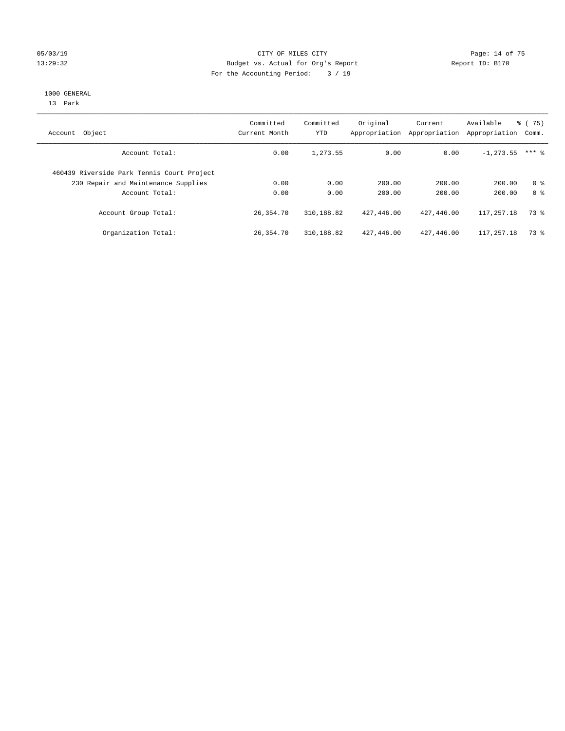CITY OF MILES CITY
Budget vs. Actual for Org's Report
For the Accounting Period: 3 / 19

05/03/19
13:29:32

Report ID: B170

1000 GENERAL
13 Park

| Account Object | Committed Current Month | Committed YTD | Original Appropriation | Current Appropriation | Available Appropriation | % ( 75) Comm. |
|---|---|---|---|---|---|---|
| Account Total: | 0.00 | 1,273.55 | 0.00 | 0.00 | -1,273.55 | *** % |
| 460439 Riverside Park Tennis Court Project | | | | | | |
| 230 Repair and Maintenance Supplies | 0.00 | 0.00 | 200.00 | 200.00 | 200.00 | 0 % |
| Account Total: | 0.00 | 0.00 | 200.00 | 200.00 | 200.00 | 0 % |
| Account Group Total: | 26,354.70 | 310,188.82 | 427,446.00 | 427,446.00 | 117,257.18 | 73 % |
| Organization Total: | 26,354.70 | 310,188.82 | 427,446.00 | 427,446.00 | 117,257.18 | 73 % |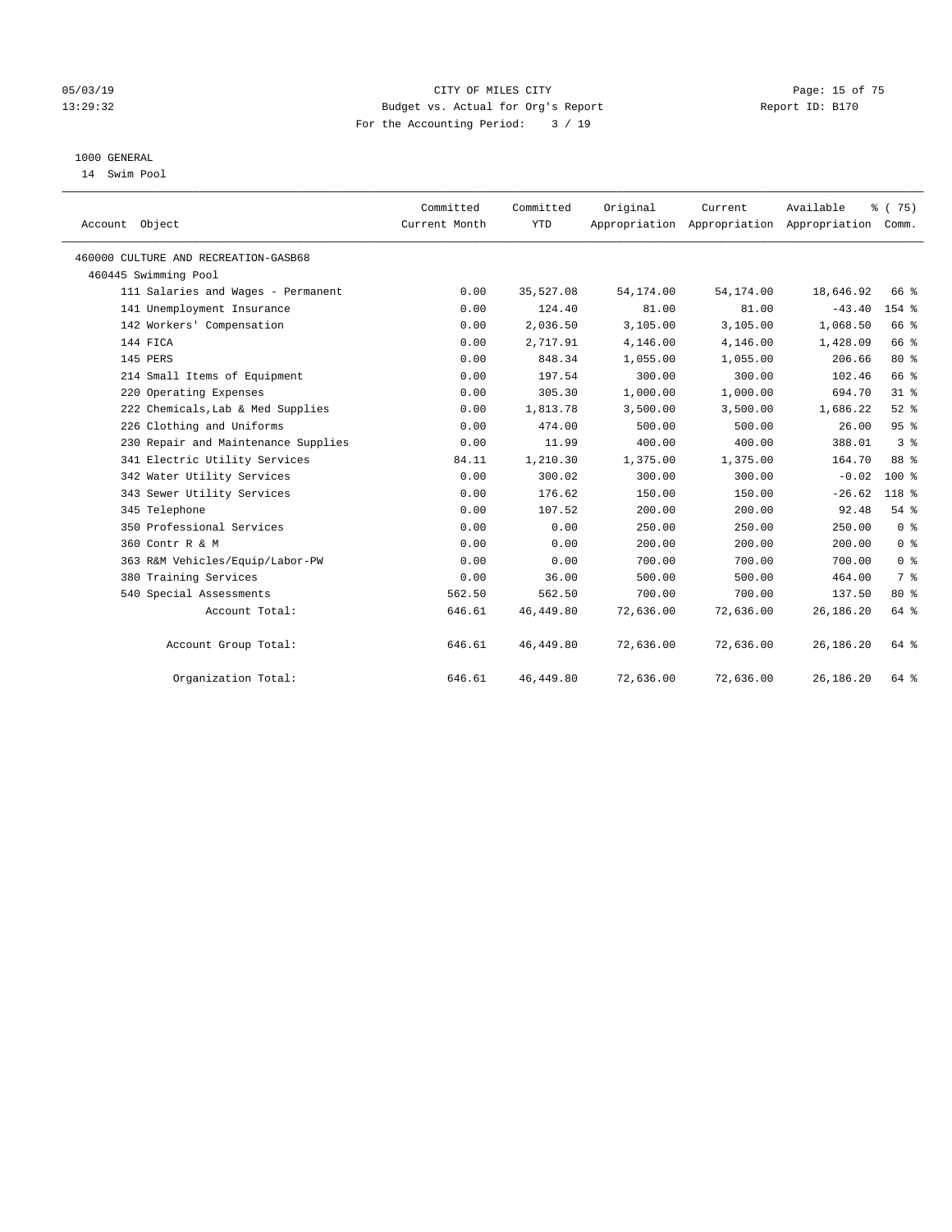CITY OF MILES CITY
Budget vs. Actual for Org's Report
For the Accounting Period: 3 / 19

05/03/19
13:29:32

Report ID: B170

1000 GENERAL
14 Swim Pool

| Account Object | Committed Current Month | Committed YTD | Original Appropriation | Current Appropriation | Available Appropriation | % ( 75) Comm. |
|---|---|---|---|---|---|---|
| 460000 CULTURE AND RECREATION-GASB68 | | | | | | |
| 460445 Swimming Pool | | | | | | |
| 111 Salaries and Wages - Permanent | 0.00 | 35,527.08 | 54,174.00 | 54,174.00 | 18,646.92 | 66 % |
| 141 Unemployment Insurance | 0.00 | 124.40 | 81.00 | 81.00 | -43.40 | 154 % |
| 142 Workers' Compensation | 0.00 | 2,036.50 | 3,105.00 | 3,105.00 | 1,068.50 | 66 % |
| 144 FICA | 0.00 | 2,717.91 | 4,146.00 | 4,146.00 | 1,428.09 | 66 % |
| 145 PERS | 0.00 | 848.34 | 1,055.00 | 1,055.00 | 206.66 | 80 % |
| 214 Small Items of Equipment | 0.00 | 197.54 | 300.00 | 300.00 | 102.46 | 66 % |
| 220 Operating Expenses | 0.00 | 305.30 | 1,000.00 | 1,000.00 | 694.70 | 31 % |
| 222 Chemicals,Lab & Med Supplies | 0.00 | 1,813.78 | 3,500.00 | 3,500.00 | 1,686.22 | 52 % |
| 226 Clothing and Uniforms | 0.00 | 474.00 | 500.00 | 500.00 | 26.00 | 95 % |
| 230 Repair and Maintenance Supplies | 0.00 | 11.99 | 400.00 | 400.00 | 388.01 | 3 % |
| 341 Electric Utility Services | 84.11 | 1,210.30 | 1,375.00 | 1,375.00 | 164.70 | 88 % |
| 342 Water Utility Services | 0.00 | 300.02 | 300.00 | 300.00 | -0.02 | 100 % |
| 343 Sewer Utility Services | 0.00 | 176.62 | 150.00 | 150.00 | -26.62 | 118 % |
| 345 Telephone | 0.00 | 107.52 | 200.00 | 200.00 | 92.48 | 54 % |
| 350 Professional Services | 0.00 | 0.00 | 250.00 | 250.00 | 250.00 | 0 % |
| 360 Contr R & M | 0.00 | 0.00 | 200.00 | 200.00 | 200.00 | 0 % |
| 363 R&M Vehicles/Equip/Labor-PW | 0.00 | 0.00 | 700.00 | 700.00 | 700.00 | 0 % |
| 380 Training Services | 0.00 | 36.00 | 500.00 | 500.00 | 464.00 | 7 % |
| 540 Special Assessments | 562.50 | 562.50 | 700.00 | 700.00 | 137.50 | 80 % |
| Account Total: | 646.61 | 46,449.80 | 72,636.00 | 72,636.00 | 26,186.20 | 64 % |
| Account Group Total: | 646.61 | 46,449.80 | 72,636.00 | 72,636.00 | 26,186.20 | 64 % |
| Organization Total: | 646.61 | 46,449.80 | 72,636.00 | 72,636.00 | 26,186.20 | 64 % |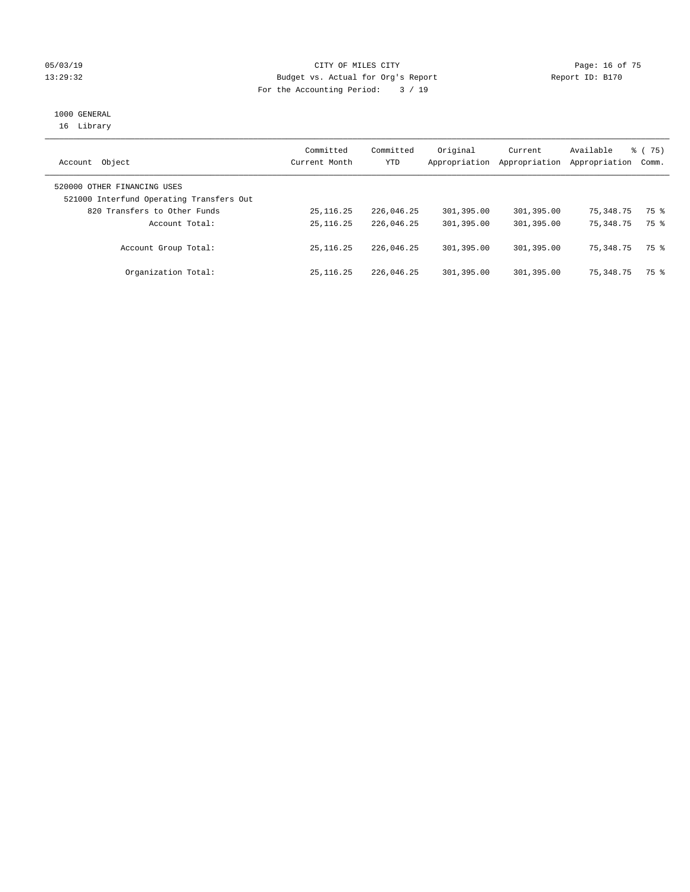05/03/19 CITY OF MILES CITY
13:29:32 Budget vs. Actual for Org's Report Report ID: B170
For the Accounting Period: 3 / 19

1000 GENERAL
16 Library

| Account Object | Committed Current Month | Committed YTD | Original Appropriation | Current Appropriation | Available Appropriation | % ( 75) Comm. |
|---|---|---|---|---|---|---|
| 520000 OTHER FINANCING USES | | | | | | |
| 521000 Interfund Operating Transfers Out | | | | | | |
| 820 Transfers to Other Funds | 25,116.25 | 226,046.25 | 301,395.00 | 301,395.00 | 75,348.75 | 75 % |
| Account Total: | 25,116.25 | 226,046.25 | 301,395.00 | 301,395.00 | 75,348.75 | 75 % |
| Account Group Total: | 25,116.25 | 226,046.25 | 301,395.00 | 301,395.00 | 75,348.75 | 75 % |
| Organization Total: | 25,116.25 | 226,046.25 | 301,395.00 | 301,395.00 | 75,348.75 | 75 % |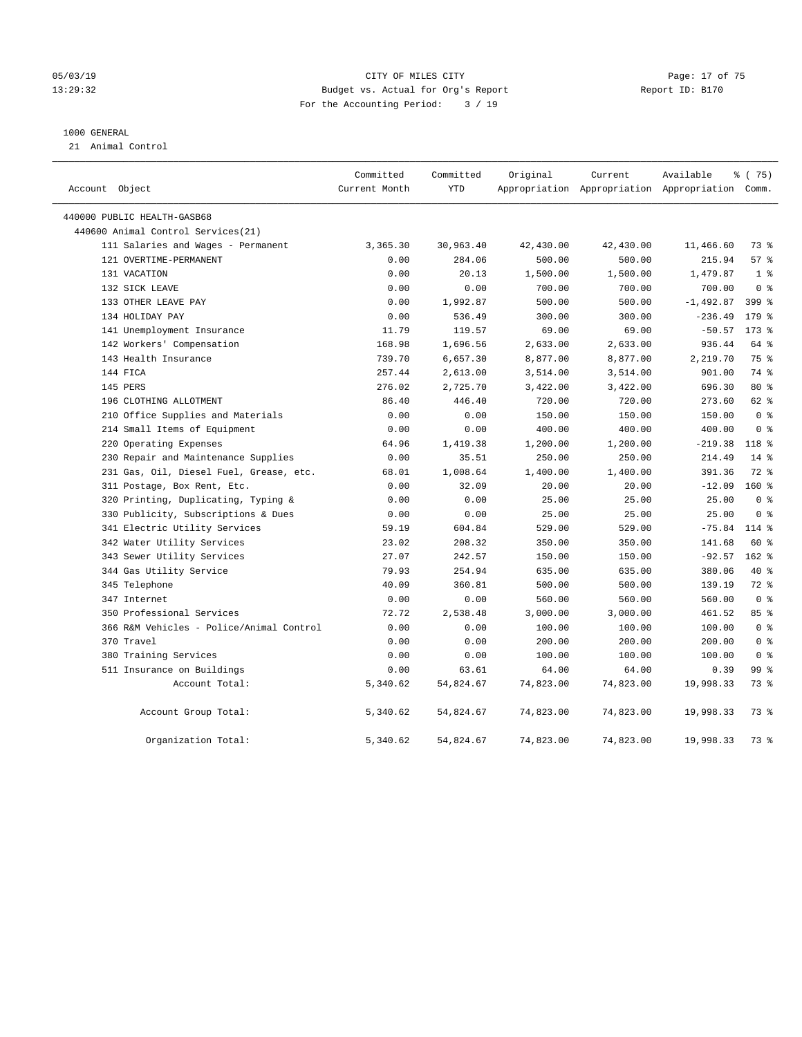CITY OF MILES CITY
Budget vs. Actual for Org's Report
For the Accounting Period: 3 / 19

1000 GENERAL
21 Animal Control

| Account Object | Committed Current Month | Committed YTD | Original Appropriation | Current Appropriation | Available Appropriation | % ( 75) Comm. |
|---|---|---|---|---|---|---|
| 440000 PUBLIC HEALTH-GASB68 | | | | | | |
| 440600 Animal Control Services(21) | | | | | | |
| 111 Salaries and Wages - Permanent | 3,365.30 | 30,963.40 | 42,430.00 | 42,430.00 | 11,466.60 | 73 % |
| 121 OVERTIME-PERMANENT | 0.00 | 284.06 | 500.00 | 500.00 | 215.94 | 57 % |
| 131 VACATION | 0.00 | 20.13 | 1,500.00 | 1,500.00 | 1,479.87 | 1 % |
| 132 SICK LEAVE | 0.00 | 0.00 | 700.00 | 700.00 | 700.00 | 0 % |
| 133 OTHER LEAVE PAY | 0.00 | 1,992.87 | 500.00 | 500.00 | -1,492.87 | 399 % |
| 134 HOLIDAY PAY | 0.00 | 536.49 | 300.00 | 300.00 | -236.49 | 179 % |
| 141 Unemployment Insurance | 11.79 | 119.57 | 69.00 | 69.00 | -50.57 | 173 % |
| 142 Workers' Compensation | 168.98 | 1,696.56 | 2,633.00 | 2,633.00 | 936.44 | 64 % |
| 143 Health Insurance | 739.70 | 6,657.30 | 8,877.00 | 8,877.00 | 2,219.70 | 75 % |
| 144 FICA | 257.44 | 2,613.00 | 3,514.00 | 3,514.00 | 901.00 | 74 % |
| 145 PERS | 276.02 | 2,725.70 | 3,422.00 | 3,422.00 | 696.30 | 80 % |
| 196 CLOTHING ALLOTMENT | 86.40 | 446.40 | 720.00 | 720.00 | 273.60 | 62 % |
| 210 Office Supplies and Materials | 0.00 | 0.00 | 150.00 | 150.00 | 150.00 | 0 % |
| 214 Small Items of Equipment | 0.00 | 0.00 | 400.00 | 400.00 | 400.00 | 0 % |
| 220 Operating Expenses | 64.96 | 1,419.38 | 1,200.00 | 1,200.00 | -219.38 | 118 % |
| 230 Repair and Maintenance Supplies | 0.00 | 35.51 | 250.00 | 250.00 | 214.49 | 14 % |
| 231 Gas, Oil, Diesel Fuel, Grease, etc. | 68.01 | 1,008.64 | 1,400.00 | 1,400.00 | 391.36 | 72 % |
| 311 Postage, Box Rent, Etc. | 0.00 | 32.09 | 20.00 | 20.00 | -12.09 | 160 % |
| 320 Printing, Duplicating, Typing & | 0.00 | 0.00 | 25.00 | 25.00 | 25.00 | 0 % |
| 330 Publicity, Subscriptions & Dues | 0.00 | 0.00 | 25.00 | 25.00 | 25.00 | 0 % |
| 341 Electric Utility Services | 59.19 | 604.84 | 529.00 | 529.00 | -75.84 | 114 % |
| 342 Water Utility Services | 23.02 | 208.32 | 350.00 | 350.00 | 141.68 | 60 % |
| 343 Sewer Utility Services | 27.07 | 242.57 | 150.00 | 150.00 | -92.57 | 162 % |
| 344 Gas Utility Service | 79.93 | 254.94 | 635.00 | 635.00 | 380.06 | 40 % |
| 345 Telephone | 40.09 | 360.81 | 500.00 | 500.00 | 139.19 | 72 % |
| 347 Internet | 0.00 | 0.00 | 560.00 | 560.00 | 560.00 | 0 % |
| 350 Professional Services | 72.72 | 2,538.48 | 3,000.00 | 3,000.00 | 461.52 | 85 % |
| 366 R&M Vehicles - Police/Animal Control | 0.00 | 0.00 | 100.00 | 100.00 | 100.00 | 0 % |
| 370 Travel | 0.00 | 0.00 | 200.00 | 200.00 | 200.00 | 0 % |
| 380 Training Services | 0.00 | 0.00 | 100.00 | 100.00 | 100.00 | 0 % |
| 511 Insurance on Buildings | 0.00 | 63.61 | 64.00 | 64.00 | 0.39 | 99 % |
| Account Total: | 5,340.62 | 54,824.67 | 74,823.00 | 74,823.00 | 19,998.33 | 73 % |
| Account Group Total: | 5,340.62 | 54,824.67 | 74,823.00 | 74,823.00 | 19,998.33 | 73 % |
| Organization Total: | 5,340.62 | 54,824.67 | 74,823.00 | 74,823.00 | 19,998.33 | 73 % |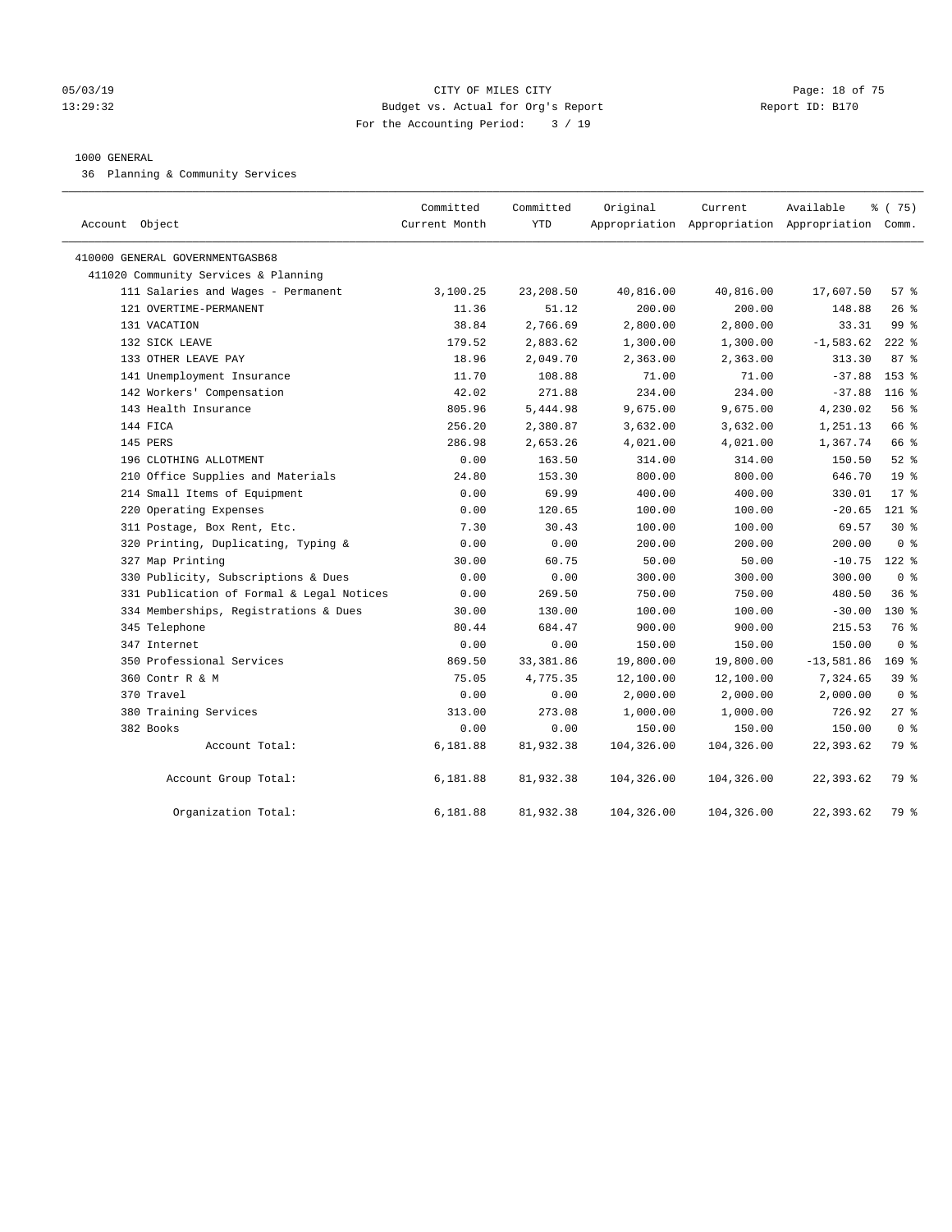CITY OF MILES CITY
Budget vs. Actual for Org's Report
For the Accounting Period: 3 / 19

05/03/19
13:29:32

Report ID: B170

1000 GENERAL
36 Planning & Community Services

| Account Object | Committed Current Month | Committed YTD | Original Appropriation | Current Appropriation | Available Appropriation | % ( 75) Comm. |
|---|---|---|---|---|---|---|
| 410000 GENERAL GOVERNMENTGASB68 | | | | | | |
| 411020 Community Services & Planning | | | | | | |
| 111 Salaries and Wages - Permanent | 3,100.25 | 23,208.50 | 40,816.00 | 40,816.00 | 17,607.50 | 57 % |
| 121 OVERTIME-PERMANENT | 11.36 | 51.12 | 200.00 | 200.00 | 148.88 | 26 % |
| 131 VACATION | 38.84 | 2,766.69 | 2,800.00 | 2,800.00 | 33.31 | 99 % |
| 132 SICK LEAVE | 179.52 | 2,883.62 | 1,300.00 | 1,300.00 | -1,583.62 | 222 % |
| 133 OTHER LEAVE PAY | 18.96 | 2,049.70 | 2,363.00 | 2,363.00 | 313.30 | 87 % |
| 141 Unemployment Insurance | 11.70 | 108.88 | 71.00 | 71.00 | -37.88 | 153 % |
| 142 Workers' Compensation | 42.02 | 271.88 | 234.00 | 234.00 | -37.88 | 116 % |
| 143 Health Insurance | 805.96 | 5,444.98 | 9,675.00 | 9,675.00 | 4,230.02 | 56 % |
| 144 FICA | 256.20 | 2,380.87 | 3,632.00 | 3,632.00 | 1,251.13 | 66 % |
| 145 PERS | 286.98 | 2,653.26 | 4,021.00 | 4,021.00 | 1,367.74 | 66 % |
| 196 CLOTHING ALLOTMENT | 0.00 | 163.50 | 314.00 | 314.00 | 150.50 | 52 % |
| 210 Office Supplies and Materials | 24.80 | 153.30 | 800.00 | 800.00 | 646.70 | 19 % |
| 214 Small Items of Equipment | 0.00 | 69.99 | 400.00 | 400.00 | 330.01 | 17 % |
| 220 Operating Expenses | 0.00 | 120.65 | 100.00 | 100.00 | -20.65 | 121 % |
| 311 Postage, Box Rent, Etc. | 7.30 | 30.43 | 100.00 | 100.00 | 69.57 | 30 % |
| 320 Printing, Duplicating, Typing & | 0.00 | 0.00 | 200.00 | 200.00 | 200.00 | 0 % |
| 327 Map Printing | 30.00 | 60.75 | 50.00 | 50.00 | -10.75 | 122 % |
| 330 Publicity, Subscriptions & Dues | 0.00 | 0.00 | 300.00 | 300.00 | 300.00 | 0 % |
| 331 Publication of Formal & Legal Notices | 0.00 | 269.50 | 750.00 | 750.00 | 480.50 | 36 % |
| 334 Memberships, Registrations & Dues | 30.00 | 130.00 | 100.00 | 100.00 | -30.00 | 130 % |
| 345 Telephone | 80.44 | 684.47 | 900.00 | 900.00 | 215.53 | 76 % |
| 347 Internet | 0.00 | 0.00 | 150.00 | 150.00 | 150.00 | 0 % |
| 350 Professional Services | 869.50 | 33,381.86 | 19,800.00 | 19,800.00 | -13,581.86 | 169 % |
| 360 Contr R & M | 75.05 | 4,775.35 | 12,100.00 | 12,100.00 | 7,324.65 | 39 % |
| 370 Travel | 0.00 | 0.00 | 2,000.00 | 2,000.00 | 2,000.00 | 0 % |
| 380 Training Services | 313.00 | 273.08 | 1,000.00 | 1,000.00 | 726.92 | 27 % |
| 382 Books | 0.00 | 0.00 | 150.00 | 150.00 | 150.00 | 0 % |
| Account Total: | 6,181.88 | 81,932.38 | 104,326.00 | 104,326.00 | 22,393.62 | 79 % |
| Account Group Total: | 6,181.88 | 81,932.38 | 104,326.00 | 104,326.00 | 22,393.62 | 79 % |
| Organization Total: | 6,181.88 | 81,932.38 | 104,326.00 | 104,326.00 | 22,393.62 | 79 % |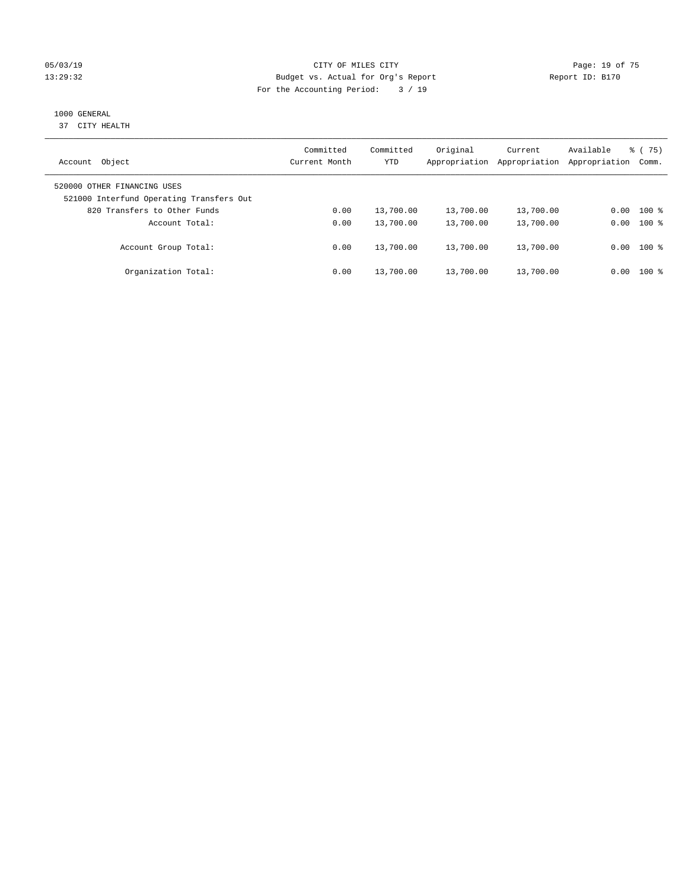CITY OF MILES CITY

Budget vs. Actual for Org's Report

For the Accounting Period: 3 / 19

1000 GENERAL

37 CITY HEALTH

| Account Object | Committed Current Month | Committed YTD | Original Appropriation | Current Appropriation | Available Appropriation | % ( 75) Comm. |
|---|---|---|---|---|---|---|
| 520000 OTHER FINANCING USES | | | | | | |
| 521000 Interfund Operating Transfers Out | | | | | | |
| 820 Transfers to Other Funds | 0.00 | 13,700.00 | 13,700.00 | 13,700.00 | 0.00 | 100 % |
| Account Total: | 0.00 | 13,700.00 | 13,700.00 | 13,700.00 | 0.00 | 100 % |
| Account Group Total: | 0.00 | 13,700.00 | 13,700.00 | 13,700.00 | 0.00 | 100 % |
| Organization Total: | 0.00 | 13,700.00 | 13,700.00 | 13,700.00 | 0.00 | 100 % |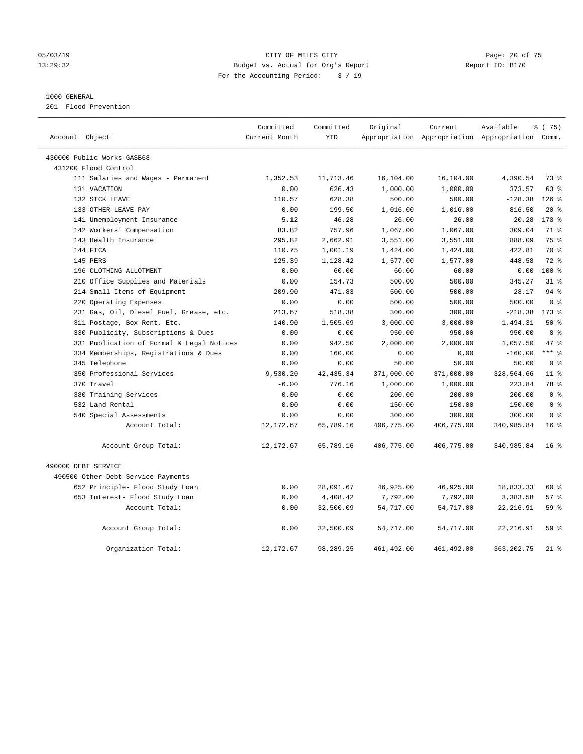05/03/19 CITY OF MILES CITY
13:29:32 Budget vs. Actual for Org's Report Report ID: B170
For the Accounting Period: 3 / 19

1000 GENERAL
201 Flood Prevention

| Account Object | Committed Current Month | Committed YTD | Original Appropriation | Current Appropriation | Available Appropriation | % ( 75) Comm. |
|---|---|---|---|---|---|---|
| 430000 Public Works-GASB68 | | | | | | |
| 431200 Flood Control | | | | | | |
| 111 Salaries and Wages - Permanent | 1,352.53 | 11,713.46 | 16,104.00 | 16,104.00 | 4,390.54 | 73 % |
| 131 VACATION | 0.00 | 626.43 | 1,000.00 | 1,000.00 | 373.57 | 63 % |
| 132 SICK LEAVE | 110.57 | 628.38 | 500.00 | 500.00 | -128.38 | 126 % |
| 133 OTHER LEAVE PAY | 0.00 | 199.50 | 1,016.00 | 1,016.00 | 816.50 | 20 % |
| 141 Unemployment Insurance | 5.12 | 46.28 | 26.00 | 26.00 | -20.28 | 178 % |
| 142 Workers' Compensation | 83.82 | 757.96 | 1,067.00 | 1,067.00 | 309.04 | 71 % |
| 143 Health Insurance | 295.82 | 2,662.91 | 3,551.00 | 3,551.00 | 888.09 | 75 % |
| 144 FICA | 110.75 | 1,001.19 | 1,424.00 | 1,424.00 | 422.81 | 70 % |
| 145 PERS | 125.39 | 1,128.42 | 1,577.00 | 1,577.00 | 448.58 | 72 % |
| 196 CLOTHING ALLOTMENT | 0.00 | 60.00 | 60.00 | 60.00 | 0.00 | 100 % |
| 210 Office Supplies and Materials | 0.00 | 154.73 | 500.00 | 500.00 | 345.27 | 31 % |
| 214 Small Items of Equipment | 209.90 | 471.83 | 500.00 | 500.00 | 28.17 | 94 % |
| 220 Operating Expenses | 0.00 | 0.00 | 500.00 | 500.00 | 500.00 | 0 % |
| 231 Gas, Oil, Diesel Fuel, Grease, etc. | 213.67 | 518.38 | 300.00 | 300.00 | -218.38 | 173 % |
| 311 Postage, Box Rent, Etc. | 140.90 | 1,505.69 | 3,000.00 | 3,000.00 | 1,494.31 | 50 % |
| 330 Publicity, Subscriptions & Dues | 0.00 | 0.00 | 950.00 | 950.00 | 950.00 | 0 % |
| 331 Publication of Formal & Legal Notices | 0.00 | 942.50 | 2,000.00 | 2,000.00 | 1,057.50 | 47 % |
| 334 Memberships, Registrations & Dues | 0.00 | 160.00 | 0.00 | 0.00 | -160.00 | *** % |
| 345 Telephone | 0.00 | 0.00 | 50.00 | 50.00 | 50.00 | 0 % |
| 350 Professional Services | 9,530.20 | 42,435.34 | 371,000.00 | 371,000.00 | 328,564.66 | 11 % |
| 370 Travel | -6.00 | 776.16 | 1,000.00 | 1,000.00 | 223.84 | 78 % |
| 380 Training Services | 0.00 | 0.00 | 200.00 | 200.00 | 200.00 | 0 % |
| 532 Land Rental | 0.00 | 0.00 | 150.00 | 150.00 | 150.00 | 0 % |
| 540 Special Assessments | 0.00 | 0.00 | 300.00 | 300.00 | 300.00 | 0 % |
| Account Total: | 12,172.67 | 65,789.16 | 406,775.00 | 406,775.00 | 340,985.84 | 16 % |
| Account Group Total: | 12,172.67 | 65,789.16 | 406,775.00 | 406,775.00 | 340,985.84 | 16 % |
| 490000 DEBT SERVICE | | | | | | |
| 490500 Other Debt Service Payments | | | | | | |
| 652 Principle- Flood Study Loan | 0.00 | 28,091.67 | 46,925.00 | 46,925.00 | 18,833.33 | 60 % |
| 653 Interest- Flood Study Loan | 0.00 | 4,408.42 | 7,792.00 | 7,792.00 | 3,383.58 | 57 % |
| Account Total: | 0.00 | 32,500.09 | 54,717.00 | 54,717.00 | 22,216.91 | 59 % |
| Account Group Total: | 0.00 | 32,500.09 | 54,717.00 | 54,717.00 | 22,216.91 | 59 % |
| Organization Total: | 12,172.67 | 98,289.25 | 461,492.00 | 461,492.00 | 363,202.75 | 21 % |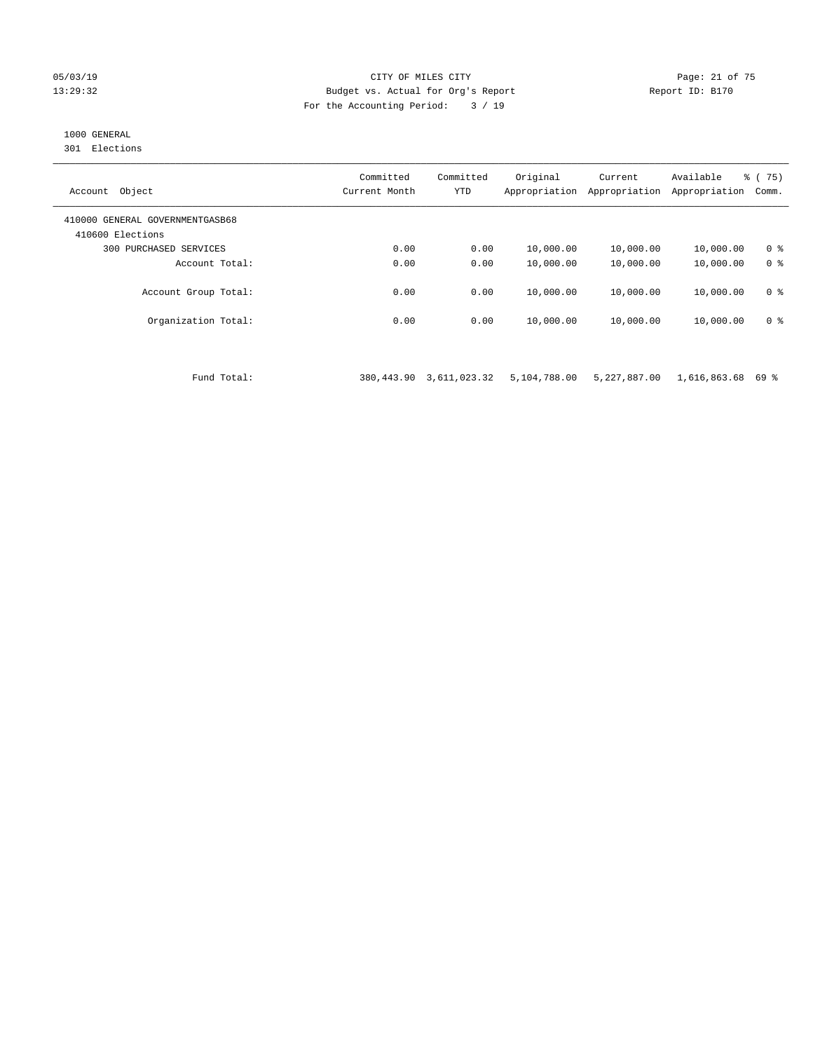05/03/19 CITY OF MILES CITY
13:29:32 Budget vs. Actual for Org's Report Report ID: B170
For the Accounting Period: 3 / 19

1000 GENERAL
301 Elections

| Account Object | Committed Current Month | Committed YTD | Original Appropriation | Current Appropriation | Available Appropriation | % ( 75) Comm. |
|---|---|---|---|---|---|---|
| 410000 GENERAL GOVERNMENTGASB68 | | | | | | |
| 410600 Elections | | | | | | |
| 300 PURCHASED SERVICES | 0.00 | 0.00 | 10,000.00 | 10,000.00 | 10,000.00 | 0 % |
| Account Total: | 0.00 | 0.00 | 10,000.00 | 10,000.00 | 10,000.00 | 0 % |
| Account Group Total: | 0.00 | 0.00 | 10,000.00 | 10,000.00 | 10,000.00 | 0 % |
| Organization Total: | 0.00 | 0.00 | 10,000.00 | 10,000.00 | 10,000.00 | 0 % |
| Fund Total: | 380,443.90 | 3,611,023.32 | 5,104,788.00 | 5,227,887.00 | 1,616,863.68 | 69 % |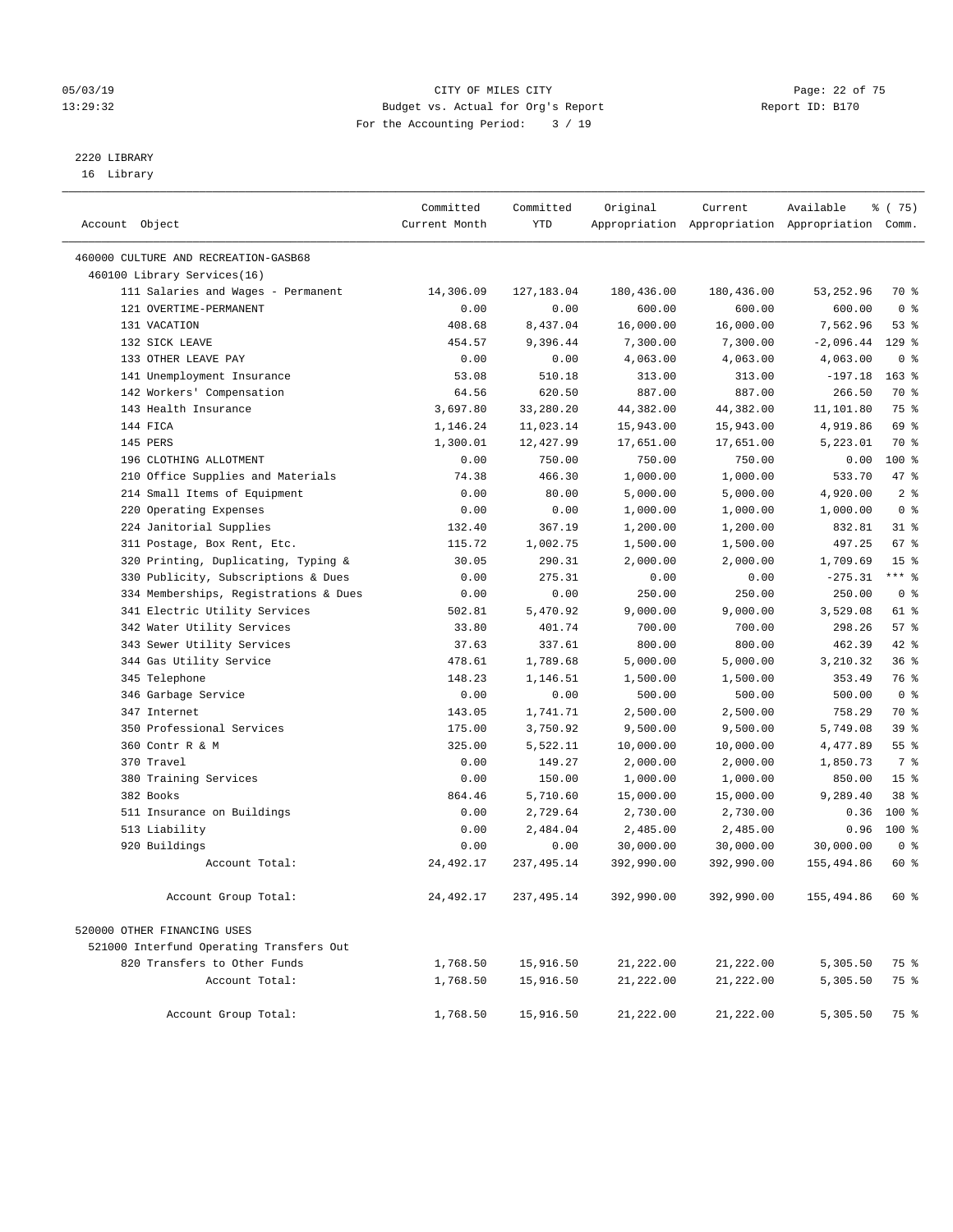CITY OF MILES CITY
Budget vs. Actual for Org's Report
For the Accounting Period: 3 / 19

05/03/19
13:29:32

Report ID: B170

2220 LIBRARY
16 Library

| Account Object | Committed Current Month | Committed YTD | Original Appropriation | Current Appropriation | Available Appropriation | % ( 75) Comm. |
|---|---|---|---|---|---|---|
| 460000 CULTURE AND RECREATION-GASB68 | | | | | | |
| 460100 Library Services(16) | | | | | | |
| 111 Salaries and Wages - Permanent | 14,306.09 | 127,183.04 | 180,436.00 | 180,436.00 | 53,252.96 | 70 % |
| 121 OVERTIME-PERMANENT | 0.00 | 0.00 | 600.00 | 600.00 | 600.00 | 0 % |
| 131 VACATION | 408.68 | 8,437.04 | 16,000.00 | 16,000.00 | 7,562.96 | 53 % |
| 132 SICK LEAVE | 454.57 | 9,396.44 | 7,300.00 | 7,300.00 | -2,096.44 | 129 % |
| 133 OTHER LEAVE PAY | 0.00 | 0.00 | 4,063.00 | 4,063.00 | 4,063.00 | 0 % |
| 141 Unemployment Insurance | 53.08 | 510.18 | 313.00 | 313.00 | -197.18 | 163 % |
| 142 Workers' Compensation | 64.56 | 620.50 | 887.00 | 887.00 | 266.50 | 70 % |
| 143 Health Insurance | 3,697.80 | 33,280.20 | 44,382.00 | 44,382.00 | 11,101.80 | 75 % |
| 144 FICA | 1,146.24 | 11,023.14 | 15,943.00 | 15,943.00 | 4,919.86 | 69 % |
| 145 PERS | 1,300.01 | 12,427.99 | 17,651.00 | 17,651.00 | 5,223.01 | 70 % |
| 196 CLOTHING ALLOTMENT | 0.00 | 750.00 | 750.00 | 750.00 | 0.00 | 100 % |
| 210 Office Supplies and Materials | 74.38 | 466.30 | 1,000.00 | 1,000.00 | 533.70 | 47 % |
| 214 Small Items of Equipment | 0.00 | 80.00 | 5,000.00 | 5,000.00 | 4,920.00 | 2 % |
| 220 Operating Expenses | 0.00 | 0.00 | 1,000.00 | 1,000.00 | 1,000.00 | 0 % |
| 224 Janitorial Supplies | 132.40 | 367.19 | 1,200.00 | 1,200.00 | 832.81 | 31 % |
| 311 Postage, Box Rent, Etc. | 115.72 | 1,002.75 | 1,500.00 | 1,500.00 | 497.25 | 67 % |
| 320 Printing, Duplicating, Typing & | 30.05 | 290.31 | 2,000.00 | 2,000.00 | 1,709.69 | 15 % |
| 330 Publicity, Subscriptions & Dues | 0.00 | 275.31 | 0.00 | 0.00 | -275.31 | *** % |
| 334 Memberships, Registrations & Dues | 0.00 | 0.00 | 250.00 | 250.00 | 250.00 | 0 % |
| 341 Electric Utility Services | 502.81 | 5,470.92 | 9,000.00 | 9,000.00 | 3,529.08 | 61 % |
| 342 Water Utility Services | 33.80 | 401.74 | 700.00 | 700.00 | 298.26 | 57 % |
| 343 Sewer Utility Services | 37.63 | 337.61 | 800.00 | 800.00 | 462.39 | 42 % |
| 344 Gas Utility Service | 478.61 | 1,789.68 | 5,000.00 | 5,000.00 | 3,210.32 | 36 % |
| 345 Telephone | 148.23 | 1,146.51 | 1,500.00 | 1,500.00 | 353.49 | 76 % |
| 346 Garbage Service | 0.00 | 0.00 | 500.00 | 500.00 | 500.00 | 0 % |
| 347 Internet | 143.05 | 1,741.71 | 2,500.00 | 2,500.00 | 758.29 | 70 % |
| 350 Professional Services | 175.00 | 3,750.92 | 9,500.00 | 9,500.00 | 5,749.08 | 39 % |
| 360 Contr R & M | 325.00 | 5,522.11 | 10,000.00 | 10,000.00 | 4,477.89 | 55 % |
| 370 Travel | 0.00 | 149.27 | 2,000.00 | 2,000.00 | 1,850.73 | 7 % |
| 380 Training Services | 0.00 | 150.00 | 1,000.00 | 1,000.00 | 850.00 | 15 % |
| 382 Books | 864.46 | 5,710.60 | 15,000.00 | 15,000.00 | 9,289.40 | 38 % |
| 511 Insurance on Buildings | 0.00 | 2,729.64 | 2,730.00 | 2,730.00 | 0.36 | 100 % |
| 513 Liability | 0.00 | 2,484.04 | 2,485.00 | 2,485.00 | 0.96 | 100 % |
| 920 Buildings | 0.00 | 0.00 | 30,000.00 | 30,000.00 | 30,000.00 | 0 % |
| Account Total: | 24,492.17 | 237,495.14 | 392,990.00 | 392,990.00 | 155,494.86 | 60 % |
| Account Group Total: | 24,492.17 | 237,495.14 | 392,990.00 | 392,990.00 | 155,494.86 | 60 % |
| 520000 OTHER FINANCING USES | | | | | | |
| 521000 Interfund Operating Transfers Out | | | | | | |
| 820 Transfers to Other Funds | 1,768.50 | 15,916.50 | 21,222.00 | 21,222.00 | 5,305.50 | 75 % |
| Account Total: | 1,768.50 | 15,916.50 | 21,222.00 | 21,222.00 | 5,305.50 | 75 % |
| Account Group Total: | 1,768.50 | 15,916.50 | 21,222.00 | 21,222.00 | 5,305.50 | 75 % |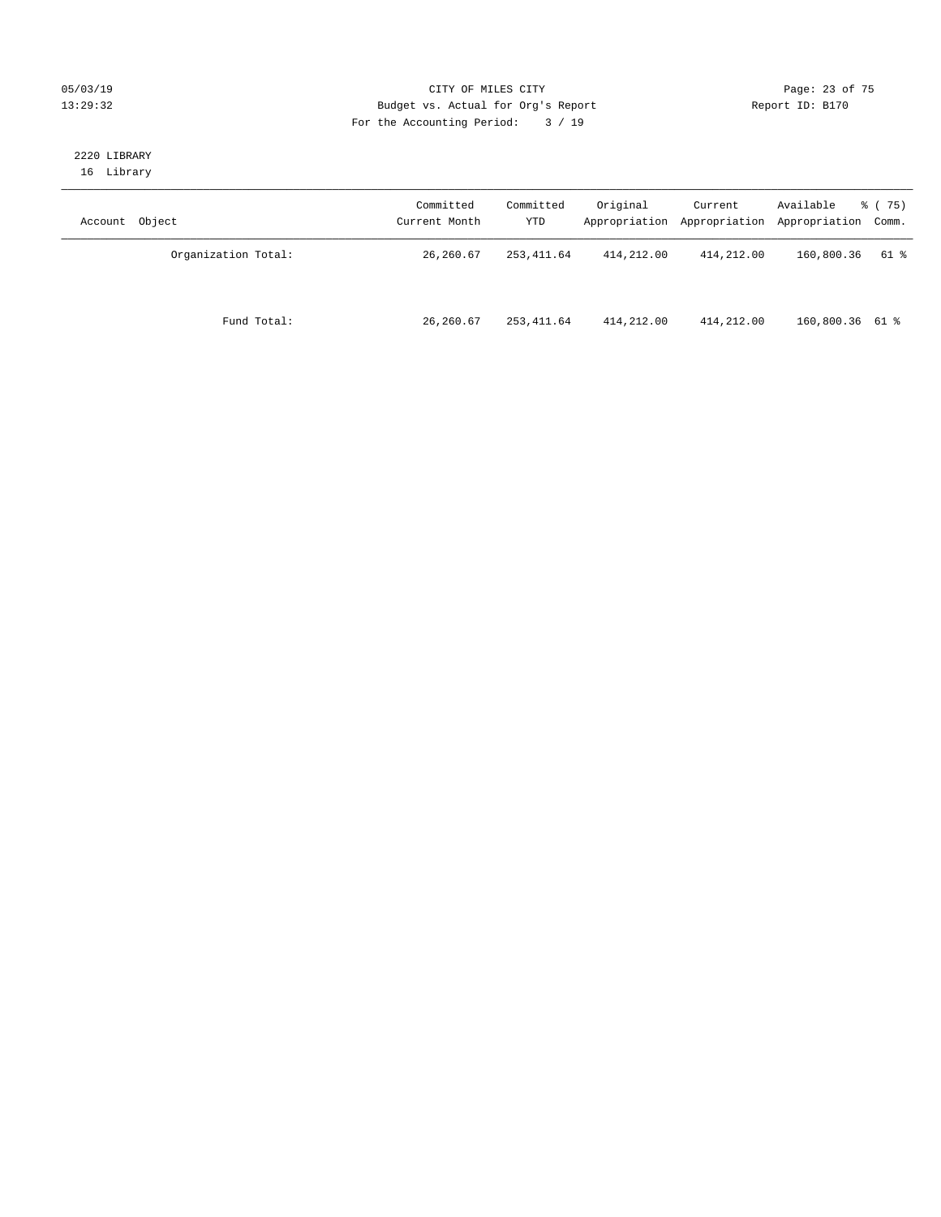CITY OF MILES CITY
Budget vs. Actual for Org's Report
For the Accounting Period: 3 / 19

05/03/19
13:29:32

Report ID: B170

2220 LIBRARY
16 Library

| Account Object | Committed Current Month | Committed YTD | Original Appropriation | Current Appropriation | Available Appropriation | % ( 75) Comm. |
|---|---|---|---|---|---|---|
| Organization Total: | 26,260.67 | 253,411.64 | 414,212.00 | 414,212.00 | 160,800.36 | 61 % |
| Fund Total: | 26,260.67 | 253,411.64 | 414,212.00 | 414,212.00 | 160,800.36 | 61 % |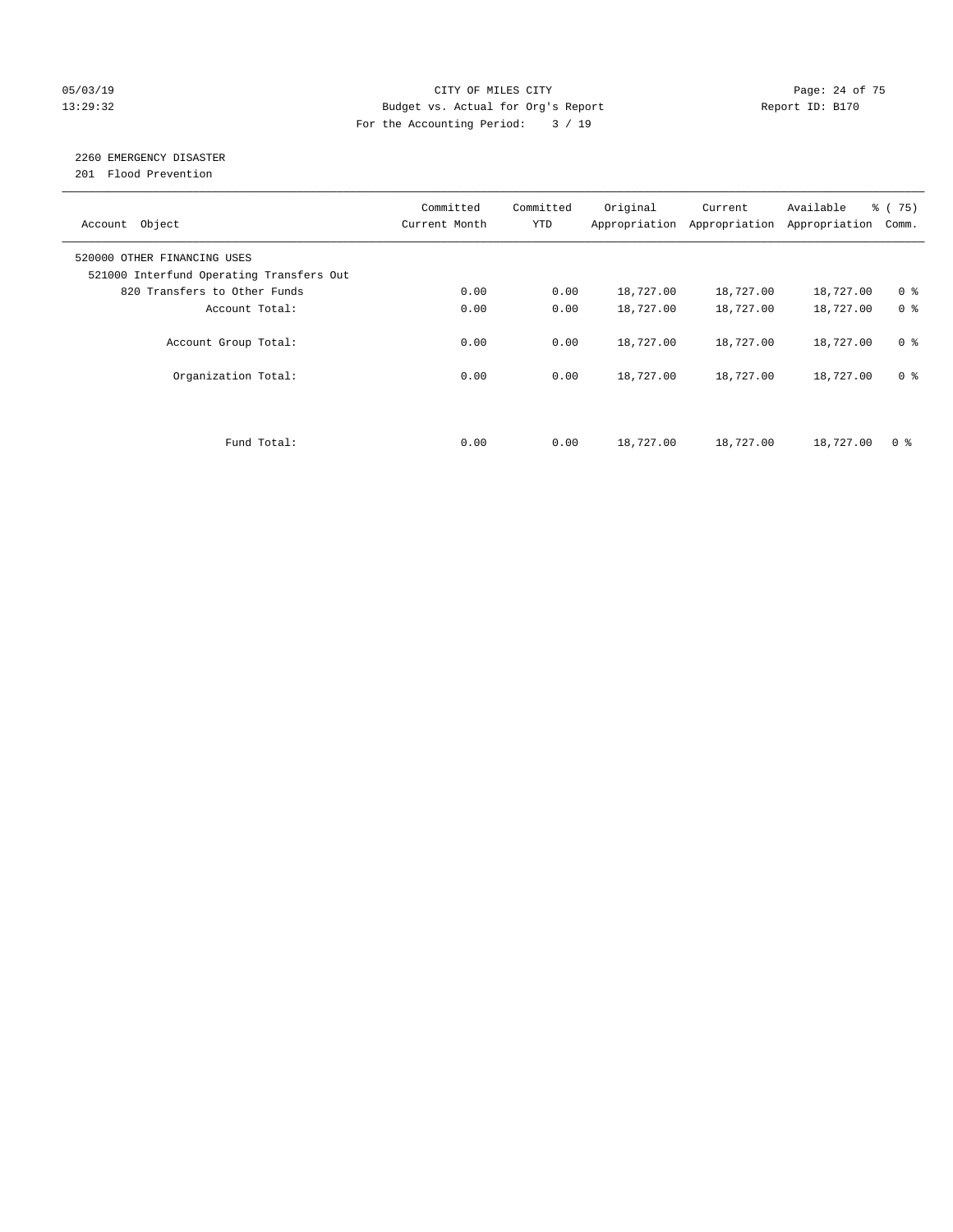CITY OF MILES CITY
Budget vs. Actual for Org's Report
For the Accounting Period: 3 / 19

05/03/19
13:29:32

Report ID: B170

## 2260 EMERGENCY DISASTER

201 Flood Prevention

| Account Object | Committed Current Month | Committed YTD | Original Appropriation | Current Appropriation | Available Appropriation | % ( 75) Comm. |
|---|---|---|---|---|---|---|
| 520000 OTHER FINANCING USES | | | | | | |
| 521000 Interfund Operating Transfers Out | | | | | | |
| 820 Transfers to Other Funds | 0.00 | 0.00 | 18,727.00 | 18,727.00 | 18,727.00 | 0 % |
| Account Total: | 0.00 | 0.00 | 18,727.00 | 18,727.00 | 18,727.00 | 0 % |
| Account Group Total: | 0.00 | 0.00 | 18,727.00 | 18,727.00 | 18,727.00 | 0 % |
| Organization Total: | 0.00 | 0.00 | 18,727.00 | 18,727.00 | 18,727.00 | 0 % |
| Fund Total: | 0.00 | 0.00 | 18,727.00 | 18,727.00 | 18,727.00 | 0 % |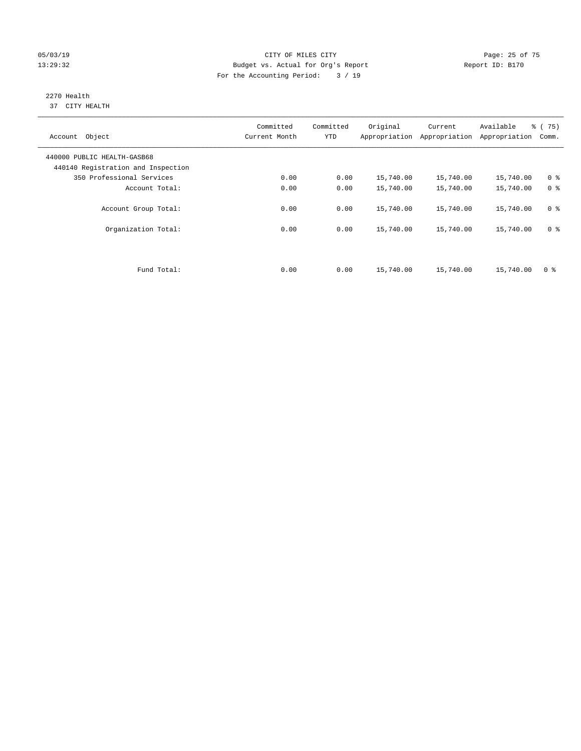CITY OF MILES CITY
Budget vs. Actual for Org's Report
For the Accounting Period: 3 / 19

05/03/19
13:29:32

Report ID: B170

## 2270 Health
37 CITY HEALTH

| Account Object | Committed Current Month | Committed YTD | Original Appropriation | Current Appropriation | Available Appropriation | % ( 75) Comm. |
|---|---|---|---|---|---|---|
| 440000 PUBLIC HEALTH-GASB68 | | | | | | |
| 440140 Registration and Inspection | | | | | | |
| 350 Professional Services | 0.00 | 0.00 | 15,740.00 | 15,740.00 | 15,740.00 | 0 % |
| Account Total: | 0.00 | 0.00 | 15,740.00 | 15,740.00 | 15,740.00 | 0 % |
| Account Group Total: | 0.00 | 0.00 | 15,740.00 | 15,740.00 | 15,740.00 | 0 % |
| Organization Total: | 0.00 | 0.00 | 15,740.00 | 15,740.00 | 15,740.00 | 0 % |
| Fund Total: | 0.00 | 0.00 | 15,740.00 | 15,740.00 | 15,740.00 | 0 % |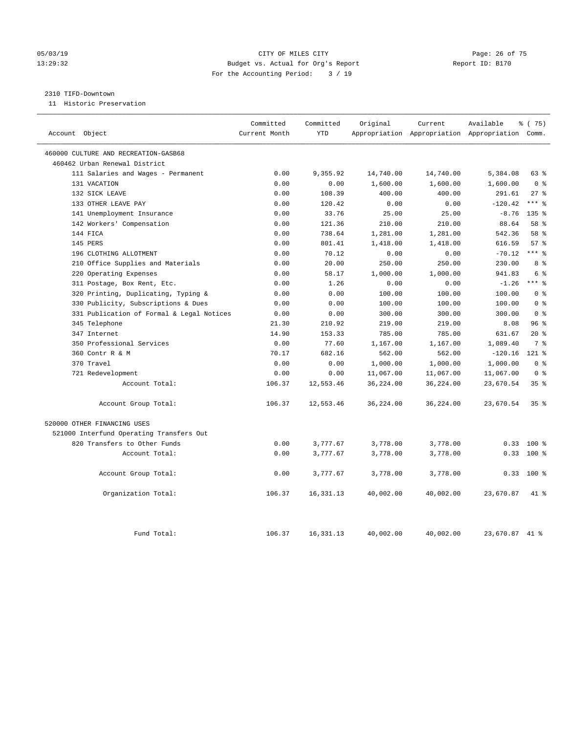05/03/19 CITY OF MILES CITY
13:29:32 Budget vs. Actual for Org's Report Report ID: B170
For the Accounting Period: 3 / 19

2310 TIFD-Downtown

11 Historic Preservation

| Account Object | Committed Current Month | Committed YTD | Original Appropriation | Current Appropriation | Available Appropriation | % ( 75) Comm. |
|---|---|---|---|---|---|---|
| 460000 CULTURE AND RECREATION-GASB68 | | | | | | |
| 460462 Urban Renewal District | | | | | | |
| 111 Salaries and Wages - Permanent | 0.00 | 9,355.92 | 14,740.00 | 14,740.00 | 5,384.08 | 63 % |
| 131 VACATION | 0.00 | 0.00 | 1,600.00 | 1,600.00 | 1,600.00 | 0 % |
| 132 SICK LEAVE | 0.00 | 108.39 | 400.00 | 400.00 | 291.61 | 27 % |
| 133 OTHER LEAVE PAY | 0.00 | 120.42 | 0.00 | 0.00 | -120.42 | *** % |
| 141 Unemployment Insurance | 0.00 | 33.76 | 25.00 | 25.00 | -8.76 | 135 % |
| 142 Workers' Compensation | 0.00 | 121.36 | 210.00 | 210.00 | 88.64 | 58 % |
| 144 FICA | 0.00 | 738.64 | 1,281.00 | 1,281.00 | 542.36 | 58 % |
| 145 PERS | 0.00 | 801.41 | 1,418.00 | 1,418.00 | 616.59 | 57 % |
| 196 CLOTHING ALLOTMENT | 0.00 | 70.12 | 0.00 | 0.00 | -70.12 | *** % |
| 210 Office Supplies and Materials | 0.00 | 20.00 | 250.00 | 250.00 | 230.00 | 8 % |
| 220 Operating Expenses | 0.00 | 58.17 | 1,000.00 | 1,000.00 | 941.83 | 6 % |
| 311 Postage, Box Rent, Etc. | 0.00 | 1.26 | 0.00 | 0.00 | -1.26 | *** % |
| 320 Printing, Duplicating, Typing & | 0.00 | 0.00 | 100.00 | 100.00 | 100.00 | 0 % |
| 330 Publicity, Subscriptions & Dues | 0.00 | 0.00 | 100.00 | 100.00 | 100.00 | 0 % |
| 331 Publication of Formal & Legal Notices | 0.00 | 0.00 | 300.00 | 300.00 | 300.00 | 0 % |
| 345 Telephone | 21.30 | 210.92 | 219.00 | 219.00 | 8.08 | 96 % |
| 347 Internet | 14.90 | 153.33 | 785.00 | 785.00 | 631.67 | 20 % |
| 350 Professional Services | 0.00 | 77.60 | 1,167.00 | 1,167.00 | 1,089.40 | 7 % |
| 360 Contr R & M | 70.17 | 682.16 | 562.00 | 562.00 | -120.16 | 121 % |
| 370 Travel | 0.00 | 0.00 | 1,000.00 | 1,000.00 | 1,000.00 | 0 % |
| 721 Redevelopment | 0.00 | 0.00 | 11,067.00 | 11,067.00 | 11,067.00 | 0 % |
| Account Total: | 106.37 | 12,553.46 | 36,224.00 | 36,224.00 | 23,670.54 | 35 % |
| Account Group Total: | 106.37 | 12,553.46 | 36,224.00 | 36,224.00 | 23,670.54 | 35 % |
| 520000 OTHER FINANCING USES | | | | | | |
| 521000 Interfund Operating Transfers Out | | | | | | |
| 820 Transfers to Other Funds | 0.00 | 3,777.67 | 3,778.00 | 3,778.00 | 0.33 | 100 % |
| Account Total: | 0.00 | 3,777.67 | 3,778.00 | 3,778.00 | 0.33 | 100 % |
| Account Group Total: | 0.00 | 3,777.67 | 3,778.00 | 3,778.00 | 0.33 | 100 % |
| Organization Total: | 106.37 | 16,331.13 | 40,002.00 | 40,002.00 | 23,670.87 | 41 % |
| Fund Total: | 106.37 | 16,331.13 | 40,002.00 | 40,002.00 | 23,670.87 | 41 % |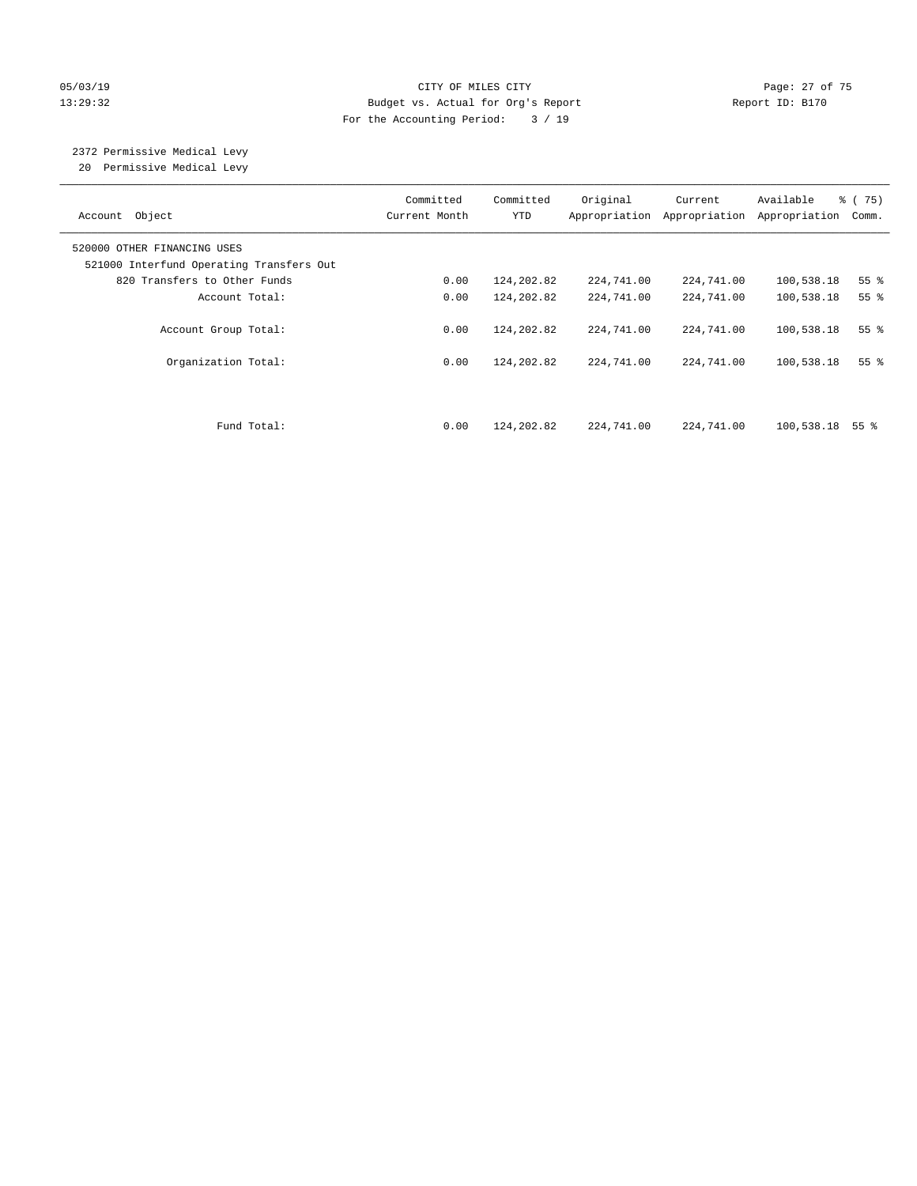CITY OF MILES CITY
Budget vs. Actual for Org's Report
For the Accounting Period: 3 / 19

05/03/19
13:29:32

Report ID: B170

2372 Permissive Medical Levy
20 Permissive Medical Levy

| Account Object | Committed Current Month | Committed YTD | Original Appropriation | Current Appropriation | Available Appropriation | % ( 75) Comm. |
|---|---|---|---|---|---|---|
| 520000 OTHER FINANCING USES | | | | | | |
| 521000 Interfund Operating Transfers Out | | | | | | |
| 820 Transfers to Other Funds | 0.00 | 124,202.82 | 224,741.00 | 224,741.00 | 100,538.18 | 55 % |
| Account Total: | 0.00 | 124,202.82 | 224,741.00 | 224,741.00 | 100,538.18 | 55 % |
| Account Group Total: | 0.00 | 124,202.82 | 224,741.00 | 224,741.00 | 100,538.18 | 55 % |
| Organization Total: | 0.00 | 124,202.82 | 224,741.00 | 224,741.00 | 100,538.18 | 55 % |
| Fund Total: | 0.00 | 124,202.82 | 224,741.00 | 224,741.00 | 100,538.18 | 55 % |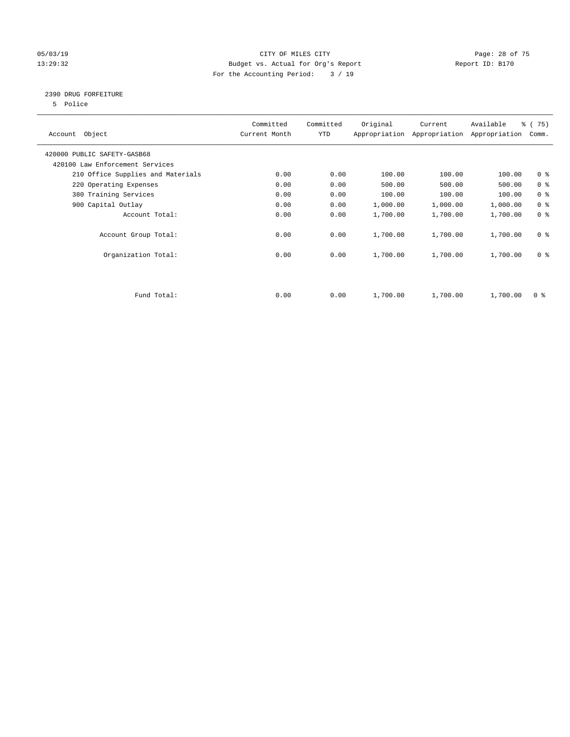CITY OF MILES CITY
Budget vs. Actual for Org's Report
For the Accounting Period: 3 / 19

05/03/19
13:29:32

Report ID: B170

## 2390 DRUG FORFEITURE

5 Police

| Account Object | Committed Current Month | Committed YTD | Original Appropriation | Current Appropriation | Available Appropriation | % ( 75) Comm. |
|---|---|---|---|---|---|---|
| 420000 PUBLIC SAFETY-GASB68 | | | | | | |
| 420100 Law Enforcement Services | | | | | | |
| 210 Office Supplies and Materials | 0.00 | 0.00 | 100.00 | 100.00 | 100.00 | 0 % |
| 220 Operating Expenses | 0.00 | 0.00 | 500.00 | 500.00 | 500.00 | 0 % |
| 380 Training Services | 0.00 | 0.00 | 100.00 | 100.00 | 100.00 | 0 % |
| 900 Capital Outlay | 0.00 | 0.00 | 1,000.00 | 1,000.00 | 1,000.00 | 0 % |
| Account Total: | 0.00 | 0.00 | 1,700.00 | 1,700.00 | 1,700.00 | 0 % |
| Account Group Total: | 0.00 | 0.00 | 1,700.00 | 1,700.00 | 1,700.00 | 0 % |
| Organization Total: | 0.00 | 0.00 | 1,700.00 | 1,700.00 | 1,700.00 | 0 % |
| Fund Total: | 0.00 | 0.00 | 1,700.00 | 1,700.00 | 1,700.00 | 0 % |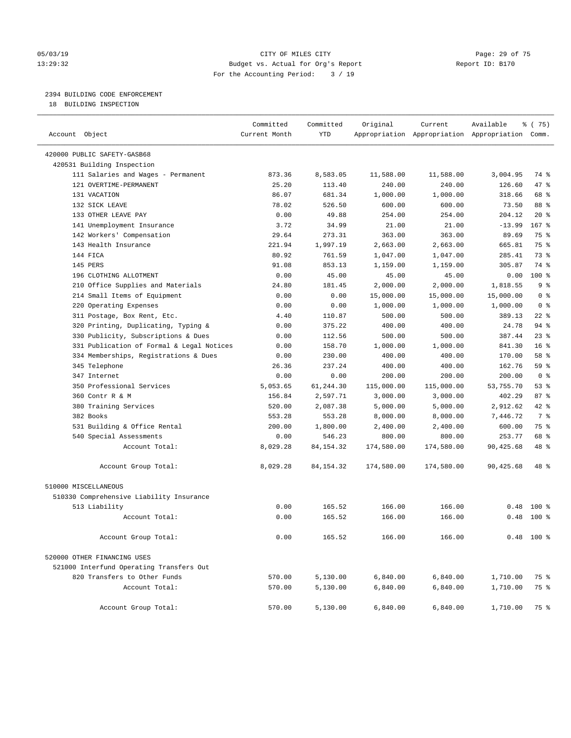CITY OF MILES CITY
Budget vs. Actual for Org's Report
For the Accounting Period: 3 / 19

05/03/19
13:29:32

Report ID: B170

## 2394 BUILDING CODE ENFORCEMENT

18 BUILDING INSPECTION

| Account Object | Committed Current Month | Committed YTD | Original Appropriation | Current Appropriation | Available Appropriation | % ( 75) Comm. |
|---|---|---|---|---|---|---|
| 420000 PUBLIC SAFETY-GASB68 | | | | | | |
| 420531 Building Inspection | | | | | | |
| 111 Salaries and Wages - Permanent | 873.36 | 8,583.05 | 11,588.00 | 11,588.00 | 3,004.95 | 74 % |
| 121 OVERTIME-PERMANENT | 25.20 | 113.40 | 240.00 | 240.00 | 126.60 | 47 % |
| 131 VACATION | 86.07 | 681.34 | 1,000.00 | 1,000.00 | 318.66 | 68 % |
| 132 SICK LEAVE | 78.02 | 526.50 | 600.00 | 600.00 | 73.50 | 88 % |
| 133 OTHER LEAVE PAY | 0.00 | 49.88 | 254.00 | 254.00 | 204.12 | 20 % |
| 141 Unemployment Insurance | 3.72 | 34.99 | 21.00 | 21.00 | -13.99 | 167 % |
| 142 Workers' Compensation | 29.64 | 273.31 | 363.00 | 363.00 | 89.69 | 75 % |
| 143 Health Insurance | 221.94 | 1,997.19 | 2,663.00 | 2,663.00 | 665.81 | 75 % |
| 144 FICA | 80.92 | 761.59 | 1,047.00 | 1,047.00 | 285.41 | 73 % |
| 145 PERS | 91.08 | 853.13 | 1,159.00 | 1,159.00 | 305.87 | 74 % |
| 196 CLOTHING ALLOTMENT | 0.00 | 45.00 | 45.00 | 45.00 | 0.00 | 100 % |
| 210 Office Supplies and Materials | 24.80 | 181.45 | 2,000.00 | 2,000.00 | 1,818.55 | 9 % |
| 214 Small Items of Equipment | 0.00 | 0.00 | 15,000.00 | 15,000.00 | 15,000.00 | 0 % |
| 220 Operating Expenses | 0.00 | 0.00 | 1,000.00 | 1,000.00 | 1,000.00 | 0 % |
| 311 Postage, Box Rent, Etc. | 4.40 | 110.87 | 500.00 | 500.00 | 389.13 | 22 % |
| 320 Printing, Duplicating, Typing & | 0.00 | 375.22 | 400.00 | 400.00 | 24.78 | 94 % |
| 330 Publicity, Subscriptions & Dues | 0.00 | 112.56 | 500.00 | 500.00 | 387.44 | 23 % |
| 331 Publication of Formal & Legal Notices | 0.00 | 158.70 | 1,000.00 | 1,000.00 | 841.30 | 16 % |
| 334 Memberships, Registrations & Dues | 0.00 | 230.00 | 400.00 | 400.00 | 170.00 | 58 % |
| 345 Telephone | 26.36 | 237.24 | 400.00 | 400.00 | 162.76 | 59 % |
| 347 Internet | 0.00 | 0.00 | 200.00 | 200.00 | 200.00 | 0 % |
| 350 Professional Services | 5,053.65 | 61,244.30 | 115,000.00 | 115,000.00 | 53,755.70 | 53 % |
| 360 Contr R & M | 156.84 | 2,597.71 | 3,000.00 | 3,000.00 | 402.29 | 87 % |
| 380 Training Services | 520.00 | 2,087.38 | 5,000.00 | 5,000.00 | 2,912.62 | 42 % |
| 382 Books | 553.28 | 553.28 | 8,000.00 | 8,000.00 | 7,446.72 | 7 % |
| 531 Building & Office Rental | 200.00 | 1,800.00 | 2,400.00 | 2,400.00 | 600.00 | 75 % |
| 540 Special Assessments | 0.00 | 546.23 | 800.00 | 800.00 | 253.77 | 68 % |
| Account Total: | 8,029.28 | 84,154.32 | 174,580.00 | 174,580.00 | 90,425.68 | 48 % |
| Account Group Total: | 8,029.28 | 84,154.32 | 174,580.00 | 174,580.00 | 90,425.68 | 48 % |
| 510000 MISCELLANEOUS | | | | | | |
| 510330 Comprehensive Liability Insurance | | | | | | |
| 513 Liability | 0.00 | 165.52 | 166.00 | 166.00 | 0.48 | 100 % |
| Account Total: | 0.00 | 165.52 | 166.00 | 166.00 | 0.48 | 100 % |
| Account Group Total: | 0.00 | 165.52 | 166.00 | 166.00 | 0.48 | 100 % |
| 520000 OTHER FINANCING USES | | | | | | |
| 521000 Interfund Operating Transfers Out | | | | | | |
| 820 Transfers to Other Funds | 570.00 | 5,130.00 | 6,840.00 | 6,840.00 | 1,710.00 | 75 % |
| Account Total: | 570.00 | 5,130.00 | 6,840.00 | 6,840.00 | 1,710.00 | 75 % |
| Account Group Total: | 570.00 | 5,130.00 | 6,840.00 | 6,840.00 | 1,710.00 | 75 % |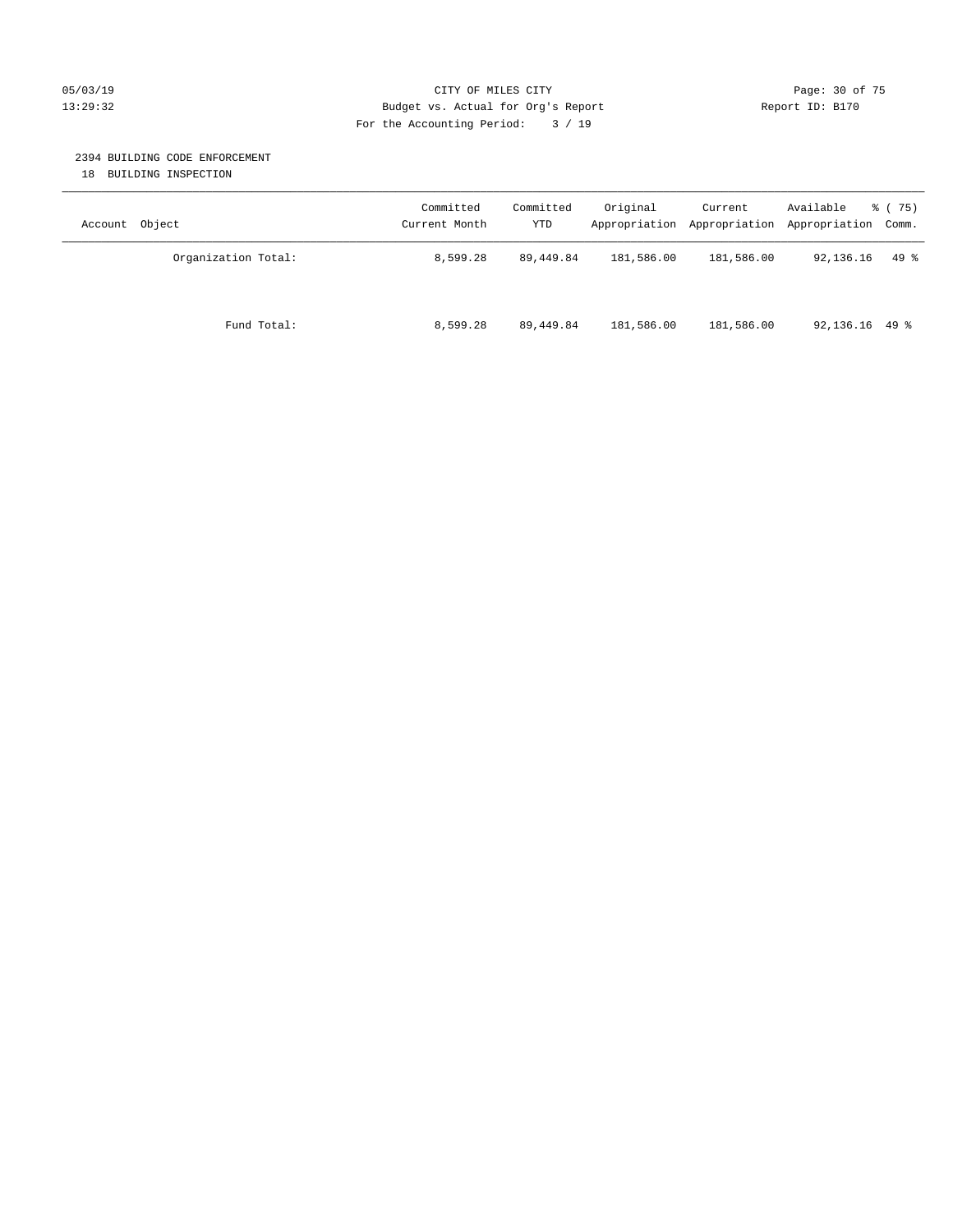CITY OF MILES CITY
Budget vs. Actual for Org's Report
For the Accounting Period: 3 / 19

05/03/19
13:29:32

Report ID: B170

## 2394 BUILDING CODE ENFORCEMENT

18 BUILDING INSPECTION

| Account Object | Committed Current Month | Committed YTD | Original Appropriation | Current Appropriation | Available Appropriation | % ( 75) Comm. |
|---|---|---|---|---|---|---|
| Organization Total: | 8,599.28 | 89,449.84 | 181,586.00 | 181,586.00 | 92,136.16 | 49 % |
| Fund Total: | 8,599.28 | 89,449.84 | 181,586.00 | 181,586.00 | 92,136.16 | 49 % |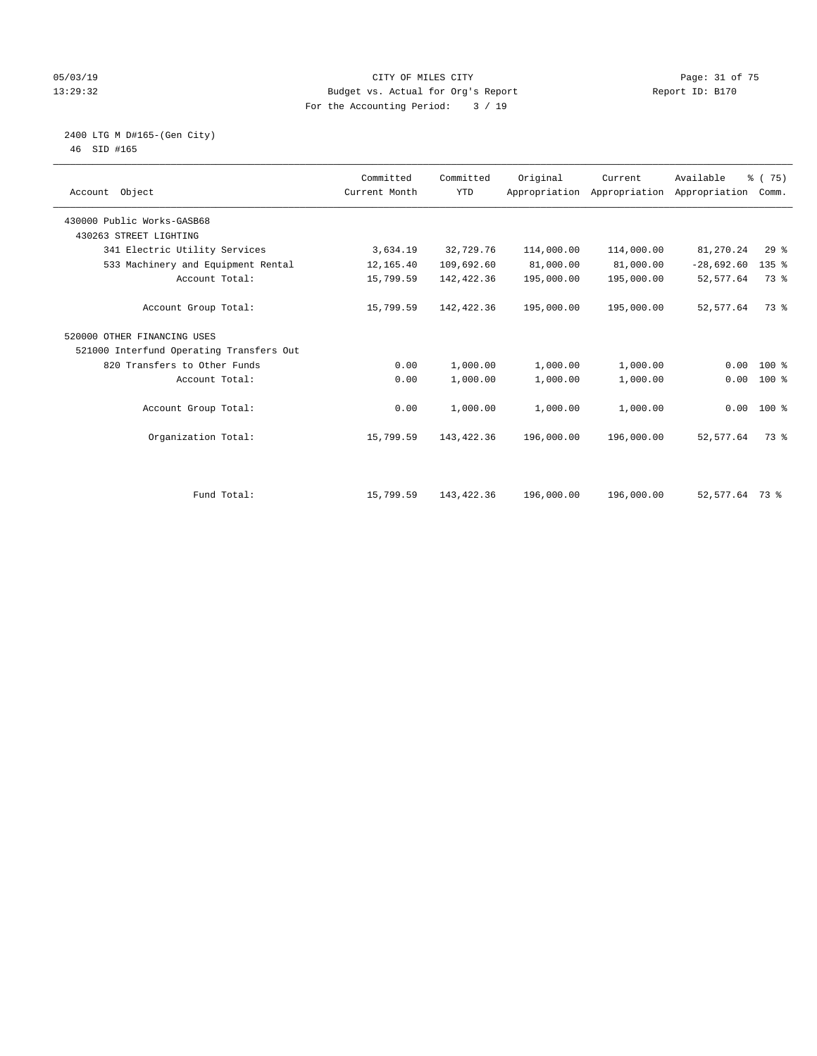CITY OF MILES CITY
Budget vs. Actual for Org's Report
For the Accounting Period: 3 / 19

05/03/19
13:29:32

Report ID: B170

2400 LTG M D#165-(Gen City)
46 SID #165

| Account Object | Committed Current Month | Committed YTD | Original Appropriation | Current Appropriation | Available Appropriation | % ( 75) Comm. |
|---|---|---|---|---|---|---|
| 430000 Public Works-GASB68 | | | | | | |
| 430263 STREET LIGHTING | | | | | | |
| 341 Electric Utility Services | 3,634.19 | 32,729.76 | 114,000.00 | 114,000.00 | 81,270.24 | 29 % |
| 533 Machinery and Equipment Rental | 12,165.40 | 109,692.60 | 81,000.00 | 81,000.00 | -28,692.60 | 135 % |
| Account Total: | 15,799.59 | 142,422.36 | 195,000.00 | 195,000.00 | 52,577.64 | 73 % |
| Account Group Total: | 15,799.59 | 142,422.36 | 195,000.00 | 195,000.00 | 52,577.64 | 73 % |
| 520000 OTHER FINANCING USES | | | | | | |
| 521000 Interfund Operating Transfers Out | | | | | | |
| 820 Transfers to Other Funds | 0.00 | 1,000.00 | 1,000.00 | 1,000.00 | 0.00 | 100 % |
| Account Total: | 0.00 | 1,000.00 | 1,000.00 | 1,000.00 | 0.00 | 100 % |
| Account Group Total: | 0.00 | 1,000.00 | 1,000.00 | 1,000.00 | 0.00 | 100 % |
| Organization Total: | 15,799.59 | 143,422.36 | 196,000.00 | 196,000.00 | 52,577.64 | 73 % |
| Fund Total: | 15,799.59 | 143,422.36 | 196,000.00 | 196,000.00 | 52,577.64 | 73 % |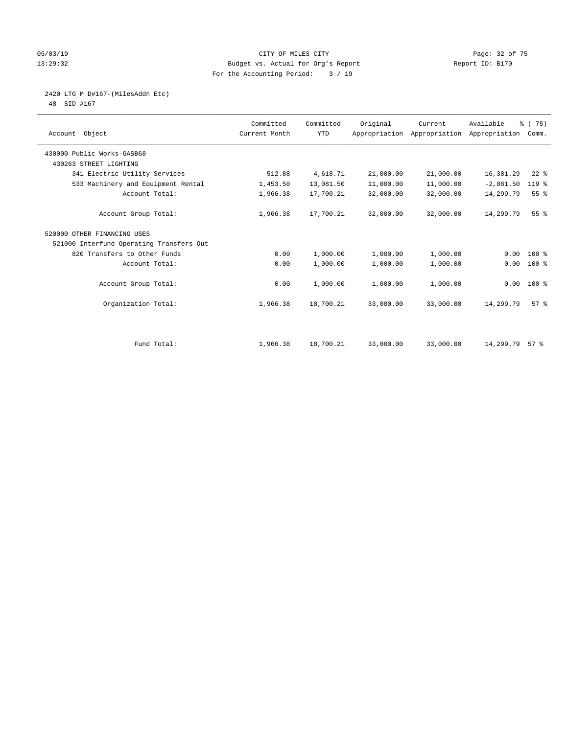05/03/19 CITY OF MILES CITY
13:29:32 Budget vs. Actual for Org's Report Report ID: B170
For the Accounting Period: 3 / 19

2420 LTG M D#167-(MilesAddn Etc)
48 SID #167

| Account Object | Committed Current Month | Committed YTD | Original Appropriation | Current Appropriation | Available Appropriation | % ( 75) Comm. |
|---|---|---|---|---|---|---|
| 430000 Public Works-GASB68 | | | | | | |
| 430263 STREET LIGHTING | | | | | | |
| 341 Electric Utility Services | 512.88 | 4,618.71 | 21,000.00 | 21,000.00 | 16,381.29 | 22 % |
| 533 Machinery and Equipment Rental | 1,453.50 | 13,081.50 | 11,000.00 | 11,000.00 | -2,081.50 | 119 % |
| Account Total: | 1,966.38 | 17,700.21 | 32,000.00 | 32,000.00 | 14,299.79 | 55 % |
| Account Group Total: | 1,966.38 | 17,700.21 | 32,000.00 | 32,000.00 | 14,299.79 | 55 % |
| 520000 OTHER FINANCING USES | | | | | | |
| 521000 Interfund Operating Transfers Out | | | | | | |
| 820 Transfers to Other Funds | 0.00 | 1,000.00 | 1,000.00 | 1,000.00 | 0.00 | 100 % |
| Account Total: | 0.00 | 1,000.00 | 1,000.00 | 1,000.00 | 0.00 | 100 % |
| Account Group Total: | 0.00 | 1,000.00 | 1,000.00 | 1,000.00 | 0.00 | 100 % |
| Organization Total: | 1,966.38 | 18,700.21 | 33,000.00 | 33,000.00 | 14,299.79 | 57 % |
| Fund Total: | 1,966.38 | 18,700.21 | 33,000.00 | 33,000.00 | 14,299.79 | 57 % |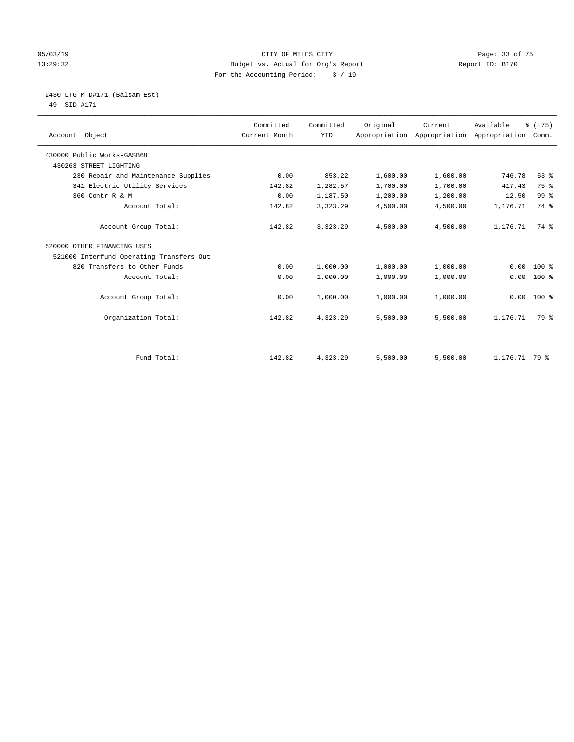CITY OF MILES CITY

Budget vs. Actual for Org's Report

For the Accounting Period: 3 / 19

05/03/19 13:29:32 — Report ID: B170

## 2430 LTG M D#171-(Balsam Est)

49 SID #171

| Account Object | Committed Current Month | Committed YTD | Original Appropriation | Current Appropriation | Available Appropriation | % ( 75) Comm. |
|---|---|---|---|---|---|---|
| 430000 Public Works-GASB68 | | | | | | |
| 430263 STREET LIGHTING | | | | | | |
| 230 Repair and Maintenance Supplies | 0.00 | 853.22 | 1,600.00 | 1,600.00 | 746.78 | 53 % |
| 341 Electric Utility Services | 142.82 | 1,282.57 | 1,700.00 | 1,700.00 | 417.43 | 75 % |
| 360 Contr R & M | 0.00 | 1,187.50 | 1,200.00 | 1,200.00 | 12.50 | 99 % |
| Account Total: | 142.82 | 3,323.29 | 4,500.00 | 4,500.00 | 1,176.71 | 74 % |
| Account Group Total: | 142.82 | 3,323.29 | 4,500.00 | 4,500.00 | 1,176.71 | 74 % |
| 520000 OTHER FINANCING USES | | | | | | |
| 521000 Interfund Operating Transfers Out | | | | | | |
| 820 Transfers to Other Funds | 0.00 | 1,000.00 | 1,000.00 | 1,000.00 | 0.00 | 100 % |
| Account Total: | 0.00 | 1,000.00 | 1,000.00 | 1,000.00 | 0.00 | 100 % |
| Account Group Total: | 0.00 | 1,000.00 | 1,000.00 | 1,000.00 | 0.00 | 100 % |
| Organization Total: | 142.82 | 4,323.29 | 5,500.00 | 5,500.00 | 1,176.71 | 79 % |
| Fund Total: | 142.82 | 4,323.29 | 5,500.00 | 5,500.00 | 1,176.71 | 79 % |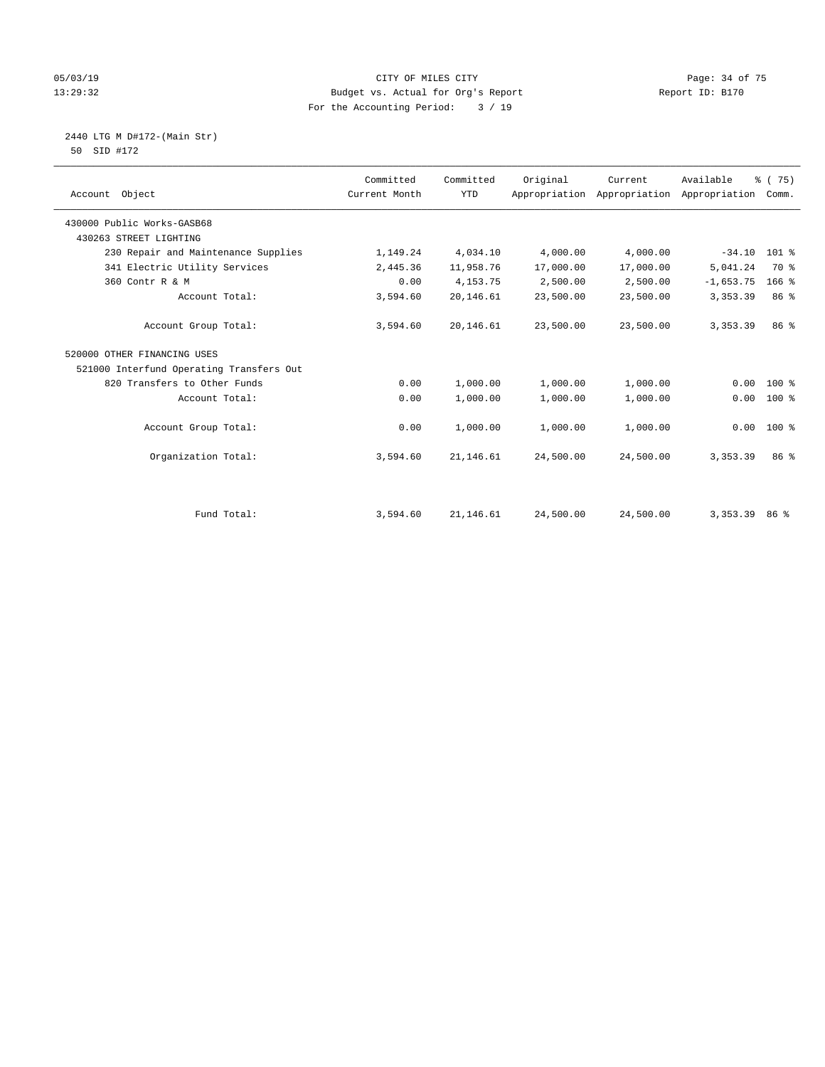CITY OF MILES CITY

Budget vs. Actual for Org's Report

For the Accounting Period: 3 / 19

05/03/19
13:29:32

Report ID: B170

2440 LTG M D#172-(Main Str)
50 SID #172

| Account Object | Committed Current Month | Committed YTD | Original Appropriation | Current Appropriation | Available Appropriation | % ( 75) Comm. |
|---|---|---|---|---|---|---|
| 430000 Public Works-GASB68 | | | | | | |
| 430263 STREET LIGHTING | | | | | | |
| 230 Repair and Maintenance Supplies | 1,149.24 | 4,034.10 | 4,000.00 | 4,000.00 | -34.10 | 101 % |
| 341 Electric Utility Services | 2,445.36 | 11,958.76 | 17,000.00 | 17,000.00 | 5,041.24 | 70 % |
| 360 Contr R & M | 0.00 | 4,153.75 | 2,500.00 | 2,500.00 | -1,653.75 | 166 % |
| Account Total: | 3,594.60 | 20,146.61 | 23,500.00 | 23,500.00 | 3,353.39 | 86 % |
| Account Group Total: | 3,594.60 | 20,146.61 | 23,500.00 | 23,500.00 | 3,353.39 | 86 % |
| 520000 OTHER FINANCING USES | | | | | | |
| 521000 Interfund Operating Transfers Out | | | | | | |
| 820 Transfers to Other Funds | 0.00 | 1,000.00 | 1,000.00 | 1,000.00 | 0.00 | 100 % |
| Account Total: | 0.00 | 1,000.00 | 1,000.00 | 1,000.00 | 0.00 | 100 % |
| Account Group Total: | 0.00 | 1,000.00 | 1,000.00 | 1,000.00 | 0.00 | 100 % |
| Organization Total: | 3,594.60 | 21,146.61 | 24,500.00 | 24,500.00 | 3,353.39 | 86 % |
| Fund Total: | 3,594.60 | 21,146.61 | 24,500.00 | 24,500.00 | 3,353.39 | 86 % |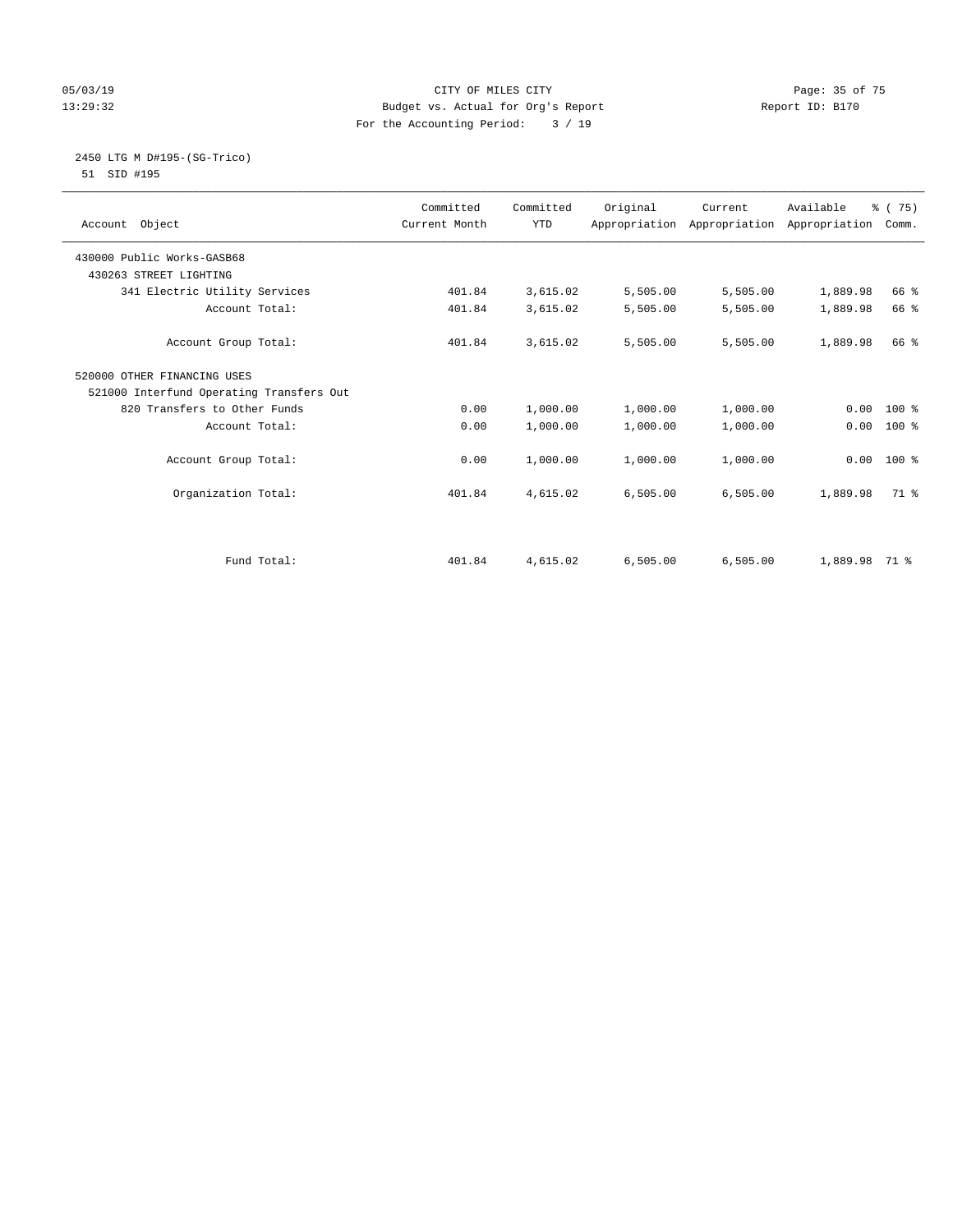05/03/19 CITY OF MILES CITY
13:29:32 Budget vs. Actual for Org's Report Report ID: B170
For the Accounting Period: 3 / 19

2450 LTG M D#195-(SG-Trico)
51 SID #195

| Account Object | Committed Current Month | Committed YTD | Original Appropriation | Current Appropriation | Available Appropriation | % ( 75) Comm. |
|---|---|---|---|---|---|---|
| 430000 Public Works-GASB68 | | | | | | |
| 430263 STREET LIGHTING | | | | | | |
| 341 Electric Utility Services | 401.84 | 3,615.02 | 5,505.00 | 5,505.00 | 1,889.98 | 66 % |
| Account Total: | 401.84 | 3,615.02 | 5,505.00 | 5,505.00 | 1,889.98 | 66 % |
| Account Group Total: | 401.84 | 3,615.02 | 5,505.00 | 5,505.00 | 1,889.98 | 66 % |
| 520000 OTHER FINANCING USES | | | | | | |
| 521000 Interfund Operating Transfers Out | | | | | | |
| 820 Transfers to Other Funds | 0.00 | 1,000.00 | 1,000.00 | 1,000.00 | 0.00 | 100 % |
| Account Total: | 0.00 | 1,000.00 | 1,000.00 | 1,000.00 | 0.00 | 100 % |
| Account Group Total: | 0.00 | 1,000.00 | 1,000.00 | 1,000.00 | 0.00 | 100 % |
| Organization Total: | 401.84 | 4,615.02 | 6,505.00 | 6,505.00 | 1,889.98 | 71 % |
| Fund Total: | 401.84 | 4,615.02 | 6,505.00 | 6,505.00 | 1,889.98 | 71 % |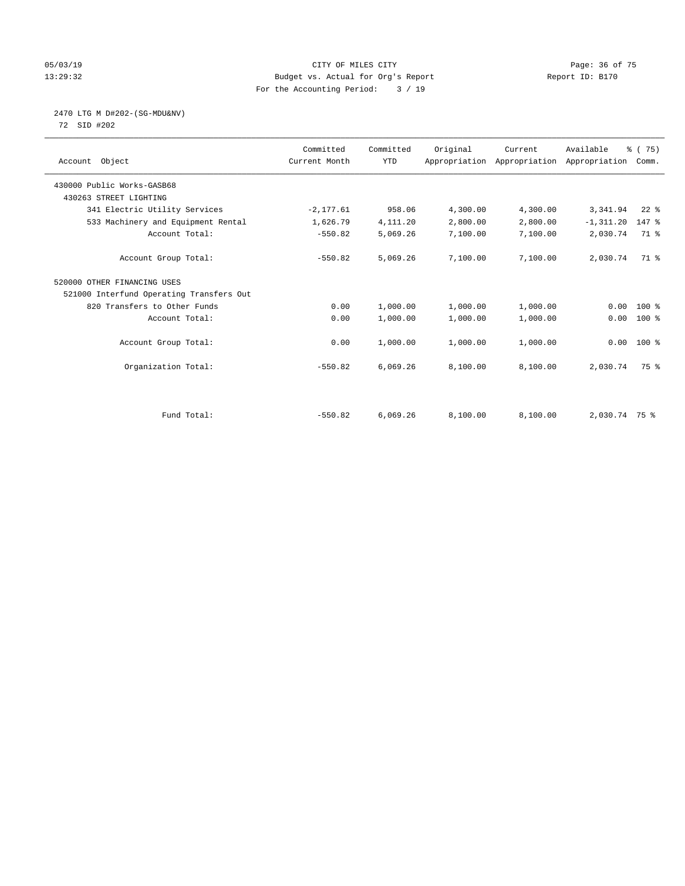CITY OF MILES CITY
Budget vs. Actual for Org's Report
For the Accounting Period: 3 / 19

05/03/19
13:29:32

Report ID: B170

## 2470 LTG M D#202-(SG-MDU&NV)

72 SID #202

| Account Object | Committed Current Month | Committed YTD | Original Appropriation | Current Appropriation | Available Appropriation | % ( 75) Comm. |
|---|---|---|---|---|---|---|
| 430000 Public Works-GASB68 | | | | | | |
| 430263 STREET LIGHTING | | | | | | |
| 341 Electric Utility Services | -2,177.61 | 958.06 | 4,300.00 | 4,300.00 | 3,341.94 | 22 % |
| 533 Machinery and Equipment Rental | 1,626.79 | 4,111.20 | 2,800.00 | 2,800.00 | -1,311.20 | 147 % |
| Account Total: | -550.82 | 5,069.26 | 7,100.00 | 7,100.00 | 2,030.74 | 71 % |
| Account Group Total: | -550.82 | 5,069.26 | 7,100.00 | 7,100.00 | 2,030.74 | 71 % |
| 520000 OTHER FINANCING USES | | | | | | |
| 521000 Interfund Operating Transfers Out | | | | | | |
| 820 Transfers to Other Funds | 0.00 | 1,000.00 | 1,000.00 | 1,000.00 | 0.00 | 100 % |
| Account Total: | 0.00 | 1,000.00 | 1,000.00 | 1,000.00 | 0.00 | 100 % |
| Account Group Total: | 0.00 | 1,000.00 | 1,000.00 | 1,000.00 | 0.00 | 100 % |
| Organization Total: | -550.82 | 6,069.26 | 8,100.00 | 8,100.00 | 2,030.74 | 75 % |
| Fund Total: | -550.82 | 6,069.26 | 8,100.00 | 8,100.00 | 2,030.74 | 75 % |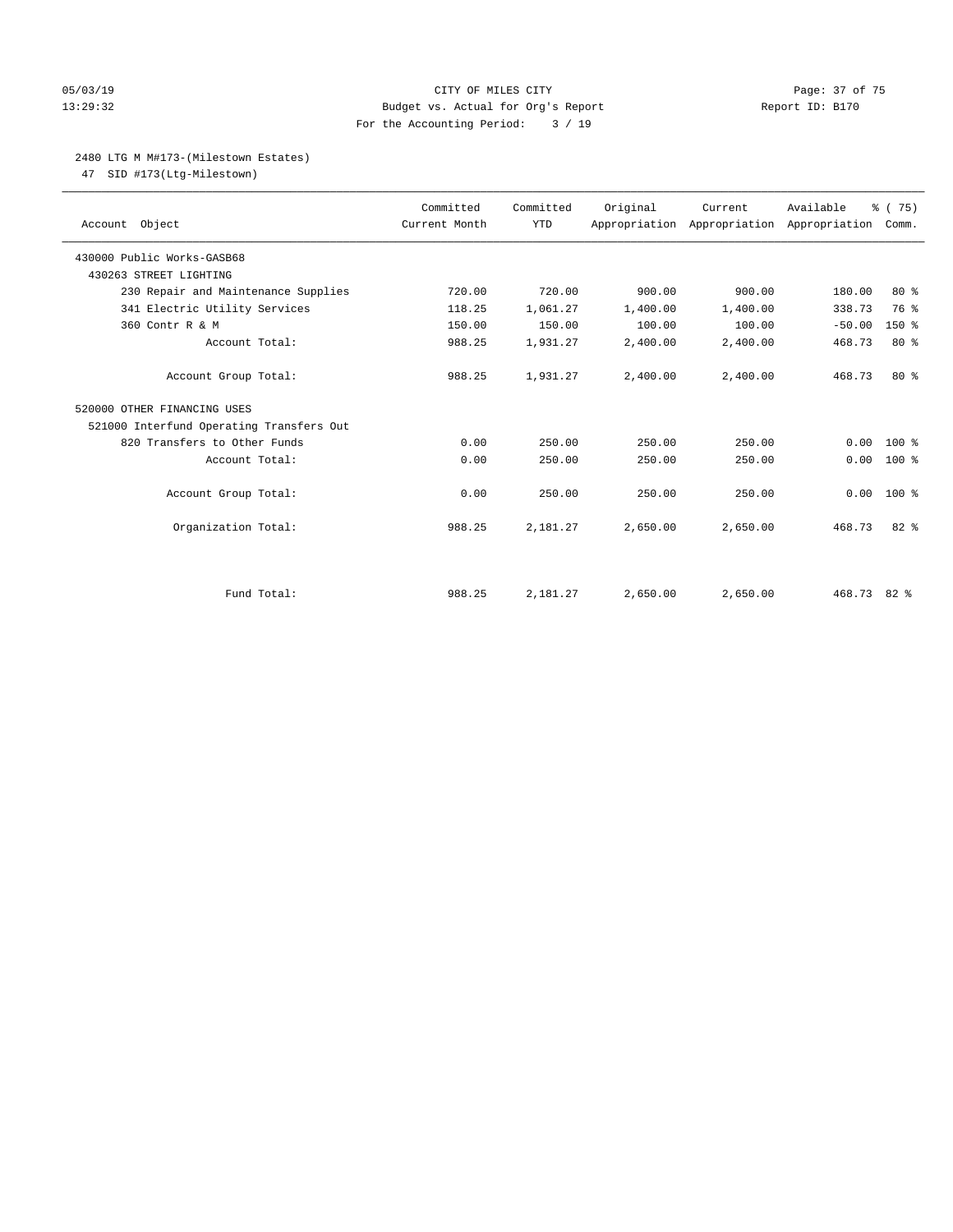CITY OF MILES CITY

Budget vs. Actual for Org's Report

For the Accounting Period: 3 / 19

05/03/19
13:29:32

Report ID: B170

## 2480 LTG M M#173-(Milestown Estates)

47 SID #173(Ltg-Milestown)

| Account Object | Committed Current Month | Committed YTD | Original Appropriation | Current Appropriation | Available Appropriation | % ( 75) Comm. |
|---|---|---|---|---|---|---|
| 430000 Public Works-GASB68 | | | | | | |
| 430263 STREET LIGHTING | | | | | | |
| 230 Repair and Maintenance Supplies | 720.00 | 720.00 | 900.00 | 900.00 | 180.00 | 80 % |
| 341 Electric Utility Services | 118.25 | 1,061.27 | 1,400.00 | 1,400.00 | 338.73 | 76 % |
| 360 Contr R & M | 150.00 | 150.00 | 100.00 | 100.00 | -50.00 | 150 % |
| Account Total: | 988.25 | 1,931.27 | 2,400.00 | 2,400.00 | 468.73 | 80 % |
| Account Group Total: | 988.25 | 1,931.27 | 2,400.00 | 2,400.00 | 468.73 | 80 % |
| 520000 OTHER FINANCING USES | | | | | | |
| 521000 Interfund Operating Transfers Out | | | | | | |
| 820 Transfers to Other Funds | 0.00 | 250.00 | 250.00 | 250.00 | 0.00 | 100 % |
| Account Total: | 0.00 | 250.00 | 250.00 | 250.00 | 0.00 | 100 % |
| Account Group Total: | 0.00 | 250.00 | 250.00 | 250.00 | 0.00 | 100 % |
| Organization Total: | 988.25 | 2,181.27 | 2,650.00 | 2,650.00 | 468.73 | 82 % |
| Fund Total: | 988.25 | 2,181.27 | 2,650.00 | 2,650.00 | 468.73 | 82 % |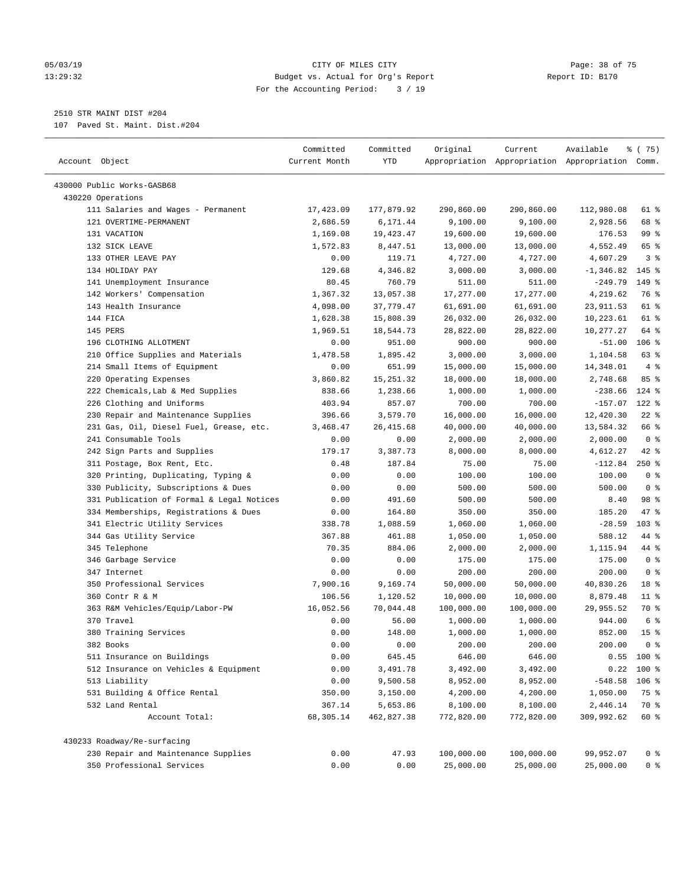CITY OF MILES CITY
Budget vs. Actual for Org's Report
For the Accounting Period: 3 / 19

2510 STR MAINT DIST #204
107 Paved St. Maint. Dist.#204

| Account Object | Committed Current Month | Committed YTD | Original Appropriation | Current Appropriation | Available Appropriation | % ( 75) Comm. |
|---|---|---|---|---|---|---|
| 430000 Public Works-GASB68 | | | | | | |
| 430220 Operations | | | | | | |
| 111 Salaries and Wages - Permanent | 17,423.09 | 177,879.92 | 290,860.00 | 290,860.00 | 112,980.08 | 61 % |
| 121 OVERTIME-PERMANENT | 2,686.59 | 6,171.44 | 9,100.00 | 9,100.00 | 2,928.56 | 68 % |
| 131 VACATION | 1,169.08 | 19,423.47 | 19,600.00 | 19,600.00 | 176.53 | 99 % |
| 132 SICK LEAVE | 1,572.83 | 8,447.51 | 13,000.00 | 13,000.00 | 4,552.49 | 65 % |
| 133 OTHER LEAVE PAY | 0.00 | 119.71 | 4,727.00 | 4,727.00 | 4,607.29 | 3 % |
| 134 HOLIDAY PAY | 129.68 | 4,346.82 | 3,000.00 | 3,000.00 | -1,346.82 | 145 % |
| 141 Unemployment Insurance | 80.45 | 760.79 | 511.00 | 511.00 | -249.79 | 149 % |
| 142 Workers' Compensation | 1,367.32 | 13,057.38 | 17,277.00 | 17,277.00 | 4,219.62 | 76 % |
| 143 Health Insurance | 4,098.00 | 37,779.47 | 61,691.00 | 61,691.00 | 23,911.53 | 61 % |
| 144 FICA | 1,628.38 | 15,808.39 | 26,032.00 | 26,032.00 | 10,223.61 | 61 % |
| 145 PERS | 1,969.51 | 18,544.73 | 28,822.00 | 28,822.00 | 10,277.27 | 64 % |
| 196 CLOTHING ALLOTMENT | 0.00 | 951.00 | 900.00 | 900.00 | -51.00 | 106 % |
| 210 Office Supplies and Materials | 1,478.58 | 1,895.42 | 3,000.00 | 3,000.00 | 1,104.58 | 63 % |
| 214 Small Items of Equipment | 0.00 | 651.99 | 15,000.00 | 15,000.00 | 14,348.01 | 4 % |
| 220 Operating Expenses | 3,860.82 | 15,251.32 | 18,000.00 | 18,000.00 | 2,748.68 | 85 % |
| 222 Chemicals,Lab & Med Supplies | 838.66 | 1,238.66 | 1,000.00 | 1,000.00 | -238.66 | 124 % |
| 226 Clothing and Uniforms | 403.94 | 857.07 | 700.00 | 700.00 | -157.07 | 122 % |
| 230 Repair and Maintenance Supplies | 396.66 | 3,579.70 | 16,000.00 | 16,000.00 | 12,420.30 | 22 % |
| 231 Gas, Oil, Diesel Fuel, Grease, etc. | 3,468.47 | 26,415.68 | 40,000.00 | 40,000.00 | 13,584.32 | 66 % |
| 241 Consumable Tools | 0.00 | 0.00 | 2,000.00 | 2,000.00 | 2,000.00 | 0 % |
| 242 Sign Parts and Supplies | 179.17 | 3,387.73 | 8,000.00 | 8,000.00 | 4,612.27 | 42 % |
| 311 Postage, Box Rent, Etc. | 0.48 | 187.84 | 75.00 | 75.00 | -112.84 | 250 % |
| 320 Printing, Duplicating, Typing & | 0.00 | 0.00 | 100.00 | 100.00 | 100.00 | 0 % |
| 330 Publicity, Subscriptions & Dues | 0.00 | 0.00 | 500.00 | 500.00 | 500.00 | 0 % |
| 331 Publication of Formal & Legal Notices | 0.00 | 491.60 | 500.00 | 500.00 | 8.40 | 98 % |
| 334 Memberships, Registrations & Dues | 0.00 | 164.80 | 350.00 | 350.00 | 185.20 | 47 % |
| 341 Electric Utility Services | 338.78 | 1,088.59 | 1,060.00 | 1,060.00 | -28.59 | 103 % |
| 344 Gas Utility Service | 367.88 | 461.88 | 1,050.00 | 1,050.00 | 588.12 | 44 % |
| 345 Telephone | 70.35 | 884.06 | 2,000.00 | 2,000.00 | 1,115.94 | 44 % |
| 346 Garbage Service | 0.00 | 0.00 | 175.00 | 175.00 | 175.00 | 0 % |
| 347 Internet | 0.00 | 0.00 | 200.00 | 200.00 | 200.00 | 0 % |
| 350 Professional Services | 7,900.16 | 9,169.74 | 50,000.00 | 50,000.00 | 40,830.26 | 18 % |
| 360 Contr R & M | 106.56 | 1,120.52 | 10,000.00 | 10,000.00 | 8,879.48 | 11 % |
| 363 R&M Vehicles/Equip/Labor-PW | 16,052.56 | 70,044.48 | 100,000.00 | 100,000.00 | 29,955.52 | 70 % |
| 370 Travel | 0.00 | 56.00 | 1,000.00 | 1,000.00 | 944.00 | 6 % |
| 380 Training Services | 0.00 | 148.00 | 1,000.00 | 1,000.00 | 852.00 | 15 % |
| 382 Books | 0.00 | 0.00 | 200.00 | 200.00 | 200.00 | 0 % |
| 511 Insurance on Buildings | 0.00 | 645.45 | 646.00 | 646.00 | 0.55 | 100 % |
| 512 Insurance on Vehicles & Equipment | 0.00 | 3,491.78 | 3,492.00 | 3,492.00 | 0.22 | 100 % |
| 513 Liability | 0.00 | 9,500.58 | 8,952.00 | 8,952.00 | -548.58 | 106 % |
| 531 Building & Office Rental | 350.00 | 3,150.00 | 4,200.00 | 4,200.00 | 1,050.00 | 75 % |
| 532 Land Rental | 367.14 | 5,653.86 | 8,100.00 | 8,100.00 | 2,446.14 | 70 % |
| Account Total: | 68,305.14 | 462,827.38 | 772,820.00 | 772,820.00 | 309,992.62 | 60 % |
| 430233 Roadway/Re-surfacing | | | | | | |
| 230 Repair and Maintenance Supplies | 0.00 | 47.93 | 100,000.00 | 100,000.00 | 99,952.07 | 0 % |
| 350 Professional Services | 0.00 | 0.00 | 25,000.00 | 25,000.00 | 25,000.00 | 0 % |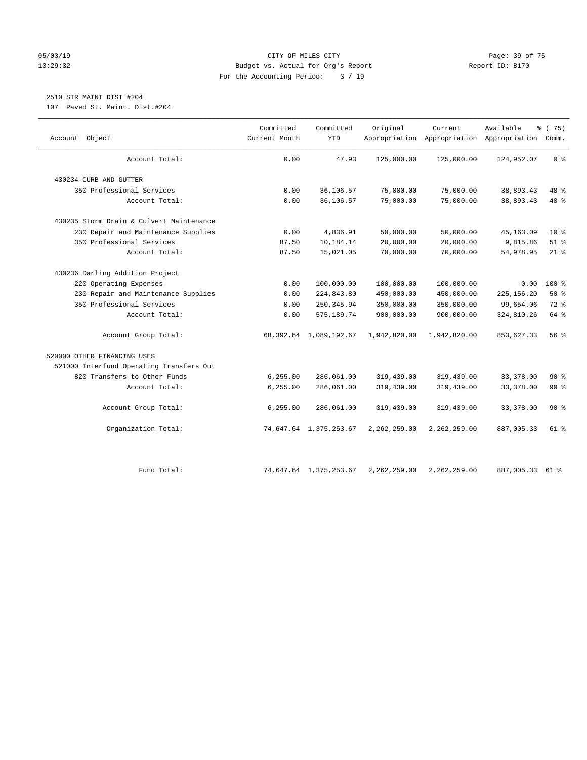CITY OF MILES CITY
Budget vs. Actual for Org's Report
For the Accounting Period: 3 / 19

05/03/19
13:29:32

Report ID: B170

2510 STR MAINT DIST #204
107 Paved St. Maint. Dist.#204

| Account Object | Committed Current Month | Committed YTD | Original Appropriation | Current Appropriation | Available Appropriation | % ( 75) Comm. |
|---|---|---|---|---|---|---|
| Account Total: | 0.00 | 47.93 | 125,000.00 | 125,000.00 | 124,952.07 | 0 % |
| 430234 CURB AND GUTTER | | | | | | |
| 350 Professional Services | 0.00 | 36,106.57 | 75,000.00 | 75,000.00 | 38,893.43 | 48 % |
| Account Total: | 0.00 | 36,106.57 | 75,000.00 | 75,000.00 | 38,893.43 | 48 % |
| 430235 Storm Drain & Culvert Maintenance | | | | | | |
| 230 Repair and Maintenance Supplies | 0.00 | 4,836.91 | 50,000.00 | 50,000.00 | 45,163.09 | 10 % |
| 350 Professional Services | 87.50 | 10,184.14 | 20,000.00 | 20,000.00 | 9,815.86 | 51 % |
| Account Total: | 87.50 | 15,021.05 | 70,000.00 | 70,000.00 | 54,978.95 | 21 % |
| 430236 Darling Addition Project | | | | | | |
| 220 Operating Expenses | 0.00 | 100,000.00 | 100,000.00 | 100,000.00 | 0.00 | 100 % |
| 230 Repair and Maintenance Supplies | 0.00 | 224,843.80 | 450,000.00 | 450,000.00 | 225,156.20 | 50 % |
| 350 Professional Services | 0.00 | 250,345.94 | 350,000.00 | 350,000.00 | 99,654.06 | 72 % |
| Account Total: | 0.00 | 575,189.74 | 900,000.00 | 900,000.00 | 324,810.26 | 64 % |
| Account Group Total: | 68,392.64 | 1,089,192.67 | 1,942,820.00 | 1,942,820.00 | 853,627.33 | 56 % |
| 520000 OTHER FINANCING USES | | | | | | |
| 521000 Interfund Operating Transfers Out | | | | | | |
| 820 Transfers to Other Funds | 6,255.00 | 286,061.00 | 319,439.00 | 319,439.00 | 33,378.00 | 90 % |
| Account Total: | 6,255.00 | 286,061.00 | 319,439.00 | 319,439.00 | 33,378.00 | 90 % |
| Account Group Total: | 6,255.00 | 286,061.00 | 319,439.00 | 319,439.00 | 33,378.00 | 90 % |
| Organization Total: | 74,647.64 | 1,375,253.67 | 2,262,259.00 | 2,262,259.00 | 887,005.33 | 61 % |
| Fund Total: | 74,647.64 | 1,375,253.67 | 2,262,259.00 | 2,262,259.00 | 887,005.33 | 61 % |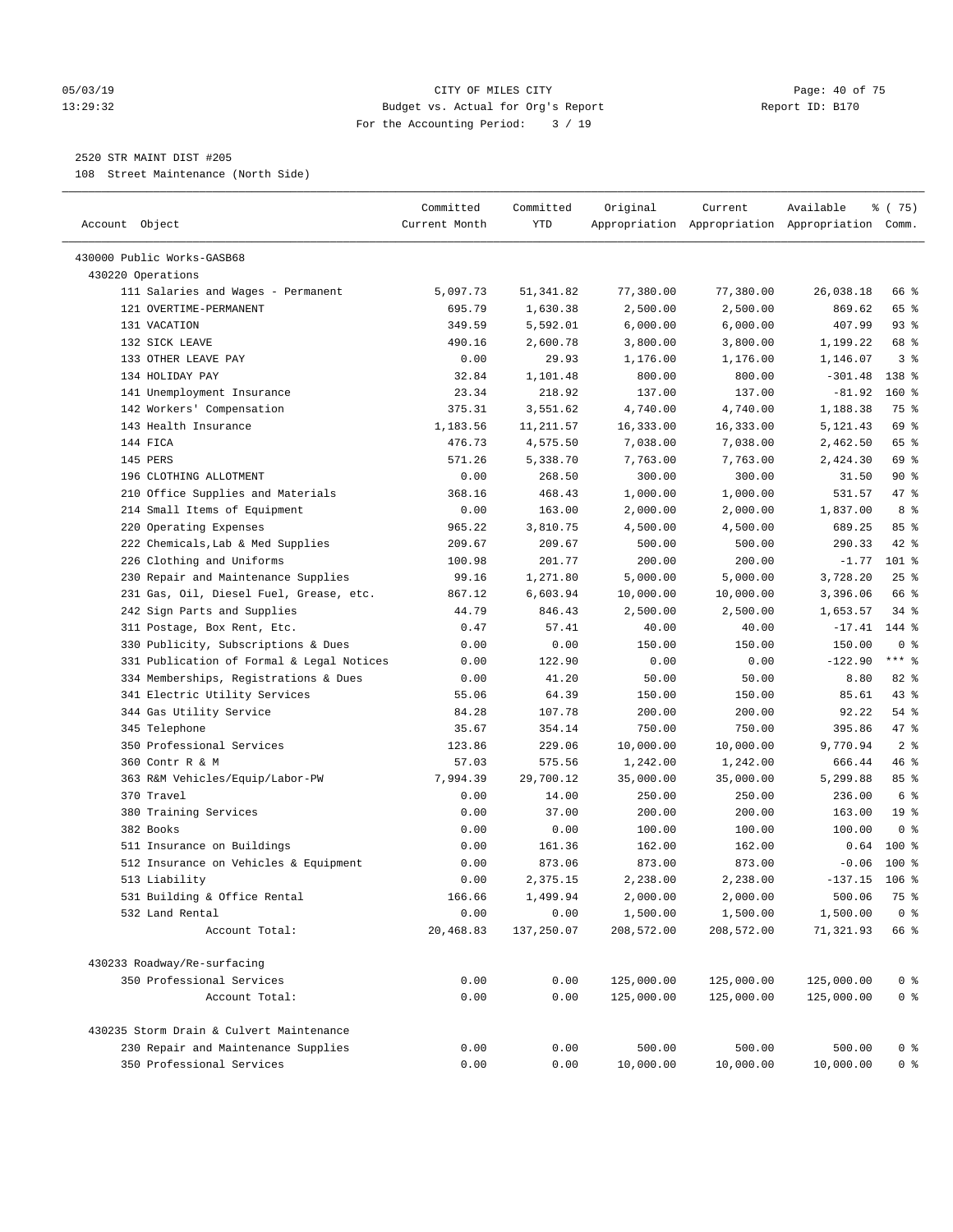CITY OF MILES CITY
Budget vs. Actual for Org's Report
For the Accounting Period: 3 / 19

05/03/19
13:29:32

Report ID: B170

2520 STR MAINT DIST #205
108 Street Maintenance (North Side)

| Account Object | Committed Current Month | Committed YTD | Original Appropriation | Current Appropriation | Available Appropriation | % ( 75) Comm. |
|---|---|---|---|---|---|---|
| 430000 Public Works-GASB68 | | | | | | |
| 430220 Operations | | | | | | |
| 111 Salaries and Wages - Permanent | 5,097.73 | 51,341.82 | 77,380.00 | 77,380.00 | 26,038.18 | 66 % |
| 121 OVERTIME-PERMANENT | 695.79 | 1,630.38 | 2,500.00 | 2,500.00 | 869.62 | 65 % |
| 131 VACATION | 349.59 | 5,592.01 | 6,000.00 | 6,000.00 | 407.99 | 93 % |
| 132 SICK LEAVE | 490.16 | 2,600.78 | 3,800.00 | 3,800.00 | 1,199.22 | 68 % |
| 133 OTHER LEAVE PAY | 0.00 | 29.93 | 1,176.00 | 1,176.00 | 1,146.07 | 3 % |
| 134 HOLIDAY PAY | 32.84 | 1,101.48 | 800.00 | 800.00 | -301.48 | 138 % |
| 141 Unemployment Insurance | 23.34 | 218.92 | 137.00 | 137.00 | -81.92 | 160 % |
| 142 Workers' Compensation | 375.31 | 3,551.62 | 4,740.00 | 4,740.00 | 1,188.38 | 75 % |
| 143 Health Insurance | 1,183.56 | 11,211.57 | 16,333.00 | 16,333.00 | 5,121.43 | 69 % |
| 144 FICA | 476.73 | 4,575.50 | 7,038.00 | 7,038.00 | 2,462.50 | 65 % |
| 145 PERS | 571.26 | 5,338.70 | 7,763.00 | 7,763.00 | 2,424.30 | 69 % |
| 196 CLOTHING ALLOTMENT | 0.00 | 268.50 | 300.00 | 300.00 | 31.50 | 90 % |
| 210 Office Supplies and Materials | 368.16 | 468.43 | 1,000.00 | 1,000.00 | 531.57 | 47 % |
| 214 Small Items of Equipment | 0.00 | 163.00 | 2,000.00 | 2,000.00 | 1,837.00 | 8 % |
| 220 Operating Expenses | 965.22 | 3,810.75 | 4,500.00 | 4,500.00 | 689.25 | 85 % |
| 222 Chemicals,Lab & Med Supplies | 209.67 | 209.67 | 500.00 | 500.00 | 290.33 | 42 % |
| 226 Clothing and Uniforms | 100.98 | 201.77 | 200.00 | 200.00 | -1.77 | 101 % |
| 230 Repair and Maintenance Supplies | 99.16 | 1,271.80 | 5,000.00 | 5,000.00 | 3,728.20 | 25 % |
| 231 Gas, Oil, Diesel Fuel, Grease, etc. | 867.12 | 6,603.94 | 10,000.00 | 10,000.00 | 3,396.06 | 66 % |
| 242 Sign Parts and Supplies | 44.79 | 846.43 | 2,500.00 | 2,500.00 | 1,653.57 | 34 % |
| 311 Postage, Box Rent, Etc. | 0.47 | 57.41 | 40.00 | 40.00 | -17.41 | 144 % |
| 330 Publicity, Subscriptions & Dues | 0.00 | 0.00 | 150.00 | 150.00 | 150.00 | 0 % |
| 331 Publication of Formal & Legal Notices | 0.00 | 122.90 | 0.00 | 0.00 | -122.90 | *** % |
| 334 Memberships, Registrations & Dues | 0.00 | 41.20 | 50.00 | 50.00 | 8.80 | 82 % |
| 341 Electric Utility Services | 55.06 | 64.39 | 150.00 | 150.00 | 85.61 | 43 % |
| 344 Gas Utility Service | 84.28 | 107.78 | 200.00 | 200.00 | 92.22 | 54 % |
| 345 Telephone | 35.67 | 354.14 | 750.00 | 750.00 | 395.86 | 47 % |
| 350 Professional Services | 123.86 | 229.06 | 10,000.00 | 10,000.00 | 9,770.94 | 2 % |
| 360 Contr R & M | 57.03 | 575.56 | 1,242.00 | 1,242.00 | 666.44 | 46 % |
| 363 R&M Vehicles/Equip/Labor-PW | 7,994.39 | 29,700.12 | 35,000.00 | 35,000.00 | 5,299.88 | 85 % |
| 370 Travel | 0.00 | 14.00 | 250.00 | 250.00 | 236.00 | 6 % |
| 380 Training Services | 0.00 | 37.00 | 200.00 | 200.00 | 163.00 | 19 % |
| 382 Books | 0.00 | 0.00 | 100.00 | 100.00 | 100.00 | 0 % |
| 511 Insurance on Buildings | 0.00 | 161.36 | 162.00 | 162.00 | 0.64 | 100 % |
| 512 Insurance on Vehicles & Equipment | 0.00 | 873.06 | 873.00 | 873.00 | -0.06 | 100 % |
| 513 Liability | 0.00 | 2,375.15 | 2,238.00 | 2,238.00 | -137.15 | 106 % |
| 531 Building & Office Rental | 166.66 | 1,499.94 | 2,000.00 | 2,000.00 | 500.06 | 75 % |
| 532 Land Rental | 0.00 | 0.00 | 1,500.00 | 1,500.00 | 1,500.00 | 0 % |
| Account Total: | 20,468.83 | 137,250.07 | 208,572.00 | 208,572.00 | 71,321.93 | 66 % |
| 430233 Roadway/Re-surfacing | | | | | | |
| 350 Professional Services | 0.00 | 0.00 | 125,000.00 | 125,000.00 | 125,000.00 | 0 % |
| Account Total: | 0.00 | 0.00 | 125,000.00 | 125,000.00 | 125,000.00 | 0 % |
| 430235 Storm Drain & Culvert Maintenance | | | | | | |
| 230 Repair and Maintenance Supplies | 0.00 | 0.00 | 500.00 | 500.00 | 500.00 | 0 % |
| 350 Professional Services | 0.00 | 0.00 | 10,000.00 | 10,000.00 | 10,000.00 | 0 % |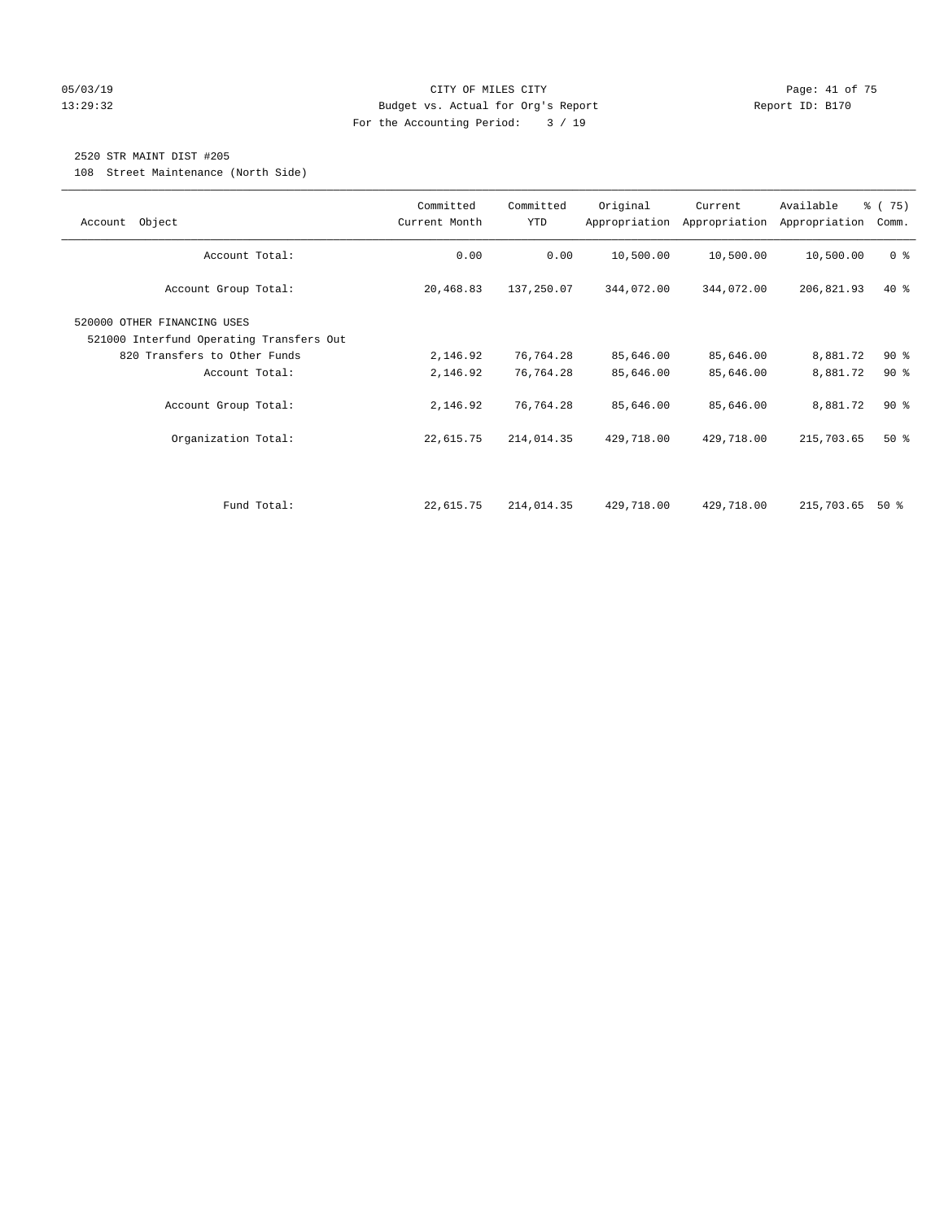CITY OF MILES CITY
Budget vs. Actual for Org's Report
For the Accounting Period: 3 / 19

05/03/19
13:29:32

Report ID: B170

2520 STR MAINT DIST #205
108 Street Maintenance (North Side)

| Account Object | Committed Current Month | Committed YTD | Original Appropriation | Current Appropriation | Available Appropriation | % ( 75) Comm. |
|---|---|---|---|---|---|---|
| Account Total: | 0.00 | 0.00 | 10,500.00 | 10,500.00 | 10,500.00 | 0 % |
| Account Group Total: | 20,468.83 | 137,250.07 | 344,072.00 | 344,072.00 | 206,821.93 | 40 % |
| 520000 OTHER FINANCING USES | | | | | | |
| 521000 Interfund Operating Transfers Out | | | | | | |
| 820 Transfers to Other Funds | 2,146.92 | 76,764.28 | 85,646.00 | 85,646.00 | 8,881.72 | 90 % |
| Account Total: | 2,146.92 | 76,764.28 | 85,646.00 | 85,646.00 | 8,881.72 | 90 % |
| Account Group Total: | 2,146.92 | 76,764.28 | 85,646.00 | 85,646.00 | 8,881.72 | 90 % |
| Organization Total: | 22,615.75 | 214,014.35 | 429,718.00 | 429,718.00 | 215,703.65 | 50 % |
| Fund Total: | 22,615.75 | 214,014.35 | 429,718.00 | 429,718.00 | 215,703.65 | 50 % |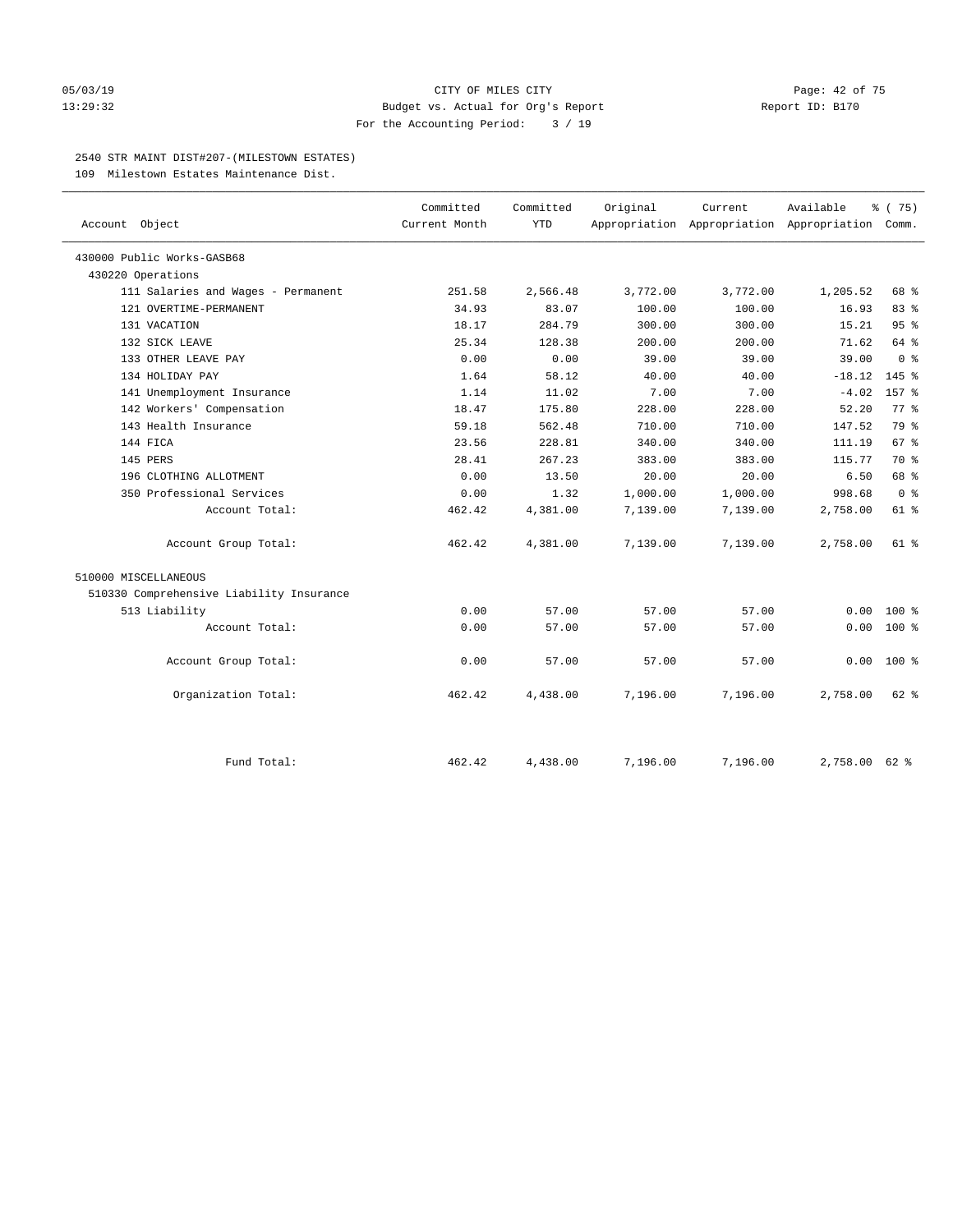# CITY OF MILES CITY

Budget vs. Actual for Org's Report

For the Accounting Period: 3 / 19

05/03/19 13:29:32 — Report ID: B170

## 2540 STR MAINT DIST#207-(MILESTOWN ESTATES)

109 Milestown Estates Maintenance Dist.

| Account Object | Committed Current Month | Committed YTD | Original Appropriation | Current Appropriation | Available Appropriation | % ( 75) Comm. |
|---|---|---|---|---|---|---|
| 430000 Public Works-GASB68 | | | | | | |
| 430220 Operations | | | | | | |
| 111 Salaries and Wages - Permanent | 251.58 | 2,566.48 | 3,772.00 | 3,772.00 | 1,205.52 | 68 % |
| 121 OVERTIME-PERMANENT | 34.93 | 83.07 | 100.00 | 100.00 | 16.93 | 83 % |
| 131 VACATION | 18.17 | 284.79 | 300.00 | 300.00 | 15.21 | 95 % |
| 132 SICK LEAVE | 25.34 | 128.38 | 200.00 | 200.00 | 71.62 | 64 % |
| 133 OTHER LEAVE PAY | 0.00 | 0.00 | 39.00 | 39.00 | 39.00 | 0 % |
| 134 HOLIDAY PAY | 1.64 | 58.12 | 40.00 | 40.00 | -18.12 | 145 % |
| 141 Unemployment Insurance | 1.14 | 11.02 | 7.00 | 7.00 | -4.02 | 157 % |
| 142 Workers' Compensation | 18.47 | 175.80 | 228.00 | 228.00 | 52.20 | 77 % |
| 143 Health Insurance | 59.18 | 562.48 | 710.00 | 710.00 | 147.52 | 79 % |
| 144 FICA | 23.56 | 228.81 | 340.00 | 340.00 | 111.19 | 67 % |
| 145 PERS | 28.41 | 267.23 | 383.00 | 383.00 | 115.77 | 70 % |
| 196 CLOTHING ALLOTMENT | 0.00 | 13.50 | 20.00 | 20.00 | 6.50 | 68 % |
| 350 Professional Services | 0.00 | 1.32 | 1,000.00 | 1,000.00 | 998.68 | 0 % |
| Account Total: | 462.42 | 4,381.00 | 7,139.00 | 7,139.00 | 2,758.00 | 61 % |
| Account Group Total: | 462.42 | 4,381.00 | 7,139.00 | 7,139.00 | 2,758.00 | 61 % |
| 510000 MISCELLANEOUS | | | | | | |
| 510330 Comprehensive Liability Insurance | | | | | | |
| 513 Liability | 0.00 | 57.00 | 57.00 | 57.00 | 0.00 | 100 % |
| Account Total: | 0.00 | 57.00 | 57.00 | 57.00 | 0.00 | 100 % |
| Account Group Total: | 0.00 | 57.00 | 57.00 | 57.00 | 0.00 | 100 % |
| Organization Total: | 462.42 | 4,438.00 | 7,196.00 | 7,196.00 | 2,758.00 | 62 % |
| Fund Total: | 462.42 | 4,438.00 | 7,196.00 | 7,196.00 | 2,758.00 | 62 % |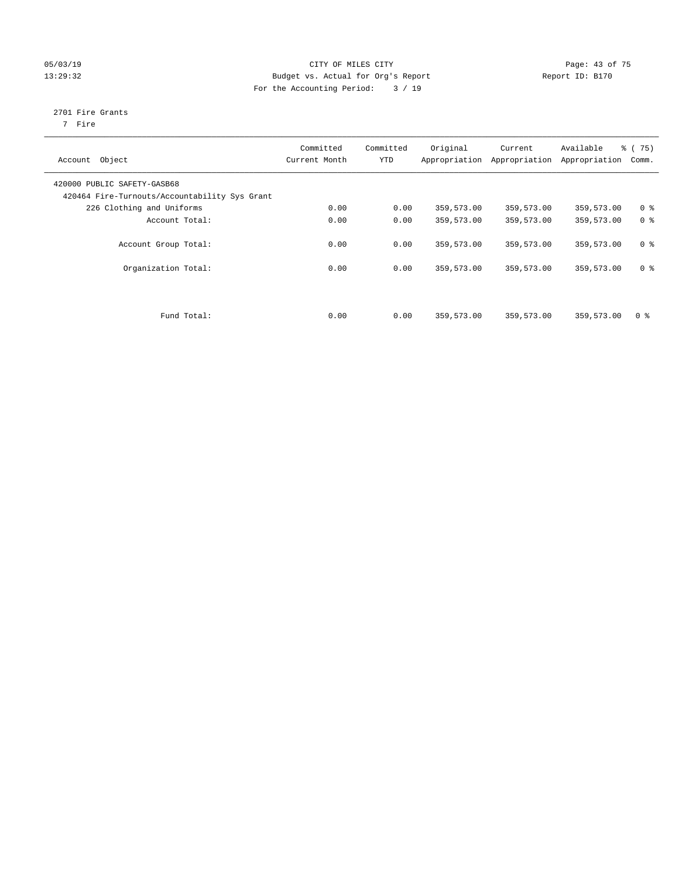CITY OF MILES CITY
Budget vs. Actual for Org's Report
For the Accounting Period: 3 / 19

2701 Fire Grants
7 Fire

| Account Object | Committed Current Month | Committed YTD | Original Appropriation | Current Appropriation | Available Appropriation | % ( 75) Comm. |
|---|---|---|---|---|---|---|
| 420000 PUBLIC SAFETY-GASB68 | | | | | | |
| 420464 Fire-Turnouts/Accountability Sys Grant | | | | | | |
| 226 Clothing and Uniforms | 0.00 | 0.00 | 359,573.00 | 359,573.00 | 359,573.00 | 0 % |
| Account Total: | 0.00 | 0.00 | 359,573.00 | 359,573.00 | 359,573.00 | 0 % |
| Account Group Total: | 0.00 | 0.00 | 359,573.00 | 359,573.00 | 359,573.00 | 0 % |
| Organization Total: | 0.00 | 0.00 | 359,573.00 | 359,573.00 | 359,573.00 | 0 % |
| Fund Total: | 0.00 | 0.00 | 359,573.00 | 359,573.00 | 359,573.00 | 0 % |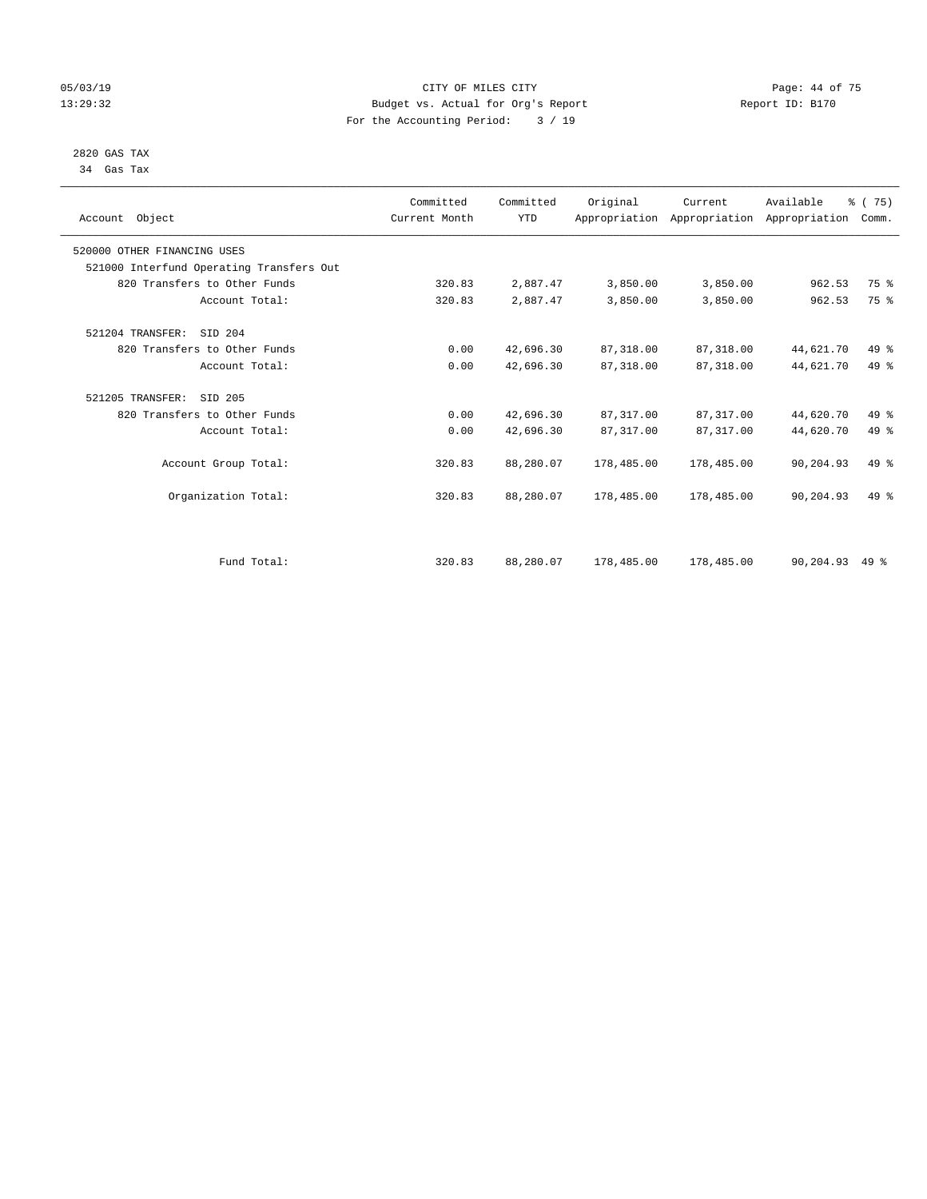05/03/19 CITY OF MILES CITY
13:29:32 Budget vs. Actual for Org's Report Report ID: B170
For the Accounting Period: 3 / 19

2820 GAS TAX
34 Gas Tax

| Account Object | Committed Current Month | Committed YTD | Original Appropriation | Current Appropriation | Available Appropriation | % ( 75) Comm. |
|---|---|---|---|---|---|---|
| 520000 OTHER FINANCING USES | | | | | | |
| 521000 Interfund Operating Transfers Out | | | | | | |
| 820 Transfers to Other Funds | 320.83 | 2,887.47 | 3,850.00 | 3,850.00 | 962.53 | 75 % |
| Account Total: | 320.83 | 2,887.47 | 3,850.00 | 3,850.00 | 962.53 | 75 % |
| 521204 TRANSFER: SID 204 | | | | | | |
| 820 Transfers to Other Funds | 0.00 | 42,696.30 | 87,318.00 | 87,318.00 | 44,621.70 | 49 % |
| Account Total: | 0.00 | 42,696.30 | 87,318.00 | 87,318.00 | 44,621.70 | 49 % |
| 521205 TRANSFER: SID 205 | | | | | | |
| 820 Transfers to Other Funds | 0.00 | 42,696.30 | 87,317.00 | 87,317.00 | 44,620.70 | 49 % |
| Account Total: | 0.00 | 42,696.30 | 87,317.00 | 87,317.00 | 44,620.70 | 49 % |
| Account Group Total: | 320.83 | 88,280.07 | 178,485.00 | 178,485.00 | 90,204.93 | 49 % |
| Organization Total: | 320.83 | 88,280.07 | 178,485.00 | 178,485.00 | 90,204.93 | 49 % |
| Fund Total: | 320.83 | 88,280.07 | 178,485.00 | 178,485.00 | 90,204.93 | 49 % |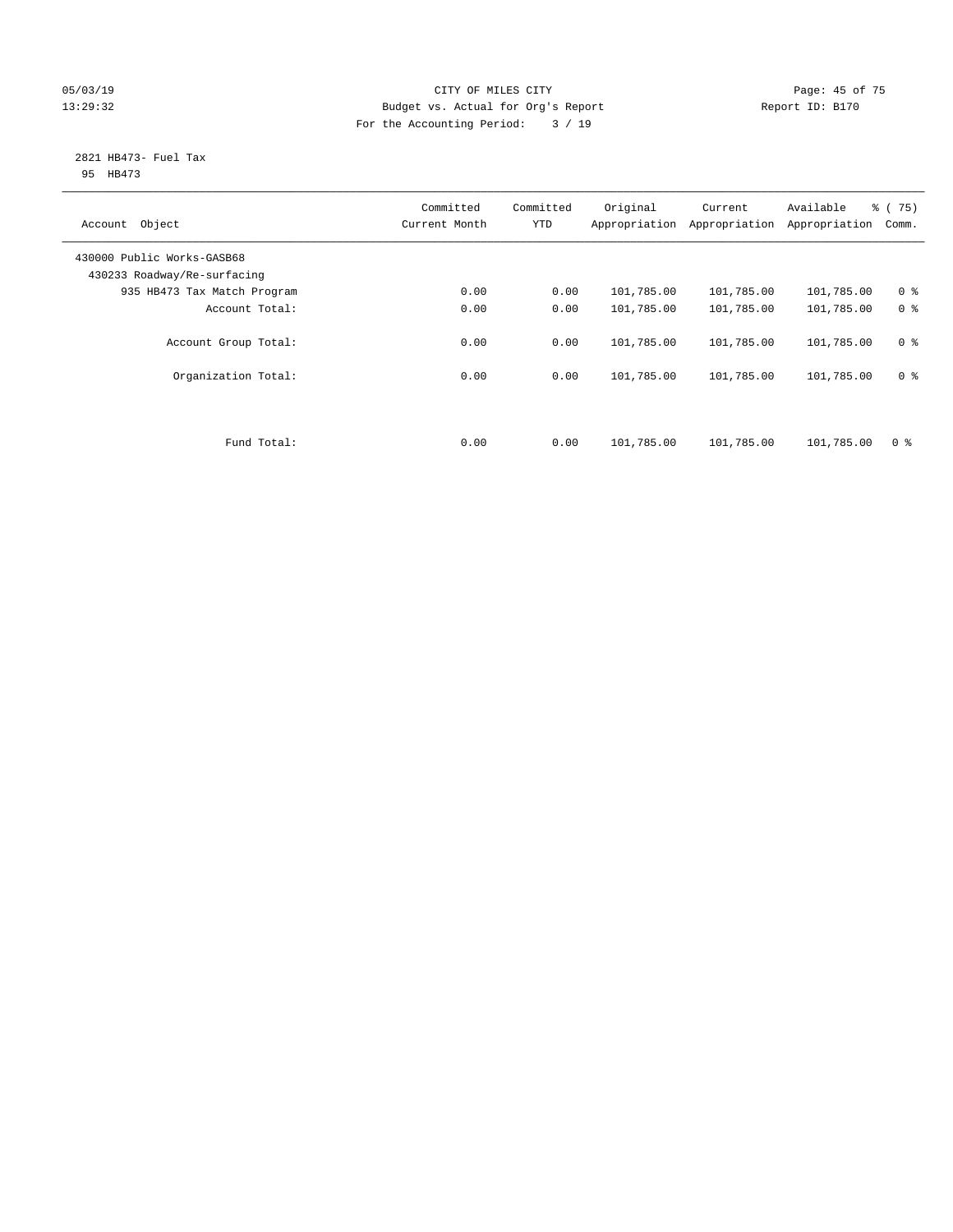CITY OF MILES CITY
Budget vs. Actual for Org's Report
For the Accounting Period: 3 / 19

05/03/19
13:29:32

Report ID: B170

2821 HB473- Fuel Tax
95 HB473

| Account Object | Committed Current Month | Committed YTD | Original Appropriation | Current Appropriation | Available Appropriation | % ( 75) Comm. |
|---|---|---|---|---|---|---|
| 430000 Public Works-GASB68 | | | | | | |
| 430233 Roadway/Re-surfacing | | | | | | |
| 935 HB473 Tax Match Program | 0.00 | 0.00 | 101,785.00 | 101,785.00 | 101,785.00 | 0 % |
| Account Total: | 0.00 | 0.00 | 101,785.00 | 101,785.00 | 101,785.00 | 0 % |
| Account Group Total: | 0.00 | 0.00 | 101,785.00 | 101,785.00 | 101,785.00 | 0 % |
| Organization Total: | 0.00 | 0.00 | 101,785.00 | 101,785.00 | 101,785.00 | 0 % |
| Fund Total: | 0.00 | 0.00 | 101,785.00 | 101,785.00 | 101,785.00 | 0 % |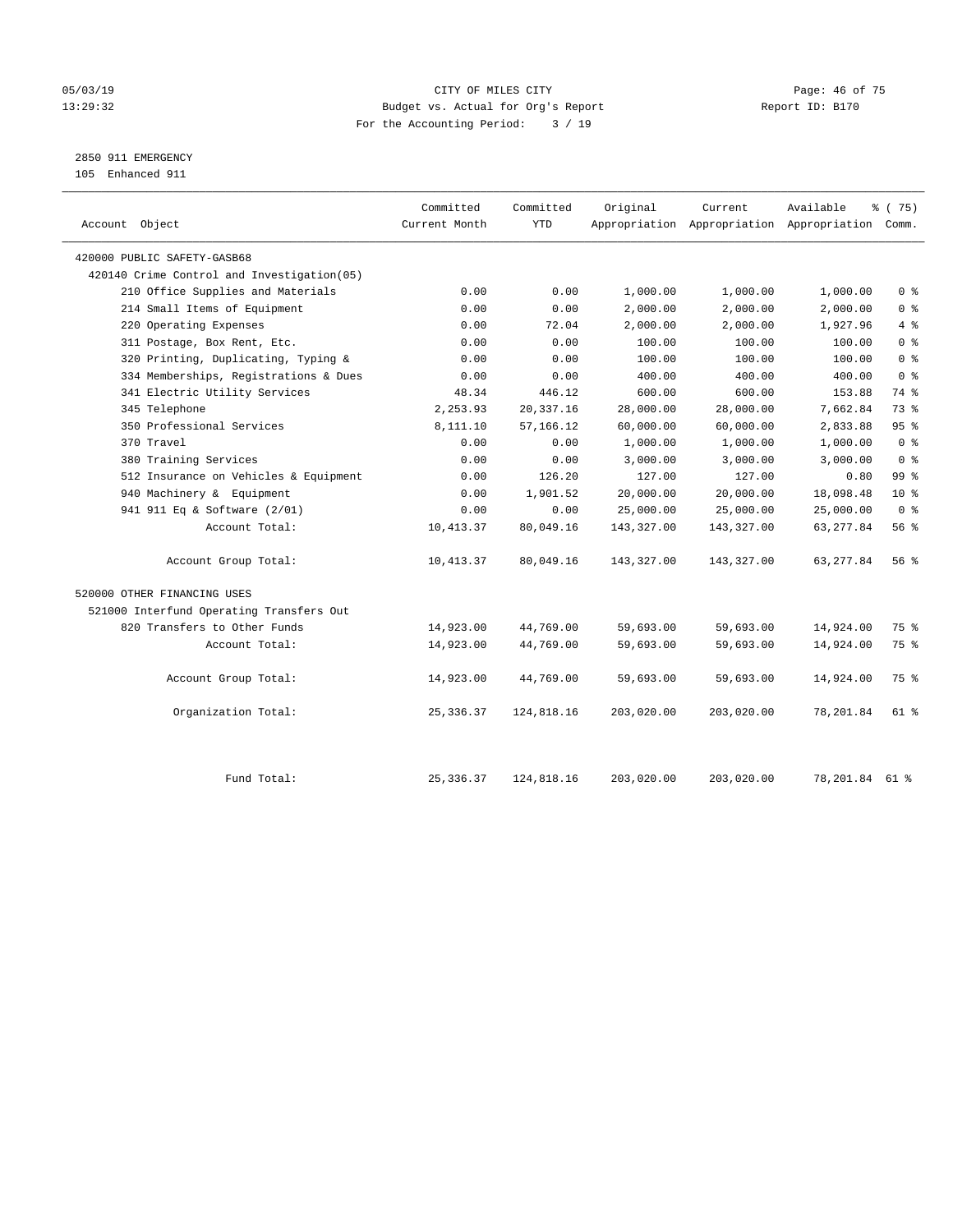CITY OF MILES CITY
Budget vs. Actual for Org's Report
For the Accounting Period: 3 / 19

05/03/19
13:29:32

Report ID: B170

## 2850 911 EMERGENCY
105 Enhanced 911

| Account Object | Committed Current Month | Committed YTD | Original Appropriation | Current Appropriation | Available Appropriation | % ( 75) Comm. |
|---|---|---|---|---|---|---|
| 420000 PUBLIC SAFETY-GASB68 | | | | | | |
| 420140 Crime Control and Investigation(05) | | | | | | |
| 210 Office Supplies and Materials | 0.00 | 0.00 | 1,000.00 | 1,000.00 | 1,000.00 | 0 % |
| 214 Small Items of Equipment | 0.00 | 0.00 | 2,000.00 | 2,000.00 | 2,000.00 | 0 % |
| 220 Operating Expenses | 0.00 | 72.04 | 2,000.00 | 2,000.00 | 1,927.96 | 4 % |
| 311 Postage, Box Rent, Etc. | 0.00 | 0.00 | 100.00 | 100.00 | 100.00 | 0 % |
| 320 Printing, Duplicating, Typing & | 0.00 | 0.00 | 100.00 | 100.00 | 100.00 | 0 % |
| 334 Memberships, Registrations & Dues | 0.00 | 0.00 | 400.00 | 400.00 | 400.00 | 0 % |
| 341 Electric Utility Services | 48.34 | 446.12 | 600.00 | 600.00 | 153.88 | 74 % |
| 345 Telephone | 2,253.93 | 20,337.16 | 28,000.00 | 28,000.00 | 7,662.84 | 73 % |
| 350 Professional Services | 8,111.10 | 57,166.12 | 60,000.00 | 60,000.00 | 2,833.88 | 95 % |
| 370 Travel | 0.00 | 0.00 | 1,000.00 | 1,000.00 | 1,000.00 | 0 % |
| 380 Training Services | 0.00 | 0.00 | 3,000.00 | 3,000.00 | 3,000.00 | 0 % |
| 512 Insurance on Vehicles & Equipment | 0.00 | 126.20 | 127.00 | 127.00 | 0.80 | 99 % |
| 940 Machinery & Equipment | 0.00 | 1,901.52 | 20,000.00 | 20,000.00 | 18,098.48 | 10 % |
| 941 911 Eq & Software (2/01) | 0.00 | 0.00 | 25,000.00 | 25,000.00 | 25,000.00 | 0 % |
| Account Total: | 10,413.37 | 80,049.16 | 143,327.00 | 143,327.00 | 63,277.84 | 56 % |
| Account Group Total: | 10,413.37 | 80,049.16 | 143,327.00 | 143,327.00 | 63,277.84 | 56 % |
| 520000 OTHER FINANCING USES | | | | | | |
| 521000 Interfund Operating Transfers Out | | | | | | |
| 820 Transfers to Other Funds | 14,923.00 | 44,769.00 | 59,693.00 | 59,693.00 | 14,924.00 | 75 % |
| Account Total: | 14,923.00 | 44,769.00 | 59,693.00 | 59,693.00 | 14,924.00 | 75 % |
| Account Group Total: | 14,923.00 | 44,769.00 | 59,693.00 | 59,693.00 | 14,924.00 | 75 % |
| Organization Total: | 25,336.37 | 124,818.16 | 203,020.00 | 203,020.00 | 78,201.84 | 61 % |
| Fund Total: | 25,336.37 | 124,818.16 | 203,020.00 | 203,020.00 | 78,201.84 | 61 % |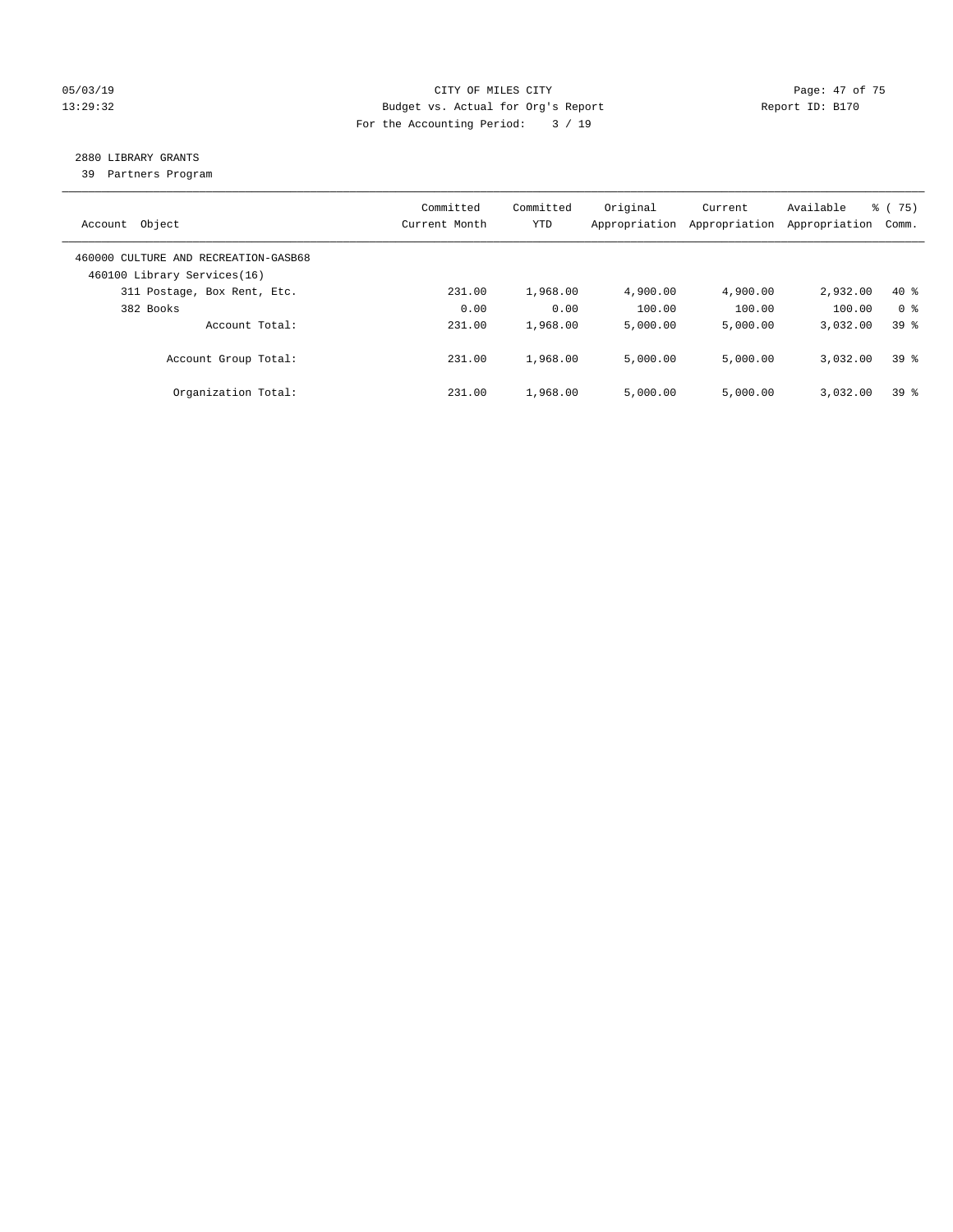CITY OF MILES CITY
Budget vs. Actual for Org's Report
For the Accounting Period: 3 / 19

05/03/19
13:29:32

Report ID: B170

2880 LIBRARY GRANTS
39 Partners Program

| Account Object | Committed Current Month | Committed YTD | Original Appropriation | Current Appropriation | Available Appropriation | % ( 75) Comm. |
|---|---|---|---|---|---|---|
| 460000 CULTURE AND RECREATION-GASB68 | | | | | | |
| 460100 Library Services(16) | | | | | | |
| 311 Postage, Box Rent, Etc. | 231.00 | 1,968.00 | 4,900.00 | 4,900.00 | 2,932.00 | 40 % |
| 382 Books | 0.00 | 0.00 | 100.00 | 100.00 | 100.00 | 0 % |
| Account Total: | 231.00 | 1,968.00 | 5,000.00 | 5,000.00 | 3,032.00 | 39 % |
| Account Group Total: | 231.00 | 1,968.00 | 5,000.00 | 5,000.00 | 3,032.00 | 39 % |
| Organization Total: | 231.00 | 1,968.00 | 5,000.00 | 5,000.00 | 3,032.00 | 39 % |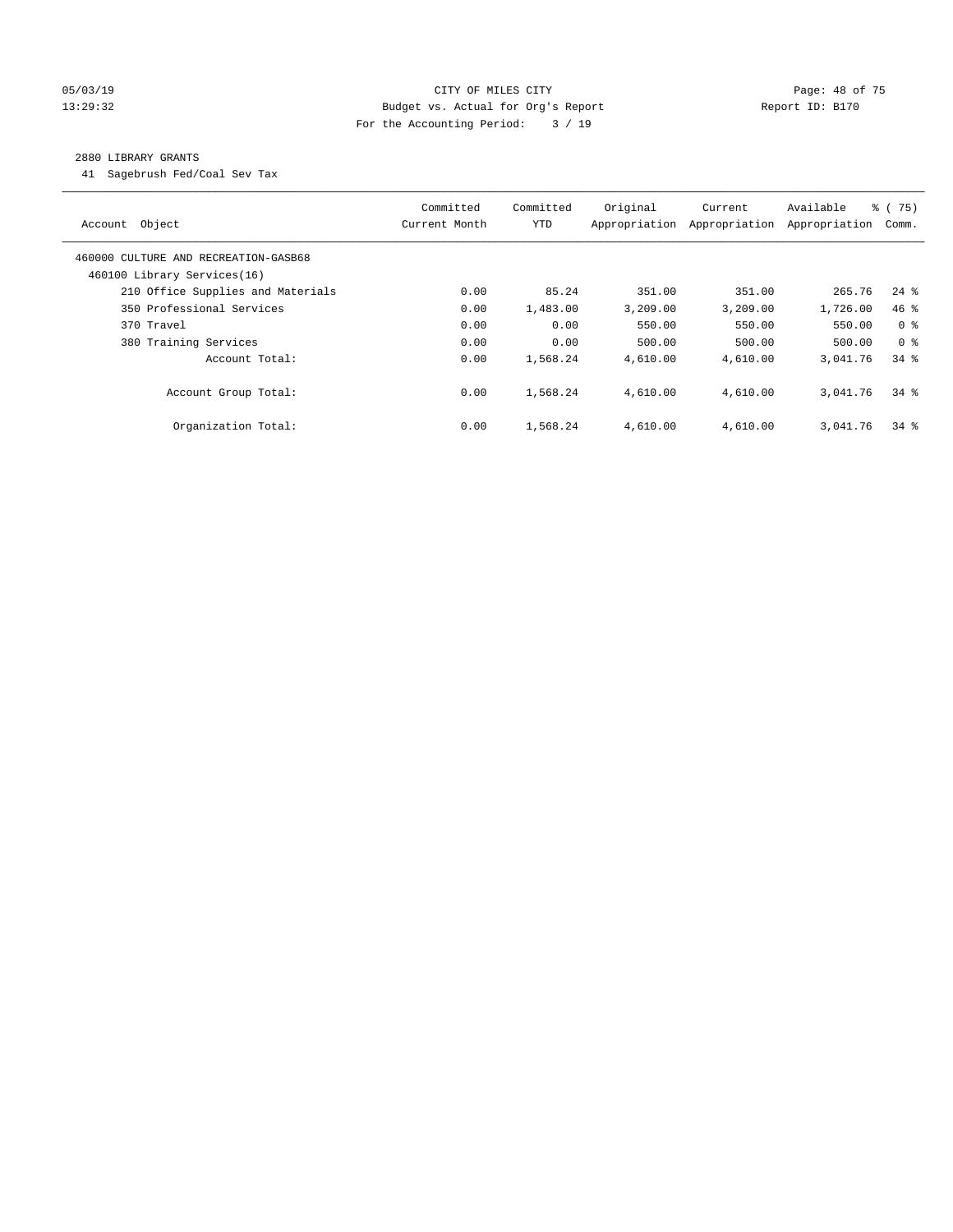CITY OF MILES CITY
Budget vs. Actual for Org's Report
For the Accounting Period: 3 / 19

05/03/19
13:29:32

Report ID: B170

2880 LIBRARY GRANTS

41 Sagebrush Fed/Coal Sev Tax

| Account Object | Committed Current Month | Committed YTD | Original Appropriation | Current Appropriation | Available Appropriation | % ( 75) Comm. |
|---|---|---|---|---|---|---|
| 460000 CULTURE AND RECREATION-GASB68 | | | | | | |
| 460100 Library Services(16) | | | | | | |
| 210 Office Supplies and Materials | 0.00 | 85.24 | 351.00 | 351.00 | 265.76 | 24 % |
| 350 Professional Services | 0.00 | 1,483.00 | 3,209.00 | 3,209.00 | 1,726.00 | 46 % |
| 370 Travel | 0.00 | 0.00 | 550.00 | 550.00 | 550.00 | 0 % |
| 380 Training Services | 0.00 | 0.00 | 500.00 | 500.00 | 500.00 | 0 % |
| Account Total: | 0.00 | 1,568.24 | 4,610.00 | 4,610.00 | 3,041.76 | 34 % |
| Account Group Total: | 0.00 | 1,568.24 | 4,610.00 | 4,610.00 | 3,041.76 | 34 % |
| Organization Total: | 0.00 | 1,568.24 | 4,610.00 | 4,610.00 | 3,041.76 | 34 % |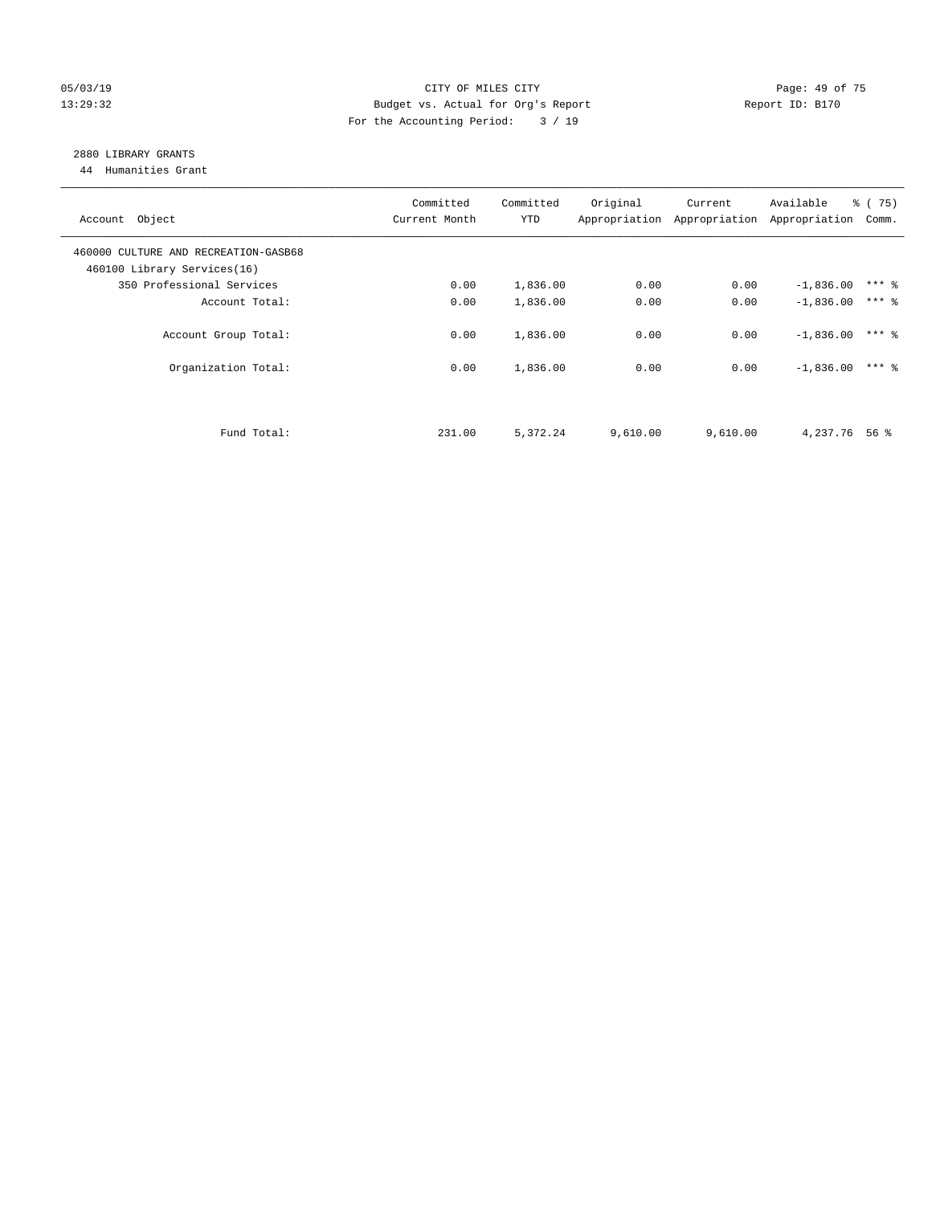CITY OF MILES CITY
Budget vs. Actual for Org's Report
For the Accounting Period: 3 / 19

## 2880 LIBRARY GRANTS

44 Humanities Grant

| Account Object | Committed Current Month | Committed YTD | Original Appropriation | Current Appropriation | Available Appropriation | % ( 75) Comm. |
|---|---|---|---|---|---|---|
| 460000 CULTURE AND RECREATION-GASB68 | | | | | | |
| 460100 Library Services(16) | | | | | | |
| 350 Professional Services | 0.00 | 1,836.00 | 0.00 | 0.00 | -1,836.00 | *** % |
| Account Total: | 0.00 | 1,836.00 | 0.00 | 0.00 | -1,836.00 | *** % |
| Account Group Total: | 0.00 | 1,836.00 | 0.00 | 0.00 | -1,836.00 | *** % |
| Organization Total: | 0.00 | 1,836.00 | 0.00 | 0.00 | -1,836.00 | *** % |
| Fund Total: | 231.00 | 5,372.24 | 9,610.00 | 9,610.00 | 4,237.76 | 56 % |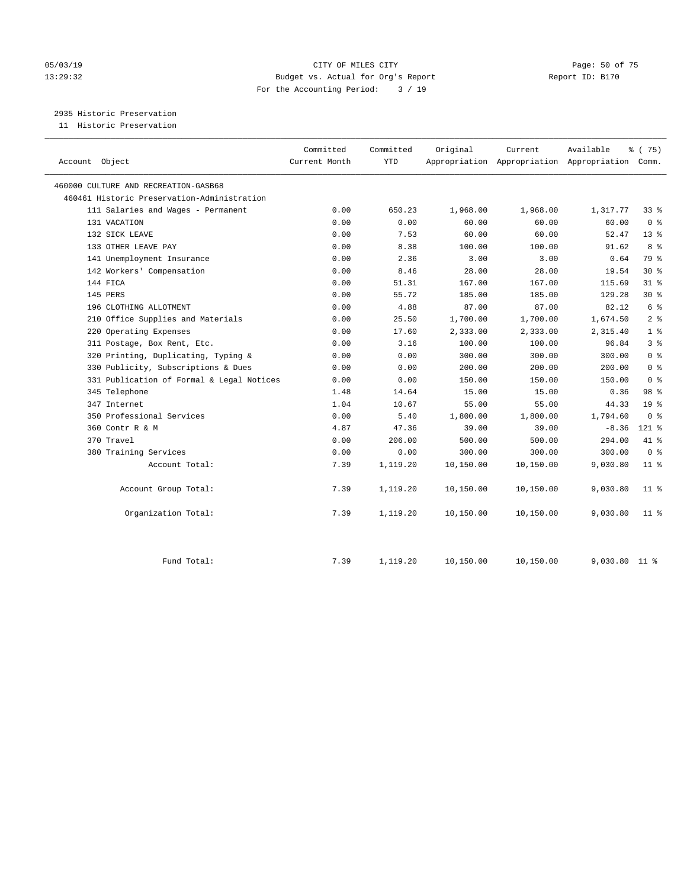CITY OF MILES CITY
Budget vs. Actual for Org's Report
For the Accounting Period: 3 / 19

05/03/19
13:29:32

Report ID: B170

## 2935 Historic Preservation

11 Historic Preservation

| Account Object | Committed Current Month | Committed YTD | Original Appropriation | Current Appropriation | Available Appropriation | % ( 75) Comm. |
|---|---|---|---|---|---|---|
| 460000 CULTURE AND RECREATION-GASB68 | | | | | | |
| 460461 Historic Preservation-Administration | | | | | | |
| 111 Salaries and Wages - Permanent | 0.00 | 650.23 | 1,968.00 | 1,968.00 | 1,317.77 | 33 % |
| 131 VACATION | 0.00 | 0.00 | 60.00 | 60.00 | 60.00 | 0 % |
| 132 SICK LEAVE | 0.00 | 7.53 | 60.00 | 60.00 | 52.47 | 13 % |
| 133 OTHER LEAVE PAY | 0.00 | 8.38 | 100.00 | 100.00 | 91.62 | 8 % |
| 141 Unemployment Insurance | 0.00 | 2.36 | 3.00 | 3.00 | 0.64 | 79 % |
| 142 Workers' Compensation | 0.00 | 8.46 | 28.00 | 28.00 | 19.54 | 30 % |
| 144 FICA | 0.00 | 51.31 | 167.00 | 167.00 | 115.69 | 31 % |
| 145 PERS | 0.00 | 55.72 | 185.00 | 185.00 | 129.28 | 30 % |
| 196 CLOTHING ALLOTMENT | 0.00 | 4.88 | 87.00 | 87.00 | 82.12 | 6 % |
| 210 Office Supplies and Materials | 0.00 | 25.50 | 1,700.00 | 1,700.00 | 1,674.50 | 2 % |
| 220 Operating Expenses | 0.00 | 17.60 | 2,333.00 | 2,333.00 | 2,315.40 | 1 % |
| 311 Postage, Box Rent, Etc. | 0.00 | 3.16 | 100.00 | 100.00 | 96.84 | 3 % |
| 320 Printing, Duplicating, Typing & | 0.00 | 0.00 | 300.00 | 300.00 | 300.00 | 0 % |
| 330 Publicity, Subscriptions & Dues | 0.00 | 0.00 | 200.00 | 200.00 | 200.00 | 0 % |
| 331 Publication of Formal & Legal Notices | 0.00 | 0.00 | 150.00 | 150.00 | 150.00 | 0 % |
| 345 Telephone | 1.48 | 14.64 | 15.00 | 15.00 | 0.36 | 98 % |
| 347 Internet | 1.04 | 10.67 | 55.00 | 55.00 | 44.33 | 19 % |
| 350 Professional Services | 0.00 | 5.40 | 1,800.00 | 1,800.00 | 1,794.60 | 0 % |
| 360 Contr R & M | 4.87 | 47.36 | 39.00 | 39.00 | -8.36 | 121 % |
| 370 Travel | 0.00 | 206.00 | 500.00 | 500.00 | 294.00 | 41 % |
| 380 Training Services | 0.00 | 0.00 | 300.00 | 300.00 | 300.00 | 0 % |
| Account Total: | 7.39 | 1,119.20 | 10,150.00 | 10,150.00 | 9,030.80 | 11 % |
| Account Group Total: | 7.39 | 1,119.20 | 10,150.00 | 10,150.00 | 9,030.80 | 11 % |
| Organization Total: | 7.39 | 1,119.20 | 10,150.00 | 10,150.00 | 9,030.80 | 11 % |
| Fund Total: | 7.39 | 1,119.20 | 10,150.00 | 10,150.00 | 9,030.80 | 11 % |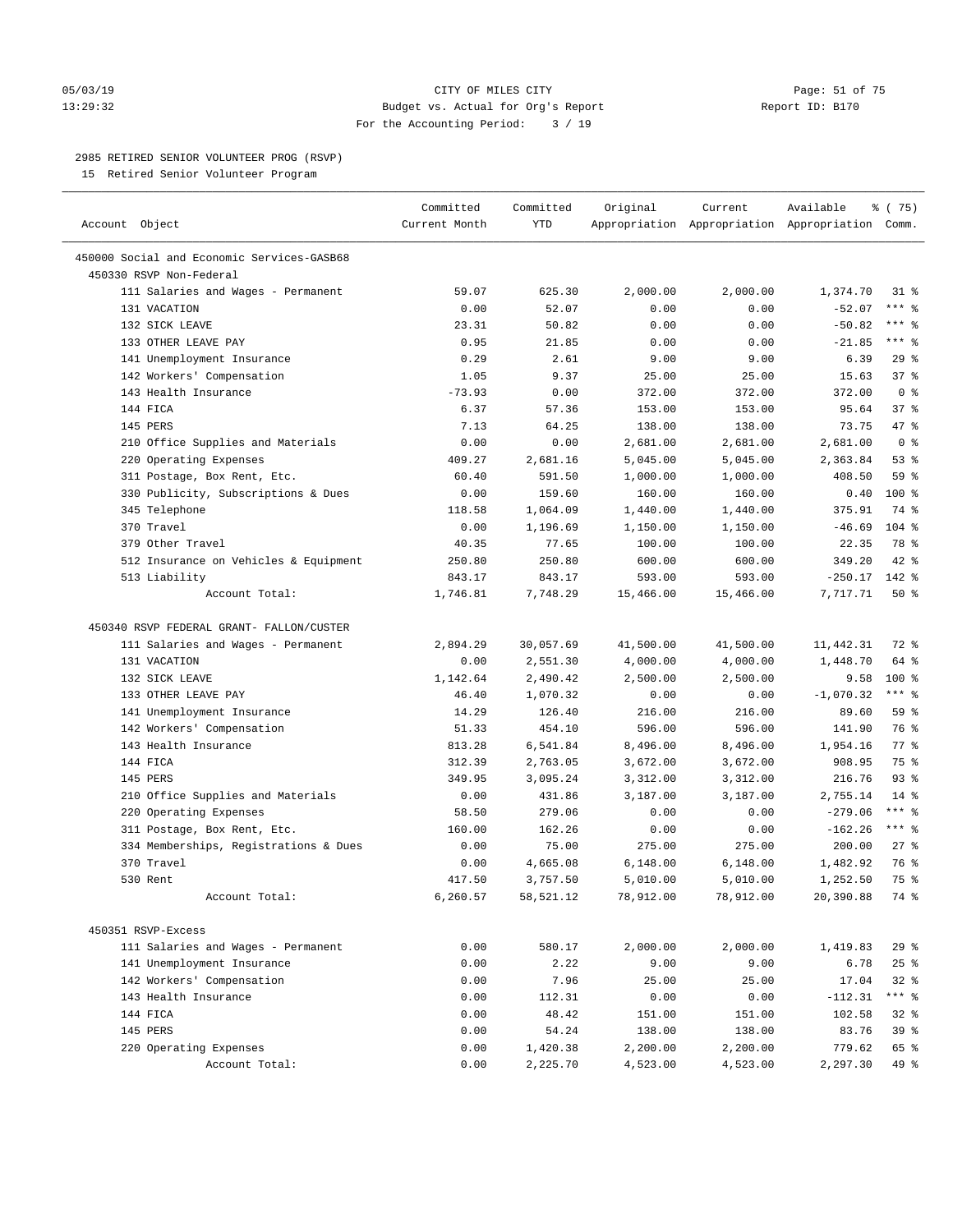CITY OF MILES CITY
Budget vs. Actual for Org's Report
For the Accounting Period: 3 / 19

05/03/19
13:29:32

Report ID: B170

2985 RETIRED SENIOR VOLUNTEER PROG (RSVP)
15 Retired Senior Volunteer Program

| Account Object | Committed Current Month | Committed YTD | Original Appropriation | Current Appropriation | Available Appropriation | % ( 75) Comm. |
|---|---|---|---|---|---|---|
| 450000 Social and Economic Services-GASB68 | | | | | | |
| 450330 RSVP Non-Federal | | | | | | |
| 111 Salaries and Wages - Permanent | 59.07 | 625.30 | 2,000.00 | 2,000.00 | 1,374.70 | 31 % |
| 131 VACATION | 0.00 | 52.07 | 0.00 | 0.00 | -52.07 | *** % |
| 132 SICK LEAVE | 23.31 | 50.82 | 0.00 | 0.00 | -50.82 | *** % |
| 133 OTHER LEAVE PAY | 0.95 | 21.85 | 0.00 | 0.00 | -21.85 | *** % |
| 141 Unemployment Insurance | 0.29 | 2.61 | 9.00 | 9.00 | 6.39 | 29 % |
| 142 Workers' Compensation | 1.05 | 9.37 | 25.00 | 25.00 | 15.63 | 37 % |
| 143 Health Insurance | -73.93 | 0.00 | 372.00 | 372.00 | 372.00 | 0 % |
| 144 FICA | 6.37 | 57.36 | 153.00 | 153.00 | 95.64 | 37 % |
| 145 PERS | 7.13 | 64.25 | 138.00 | 138.00 | 73.75 | 47 % |
| 210 Office Supplies and Materials | 0.00 | 0.00 | 2,681.00 | 2,681.00 | 2,681.00 | 0 % |
| 220 Operating Expenses | 409.27 | 2,681.16 | 5,045.00 | 5,045.00 | 2,363.84 | 53 % |
| 311 Postage, Box Rent, Etc. | 60.40 | 591.50 | 1,000.00 | 1,000.00 | 408.50 | 59 % |
| 330 Publicity, Subscriptions & Dues | 0.00 | 159.60 | 160.00 | 160.00 | 0.40 | 100 % |
| 345 Telephone | 118.58 | 1,064.09 | 1,440.00 | 1,440.00 | 375.91 | 74 % |
| 370 Travel | 0.00 | 1,196.69 | 1,150.00 | 1,150.00 | -46.69 | 104 % |
| 379 Other Travel | 40.35 | 77.65 | 100.00 | 100.00 | 22.35 | 78 % |
| 512 Insurance on Vehicles & Equipment | 250.80 | 250.80 | 600.00 | 600.00 | 349.20 | 42 % |
| 513 Liability | 843.17 | 843.17 | 593.00 | 593.00 | -250.17 | 142 % |
| Account Total: | 1,746.81 | 7,748.29 | 15,466.00 | 15,466.00 | 7,717.71 | 50 % |
| 450340 RSVP FEDERAL GRANT- FALLON/CUSTER | | | | | | |
| 111 Salaries and Wages - Permanent | 2,894.29 | 30,057.69 | 41,500.00 | 41,500.00 | 11,442.31 | 72 % |
| 131 VACATION | 0.00 | 2,551.30 | 4,000.00 | 4,000.00 | 1,448.70 | 64 % |
| 132 SICK LEAVE | 1,142.64 | 2,490.42 | 2,500.00 | 2,500.00 | 9.58 | 100 % |
| 133 OTHER LEAVE PAY | 46.40 | 1,070.32 | 0.00 | 0.00 | -1,070.32 | *** % |
| 141 Unemployment Insurance | 14.29 | 126.40 | 216.00 | 216.00 | 89.60 | 59 % |
| 142 Workers' Compensation | 51.33 | 454.10 | 596.00 | 596.00 | 141.90 | 76 % |
| 143 Health Insurance | 813.28 | 6,541.84 | 8,496.00 | 8,496.00 | 1,954.16 | 77 % |
| 144 FICA | 312.39 | 2,763.05 | 3,672.00 | 3,672.00 | 908.95 | 75 % |
| 145 PERS | 349.95 | 3,095.24 | 3,312.00 | 3,312.00 | 216.76 | 93 % |
| 210 Office Supplies and Materials | 0.00 | 431.86 | 3,187.00 | 3,187.00 | 2,755.14 | 14 % |
| 220 Operating Expenses | 58.50 | 279.06 | 0.00 | 0.00 | -279.06 | *** % |
| 311 Postage, Box Rent, Etc. | 160.00 | 162.26 | 0.00 | 0.00 | -162.26 | *** % |
| 334 Memberships, Registrations & Dues | 0.00 | 75.00 | 275.00 | 275.00 | 200.00 | 27 % |
| 370 Travel | 0.00 | 4,665.08 | 6,148.00 | 6,148.00 | 1,482.92 | 76 % |
| 530 Rent | 417.50 | 3,757.50 | 5,010.00 | 5,010.00 | 1,252.50 | 75 % |
| Account Total: | 6,260.57 | 58,521.12 | 78,912.00 | 78,912.00 | 20,390.88 | 74 % |
| 450351 RSVP-Excess | | | | | | |
| 111 Salaries and Wages - Permanent | 0.00 | 580.17 | 2,000.00 | 2,000.00 | 1,419.83 | 29 % |
| 141 Unemployment Insurance | 0.00 | 2.22 | 9.00 | 9.00 | 6.78 | 25 % |
| 142 Workers' Compensation | 0.00 | 7.96 | 25.00 | 25.00 | 17.04 | 32 % |
| 143 Health Insurance | 0.00 | 112.31 | 0.00 | 0.00 | -112.31 | *** % |
| 144 FICA | 0.00 | 48.42 | 151.00 | 151.00 | 102.58 | 32 % |
| 145 PERS | 0.00 | 54.24 | 138.00 | 138.00 | 83.76 | 39 % |
| 220 Operating Expenses | 0.00 | 1,420.38 | 2,200.00 | 2,200.00 | 779.62 | 65 % |
| Account Total: | 0.00 | 2,225.70 | 4,523.00 | 4,523.00 | 2,297.30 | 49 % |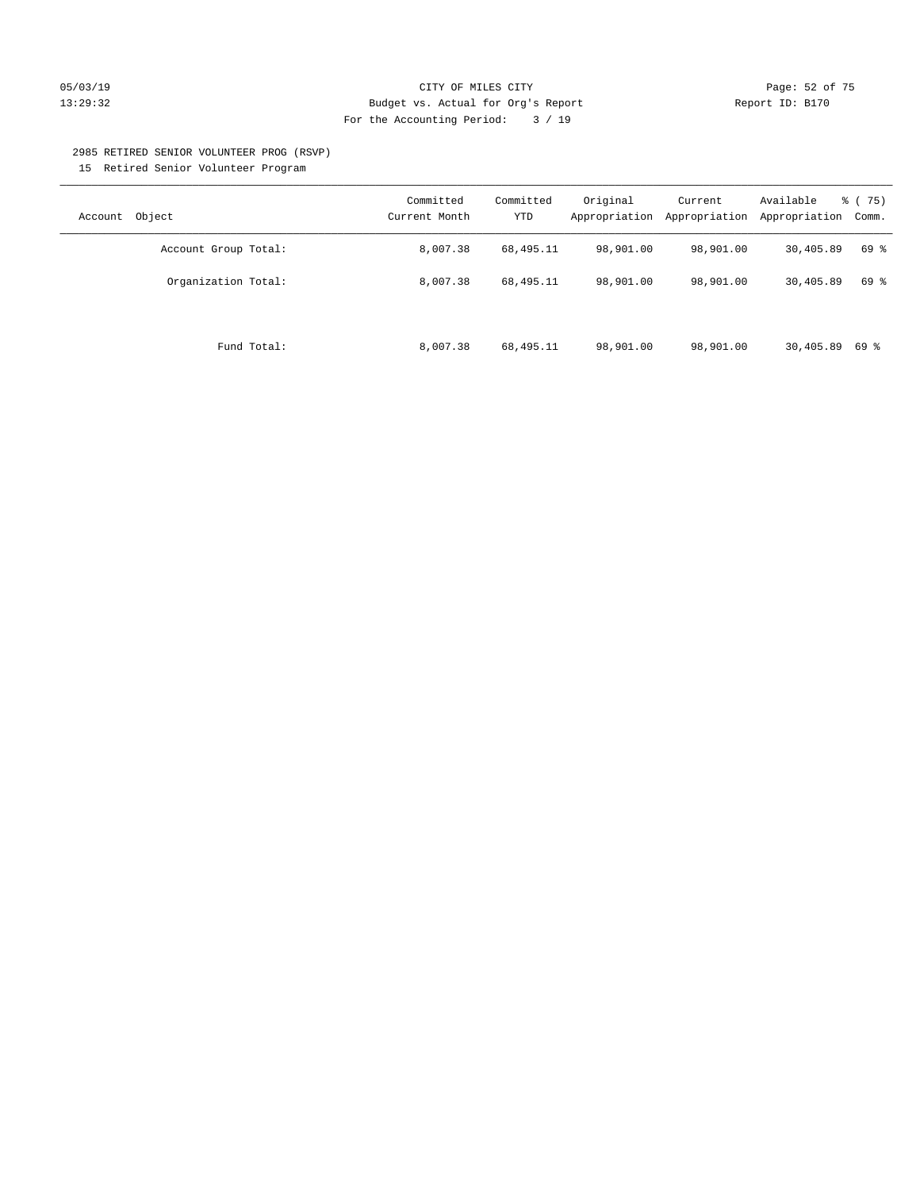CITY OF MILES CITY
Budget vs. Actual for Org's Report
For the Accounting Period: 3 / 19

2985 RETIRED SENIOR VOLUNTEER PROG (RSVP)
15 Retired Senior Volunteer Program

| Account Object | Committed Current Month | Committed YTD | Original Appropriation | Current Appropriation | Available Appropriation | % ( 75) Comm. |
|---|---|---|---|---|---|---|
| Account Group Total: | 8,007.38 | 68,495.11 | 98,901.00 | 98,901.00 | 30,405.89 | 69 % |
| Organization Total: | 8,007.38 | 68,495.11 | 98,901.00 | 98,901.00 | 30,405.89 | 69 % |
| Fund Total: | 8,007.38 | 68,495.11 | 98,901.00 | 98,901.00 | 30,405.89 | 69 % |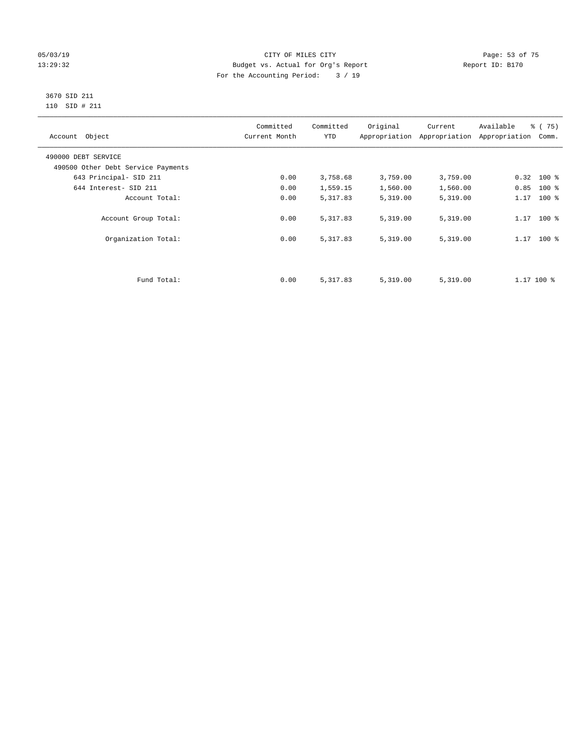# CITY OF MILES CITY

Budget vs. Actual for Org's Report

Report ID: B170

For the Accounting Period: 3 / 19

05/03/19
13:29:32

3670 SID 211
110 SID # 211

| Account Object | Committed Current Month | Committed YTD | Original Appropriation | Current Appropriation | Available Appropriation | % ( 75) Comm. |
|---|---|---|---|---|---|---|
| 490000 DEBT SERVICE | | | | | | |
| 490500 Other Debt Service Payments | | | | | | |
| 643 Principal- SID 211 | 0.00 | 3,758.68 | 3,759.00 | 3,759.00 | 0.32 | 100 % |
| 644 Interest- SID 211 | 0.00 | 1,559.15 | 1,560.00 | 1,560.00 | 0.85 | 100 % |
| Account Total: | 0.00 | 5,317.83 | 5,319.00 | 5,319.00 | 1.17 | 100 % |
| Account Group Total: | 0.00 | 5,317.83 | 5,319.00 | 5,319.00 | 1.17 | 100 % |
| Organization Total: | 0.00 | 5,317.83 | 5,319.00 | 5,319.00 | 1.17 | 100 % |
| Fund Total: | 0.00 | 5,317.83 | 5,319.00 | 5,319.00 | 1.17 | 100 % |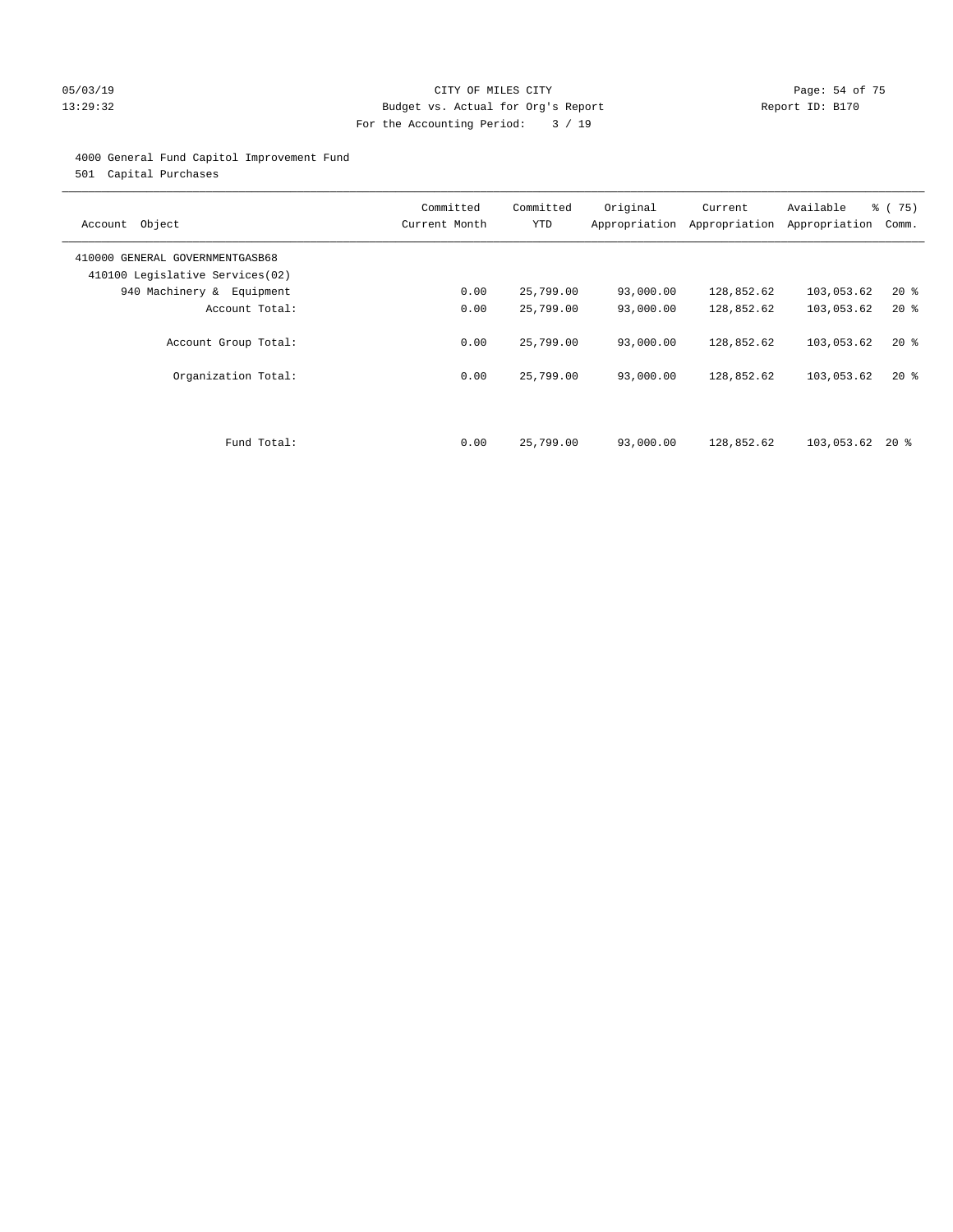CITY OF MILES CITY
Budget vs. Actual for Org's Report
For the Accounting Period: 3 / 19

05/03/19
13:29:32

Report ID: B170

4000 General Fund Capitol Improvement Fund
501 Capital Purchases

| Account Object | Committed Current Month | Committed YTD | Original Appropriation | Current Appropriation | Available Appropriation | % ( 75) Comm. |
|---|---|---|---|---|---|---|
| 410000 GENERAL GOVERNMENTGASB68 | | | | | | |
| 410100 Legislative Services(02) | | | | | | |
| 940 Machinery & Equipment | 0.00 | 25,799.00 | 93,000.00 | 128,852.62 | 103,053.62 | 20 % |
| Account Total: | 0.00 | 25,799.00 | 93,000.00 | 128,852.62 | 103,053.62 | 20 % |
| Account Group Total: | 0.00 | 25,799.00 | 93,000.00 | 128,852.62 | 103,053.62 | 20 % |
| Organization Total: | 0.00 | 25,799.00 | 93,000.00 | 128,852.62 | 103,053.62 | 20 % |
| Fund Total: | 0.00 | 25,799.00 | 93,000.00 | 128,852.62 | 103,053.62 | 20 % |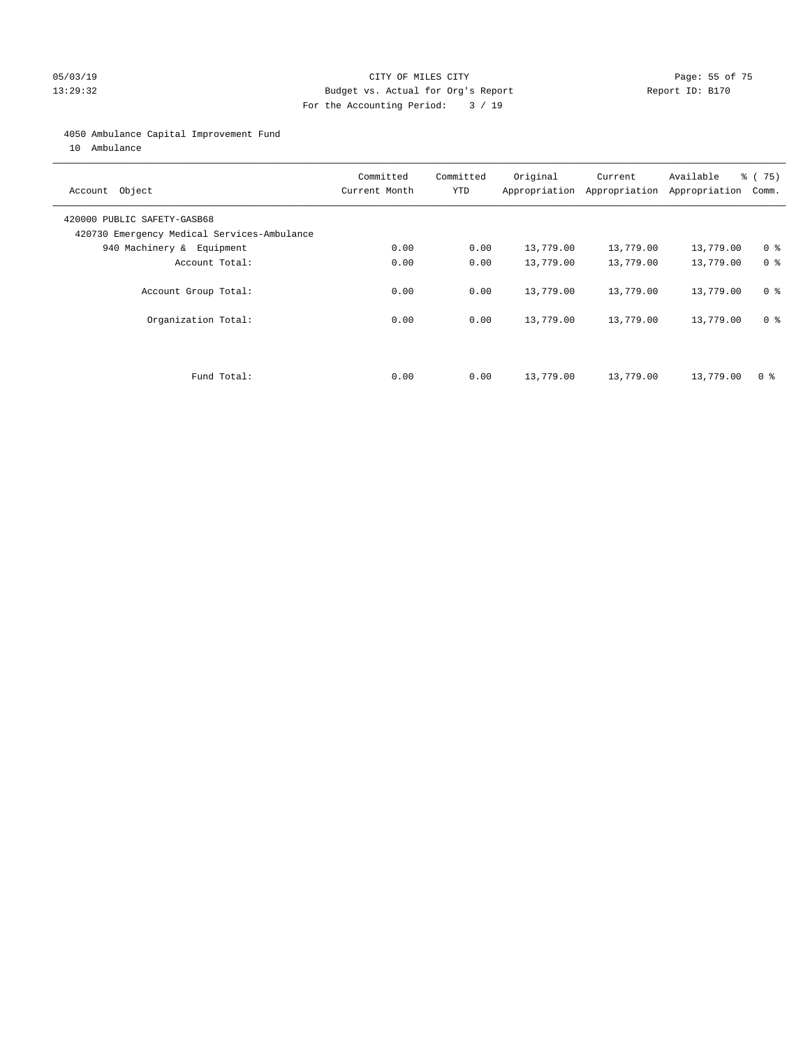CITY OF MILES CITY
Budget vs. Actual for Org's Report
For the Accounting Period: 3 / 19

05/03/19
13:29:32

Report ID: B170

4050 Ambulance Capital Improvement Fund
10 Ambulance

| Account Object | Committed Current Month | Committed YTD | Original Appropriation | Current Appropriation | Available Appropriation | % ( 75) Comm. |
|---|---|---|---|---|---|---|
| 420000 PUBLIC SAFETY-GASB68 | | | | | | |
| 420730 Emergency Medical Services-Ambulance | | | | | | |
| 940 Machinery & Equipment | 0.00 | 0.00 | 13,779.00 | 13,779.00 | 13,779.00 | 0 % |
| Account Total: | 0.00 | 0.00 | 13,779.00 | 13,779.00 | 13,779.00 | 0 % |
| Account Group Total: | 0.00 | 0.00 | 13,779.00 | 13,779.00 | 13,779.00 | 0 % |
| Organization Total: | 0.00 | 0.00 | 13,779.00 | 13,779.00 | 13,779.00 | 0 % |
| Fund Total: | 0.00 | 0.00 | 13,779.00 | 13,779.00 | 13,779.00 | 0 % |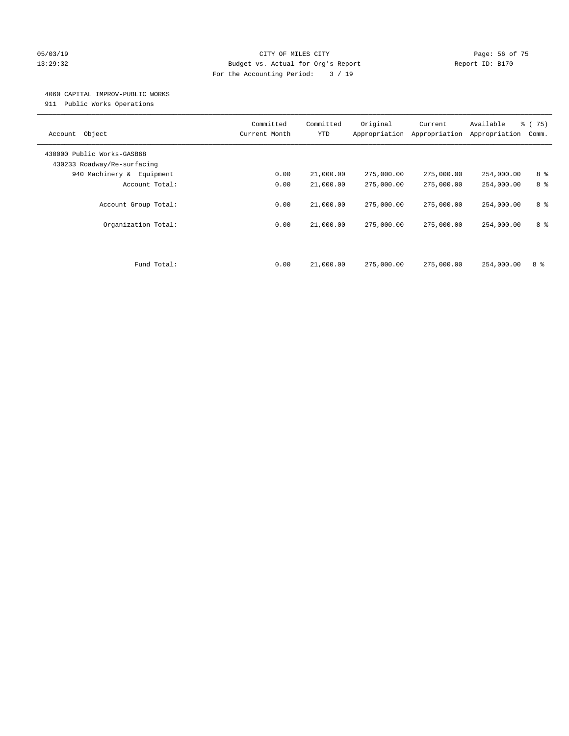05/03/19 CITY OF MILES CITY

13:29:32 Budget vs. Actual for Org's Report Report ID: B170

For the Accounting Period: 3 / 19

4060 CAPITAL IMPROV-PUBLIC WORKS

911 Public Works Operations

| Account Object | Committed Current Month | Committed YTD | Original Appropriation | Current Appropriation | Available Appropriation | % ( 75) Comm. |
|---|---|---|---|---|---|---|
| 430000 Public Works-GASB68 | | | | | | |
| 430233 Roadway/Re-surfacing | | | | | | |
| 940 Machinery & Equipment | 0.00 | 21,000.00 | 275,000.00 | 275,000.00 | 254,000.00 | 8 % |
| Account Total: | 0.00 | 21,000.00 | 275,000.00 | 275,000.00 | 254,000.00 | 8 % |
| Account Group Total: | 0.00 | 21,000.00 | 275,000.00 | 275,000.00 | 254,000.00 | 8 % |
| Organization Total: | 0.00 | 21,000.00 | 275,000.00 | 275,000.00 | 254,000.00 | 8 % |
| Fund Total: | 0.00 | 21,000.00 | 275,000.00 | 275,000.00 | 254,000.00 | 8 % |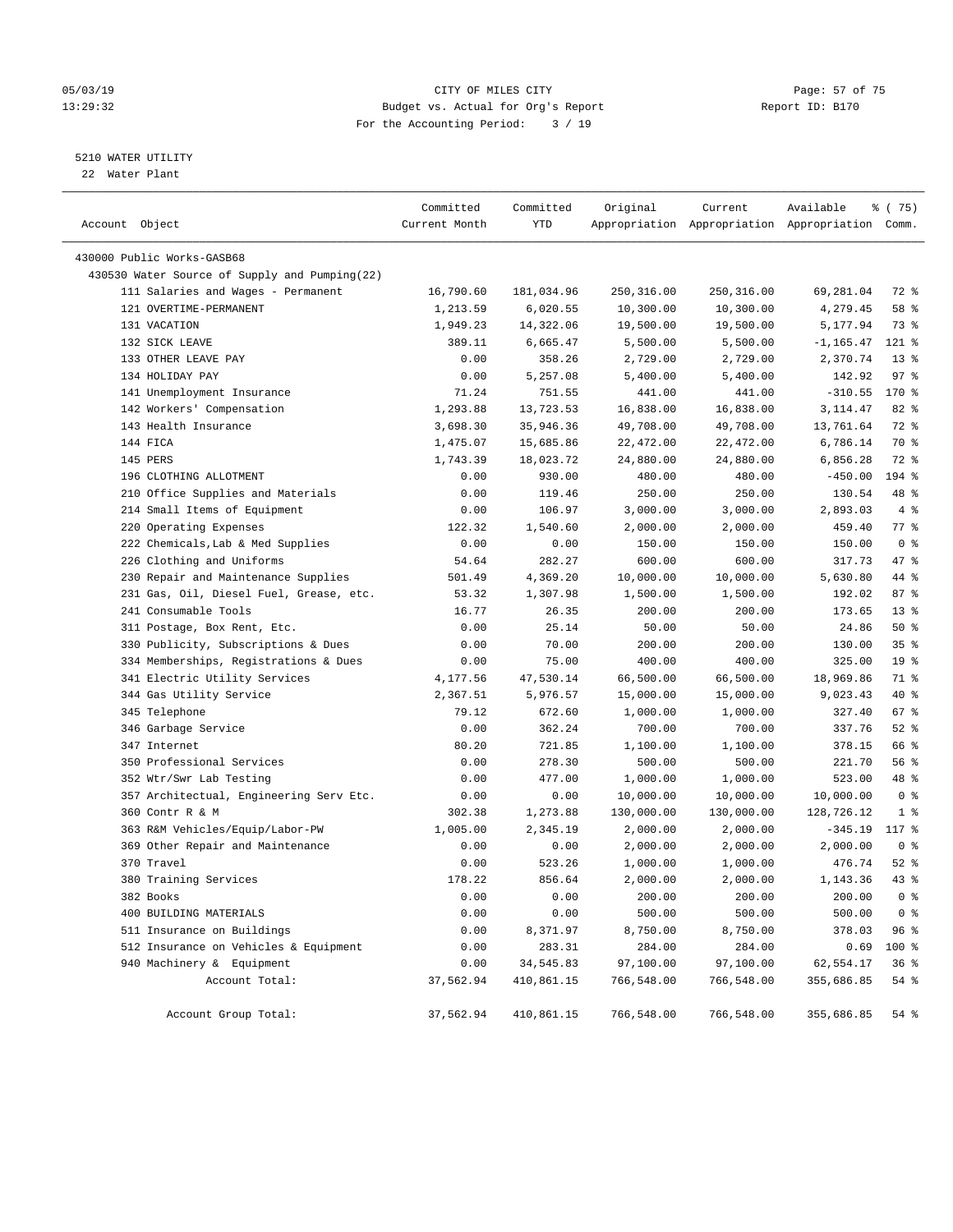CITY OF MILES CITY
Budget vs. Actual for Org's Report
For the Accounting Period: 3 / 19

05/03/19
13:29:32

Report ID: B170

5210 WATER UTILITY
22 Water Plant

| Account Object | Committed Current Month | Committed YTD | Original Appropriation | Current Appropriation | Available Appropriation | % ( 75) Comm. |
|---|---|---|---|---|---|---|
| 430000 Public Works-GASB68 | | | | | | |
| 430530 Water Source of Supply and Pumping(22) | | | | | | |
| 111 Salaries and Wages - Permanent | 16,790.60 | 181,034.96 | 250,316.00 | 250,316.00 | 69,281.04 | 72 % |
| 121 OVERTIME-PERMANENT | 1,213.59 | 6,020.55 | 10,300.00 | 10,300.00 | 4,279.45 | 58 % |
| 131 VACATION | 1,949.23 | 14,322.06 | 19,500.00 | 19,500.00 | 5,177.94 | 73 % |
| 132 SICK LEAVE | 389.11 | 6,665.47 | 5,500.00 | 5,500.00 | -1,165.47 | 121 % |
| 133 OTHER LEAVE PAY | 0.00 | 358.26 | 2,729.00 | 2,729.00 | 2,370.74 | 13 % |
| 134 HOLIDAY PAY | 0.00 | 5,257.08 | 5,400.00 | 5,400.00 | 142.92 | 97 % |
| 141 Unemployment Insurance | 71.24 | 751.55 | 441.00 | 441.00 | -310.55 | 170 % |
| 142 Workers' Compensation | 1,293.88 | 13,723.53 | 16,838.00 | 16,838.00 | 3,114.47 | 82 % |
| 143 Health Insurance | 3,698.30 | 35,946.36 | 49,708.00 | 49,708.00 | 13,761.64 | 72 % |
| 144 FICA | 1,475.07 | 15,685.86 | 22,472.00 | 22,472.00 | 6,786.14 | 70 % |
| 145 PERS | 1,743.39 | 18,023.72 | 24,880.00 | 24,880.00 | 6,856.28 | 72 % |
| 196 CLOTHING ALLOTMENT | 0.00 | 930.00 | 480.00 | 480.00 | -450.00 | 194 % |
| 210 Office Supplies and Materials | 0.00 | 119.46 | 250.00 | 250.00 | 130.54 | 48 % |
| 214 Small Items of Equipment | 0.00 | 106.97 | 3,000.00 | 3,000.00 | 2,893.03 | 4 % |
| 220 Operating Expenses | 122.32 | 1,540.60 | 2,000.00 | 2,000.00 | 459.40 | 77 % |
| 222 Chemicals,Lab & Med Supplies | 0.00 | 0.00 | 150.00 | 150.00 | 150.00 | 0 % |
| 226 Clothing and Uniforms | 54.64 | 282.27 | 600.00 | 600.00 | 317.73 | 47 % |
| 230 Repair and Maintenance Supplies | 501.49 | 4,369.20 | 10,000.00 | 10,000.00 | 5,630.80 | 44 % |
| 231 Gas, Oil, Diesel Fuel, Grease, etc. | 53.32 | 1,307.98 | 1,500.00 | 1,500.00 | 192.02 | 87 % |
| 241 Consumable Tools | 16.77 | 26.35 | 200.00 | 200.00 | 173.65 | 13 % |
| 311 Postage, Box Rent, Etc. | 0.00 | 25.14 | 50.00 | 50.00 | 24.86 | 50 % |
| 330 Publicity, Subscriptions & Dues | 0.00 | 70.00 | 200.00 | 200.00 | 130.00 | 35 % |
| 334 Memberships, Registrations & Dues | 0.00 | 75.00 | 400.00 | 400.00 | 325.00 | 19 % |
| 341 Electric Utility Services | 4,177.56 | 47,530.14 | 66,500.00 | 66,500.00 | 18,969.86 | 71 % |
| 344 Gas Utility Service | 2,367.51 | 5,976.57 | 15,000.00 | 15,000.00 | 9,023.43 | 40 % |
| 345 Telephone | 79.12 | 672.60 | 1,000.00 | 1,000.00 | 327.40 | 67 % |
| 346 Garbage Service | 0.00 | 362.24 | 700.00 | 700.00 | 337.76 | 52 % |
| 347 Internet | 80.20 | 721.85 | 1,100.00 | 1,100.00 | 378.15 | 66 % |
| 350 Professional Services | 0.00 | 278.30 | 500.00 | 500.00 | 221.70 | 56 % |
| 352 Wtr/Swr Lab Testing | 0.00 | 477.00 | 1,000.00 | 1,000.00 | 523.00 | 48 % |
| 357 Architectual, Engineering Serv Etc. | 0.00 | 0.00 | 10,000.00 | 10,000.00 | 10,000.00 | 0 % |
| 360 Contr R & M | 302.38 | 1,273.88 | 130,000.00 | 130,000.00 | 128,726.12 | 1 % |
| 363 R&M Vehicles/Equip/Labor-PW | 1,005.00 | 2,345.19 | 2,000.00 | 2,000.00 | -345.19 | 117 % |
| 369 Other Repair and Maintenance | 0.00 | 0.00 | 2,000.00 | 2,000.00 | 2,000.00 | 0 % |
| 370 Travel | 0.00 | 523.26 | 1,000.00 | 1,000.00 | 476.74 | 52 % |
| 380 Training Services | 178.22 | 856.64 | 2,000.00 | 2,000.00 | 1,143.36 | 43 % |
| 382 Books | 0.00 | 0.00 | 200.00 | 200.00 | 200.00 | 0 % |
| 400 BUILDING MATERIALS | 0.00 | 0.00 | 500.00 | 500.00 | 500.00 | 0 % |
| 511 Insurance on Buildings | 0.00 | 8,371.97 | 8,750.00 | 8,750.00 | 378.03 | 96 % |
| 512 Insurance on Vehicles & Equipment | 0.00 | 283.31 | 284.00 | 284.00 | 0.69 | 100 % |
| 940 Machinery & Equipment | 0.00 | 34,545.83 | 97,100.00 | 97,100.00 | 62,554.17 | 36 % |
| Account Total: | 37,562.94 | 410,861.15 | 766,548.00 | 766,548.00 | 355,686.85 | 54 % |
| Account Group Total: | 37,562.94 | 410,861.15 | 766,548.00 | 766,548.00 | 355,686.85 | 54 % |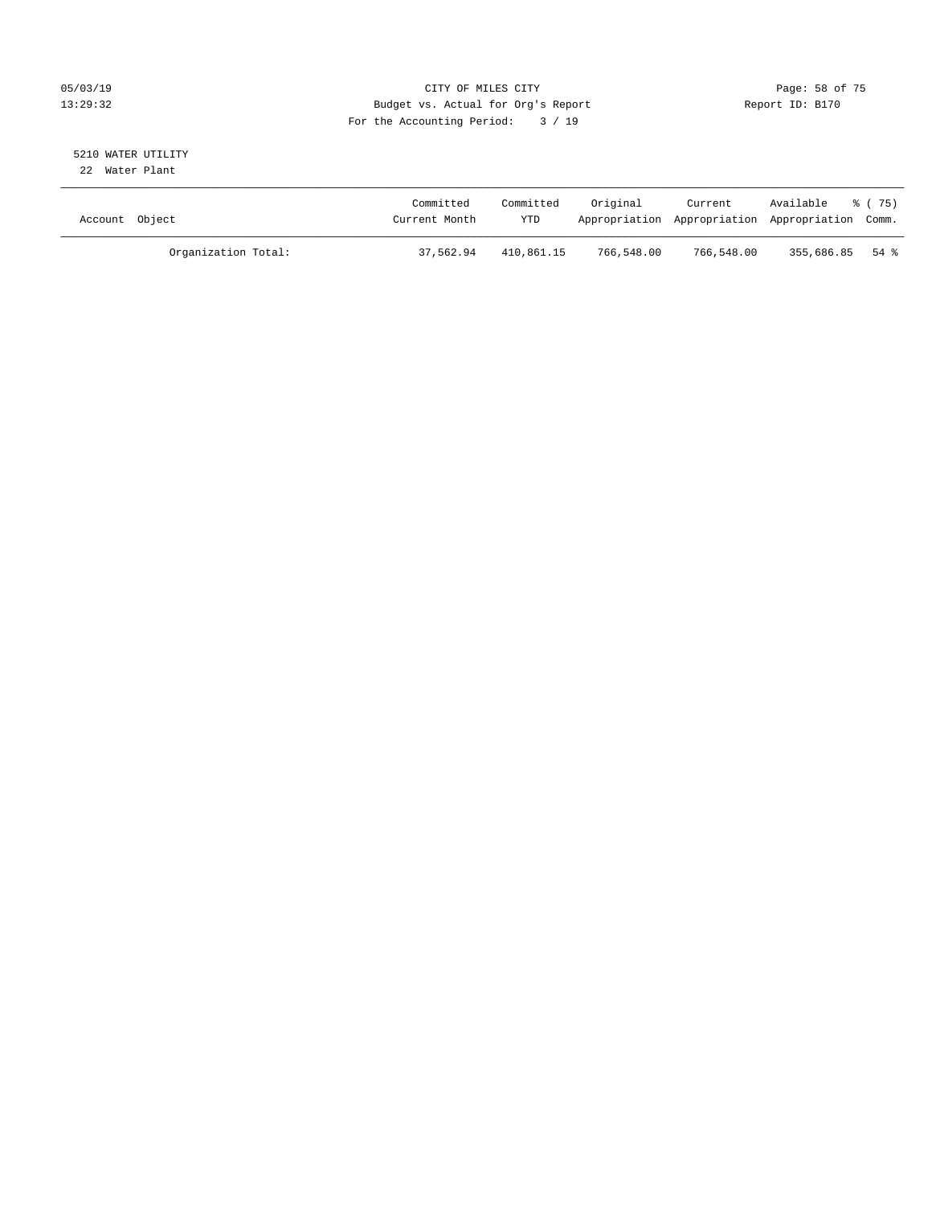CITY OF MILES CITY
Budget vs. Actual for Org's Report
For the Accounting Period: 3 / 19

5210 WATER UTILITY
22 Water Plant

| Account Object | Committed Current Month | Committed YTD | Original Appropriation | Current Appropriation | Available Appropriation | % ( 75) Comm. |
|---|---|---|---|---|---|---|
| Organization Total: | 37,562.94 | 410,861.15 | 766,548.00 | 766,548.00 | 355,686.85 | 54 % |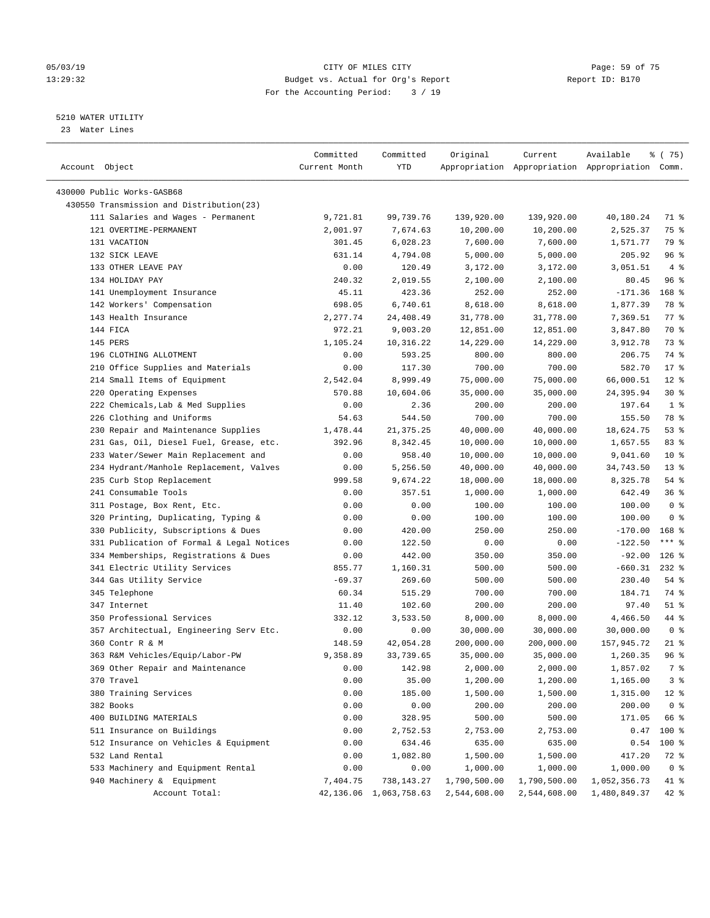CITY OF MILES CITY
Budget vs. Actual for Org's Report
For the Accounting Period: 3 / 19

5210 WATER UTILITY
23 Water Lines

| Account Object | Committed Current Month | Committed YTD | Original Appropriation | Current Appropriation | Available Appropriation | % ( 75) Comm. |
|---|---|---|---|---|---|---|
| 430000 Public Works-GASB68 | | | | | | |
| 430550 Transmission and Distribution(23) | | | | | | |
| 111 Salaries and Wages - Permanent | 9,721.81 | 99,739.76 | 139,920.00 | 139,920.00 | 40,180.24 | 71 % |
| 121 OVERTIME-PERMANENT | 2,001.97 | 7,674.63 | 10,200.00 | 10,200.00 | 2,525.37 | 75 % |
| 131 VACATION | 301.45 | 6,028.23 | 7,600.00 | 7,600.00 | 1,571.77 | 79 % |
| 132 SICK LEAVE | 631.14 | 4,794.08 | 5,000.00 | 5,000.00 | 205.92 | 96 % |
| 133 OTHER LEAVE PAY | 0.00 | 120.49 | 3,172.00 | 3,172.00 | 3,051.51 | 4 % |
| 134 HOLIDAY PAY | 240.32 | 2,019.55 | 2,100.00 | 2,100.00 | 80.45 | 96 % |
| 141 Unemployment Insurance | 45.11 | 423.36 | 252.00 | 252.00 | -171.36 | 168 % |
| 142 Workers' Compensation | 698.05 | 6,740.61 | 8,618.00 | 8,618.00 | 1,877.39 | 78 % |
| 143 Health Insurance | 2,277.74 | 24,408.49 | 31,778.00 | 31,778.00 | 7,369.51 | 77 % |
| 144 FICA | 972.21 | 9,003.20 | 12,851.00 | 12,851.00 | 3,847.80 | 70 % |
| 145 PERS | 1,105.24 | 10,316.22 | 14,229.00 | 14,229.00 | 3,912.78 | 73 % |
| 196 CLOTHING ALLOTMENT | 0.00 | 593.25 | 800.00 | 800.00 | 206.75 | 74 % |
| 210 Office Supplies and Materials | 0.00 | 117.30 | 700.00 | 700.00 | 582.70 | 17 % |
| 214 Small Items of Equipment | 2,542.04 | 8,999.49 | 75,000.00 | 75,000.00 | 66,000.51 | 12 % |
| 220 Operating Expenses | 570.88 | 10,604.06 | 35,000.00 | 35,000.00 | 24,395.94 | 30 % |
| 222 Chemicals,Lab & Med Supplies | 0.00 | 2.36 | 200.00 | 200.00 | 197.64 | 1 % |
| 226 Clothing and Uniforms | 54.63 | 544.50 | 700.00 | 700.00 | 155.50 | 78 % |
| 230 Repair and Maintenance Supplies | 1,478.44 | 21,375.25 | 40,000.00 | 40,000.00 | 18,624.75 | 53 % |
| 231 Gas, Oil, Diesel Fuel, Grease, etc. | 392.96 | 8,342.45 | 10,000.00 | 10,000.00 | 1,657.55 | 83 % |
| 233 Water/Sewer Main Replacement and | 0.00 | 958.40 | 10,000.00 | 10,000.00 | 9,041.60 | 10 % |
| 234 Hydrant/Manhole Replacement, Valves | 0.00 | 5,256.50 | 40,000.00 | 40,000.00 | 34,743.50 | 13 % |
| 235 Curb Stop Replacement | 999.58 | 9,674.22 | 18,000.00 | 18,000.00 | 8,325.78 | 54 % |
| 241 Consumable Tools | 0.00 | 357.51 | 1,000.00 | 1,000.00 | 642.49 | 36 % |
| 311 Postage, Box Rent, Etc. | 0.00 | 0.00 | 100.00 | 100.00 | 100.00 | 0 % |
| 320 Printing, Duplicating, Typing & | 0.00 | 0.00 | 100.00 | 100.00 | 100.00 | 0 % |
| 330 Publicity, Subscriptions & Dues | 0.00 | 420.00 | 250.00 | 250.00 | -170.00 | 168 % |
| 331 Publication of Formal & Legal Notices | 0.00 | 122.50 | 0.00 | 0.00 | -122.50 | *** % |
| 334 Memberships, Registrations & Dues | 0.00 | 442.00 | 350.00 | 350.00 | -92.00 | 126 % |
| 341 Electric Utility Services | 855.77 | 1,160.31 | 500.00 | 500.00 | -660.31 | 232 % |
| 344 Gas Utility Service | -69.37 | 269.60 | 500.00 | 500.00 | 230.40 | 54 % |
| 345 Telephone | 60.34 | 515.29 | 700.00 | 700.00 | 184.71 | 74 % |
| 347 Internet | 11.40 | 102.60 | 200.00 | 200.00 | 97.40 | 51 % |
| 350 Professional Services | 332.12 | 3,533.50 | 8,000.00 | 8,000.00 | 4,466.50 | 44 % |
| 357 Architectual, Engineering Serv Etc. | 0.00 | 0.00 | 30,000.00 | 30,000.00 | 30,000.00 | 0 % |
| 360 Contr R & M | 148.59 | 42,054.28 | 200,000.00 | 200,000.00 | 157,945.72 | 21 % |
| 363 R&M Vehicles/Equip/Labor-PW | 9,358.89 | 33,739.65 | 35,000.00 | 35,000.00 | 1,260.35 | 96 % |
| 369 Other Repair and Maintenance | 0.00 | 142.98 | 2,000.00 | 2,000.00 | 1,857.02 | 7 % |
| 370 Travel | 0.00 | 35.00 | 1,200.00 | 1,200.00 | 1,165.00 | 3 % |
| 380 Training Services | 0.00 | 185.00 | 1,500.00 | 1,500.00 | 1,315.00 | 12 % |
| 382 Books | 0.00 | 0.00 | 200.00 | 200.00 | 200.00 | 0 % |
| 400 BUILDING MATERIALS | 0.00 | 328.95 | 500.00 | 500.00 | 171.05 | 66 % |
| 511 Insurance on Buildings | 0.00 | 2,752.53 | 2,753.00 | 2,753.00 | 0.47 | 100 % |
| 512 Insurance on Vehicles & Equipment | 0.00 | 634.46 | 635.00 | 635.00 | 0.54 | 100 % |
| 532 Land Rental | 0.00 | 1,082.80 | 1,500.00 | 1,500.00 | 417.20 | 72 % |
| 533 Machinery and Equipment Rental | 0.00 | 0.00 | 1,000.00 | 1,000.00 | 1,000.00 | 0 % |
| 940 Machinery & Equipment | 7,404.75 | 738,143.27 | 1,790,500.00 | 1,790,500.00 | 1,052,356.73 | 41 % |
| Account Total: | 42,136.06 | 1,063,758.63 | 2,544,608.00 | 2,544,608.00 | 1,480,849.37 | 42 % |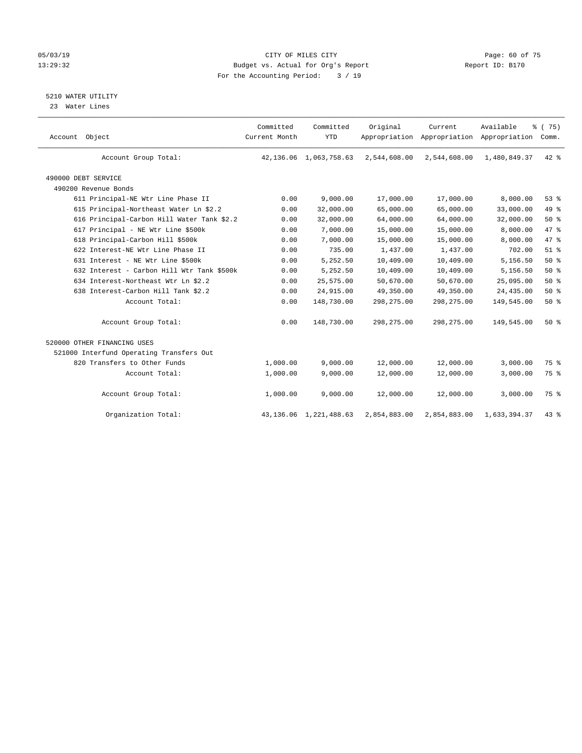CITY OF MILES CITY
Budget vs. Actual for Org's Report
For the Accounting Period: 3 / 19

05/03/19
13:29:32

Report ID: B170

## 5210 WATER UTILITY

23 Water Lines

| Account Object | Committed Current Month | Committed YTD | Original Appropriation | Current Appropriation | Available Appropriation | % ( 75) Comm. |
|---|---|---|---|---|---|---|
| Account Group Total: | 42,136.06 | 1,063,758.63 | 2,544,608.00 | 2,544,608.00 | 1,480,849.37 | 42 % |
| 490000 DEBT SERVICE | | | | | | |
| 490200 Revenue Bonds | | | | | | |
| 611 Principal-NE Wtr Line Phase II | 0.00 | 9,000.00 | 17,000.00 | 17,000.00 | 8,000.00 | 53 % |
| 615 Principal-Northeast Water Ln $2.2 | 0.00 | 32,000.00 | 65,000.00 | 65,000.00 | 33,000.00 | 49 % |
| 616 Principal-Carbon Hill Water Tank $2.2 | 0.00 | 32,000.00 | 64,000.00 | 64,000.00 | 32,000.00 | 50 % |
| 617 Principal - NE Wtr Line $500k | 0.00 | 7,000.00 | 15,000.00 | 15,000.00 | 8,000.00 | 47 % |
| 618 Principal-Carbon Hill $500k | 0.00 | 7,000.00 | 15,000.00 | 15,000.00 | 8,000.00 | 47 % |
| 622 Interest-NE Wtr Line Phase II | 0.00 | 735.00 | 1,437.00 | 1,437.00 | 702.00 | 51 % |
| 631 Interest - NE Wtr Line $500k | 0.00 | 5,252.50 | 10,409.00 | 10,409.00 | 5,156.50 | 50 % |
| 632 Interest - Carbon Hill Wtr Tank $500k | 0.00 | 5,252.50 | 10,409.00 | 10,409.00 | 5,156.50 | 50 % |
| 634 Interest-Northeast Wtr Ln $2.2 | 0.00 | 25,575.00 | 50,670.00 | 50,670.00 | 25,095.00 | 50 % |
| 638 Interest-Carbon Hill Tank $2.2 | 0.00 | 24,915.00 | 49,350.00 | 49,350.00 | 24,435.00 | 50 % |
| Account Total: | 0.00 | 148,730.00 | 298,275.00 | 298,275.00 | 149,545.00 | 50 % |
| Account Group Total: | 0.00 | 148,730.00 | 298,275.00 | 298,275.00 | 149,545.00 | 50 % |
| 520000 OTHER FINANCING USES | | | | | | |
| 521000 Interfund Operating Transfers Out | | | | | | |
| 820 Transfers to Other Funds | 1,000.00 | 9,000.00 | 12,000.00 | 12,000.00 | 3,000.00 | 75 % |
| Account Total: | 1,000.00 | 9,000.00 | 12,000.00 | 12,000.00 | 3,000.00 | 75 % |
| Account Group Total: | 1,000.00 | 9,000.00 | 12,000.00 | 12,000.00 | 3,000.00 | 75 % |
| Organization Total: | 43,136.06 | 1,221,488.63 | 2,854,883.00 | 2,854,883.00 | 1,633,394.37 | 43 % |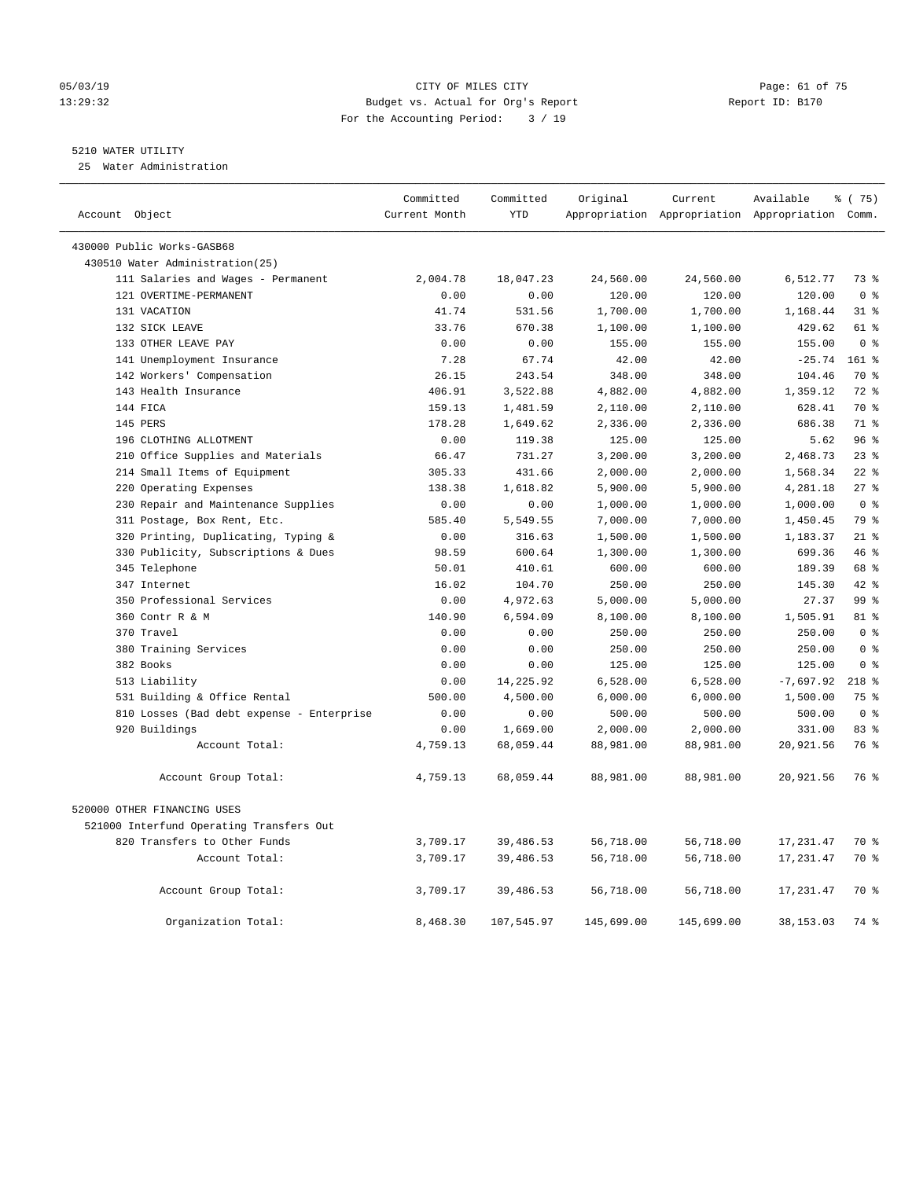# CITY OF MILES CITY

Budget vs. Actual for Org's Report

For the Accounting Period: 3 / 19

05/03/19 13:29:32 — Report ID: B170

## 5210 WATER UTILITY

25 Water Administration

| Account Object | Committed Current Month | Committed YTD | Original Appropriation | Current Appropriation | Available Appropriation | % ( 75) Comm. |
|---|---|---|---|---|---|---|
| 430000 Public Works-GASB68 | | | | | | |
| 430510 Water Administration(25) | | | | | | |
| 111 Salaries and Wages - Permanent | 2,004.78 | 18,047.23 | 24,560.00 | 24,560.00 | 6,512.77 | 73 % |
| 121 OVERTIME-PERMANENT | 0.00 | 0.00 | 120.00 | 120.00 | 120.00 | 0 % |
| 131 VACATION | 41.74 | 531.56 | 1,700.00 | 1,700.00 | 1,168.44 | 31 % |
| 132 SICK LEAVE | 33.76 | 670.38 | 1,100.00 | 1,100.00 | 429.62 | 61 % |
| 133 OTHER LEAVE PAY | 0.00 | 0.00 | 155.00 | 155.00 | 155.00 | 0 % |
| 141 Unemployment Insurance | 7.28 | 67.74 | 42.00 | 42.00 | -25.74 | 161 % |
| 142 Workers' Compensation | 26.15 | 243.54 | 348.00 | 348.00 | 104.46 | 70 % |
| 143 Health Insurance | 406.91 | 3,522.88 | 4,882.00 | 4,882.00 | 1,359.12 | 72 % |
| 144 FICA | 159.13 | 1,481.59 | 2,110.00 | 2,110.00 | 628.41 | 70 % |
| 145 PERS | 178.28 | 1,649.62 | 2,336.00 | 2,336.00 | 686.38 | 71 % |
| 196 CLOTHING ALLOTMENT | 0.00 | 119.38 | 125.00 | 125.00 | 5.62 | 96 % |
| 210 Office Supplies and Materials | 66.47 | 731.27 | 3,200.00 | 3,200.00 | 2,468.73 | 23 % |
| 214 Small Items of Equipment | 305.33 | 431.66 | 2,000.00 | 2,000.00 | 1,568.34 | 22 % |
| 220 Operating Expenses | 138.38 | 1,618.82 | 5,900.00 | 5,900.00 | 4,281.18 | 27 % |
| 230 Repair and Maintenance Supplies | 0.00 | 0.00 | 1,000.00 | 1,000.00 | 1,000.00 | 0 % |
| 311 Postage, Box Rent, Etc. | 585.40 | 5,549.55 | 7,000.00 | 7,000.00 | 1,450.45 | 79 % |
| 320 Printing, Duplicating, Typing & | 0.00 | 316.63 | 1,500.00 | 1,500.00 | 1,183.37 | 21 % |
| 330 Publicity, Subscriptions & Dues | 98.59 | 600.64 | 1,300.00 | 1,300.00 | 699.36 | 46 % |
| 345 Telephone | 50.01 | 410.61 | 600.00 | 600.00 | 189.39 | 68 % |
| 347 Internet | 16.02 | 104.70 | 250.00 | 250.00 | 145.30 | 42 % |
| 350 Professional Services | 0.00 | 4,972.63 | 5,000.00 | 5,000.00 | 27.37 | 99 % |
| 360 Contr R & M | 140.90 | 6,594.09 | 8,100.00 | 8,100.00 | 1,505.91 | 81 % |
| 370 Travel | 0.00 | 0.00 | 250.00 | 250.00 | 250.00 | 0 % |
| 380 Training Services | 0.00 | 0.00 | 250.00 | 250.00 | 250.00 | 0 % |
| 382 Books | 0.00 | 0.00 | 125.00 | 125.00 | 125.00 | 0 % |
| 513 Liability | 0.00 | 14,225.92 | 6,528.00 | 6,528.00 | -7,697.92 | 218 % |
| 531 Building & Office Rental | 500.00 | 4,500.00 | 6,000.00 | 6,000.00 | 1,500.00 | 75 % |
| 810 Losses (Bad debt expense - Enterprise | 0.00 | 0.00 | 500.00 | 500.00 | 500.00 | 0 % |
| 920 Buildings | 0.00 | 1,669.00 | 2,000.00 | 2,000.00 | 331.00 | 83 % |
| Account Total: | 4,759.13 | 68,059.44 | 88,981.00 | 88,981.00 | 20,921.56 | 76 % |
| Account Group Total: | 4,759.13 | 68,059.44 | 88,981.00 | 88,981.00 | 20,921.56 | 76 % |
| 520000 OTHER FINANCING USES | | | | | | |
| 521000 Interfund Operating Transfers Out | | | | | | |
| 820 Transfers to Other Funds | 3,709.17 | 39,486.53 | 56,718.00 | 56,718.00 | 17,231.47 | 70 % |
| Account Total: | 3,709.17 | 39,486.53 | 56,718.00 | 56,718.00 | 17,231.47 | 70 % |
| Account Group Total: | 3,709.17 | 39,486.53 | 56,718.00 | 56,718.00 | 17,231.47 | 70 % |
| Organization Total: | 8,468.30 | 107,545.97 | 145,699.00 | 145,699.00 | 38,153.03 | 74 % |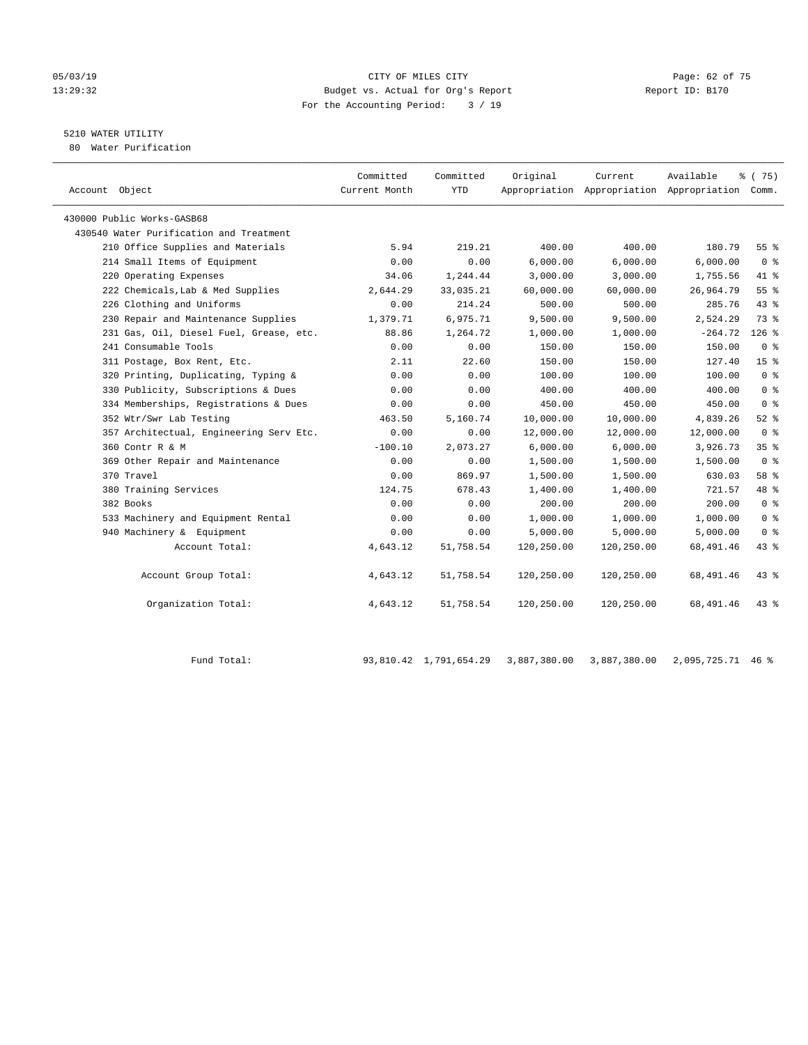05/03/19 CITY OF MILES CITY
13:29:32 Budget vs. Actual for Org's Report Report ID: B170
For the Accounting Period: 3 / 19

5210 WATER UTILITY
80 Water Purification

| Account Object | Committed Current Month | Committed YTD | Original Appropriation | Current Appropriation | Available Appropriation | % ( 75) Comm. |
|---|---|---|---|---|---|---|
| 430000 Public Works-GASB68 | | | | | | |
| 430540 Water Purification and Treatment | | | | | | |
| 210 Office Supplies and Materials | 5.94 | 219.21 | 400.00 | 400.00 | 180.79 | 55 % |
| 214 Small Items of Equipment | 0.00 | 0.00 | 6,000.00 | 6,000.00 | 6,000.00 | 0 % |
| 220 Operating Expenses | 34.06 | 1,244.44 | 3,000.00 | 3,000.00 | 1,755.56 | 41 % |
| 222 Chemicals,Lab & Med Supplies | 2,644.29 | 33,035.21 | 60,000.00 | 60,000.00 | 26,964.79 | 55 % |
| 226 Clothing and Uniforms | 0.00 | 214.24 | 500.00 | 500.00 | 285.76 | 43 % |
| 230 Repair and Maintenance Supplies | 1,379.71 | 6,975.71 | 9,500.00 | 9,500.00 | 2,524.29 | 73 % |
| 231 Gas, Oil, Diesel Fuel, Grease, etc. | 88.86 | 1,264.72 | 1,000.00 | 1,000.00 | -264.72 | 126 % |
| 241 Consumable Tools | 0.00 | 0.00 | 150.00 | 150.00 | 150.00 | 0 % |
| 311 Postage, Box Rent, Etc. | 2.11 | 22.60 | 150.00 | 150.00 | 127.40 | 15 % |
| 320 Printing, Duplicating, Typing & | 0.00 | 0.00 | 100.00 | 100.00 | 100.00 | 0 % |
| 330 Publicity, Subscriptions & Dues | 0.00 | 0.00 | 400.00 | 400.00 | 400.00 | 0 % |
| 334 Memberships, Registrations & Dues | 0.00 | 0.00 | 450.00 | 450.00 | 450.00 | 0 % |
| 352 Wtr/Swr Lab Testing | 463.50 | 5,160.74 | 10,000.00 | 10,000.00 | 4,839.26 | 52 % |
| 357 Architectual, Engineering Serv Etc. | 0.00 | 0.00 | 12,000.00 | 12,000.00 | 12,000.00 | 0 % |
| 360 Contr R & M | -100.10 | 2,073.27 | 6,000.00 | 6,000.00 | 3,926.73 | 35 % |
| 369 Other Repair and Maintenance | 0.00 | 0.00 | 1,500.00 | 1,500.00 | 1,500.00 | 0 % |
| 370 Travel | 0.00 | 869.97 | 1,500.00 | 1,500.00 | 630.03 | 58 % |
| 380 Training Services | 124.75 | 678.43 | 1,400.00 | 1,400.00 | 721.57 | 48 % |
| 382 Books | 0.00 | 0.00 | 200.00 | 200.00 | 200.00 | 0 % |
| 533 Machinery and Equipment Rental | 0.00 | 0.00 | 1,000.00 | 1,000.00 | 1,000.00 | 0 % |
| 940 Machinery & Equipment | 0.00 | 0.00 | 5,000.00 | 5,000.00 | 5,000.00 | 0 % |
| Account Total: | 4,643.12 | 51,758.54 | 120,250.00 | 120,250.00 | 68,491.46 | 43 % |
| Account Group Total: | 4,643.12 | 51,758.54 | 120,250.00 | 120,250.00 | 68,491.46 | 43 % |
| Organization Total: | 4,643.12 | 51,758.54 | 120,250.00 | 120,250.00 | 68,491.46 | 43 % |
| Fund Total: | 93,810.42 | 1,791,654.29 | 3,887,380.00 | 3,887,380.00 | 2,095,725.71 | 46 % |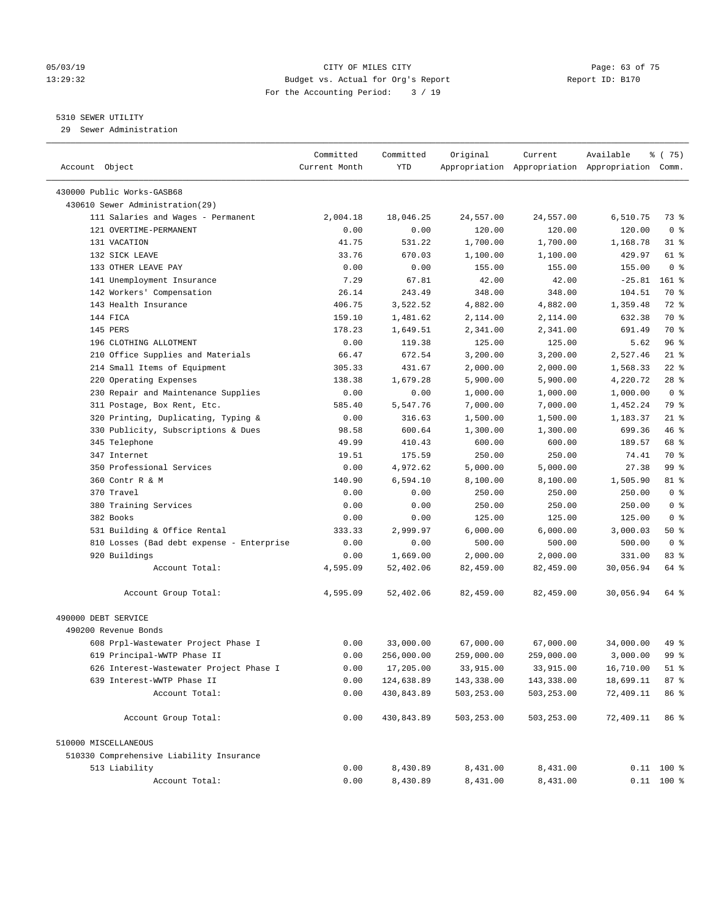05/03/19 CITY OF MILES CITY
13:29:32 Budget vs. Actual for Org's Report Report ID: B170
For the Accounting Period: 3 / 19

5310 SEWER UTILITY
29 Sewer Administration

| Account Object | Committed Current Month | Committed YTD | Original Appropriation | Current Appropriation | Available Appropriation | % ( 75) Comm. |
|---|---|---|---|---|---|---|
| 430000 Public Works-GASB68 | | | | | | |
| 430610 Sewer Administration(29) | | | | | | |
| 111 Salaries and Wages - Permanent | 2,004.18 | 18,046.25 | 24,557.00 | 24,557.00 | 6,510.75 | 73 % |
| 121 OVERTIME-PERMANENT | 0.00 | 0.00 | 120.00 | 120.00 | 120.00 | 0 % |
| 131 VACATION | 41.75 | 531.22 | 1,700.00 | 1,700.00 | 1,168.78 | 31 % |
| 132 SICK LEAVE | 33.76 | 670.03 | 1,100.00 | 1,100.00 | 429.97 | 61 % |
| 133 OTHER LEAVE PAY | 0.00 | 0.00 | 155.00 | 155.00 | 155.00 | 0 % |
| 141 Unemployment Insurance | 7.29 | 67.81 | 42.00 | 42.00 | -25.81 | 161 % |
| 142 Workers' Compensation | 26.14 | 243.49 | 348.00 | 348.00 | 104.51 | 70 % |
| 143 Health Insurance | 406.75 | 3,522.52 | 4,882.00 | 4,882.00 | 1,359.48 | 72 % |
| 144 FICA | 159.10 | 1,481.62 | 2,114.00 | 2,114.00 | 632.38 | 70 % |
| 145 PERS | 178.23 | 1,649.51 | 2,341.00 | 2,341.00 | 691.49 | 70 % |
| 196 CLOTHING ALLOTMENT | 0.00 | 119.38 | 125.00 | 125.00 | 5.62 | 96 % |
| 210 Office Supplies and Materials | 66.47 | 672.54 | 3,200.00 | 3,200.00 | 2,527.46 | 21 % |
| 214 Small Items of Equipment | 305.33 | 431.67 | 2,000.00 | 2,000.00 | 1,568.33 | 22 % |
| 220 Operating Expenses | 138.38 | 1,679.28 | 5,900.00 | 5,900.00 | 4,220.72 | 28 % |
| 230 Repair and Maintenance Supplies | 0.00 | 0.00 | 1,000.00 | 1,000.00 | 1,000.00 | 0 % |
| 311 Postage, Box Rent, Etc. | 585.40 | 5,547.76 | 7,000.00 | 7,000.00 | 1,452.24 | 79 % |
| 320 Printing, Duplicating, Typing & | 0.00 | 316.63 | 1,500.00 | 1,500.00 | 1,183.37 | 21 % |
| 330 Publicity, Subscriptions & Dues | 98.58 | 600.64 | 1,300.00 | 1,300.00 | 699.36 | 46 % |
| 345 Telephone | 49.99 | 410.43 | 600.00 | 600.00 | 189.57 | 68 % |
| 347 Internet | 19.51 | 175.59 | 250.00 | 250.00 | 74.41 | 70 % |
| 350 Professional Services | 0.00 | 4,972.62 | 5,000.00 | 5,000.00 | 27.38 | 99 % |
| 360 Contr R & M | 140.90 | 6,594.10 | 8,100.00 | 8,100.00 | 1,505.90 | 81 % |
| 370 Travel | 0.00 | 0.00 | 250.00 | 250.00 | 250.00 | 0 % |
| 380 Training Services | 0.00 | 0.00 | 250.00 | 250.00 | 250.00 | 0 % |
| 382 Books | 0.00 | 0.00 | 125.00 | 125.00 | 125.00 | 0 % |
| 531 Building & Office Rental | 333.33 | 2,999.97 | 6,000.00 | 6,000.00 | 3,000.03 | 50 % |
| 810 Losses (Bad debt expense - Enterprise | 0.00 | 0.00 | 500.00 | 500.00 | 500.00 | 0 % |
| 920 Buildings | 0.00 | 1,669.00 | 2,000.00 | 2,000.00 | 331.00 | 83 % |
| Account Total: | 4,595.09 | 52,402.06 | 82,459.00 | 82,459.00 | 30,056.94 | 64 % |
| Account Group Total: | 4,595.09 | 52,402.06 | 82,459.00 | 82,459.00 | 30,056.94 | 64 % |
| 490000 DEBT SERVICE | | | | | | |
| 490200 Revenue Bonds | | | | | | |
| 608 Prpl-Wastewater Project Phase I | 0.00 | 33,000.00 | 67,000.00 | 67,000.00 | 34,000.00 | 49 % |
| 619 Principal-WWTP Phase II | 0.00 | 256,000.00 | 259,000.00 | 259,000.00 | 3,000.00 | 99 % |
| 626 Interest-Wastewater Project Phase I | 0.00 | 17,205.00 | 33,915.00 | 33,915.00 | 16,710.00 | 51 % |
| 639 Interest-WWTP Phase II | 0.00 | 124,638.89 | 143,338.00 | 143,338.00 | 18,699.11 | 87 % |
| Account Total: | 0.00 | 430,843.89 | 503,253.00 | 503,253.00 | 72,409.11 | 86 % |
| Account Group Total: | 0.00 | 430,843.89 | 503,253.00 | 503,253.00 | 72,409.11 | 86 % |
| 510000 MISCELLANEOUS | | | | | | |
| 510330 Comprehensive Liability Insurance | | | | | | |
| 513 Liability | 0.00 | 8,430.89 | 8,431.00 | 8,431.00 | 0.11 | 100 % |
| Account Total: | 0.00 | 8,430.89 | 8,431.00 | 8,431.00 | 0.11 | 100 % |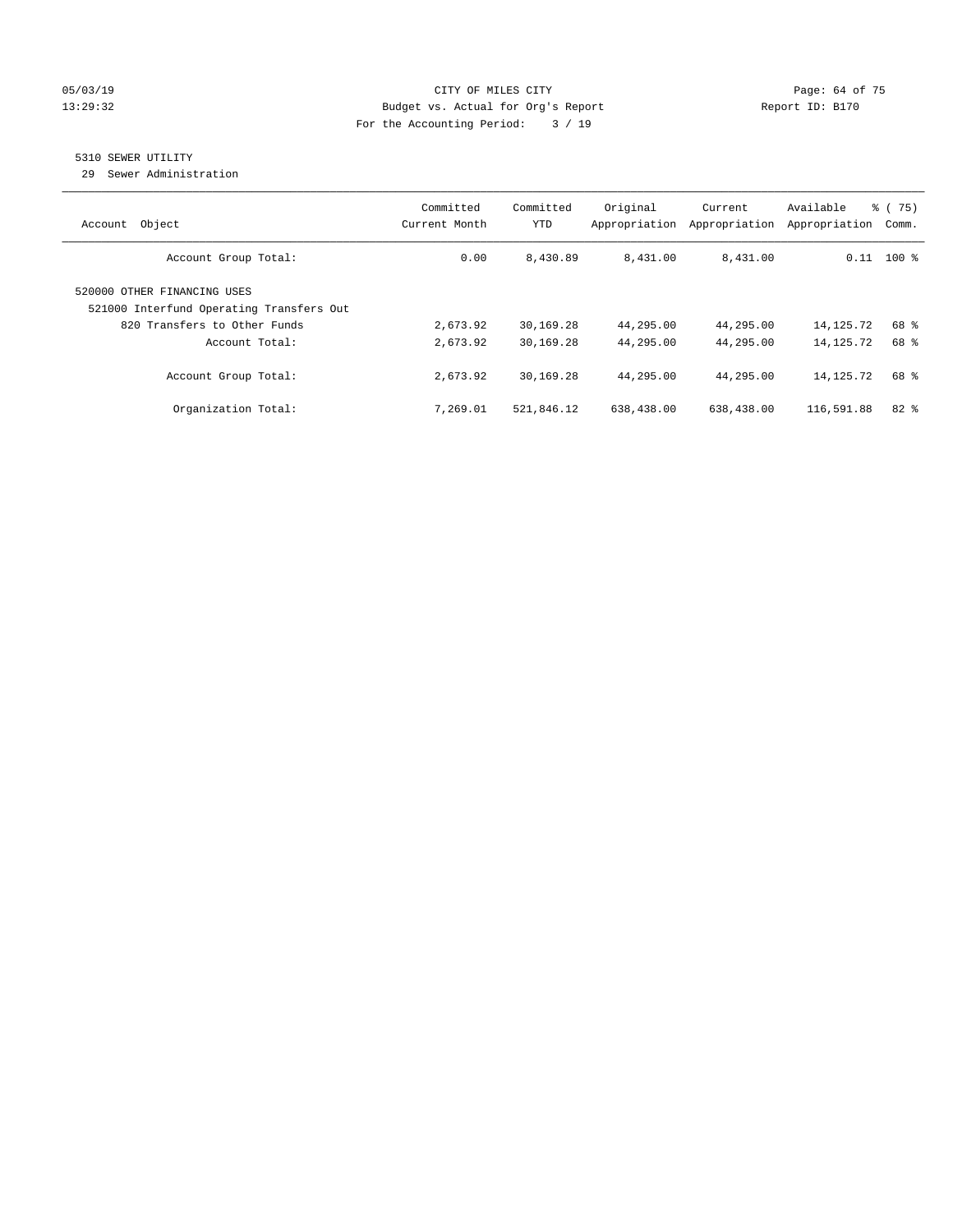CITY OF MILES CITY
Budget vs. Actual for Org's Report
For the Accounting Period: 3 / 19

05/03/19
13:29:32

Report ID: B170

## 5310 SEWER UTILITY

29 Sewer Administration

| Account Object | Committed Current Month | Committed YTD | Original Appropriation | Current Appropriation | Available Appropriation | % ( 75) Comm. |
|---|---|---|---|---|---|---|
| Account Group Total: | 0.00 | 8,430.89 | 8,431.00 | 8,431.00 | 0.11 | 100 % |
| 520000 OTHER FINANCING USES | | | | | | |
| 521000 Interfund Operating Transfers Out | | | | | | |
| 820 Transfers to Other Funds | 2,673.92 | 30,169.28 | 44,295.00 | 44,295.00 | 14,125.72 | 68 % |
| Account Total: | 2,673.92 | 30,169.28 | 44,295.00 | 44,295.00 | 14,125.72 | 68 % |
| Account Group Total: | 2,673.92 | 30,169.28 | 44,295.00 | 44,295.00 | 14,125.72 | 68 % |
| Organization Total: | 7,269.01 | 521,846.12 | 638,438.00 | 638,438.00 | 116,591.88 | 82 % |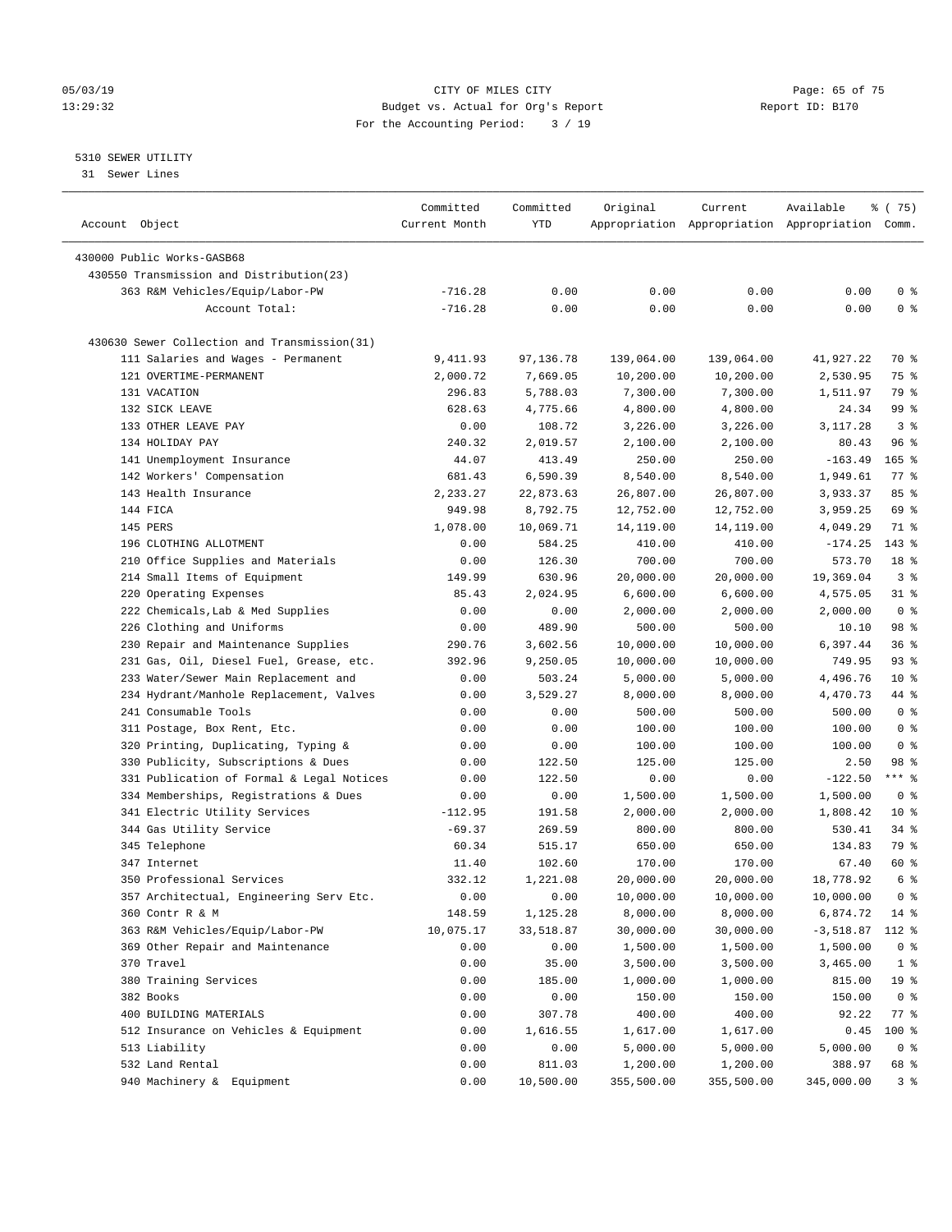05/03/19 CITY OF MILES CITY
13:29:32 Budget vs. Actual for Org's Report Report ID: B170
For the Accounting Period: 3 / 19

5310 SEWER UTILITY
31 Sewer Lines

| Account Object | Committed Current Month | Committed YTD | Original Appropriation | Current Appropriation | Available Appropriation | % ( 75) Comm. |
|---|---|---|---|---|---|---|
| 430000 Public Works-GASB68 | | | | | | |
| 430550 Transmission and Distribution(23) | | | | | | |
| 363 R&M Vehicles/Equip/Labor-PW | -716.28 | 0.00 | 0.00 | 0.00 | 0.00 | 0 % |
| Account Total: | -716.28 | 0.00 | 0.00 | 0.00 | 0.00 | 0 % |
| 430630 Sewer Collection and Transmission(31) | | | | | | |
| 111 Salaries and Wages - Permanent | 9,411.93 | 97,136.78 | 139,064.00 | 139,064.00 | 41,927.22 | 70 % |
| 121 OVERTIME-PERMANENT | 2,000.72 | 7,669.05 | 10,200.00 | 10,200.00 | 2,530.95 | 75 % |
| 131 VACATION | 296.83 | 5,788.03 | 7,300.00 | 7,300.00 | 1,511.97 | 79 % |
| 132 SICK LEAVE | 628.63 | 4,775.66 | 4,800.00 | 4,800.00 | 24.34 | 99 % |
| 133 OTHER LEAVE PAY | 0.00 | 108.72 | 3,226.00 | 3,226.00 | 3,117.28 | 3 % |
| 134 HOLIDAY PAY | 240.32 | 2,019.57 | 2,100.00 | 2,100.00 | 80.43 | 96 % |
| 141 Unemployment Insurance | 44.07 | 413.49 | 250.00 | 250.00 | -163.49 | 165 % |
| 142 Workers' Compensation | 681.43 | 6,590.39 | 8,540.00 | 8,540.00 | 1,949.61 | 77 % |
| 143 Health Insurance | 2,233.27 | 22,873.63 | 26,807.00 | 26,807.00 | 3,933.37 | 85 % |
| 144 FICA | 949.98 | 8,792.75 | 12,752.00 | 12,752.00 | 3,959.25 | 69 % |
| 145 PERS | 1,078.00 | 10,069.71 | 14,119.00 | 14,119.00 | 4,049.29 | 71 % |
| 196 CLOTHING ALLOTMENT | 0.00 | 584.25 | 410.00 | 410.00 | -174.25 | 143 % |
| 210 Office Supplies and Materials | 0.00 | 126.30 | 700.00 | 700.00 | 573.70 | 18 % |
| 214 Small Items of Equipment | 149.99 | 630.96 | 20,000.00 | 20,000.00 | 19,369.04 | 3 % |
| 220 Operating Expenses | 85.43 | 2,024.95 | 6,600.00 | 6,600.00 | 4,575.05 | 31 % |
| 222 Chemicals,Lab & Med Supplies | 0.00 | 0.00 | 2,000.00 | 2,000.00 | 2,000.00 | 0 % |
| 226 Clothing and Uniforms | 0.00 | 489.90 | 500.00 | 500.00 | 10.10 | 98 % |
| 230 Repair and Maintenance Supplies | 290.76 | 3,602.56 | 10,000.00 | 10,000.00 | 6,397.44 | 36 % |
| 231 Gas, Oil, Diesel Fuel, Grease, etc. | 392.96 | 9,250.05 | 10,000.00 | 10,000.00 | 749.95 | 93 % |
| 233 Water/Sewer Main Replacement and | 0.00 | 503.24 | 5,000.00 | 5,000.00 | 4,496.76 | 10 % |
| 234 Hydrant/Manhole Replacement, Valves | 0.00 | 3,529.27 | 8,000.00 | 8,000.00 | 4,470.73 | 44 % |
| 241 Consumable Tools | 0.00 | 0.00 | 500.00 | 500.00 | 500.00 | 0 % |
| 311 Postage, Box Rent, Etc. | 0.00 | 0.00 | 100.00 | 100.00 | 100.00 | 0 % |
| 320 Printing, Duplicating, Typing & | 0.00 | 0.00 | 100.00 | 100.00 | 100.00 | 0 % |
| 330 Publicity, Subscriptions & Dues | 0.00 | 122.50 | 125.00 | 125.00 | 2.50 | 98 % |
| 331 Publication of Formal & Legal Notices | 0.00 | 122.50 | 0.00 | 0.00 | -122.50 | *** % |
| 334 Memberships, Registrations & Dues | 0.00 | 0.00 | 1,500.00 | 1,500.00 | 1,500.00 | 0 % |
| 341 Electric Utility Services | -112.95 | 191.58 | 2,000.00 | 2,000.00 | 1,808.42 | 10 % |
| 344 Gas Utility Service | -69.37 | 269.59 | 800.00 | 800.00 | 530.41 | 34 % |
| 345 Telephone | 60.34 | 515.17 | 650.00 | 650.00 | 134.83 | 79 % |
| 347 Internet | 11.40 | 102.60 | 170.00 | 170.00 | 67.40 | 60 % |
| 350 Professional Services | 332.12 | 1,221.08 | 20,000.00 | 20,000.00 | 18,778.92 | 6 % |
| 357 Architectual, Engineering Serv Etc. | 0.00 | 0.00 | 10,000.00 | 10,000.00 | 10,000.00 | 0 % |
| 360 Contr R & M | 148.59 | 1,125.28 | 8,000.00 | 8,000.00 | 6,874.72 | 14 % |
| 363 R&M Vehicles/Equip/Labor-PW | 10,075.17 | 33,518.87 | 30,000.00 | 30,000.00 | -3,518.87 | 112 % |
| 369 Other Repair and Maintenance | 0.00 | 0.00 | 1,500.00 | 1,500.00 | 1,500.00 | 0 % |
| 370 Travel | 0.00 | 35.00 | 3,500.00 | 3,500.00 | 3,465.00 | 1 % |
| 380 Training Services | 0.00 | 185.00 | 1,000.00 | 1,000.00 | 815.00 | 19 % |
| 382 Books | 0.00 | 0.00 | 150.00 | 150.00 | 150.00 | 0 % |
| 400 BUILDING MATERIALS | 0.00 | 307.78 | 400.00 | 400.00 | 92.22 | 77 % |
| 512 Insurance on Vehicles & Equipment | 0.00 | 1,616.55 | 1,617.00 | 1,617.00 | 0.45 | 100 % |
| 513 Liability | 0.00 | 0.00 | 5,000.00 | 5,000.00 | 5,000.00 | 0 % |
| 532 Land Rental | 0.00 | 811.03 | 1,200.00 | 1,200.00 | 388.97 | 68 % |
| 940 Machinery & Equipment | 0.00 | 10,500.00 | 355,500.00 | 355,500.00 | 345,000.00 | 3 % |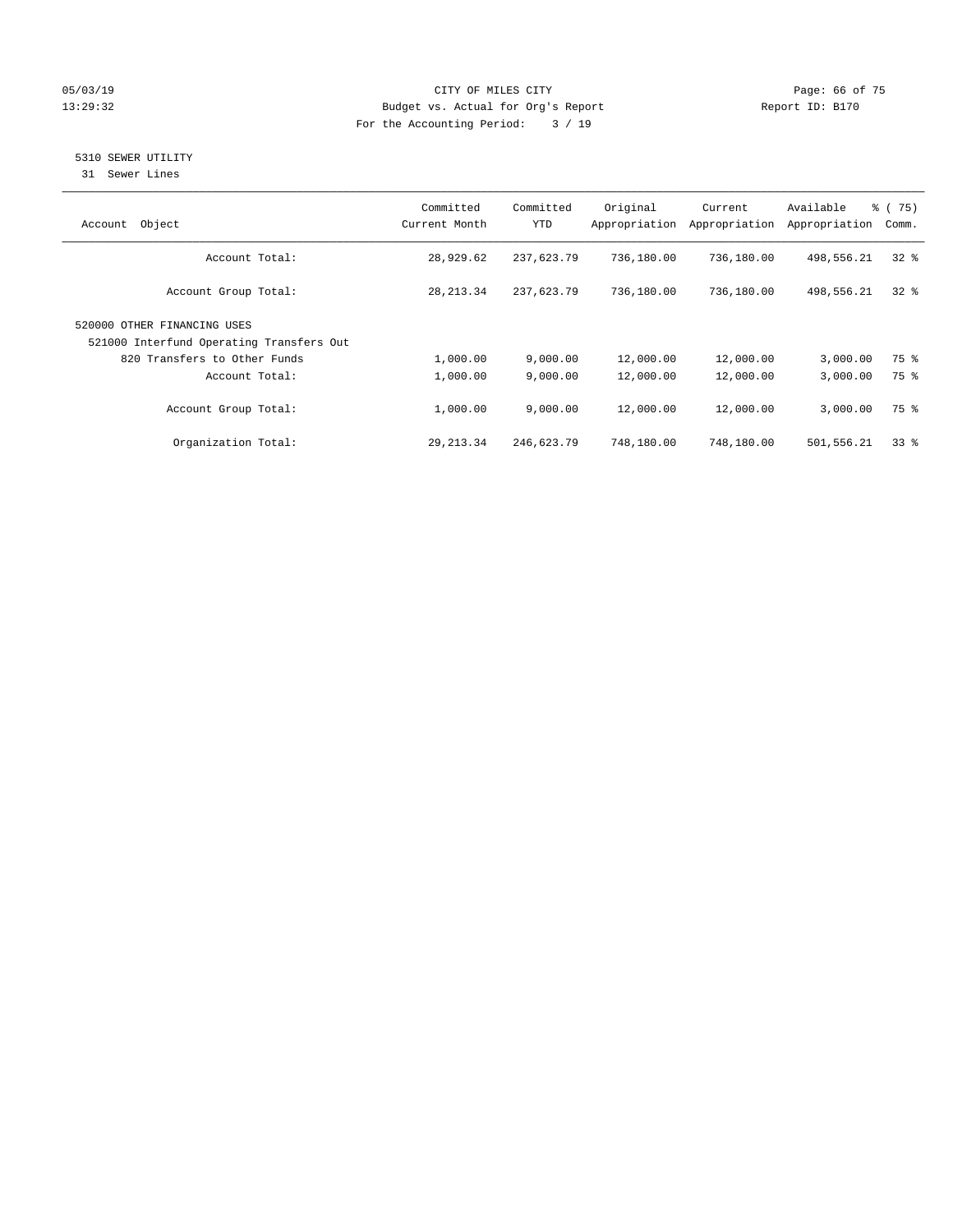CITY OF MILES CITY
Budget vs. Actual for Org's Report
For the Accounting Period: 3 / 19

05/03/19
13:29:32

Report ID: B170

## 5310 SEWER UTILITY

31 Sewer Lines

| Account Object | Committed Current Month | Committed YTD | Original Appropriation | Current Appropriation | Available Appropriation | % ( 75) Comm. |
|---|---|---|---|---|---|---|
| Account Total: | 28,929.62 | 237,623.79 | 736,180.00 | 736,180.00 | 498,556.21 | 32 % |
| Account Group Total: | 28,213.34 | 237,623.79 | 736,180.00 | 736,180.00 | 498,556.21 | 32 % |
| 520000 OTHER FINANCING USES | | | | | | |
| 521000 Interfund Operating Transfers Out | | | | | | |
| 820 Transfers to Other Funds | 1,000.00 | 9,000.00 | 12,000.00 | 12,000.00 | 3,000.00 | 75 % |
| Account Total: | 1,000.00 | 9,000.00 | 12,000.00 | 12,000.00 | 3,000.00 | 75 % |
| Account Group Total: | 1,000.00 | 9,000.00 | 12,000.00 | 12,000.00 | 3,000.00 | 75 % |
| Organization Total: | 29,213.34 | 246,623.79 | 748,180.00 | 748,180.00 | 501,556.21 | 33 % |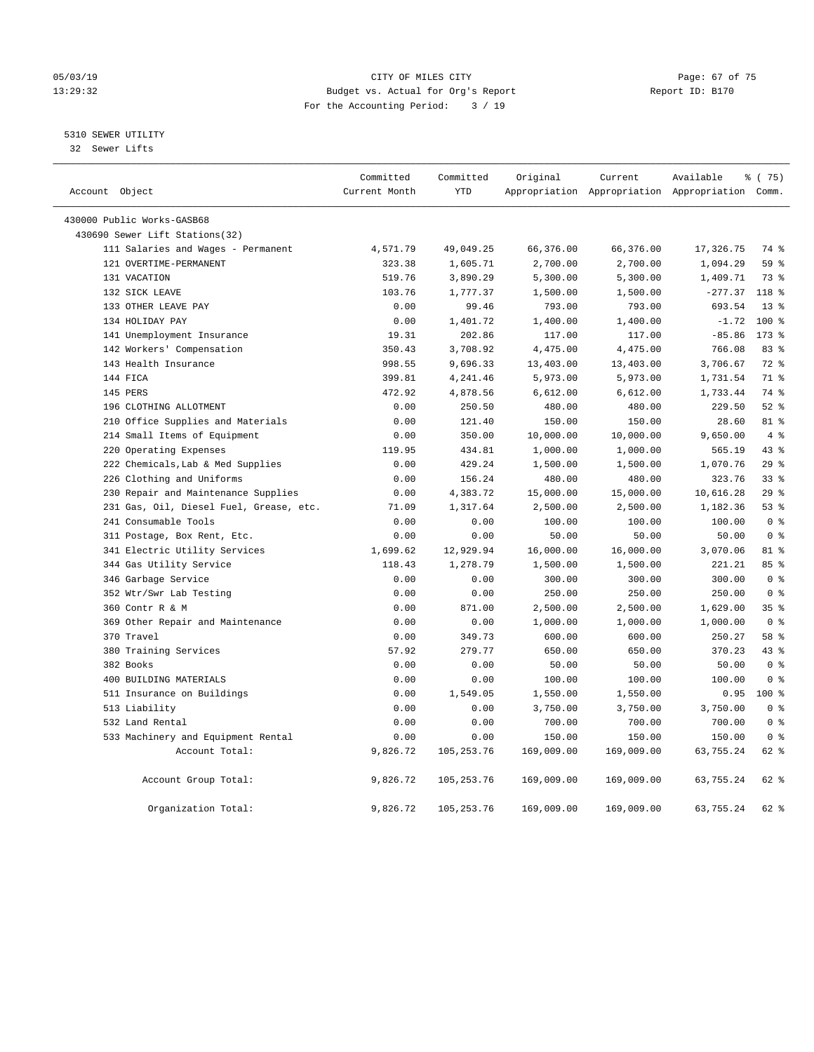05/03/19 CITY OF MILES CITY
13:29:32 Budget vs. Actual for Org's Report Report ID: B170
For the Accounting Period: 3 / 19

5310 SEWER UTILITY
32 Sewer Lifts

| Account Object | Committed Current Month | Committed YTD | Original Appropriation | Current Appropriation | Available Appropriation | % ( 75) Comm. |
|---|---|---|---|---|---|---|
| 430000 Public Works-GASB68 | | | | | | |
| 430690 Sewer Lift Stations(32) | | | | | | |
| 111 Salaries and Wages - Permanent | 4,571.79 | 49,049.25 | 66,376.00 | 66,376.00 | 17,326.75 | 74 % |
| 121 OVERTIME-PERMANENT | 323.38 | 1,605.71 | 2,700.00 | 2,700.00 | 1,094.29 | 59 % |
| 131 VACATION | 519.76 | 3,890.29 | 5,300.00 | 5,300.00 | 1,409.71 | 73 % |
| 132 SICK LEAVE | 103.76 | 1,777.37 | 1,500.00 | 1,500.00 | -277.37 | 118 % |
| 133 OTHER LEAVE PAY | 0.00 | 99.46 | 793.00 | 793.00 | 693.54 | 13 % |
| 134 HOLIDAY PAY | 0.00 | 1,401.72 | 1,400.00 | 1,400.00 | -1.72 | 100 % |
| 141 Unemployment Insurance | 19.31 | 202.86 | 117.00 | 117.00 | -85.86 | 173 % |
| 142 Workers' Compensation | 350.43 | 3,708.92 | 4,475.00 | 4,475.00 | 766.08 | 83 % |
| 143 Health Insurance | 998.55 | 9,696.33 | 13,403.00 | 13,403.00 | 3,706.67 | 72 % |
| 144 FICA | 399.81 | 4,241.46 | 5,973.00 | 5,973.00 | 1,731.54 | 71 % |
| 145 PERS | 472.92 | 4,878.56 | 6,612.00 | 6,612.00 | 1,733.44 | 74 % |
| 196 CLOTHING ALLOTMENT | 0.00 | 250.50 | 480.00 | 480.00 | 229.50 | 52 % |
| 210 Office Supplies and Materials | 0.00 | 121.40 | 150.00 | 150.00 | 28.60 | 81 % |
| 214 Small Items of Equipment | 0.00 | 350.00 | 10,000.00 | 10,000.00 | 9,650.00 | 4 % |
| 220 Operating Expenses | 119.95 | 434.81 | 1,000.00 | 1,000.00 | 565.19 | 43 % |
| 222 Chemicals,Lab & Med Supplies | 0.00 | 429.24 | 1,500.00 | 1,500.00 | 1,070.76 | 29 % |
| 226 Clothing and Uniforms | 0.00 | 156.24 | 480.00 | 480.00 | 323.76 | 33 % |
| 230 Repair and Maintenance Supplies | 0.00 | 4,383.72 | 15,000.00 | 15,000.00 | 10,616.28 | 29 % |
| 231 Gas, Oil, Diesel Fuel, Grease, etc. | 71.09 | 1,317.64 | 2,500.00 | 2,500.00 | 1,182.36 | 53 % |
| 241 Consumable Tools | 0.00 | 0.00 | 100.00 | 100.00 | 100.00 | 0 % |
| 311 Postage, Box Rent, Etc. | 0.00 | 0.00 | 50.00 | 50.00 | 50.00 | 0 % |
| 341 Electric Utility Services | 1,699.62 | 12,929.94 | 16,000.00 | 16,000.00 | 3,070.06 | 81 % |
| 344 Gas Utility Service | 118.43 | 1,278.79 | 1,500.00 | 1,500.00 | 221.21 | 85 % |
| 346 Garbage Service | 0.00 | 0.00 | 300.00 | 300.00 | 300.00 | 0 % |
| 352 Wtr/Swr Lab Testing | 0.00 | 0.00 | 250.00 | 250.00 | 250.00 | 0 % |
| 360 Contr R & M | 0.00 | 871.00 | 2,500.00 | 2,500.00 | 1,629.00 | 35 % |
| 369 Other Repair and Maintenance | 0.00 | 0.00 | 1,000.00 | 1,000.00 | 1,000.00 | 0 % |
| 370 Travel | 0.00 | 349.73 | 600.00 | 600.00 | 250.27 | 58 % |
| 380 Training Services | 57.92 | 279.77 | 650.00 | 650.00 | 370.23 | 43 % |
| 382 Books | 0.00 | 0.00 | 50.00 | 50.00 | 50.00 | 0 % |
| 400 BUILDING MATERIALS | 0.00 | 0.00 | 100.00 | 100.00 | 100.00 | 0 % |
| 511 Insurance on Buildings | 0.00 | 1,549.05 | 1,550.00 | 1,550.00 | 0.95 | 100 % |
| 513 Liability | 0.00 | 0.00 | 3,750.00 | 3,750.00 | 3,750.00 | 0 % |
| 532 Land Rental | 0.00 | 0.00 | 700.00 | 700.00 | 700.00 | 0 % |
| 533 Machinery and Equipment Rental | 0.00 | 0.00 | 150.00 | 150.00 | 150.00 | 0 % |
| Account Total: | 9,826.72 | 105,253.76 | 169,009.00 | 169,009.00 | 63,755.24 | 62 % |
| Account Group Total: | 9,826.72 | 105,253.76 | 169,009.00 | 169,009.00 | 63,755.24 | 62 % |
| Organization Total: | 9,826.72 | 105,253.76 | 169,009.00 | 169,009.00 | 63,755.24 | 62 % |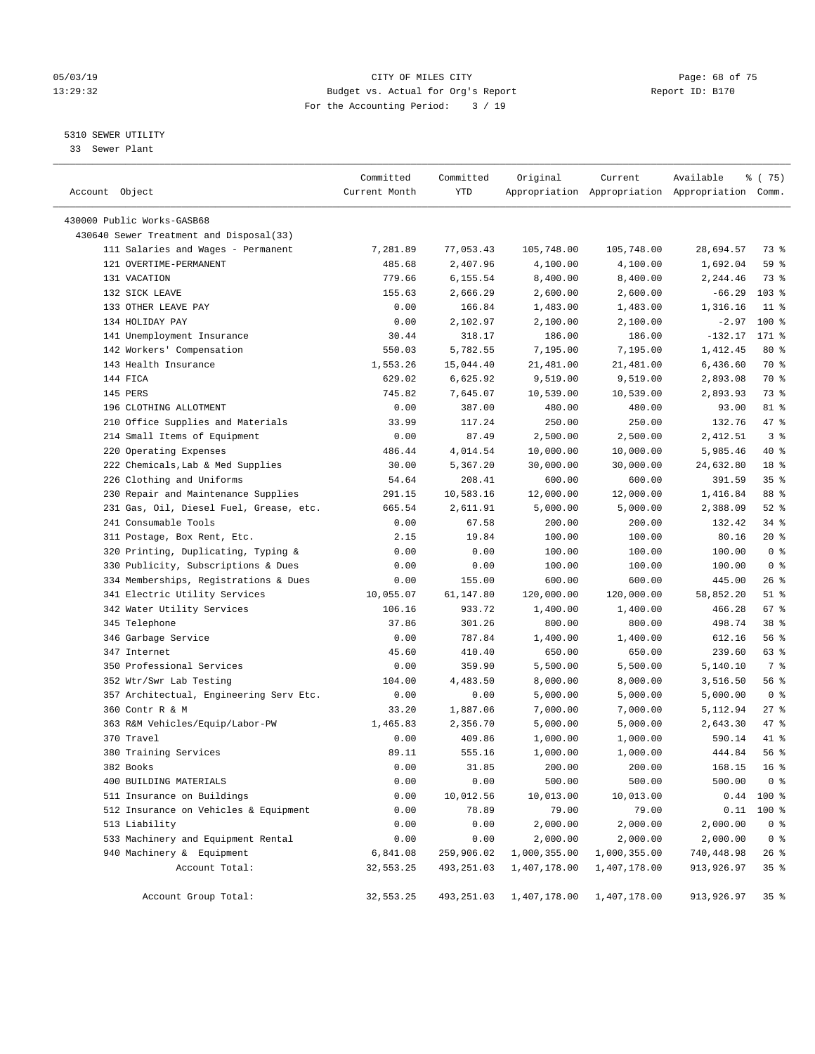05/03/19 CITY OF MILES CITY
13:29:32 Budget vs. Actual for Org's Report Report ID: B170
For the Accounting Period: 3 / 19

5310 SEWER UTILITY
33 Sewer Plant

| Account Object | Committed Current Month | Committed YTD | Original Appropriation | Current Appropriation | Available Appropriation | % ( 75) Comm. |
|---|---|---|---|---|---|---|
| 430000 Public Works-GASB68 | | | | | | |
| 430640 Sewer Treatment and Disposal(33) | | | | | | |
| 111 Salaries and Wages - Permanent | 7,281.89 | 77,053.43 | 105,748.00 | 105,748.00 | 28,694.57 | 73 % |
| 121 OVERTIME-PERMANENT | 485.68 | 2,407.96 | 4,100.00 | 4,100.00 | 1,692.04 | 59 % |
| 131 VACATION | 779.66 | 6,155.54 | 8,400.00 | 8,400.00 | 2,244.46 | 73 % |
| 132 SICK LEAVE | 155.63 | 2,666.29 | 2,600.00 | 2,600.00 | -66.29 | 103 % |
| 133 OTHER LEAVE PAY | 0.00 | 166.84 | 1,483.00 | 1,483.00 | 1,316.16 | 11 % |
| 134 HOLIDAY PAY | 0.00 | 2,102.97 | 2,100.00 | 2,100.00 | -2.97 | 100 % |
| 141 Unemployment Insurance | 30.44 | 318.17 | 186.00 | 186.00 | -132.17 | 171 % |
| 142 Workers' Compensation | 550.03 | 5,782.55 | 7,195.00 | 7,195.00 | 1,412.45 | 80 % |
| 143 Health Insurance | 1,553.26 | 15,044.40 | 21,481.00 | 21,481.00 | 6,436.60 | 70 % |
| 144 FICA | 629.02 | 6,625.92 | 9,519.00 | 9,519.00 | 2,893.08 | 70 % |
| 145 PERS | 745.82 | 7,645.07 | 10,539.00 | 10,539.00 | 2,893.93 | 73 % |
| 196 CLOTHING ALLOTMENT | 0.00 | 387.00 | 480.00 | 480.00 | 93.00 | 81 % |
| 210 Office Supplies and Materials | 33.99 | 117.24 | 250.00 | 250.00 | 132.76 | 47 % |
| 214 Small Items of Equipment | 0.00 | 87.49 | 2,500.00 | 2,500.00 | 2,412.51 | 3 % |
| 220 Operating Expenses | 486.44 | 4,014.54 | 10,000.00 | 10,000.00 | 5,985.46 | 40 % |
| 222 Chemicals,Lab & Med Supplies | 30.00 | 5,367.20 | 30,000.00 | 30,000.00 | 24,632.80 | 18 % |
| 226 Clothing and Uniforms | 54.64 | 208.41 | 600.00 | 600.00 | 391.59 | 35 % |
| 230 Repair and Maintenance Supplies | 291.15 | 10,583.16 | 12,000.00 | 12,000.00 | 1,416.84 | 88 % |
| 231 Gas, Oil, Diesel Fuel, Grease, etc. | 665.54 | 2,611.91 | 5,000.00 | 5,000.00 | 2,388.09 | 52 % |
| 241 Consumable Tools | 0.00 | 67.58 | 200.00 | 200.00 | 132.42 | 34 % |
| 311 Postage, Box Rent, Etc. | 2.15 | 19.84 | 100.00 | 100.00 | 80.16 | 20 % |
| 320 Printing, Duplicating, Typing & | 0.00 | 0.00 | 100.00 | 100.00 | 100.00 | 0 % |
| 330 Publicity, Subscriptions & Dues | 0.00 | 0.00 | 100.00 | 100.00 | 100.00 | 0 % |
| 334 Memberships, Registrations & Dues | 0.00 | 155.00 | 600.00 | 600.00 | 445.00 | 26 % |
| 341 Electric Utility Services | 10,055.07 | 61,147.80 | 120,000.00 | 120,000.00 | 58,852.20 | 51 % |
| 342 Water Utility Services | 106.16 | 933.72 | 1,400.00 | 1,400.00 | 466.28 | 67 % |
| 345 Telephone | 37.86 | 301.26 | 800.00 | 800.00 | 498.74 | 38 % |
| 346 Garbage Service | 0.00 | 787.84 | 1,400.00 | 1,400.00 | 612.16 | 56 % |
| 347 Internet | 45.60 | 410.40 | 650.00 | 650.00 | 239.60 | 63 % |
| 350 Professional Services | 0.00 | 359.90 | 5,500.00 | 5,500.00 | 5,140.10 | 7 % |
| 352 Wtr/Swr Lab Testing | 104.00 | 4,483.50 | 8,000.00 | 8,000.00 | 3,516.50 | 56 % |
| 357 Architectual, Engineering Serv Etc. | 0.00 | 0.00 | 5,000.00 | 5,000.00 | 5,000.00 | 0 % |
| 360 Contr R & M | 33.20 | 1,887.06 | 7,000.00 | 7,000.00 | 5,112.94 | 27 % |
| 363 R&M Vehicles/Equip/Labor-PW | 1,465.83 | 2,356.70 | 5,000.00 | 5,000.00 | 2,643.30 | 47 % |
| 370 Travel | 0.00 | 409.86 | 1,000.00 | 1,000.00 | 590.14 | 41 % |
| 380 Training Services | 89.11 | 555.16 | 1,000.00 | 1,000.00 | 444.84 | 56 % |
| 382 Books | 0.00 | 31.85 | 200.00 | 200.00 | 168.15 | 16 % |
| 400 BUILDING MATERIALS | 0.00 | 0.00 | 500.00 | 500.00 | 500.00 | 0 % |
| 511 Insurance on Buildings | 0.00 | 10,012.56 | 10,013.00 | 10,013.00 | 0.44 | 100 % |
| 512 Insurance on Vehicles & Equipment | 0.00 | 78.89 | 79.00 | 79.00 | 0.11 | 100 % |
| 513 Liability | 0.00 | 0.00 | 2,000.00 | 2,000.00 | 2,000.00 | 0 % |
| 533 Machinery and Equipment Rental | 0.00 | 0.00 | 2,000.00 | 2,000.00 | 2,000.00 | 0 % |
| 940 Machinery & Equipment | 6,841.08 | 259,906.02 | 1,000,355.00 | 1,000,355.00 | 740,448.98 | 26 % |
| Account Total: | 32,553.25 | 493,251.03 | 1,407,178.00 | 1,407,178.00 | 913,926.97 | 35 % |
| Account Group Total: | 32,553.25 | 493,251.03 | 1,407,178.00 | 1,407,178.00 | 913,926.97 | 35 % |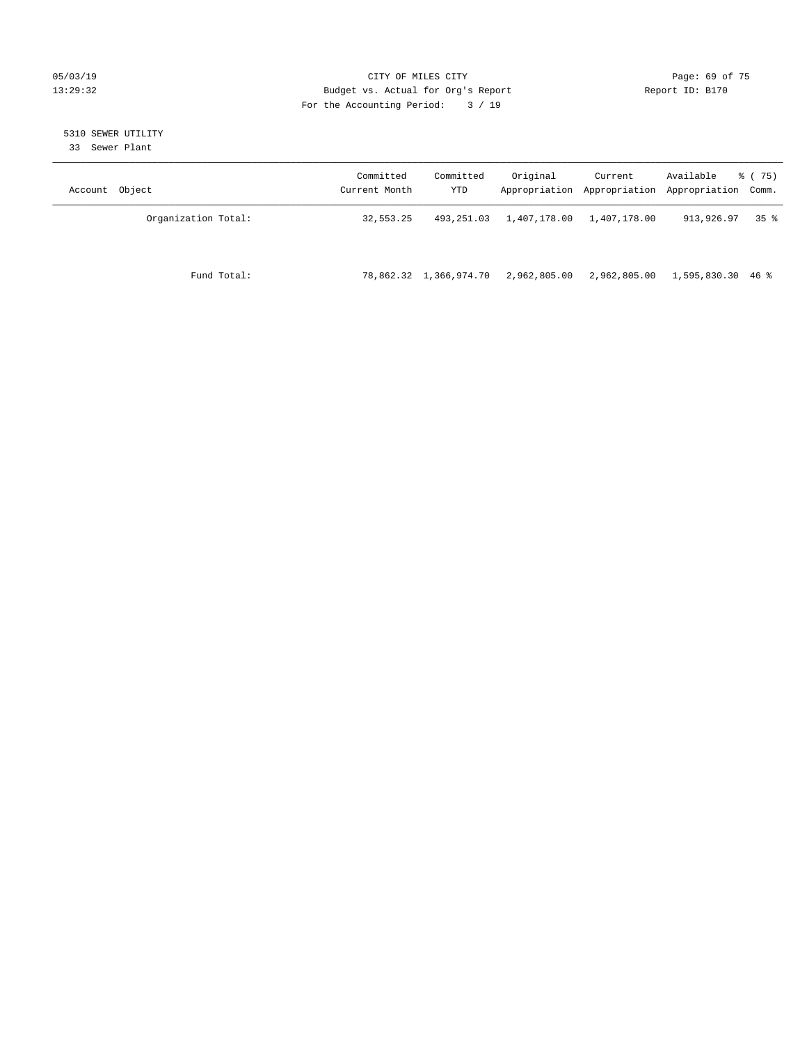CITY OF MILES CITY
Budget vs. Actual for Org's Report
For the Accounting Period: 3 / 19

05/03/19
13:29:32

Report ID: B170

5310 SEWER UTILITY
33 Sewer Plant

| Account Object | Committed Current Month | Committed YTD | Original Appropriation | Current Appropriation | Available Appropriation | % ( 75) Comm. |
|---|---|---|---|---|---|---|
| Organization Total: | 32,553.25 | 493,251.03 | 1,407,178.00 | 1,407,178.00 | 913,926.97 | 35 % |
| Fund Total: | 78,862.32 | 1,366,974.70 | 2,962,805.00 | 2,962,805.00 | 1,595,830.30 | 46 % |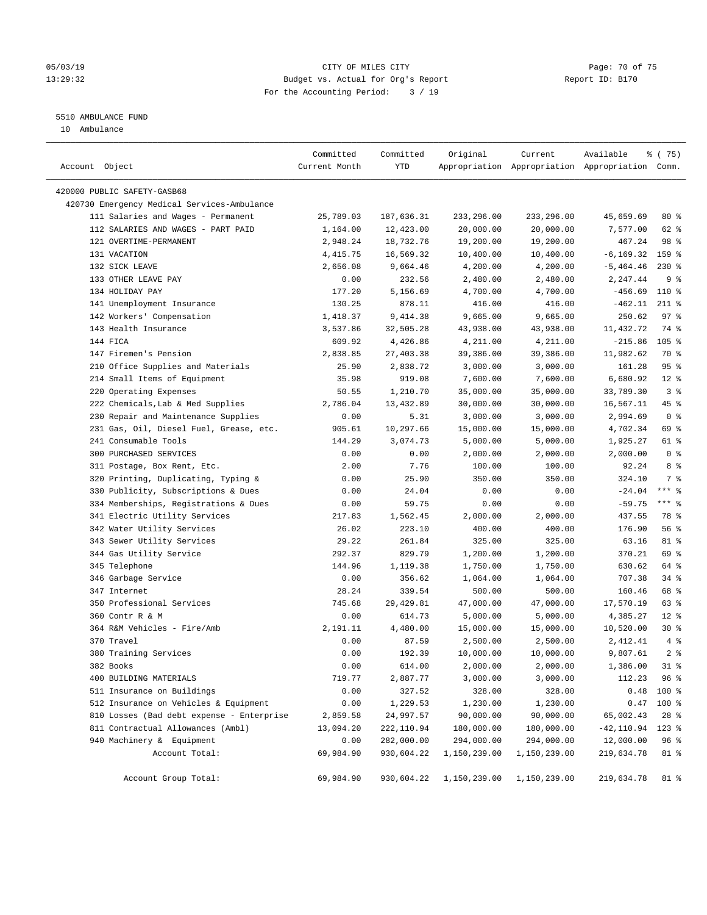CITY OF MILES CITY
Budget vs. Actual for Org's Report
For the Accounting Period: 3 / 19

05/03/19
13:29:32

Report ID: B170

5510 AMBULANCE FUND
10 Ambulance

| Account Object | Committed Current Month | Committed YTD | Original Appropriation | Current Appropriation | Available Appropriation | % ( 75) Comm. |
|---|---|---|---|---|---|---|
| 420000 PUBLIC SAFETY-GASB68 | | | | | | |
| 420730 Emergency Medical Services-Ambulance | | | | | | |
| 111 Salaries and Wages - Permanent | 25,789.03 | 187,636.31 | 233,296.00 | 233,296.00 | 45,659.69 | 80 % |
| 112 SALARIES AND WAGES - PART PAID | 1,164.00 | 12,423.00 | 20,000.00 | 20,000.00 | 7,577.00 | 62 % |
| 121 OVERTIME-PERMANENT | 2,948.24 | 18,732.76 | 19,200.00 | 19,200.00 | 467.24 | 98 % |
| 131 VACATION | 4,415.75 | 16,569.32 | 10,400.00 | 10,400.00 | -6,169.32 | 159 % |
| 132 SICK LEAVE | 2,656.08 | 9,664.46 | 4,200.00 | 4,200.00 | -5,464.46 | 230 % |
| 133 OTHER LEAVE PAY | 0.00 | 232.56 | 2,480.00 | 2,480.00 | 2,247.44 | 9 % |
| 134 HOLIDAY PAY | 177.20 | 5,156.69 | 4,700.00 | 4,700.00 | -456.69 | 110 % |
| 141 Unemployment Insurance | 130.25 | 878.11 | 416.00 | 416.00 | -462.11 | 211 % |
| 142 Workers' Compensation | 1,418.37 | 9,414.38 | 9,665.00 | 9,665.00 | 250.62 | 97 % |
| 143 Health Insurance | 3,537.86 | 32,505.28 | 43,938.00 | 43,938.00 | 11,432.72 | 74 % |
| 144 FICA | 609.92 | 4,426.86 | 4,211.00 | 4,211.00 | -215.86 | 105 % |
| 147 Firemen's Pension | 2,838.85 | 27,403.38 | 39,386.00 | 39,386.00 | 11,982.62 | 70 % |
| 210 Office Supplies and Materials | 25.90 | 2,838.72 | 3,000.00 | 3,000.00 | 161.28 | 95 % |
| 214 Small Items of Equipment | 35.98 | 919.08 | 7,600.00 | 7,600.00 | 6,680.92 | 12 % |
| 220 Operating Expenses | 50.55 | 1,210.70 | 35,000.00 | 35,000.00 | 33,789.30 | 3 % |
| 222 Chemicals,Lab & Med Supplies | 2,786.04 | 13,432.89 | 30,000.00 | 30,000.00 | 16,567.11 | 45 % |
| 230 Repair and Maintenance Supplies | 0.00 | 5.31 | 3,000.00 | 3,000.00 | 2,994.69 | 0 % |
| 231 Gas, Oil, Diesel Fuel, Grease, etc. | 905.61 | 10,297.66 | 15,000.00 | 15,000.00 | 4,702.34 | 69 % |
| 241 Consumable Tools | 144.29 | 3,074.73 | 5,000.00 | 5,000.00 | 1,925.27 | 61 % |
| 300 PURCHASED SERVICES | 0.00 | 0.00 | 2,000.00 | 2,000.00 | 2,000.00 | 0 % |
| 311 Postage, Box Rent, Etc. | 2.00 | 7.76 | 100.00 | 100.00 | 92.24 | 8 % |
| 320 Printing, Duplicating, Typing & | 0.00 | 25.90 | 350.00 | 350.00 | 324.10 | 7 % |
| 330 Publicity, Subscriptions & Dues | 0.00 | 24.04 | 0.00 | 0.00 | -24.04 | *** % |
| 334 Memberships, Registrations & Dues | 0.00 | 59.75 | 0.00 | 0.00 | -59.75 | *** % |
| 341 Electric Utility Services | 217.83 | 1,562.45 | 2,000.00 | 2,000.00 | 437.55 | 78 % |
| 342 Water Utility Services | 26.02 | 223.10 | 400.00 | 400.00 | 176.90 | 56 % |
| 343 Sewer Utility Services | 29.22 | 261.84 | 325.00 | 325.00 | 63.16 | 81 % |
| 344 Gas Utility Service | 292.37 | 829.79 | 1,200.00 | 1,200.00 | 370.21 | 69 % |
| 345 Telephone | 144.96 | 1,119.38 | 1,750.00 | 1,750.00 | 630.62 | 64 % |
| 346 Garbage Service | 0.00 | 356.62 | 1,064.00 | 1,064.00 | 707.38 | 34 % |
| 347 Internet | 28.24 | 339.54 | 500.00 | 500.00 | 160.46 | 68 % |
| 350 Professional Services | 745.68 | 29,429.81 | 47,000.00 | 47,000.00 | 17,570.19 | 63 % |
| 360 Contr R & M | 0.00 | 614.73 | 5,000.00 | 5,000.00 | 4,385.27 | 12 % |
| 364 R&M Vehicles - Fire/Amb | 2,191.11 | 4,480.00 | 15,000.00 | 15,000.00 | 10,520.00 | 30 % |
| 370 Travel | 0.00 | 87.59 | 2,500.00 | 2,500.00 | 2,412.41 | 4 % |
| 380 Training Services | 0.00 | 192.39 | 10,000.00 | 10,000.00 | 9,807.61 | 2 % |
| 382 Books | 0.00 | 614.00 | 2,000.00 | 2,000.00 | 1,386.00 | 31 % |
| 400 BUILDING MATERIALS | 719.77 | 2,887.77 | 3,000.00 | 3,000.00 | 112.23 | 96 % |
| 511 Insurance on Buildings | 0.00 | 327.52 | 328.00 | 328.00 | 0.48 | 100 % |
| 512 Insurance on Vehicles & Equipment | 0.00 | 1,229.53 | 1,230.00 | 1,230.00 | 0.47 | 100 % |
| 810 Losses (Bad debt expense - Enterprise | 2,859.58 | 24,997.57 | 90,000.00 | 90,000.00 | 65,002.43 | 28 % |
| 811 Contractual Allowances (Ambl) | 13,094.20 | 222,110.94 | 180,000.00 | 180,000.00 | -42,110.94 | 123 % |
| 940 Machinery & Equipment | 0.00 | 282,000.00 | 294,000.00 | 294,000.00 | 12,000.00 | 96 % |
| Account Total: | 69,984.90 | 930,604.22 | 1,150,239.00 | 1,150,239.00 | 219,634.78 | 81 % |
| Account Group Total: | 69,984.90 | 930,604.22 | 1,150,239.00 | 1,150,239.00 | 219,634.78 | 81 % |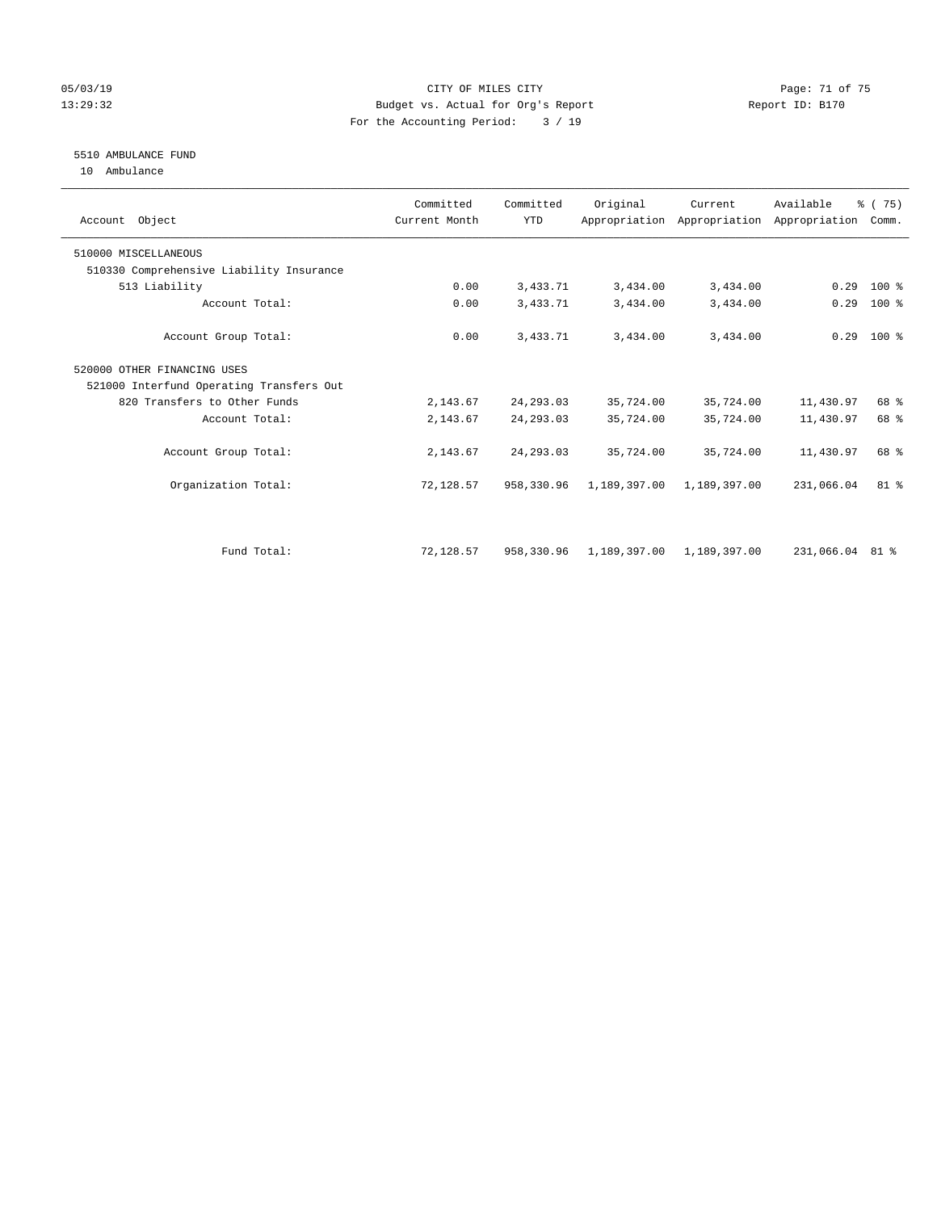CITY OF MILES CITY
Budget vs. Actual for Org's Report
For the Accounting Period: 3 / 19

05/03/19
13:29:32

Report ID: B170

## 5510 AMBULANCE FUND

10 Ambulance

| Account Object | Committed Current Month | Committed YTD | Original Appropriation | Current Appropriation | Available Appropriation | % ( 75) Comm. |
|---|---|---|---|---|---|---|
| 510000 MISCELLANEOUS | | | | | | |
| 510330 Comprehensive Liability Insurance | | | | | | |
| 513 Liability | 0.00 | 3,433.71 | 3,434.00 | 3,434.00 | 0.29 | 100 % |
| Account Total: | 0.00 | 3,433.71 | 3,434.00 | 3,434.00 | 0.29 | 100 % |
| Account Group Total: | 0.00 | 3,433.71 | 3,434.00 | 3,434.00 | 0.29 | 100 % |
| 520000 OTHER FINANCING USES | | | | | | |
| 521000 Interfund Operating Transfers Out | | | | | | |
| 820 Transfers to Other Funds | 2,143.67 | 24,293.03 | 35,724.00 | 35,724.00 | 11,430.97 | 68 % |
| Account Total: | 2,143.67 | 24,293.03 | 35,724.00 | 35,724.00 | 11,430.97 | 68 % |
| Account Group Total: | 2,143.67 | 24,293.03 | 35,724.00 | 35,724.00 | 11,430.97 | 68 % |
| Organization Total: | 72,128.57 | 958,330.96 | 1,189,397.00 | 1,189,397.00 | 231,066.04 | 81 % |
| Fund Total: | 72,128.57 | 958,330.96 | 1,189,397.00 | 1,189,397.00 | 231,066.04 | 81 % |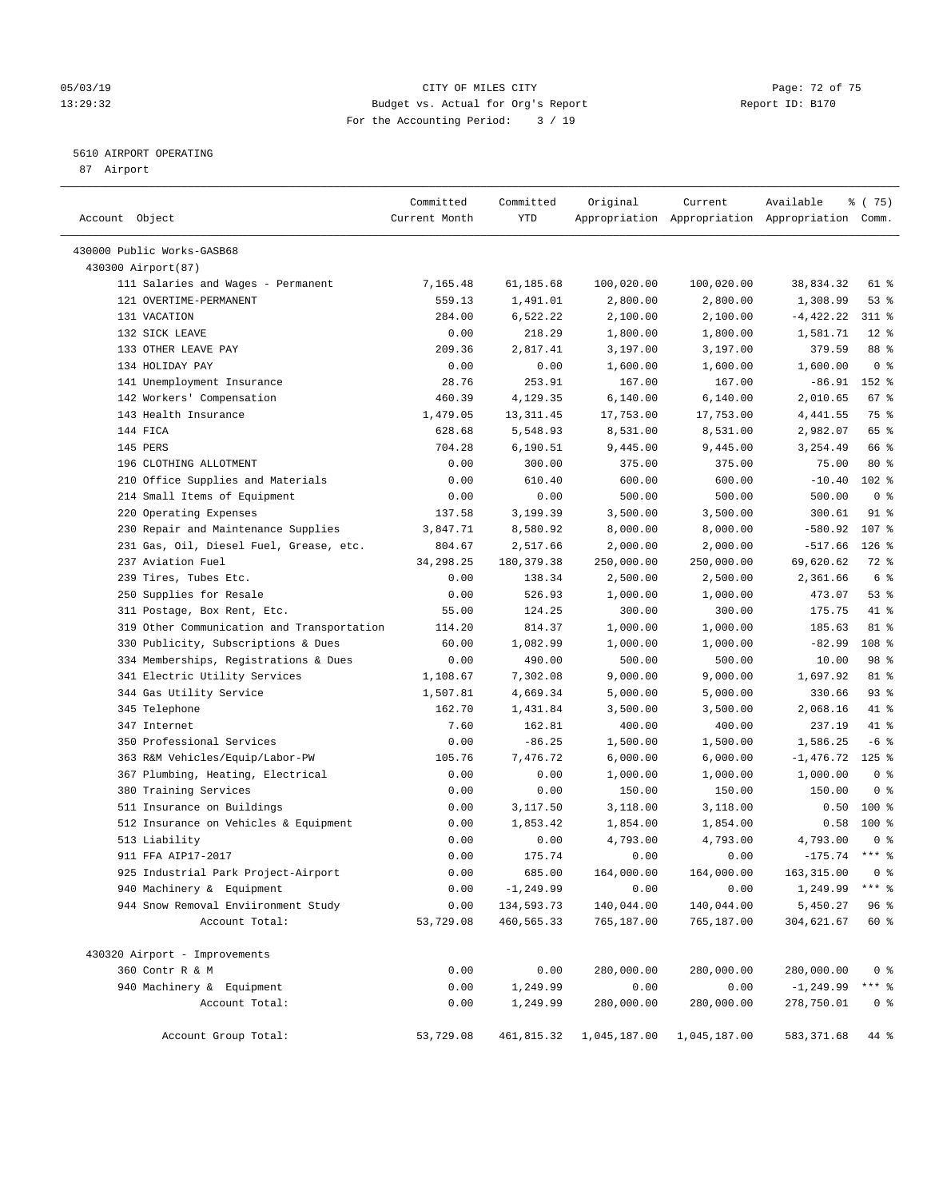CITY OF MILES CITY
Budget vs. Actual for Org's Report
For the Accounting Period: 3 / 19

05/03/19
13:29:32

Report ID: B170

5610 AIRPORT OPERATING
87 Airport

| Account Object | Committed Current Month | Committed YTD | Original Appropriation | Current Appropriation | Available Appropriation | % ( 75) Comm. |
|---|---|---|---|---|---|---|
| 430000 Public Works-GASB68 | | | | | | |
| 430300 Airport(87) | | | | | | |
| 111 Salaries and Wages - Permanent | 7,165.48 | 61,185.68 | 100,020.00 | 100,020.00 | 38,834.32 | 61 % |
| 121 OVERTIME-PERMANENT | 559.13 | 1,491.01 | 2,800.00 | 2,800.00 | 1,308.99 | 53 % |
| 131 VACATION | 284.00 | 6,522.22 | 2,100.00 | 2,100.00 | -4,422.22 | 311 % |
| 132 SICK LEAVE | 0.00 | 218.29 | 1,800.00 | 1,800.00 | 1,581.71 | 12 % |
| 133 OTHER LEAVE PAY | 209.36 | 2,817.41 | 3,197.00 | 3,197.00 | 379.59 | 88 % |
| 134 HOLIDAY PAY | 0.00 | 0.00 | 1,600.00 | 1,600.00 | 1,600.00 | 0 % |
| 141 Unemployment Insurance | 28.76 | 253.91 | 167.00 | 167.00 | -86.91 | 152 % |
| 142 Workers' Compensation | 460.39 | 4,129.35 | 6,140.00 | 6,140.00 | 2,010.65 | 67 % |
| 143 Health Insurance | 1,479.05 | 13,311.45 | 17,753.00 | 17,753.00 | 4,441.55 | 75 % |
| 144 FICA | 628.68 | 5,548.93 | 8,531.00 | 8,531.00 | 2,982.07 | 65 % |
| 145 PERS | 704.28 | 6,190.51 | 9,445.00 | 9,445.00 | 3,254.49 | 66 % |
| 196 CLOTHING ALLOTMENT | 0.00 | 300.00 | 375.00 | 375.00 | 75.00 | 80 % |
| 210 Office Supplies and Materials | 0.00 | 610.40 | 600.00 | 600.00 | -10.40 | 102 % |
| 214 Small Items of Equipment | 0.00 | 0.00 | 500.00 | 500.00 | 500.00 | 0 % |
| 220 Operating Expenses | 137.58 | 3,199.39 | 3,500.00 | 3,500.00 | 300.61 | 91 % |
| 230 Repair and Maintenance Supplies | 3,847.71 | 8,580.92 | 8,000.00 | 8,000.00 | -580.92 | 107 % |
| 231 Gas, Oil, Diesel Fuel, Grease, etc. | 804.67 | 2,517.66 | 2,000.00 | 2,000.00 | -517.66 | 126 % |
| 237 Aviation Fuel | 34,298.25 | 180,379.38 | 250,000.00 | 250,000.00 | 69,620.62 | 72 % |
| 239 Tires, Tubes Etc. | 0.00 | 138.34 | 2,500.00 | 2,500.00 | 2,361.66 | 6 % |
| 250 Supplies for Resale | 0.00 | 526.93 | 1,000.00 | 1,000.00 | 473.07 | 53 % |
| 311 Postage, Box Rent, Etc. | 55.00 | 124.25 | 300.00 | 300.00 | 175.75 | 41 % |
| 319 Other Communication and Transportation | 114.20 | 814.37 | 1,000.00 | 1,000.00 | 185.63 | 81 % |
| 330 Publicity, Subscriptions & Dues | 60.00 | 1,082.99 | 1,000.00 | 1,000.00 | -82.99 | 108 % |
| 334 Memberships, Registrations & Dues | 0.00 | 490.00 | 500.00 | 500.00 | 10.00 | 98 % |
| 341 Electric Utility Services | 1,108.67 | 7,302.08 | 9,000.00 | 9,000.00 | 1,697.92 | 81 % |
| 344 Gas Utility Service | 1,507.81 | 4,669.34 | 5,000.00 | 5,000.00 | 330.66 | 93 % |
| 345 Telephone | 162.70 | 1,431.84 | 3,500.00 | 3,500.00 | 2,068.16 | 41 % |
| 347 Internet | 7.60 | 162.81 | 400.00 | 400.00 | 237.19 | 41 % |
| 350 Professional Services | 0.00 | -86.25 | 1,500.00 | 1,500.00 | 1,586.25 | -6 % |
| 363 R&M Vehicles/Equip/Labor-PW | 105.76 | 7,476.72 | 6,000.00 | 6,000.00 | -1,476.72 | 125 % |
| 367 Plumbing, Heating, Electrical | 0.00 | 0.00 | 1,000.00 | 1,000.00 | 1,000.00 | 0 % |
| 380 Training Services | 0.00 | 0.00 | 150.00 | 150.00 | 150.00 | 0 % |
| 511 Insurance on Buildings | 0.00 | 3,117.50 | 3,118.00 | 3,118.00 | 0.50 | 100 % |
| 512 Insurance on Vehicles & Equipment | 0.00 | 1,853.42 | 1,854.00 | 1,854.00 | 0.58 | 100 % |
| 513 Liability | 0.00 | 0.00 | 4,793.00 | 4,793.00 | 4,793.00 | 0 % |
| 911 FFA AIP17-2017 | 0.00 | 175.74 | 0.00 | 0.00 | -175.74 | *** % |
| 925 Industrial Park Project-Airport | 0.00 | 685.00 | 164,000.00 | 164,000.00 | 163,315.00 | 0 % |
| 940 Machinery & Equipment | 0.00 | -1,249.99 | 0.00 | 0.00 | 1,249.99 | *** % |
| 944 Snow Removal Enviironment Study | 0.00 | 134,593.73 | 140,044.00 | 140,044.00 | 5,450.27 | 96 % |
| Account Total: | 53,729.08 | 460,565.33 | 765,187.00 | 765,187.00 | 304,621.67 | 60 % |
| 430320 Airport - Improvements | | | | | | |
| 360 Contr R & M | 0.00 | 0.00 | 280,000.00 | 280,000.00 | 280,000.00 | 0 % |
| 940 Machinery & Equipment | 0.00 | 1,249.99 | 0.00 | 0.00 | -1,249.99 | *** % |
| Account Total: | 0.00 | 1,249.99 | 280,000.00 | 280,000.00 | 278,750.01 | 0 % |
| Account Group Total: | 53,729.08 | 461,815.32 | 1,045,187.00 | 1,045,187.00 | 583,371.68 | 44 % |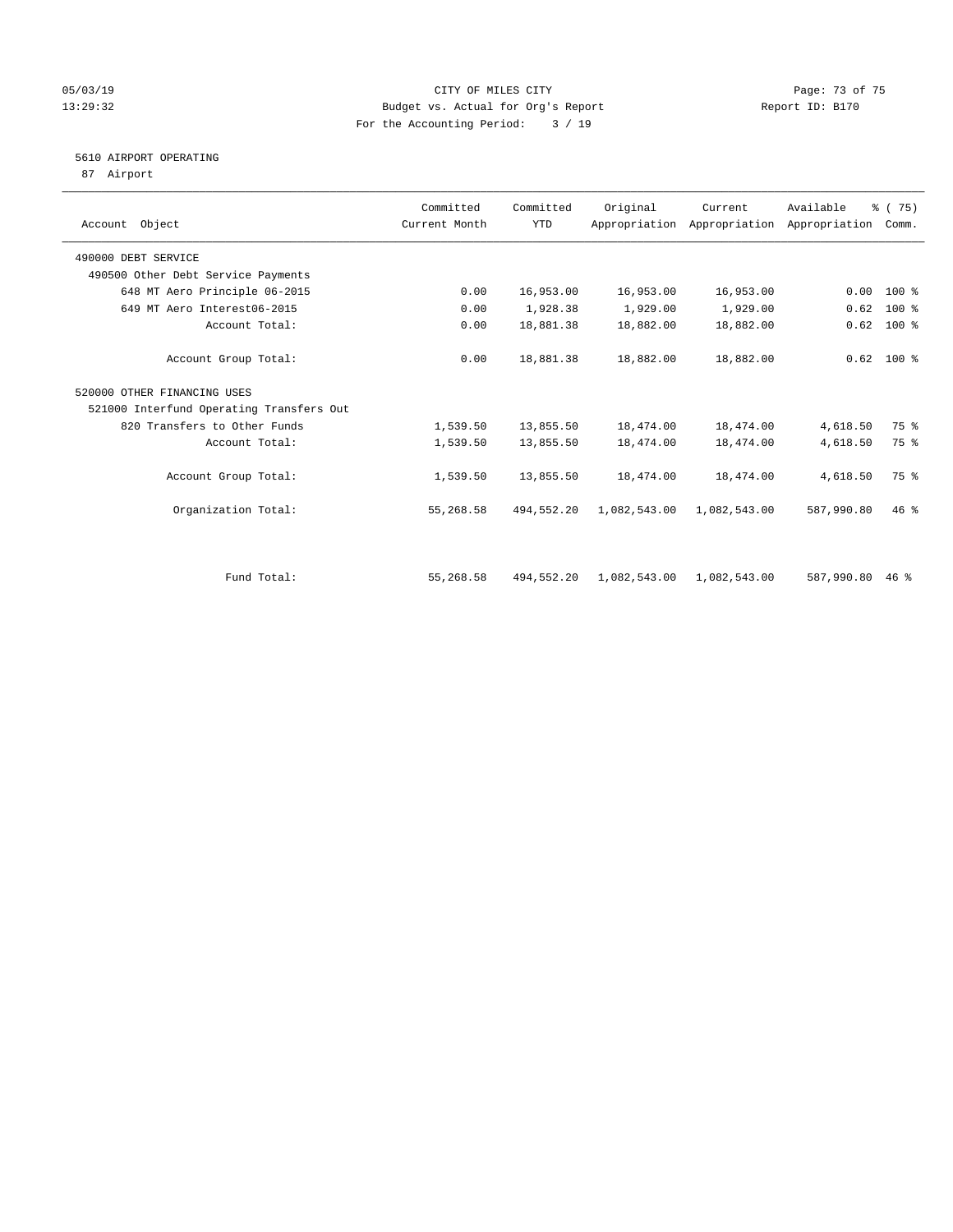CITY OF MILES CITY
Budget vs. Actual for Org's Report
For the Accounting Period: 3 / 19

05/03/19
13:29:32

Report ID: B170

## 5610 AIRPORT OPERATING
87 Airport

| Account Object | Committed Current Month | Committed YTD | Original Appropriation | Current Appropriation | Available Appropriation | % ( 75) Comm. |
|---|---|---|---|---|---|---|
| 490000 DEBT SERVICE | | | | | | |
| 490500 Other Debt Service Payments | | | | | | |
| 648 MT Aero Principle 06-2015 | 0.00 | 16,953.00 | 16,953.00 | 16,953.00 | 0.00 | 100 % |
| 649 MT Aero Interest06-2015 | 0.00 | 1,928.38 | 1,929.00 | 1,929.00 | 0.62 | 100 % |
| Account Total: | 0.00 | 18,881.38 | 18,882.00 | 18,882.00 | 0.62 | 100 % |
| Account Group Total: | 0.00 | 18,881.38 | 18,882.00 | 18,882.00 | 0.62 | 100 % |
| 520000 OTHER FINANCING USES | | | | | | |
| 521000 Interfund Operating Transfers Out | | | | | | |
| 820 Transfers to Other Funds | 1,539.50 | 13,855.50 | 18,474.00 | 18,474.00 | 4,618.50 | 75 % |
| Account Total: | 1,539.50 | 13,855.50 | 18,474.00 | 18,474.00 | 4,618.50 | 75 % |
| Account Group Total: | 1,539.50 | 13,855.50 | 18,474.00 | 18,474.00 | 4,618.50 | 75 % |
| Organization Total: | 55,268.58 | 494,552.20 | 1,082,543.00 | 1,082,543.00 | 587,990.80 | 46 % |
| Fund Total: | 55,268.58 | 494,552.20 | 1,082,543.00 | 1,082,543.00 | 587,990.80 | 46 % |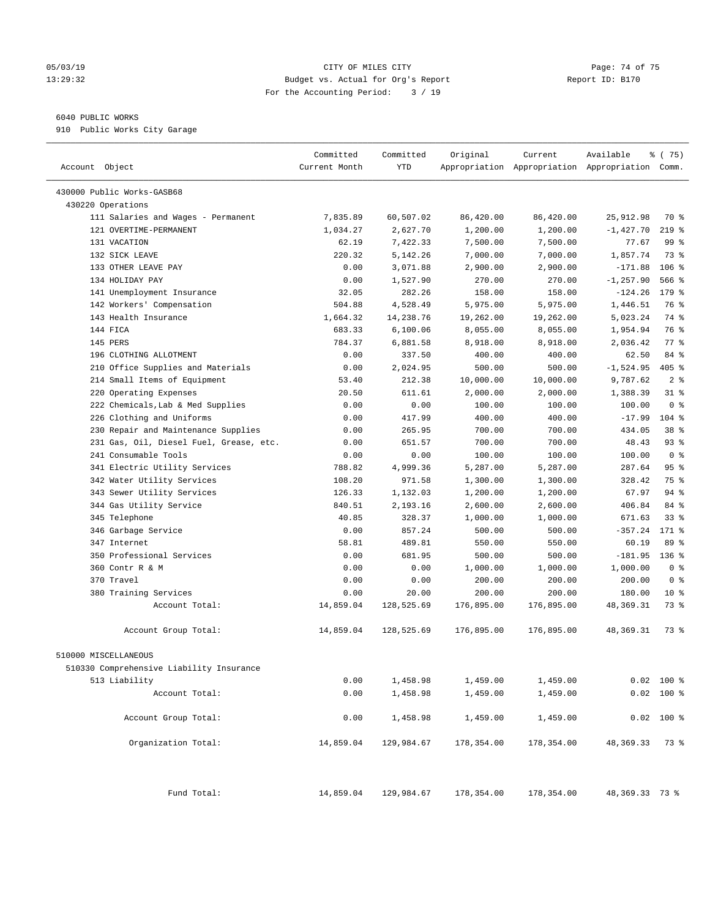# CITY OF MILES CITY

Budget vs. Actual for Org's Report

For the Accounting Period: 3 / 19

05/03/19 13:29:32 — Report ID: B170

## 6040 PUBLIC WORKS

910 Public Works City Garage

| Account Object | Committed Current Month | Committed YTD | Original Appropriation | Current Appropriation | Available Appropriation | % ( 75) Comm. |
|---|---|---|---|---|---|---|
| 430000 Public Works-GASB68 | | | | | | |
| 430220 Operations | | | | | | |
| 111 Salaries and Wages - Permanent | 7,835.89 | 60,507.02 | 86,420.00 | 86,420.00 | 25,912.98 | 70 % |
| 121 OVERTIME-PERMANENT | 1,034.27 | 2,627.70 | 1,200.00 | 1,200.00 | -1,427.70 | 219 % |
| 131 VACATION | 62.19 | 7,422.33 | 7,500.00 | 7,500.00 | 77.67 | 99 % |
| 132 SICK LEAVE | 220.32 | 5,142.26 | 7,000.00 | 7,000.00 | 1,857.74 | 73 % |
| 133 OTHER LEAVE PAY | 0.00 | 3,071.88 | 2,900.00 | 2,900.00 | -171.88 | 106 % |
| 134 HOLIDAY PAY | 0.00 | 1,527.90 | 270.00 | 270.00 | -1,257.90 | 566 % |
| 141 Unemployment Insurance | 32.05 | 282.26 | 158.00 | 158.00 | -124.26 | 179 % |
| 142 Workers' Compensation | 504.88 | 4,528.49 | 5,975.00 | 5,975.00 | 1,446.51 | 76 % |
| 143 Health Insurance | 1,664.32 | 14,238.76 | 19,262.00 | 19,262.00 | 5,023.24 | 74 % |
| 144 FICA | 683.33 | 6,100.06 | 8,055.00 | 8,055.00 | 1,954.94 | 76 % |
| 145 PERS | 784.37 | 6,881.58 | 8,918.00 | 8,918.00 | 2,036.42 | 77 % |
| 196 CLOTHING ALLOTMENT | 0.00 | 337.50 | 400.00 | 400.00 | 62.50 | 84 % |
| 210 Office Supplies and Materials | 0.00 | 2,024.95 | 500.00 | 500.00 | -1,524.95 | 405 % |
| 214 Small Items of Equipment | 53.40 | 212.38 | 10,000.00 | 10,000.00 | 9,787.62 | 2 % |
| 220 Operating Expenses | 20.50 | 611.61 | 2,000.00 | 2,000.00 | 1,388.39 | 31 % |
| 222 Chemicals,Lab & Med Supplies | 0.00 | 0.00 | 100.00 | 100.00 | 100.00 | 0 % |
| 226 Clothing and Uniforms | 0.00 | 417.99 | 400.00 | 400.00 | -17.99 | 104 % |
| 230 Repair and Maintenance Supplies | 0.00 | 265.95 | 700.00 | 700.00 | 434.05 | 38 % |
| 231 Gas, Oil, Diesel Fuel, Grease, etc. | 0.00 | 651.57 | 700.00 | 700.00 | 48.43 | 93 % |
| 241 Consumable Tools | 0.00 | 0.00 | 100.00 | 100.00 | 100.00 | 0 % |
| 341 Electric Utility Services | 788.82 | 4,999.36 | 5,287.00 | 5,287.00 | 287.64 | 95 % |
| 342 Water Utility Services | 108.20 | 971.58 | 1,300.00 | 1,300.00 | 328.42 | 75 % |
| 343 Sewer Utility Services | 126.33 | 1,132.03 | 1,200.00 | 1,200.00 | 67.97 | 94 % |
| 344 Gas Utility Service | 840.51 | 2,193.16 | 2,600.00 | 2,600.00 | 406.84 | 84 % |
| 345 Telephone | 40.85 | 328.37 | 1,000.00 | 1,000.00 | 671.63 | 33 % |
| 346 Garbage Service | 0.00 | 857.24 | 500.00 | 500.00 | -357.24 | 171 % |
| 347 Internet | 58.81 | 489.81 | 550.00 | 550.00 | 60.19 | 89 % |
| 350 Professional Services | 0.00 | 681.95 | 500.00 | 500.00 | -181.95 | 136 % |
| 360 Contr R & M | 0.00 | 0.00 | 1,000.00 | 1,000.00 | 1,000.00 | 0 % |
| 370 Travel | 0.00 | 0.00 | 200.00 | 200.00 | 200.00 | 0 % |
| 380 Training Services | 0.00 | 20.00 | 200.00 | 200.00 | 180.00 | 10 % |
| Account Total: | 14,859.04 | 128,525.69 | 176,895.00 | 176,895.00 | 48,369.31 | 73 % |
| Account Group Total: | 14,859.04 | 128,525.69 | 176,895.00 | 176,895.00 | 48,369.31 | 73 % |
| 510000 MISCELLANEOUS | | | | | | |
| 510330 Comprehensive Liability Insurance | | | | | | |
| 513 Liability | 0.00 | 1,458.98 | 1,459.00 | 1,459.00 | 0.02 | 100 % |
| Account Total: | 0.00 | 1,458.98 | 1,459.00 | 1,459.00 | 0.02 | 100 % |
| Account Group Total: | 0.00 | 1,458.98 | 1,459.00 | 1,459.00 | 0.02 | 100 % |
| Organization Total: | 14,859.04 | 129,984.67 | 178,354.00 | 178,354.00 | 48,369.33 | 73 % |
| Fund Total: | 14,859.04 | 129,984.67 | 178,354.00 | 178,354.00 | 48,369.33 | 73 % |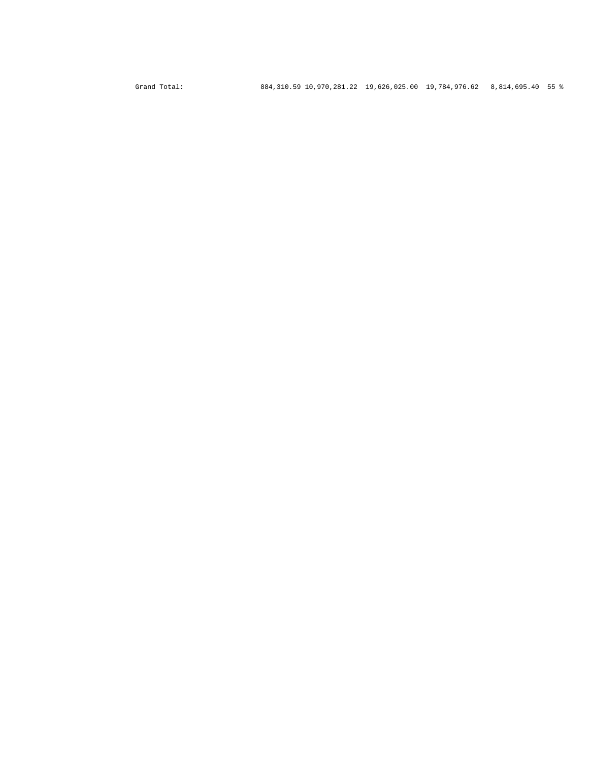| | | | | | | |
|---|---|---|---|---|---|---|
| Grand Total: | 884,310.59 | 10,970,281.22 | 19,626,025.00 | 19,784,976.62 | 8,814,695.40 | 55 % |